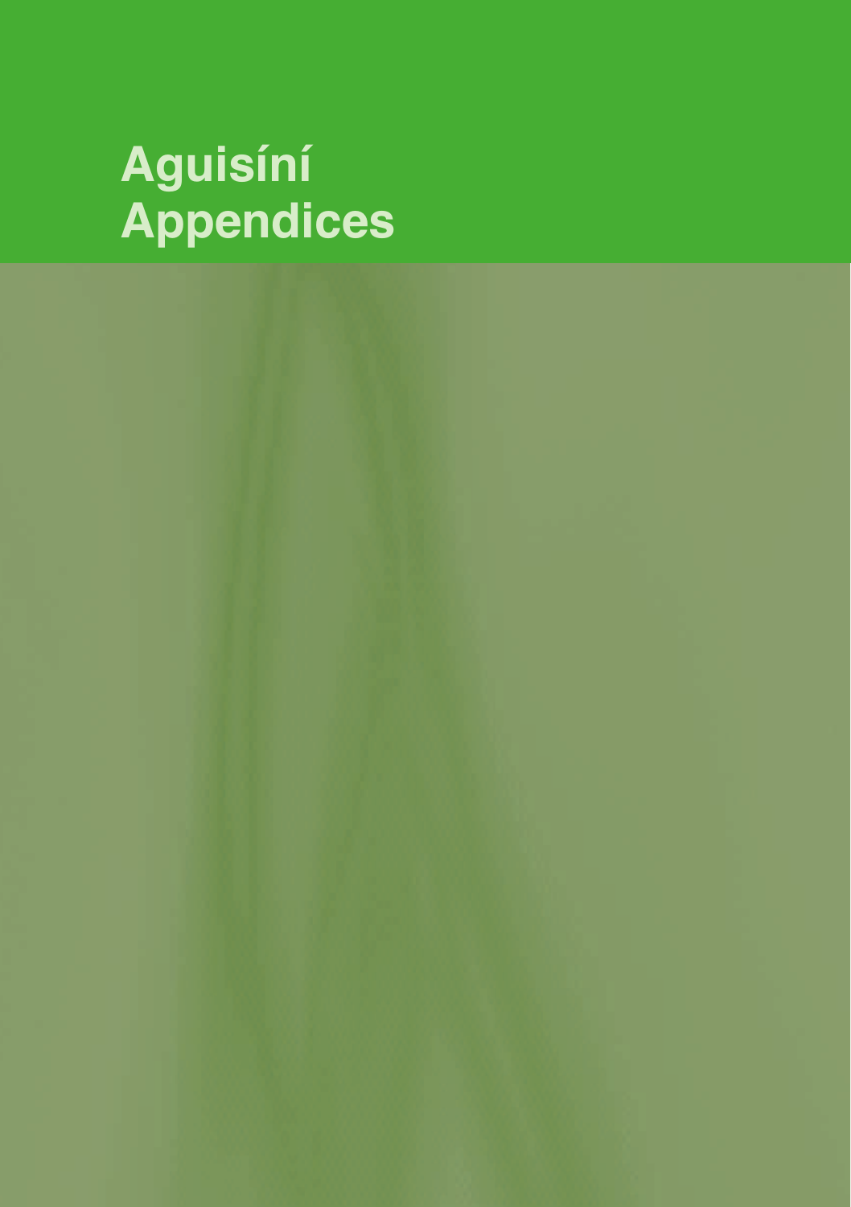# Aguisíní
# Appendices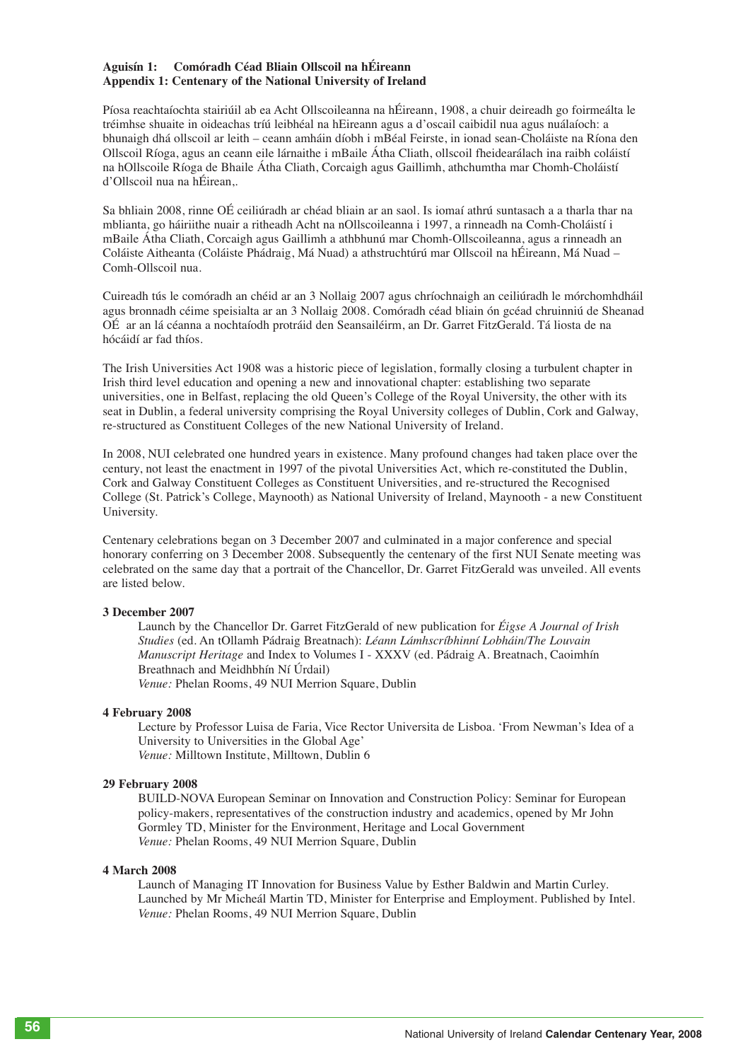### Aguisín 1: Comóradh Céad Bliain Ollscoil na hÉireann
### Appendix 1: Centenary of the National University of Ireland

Píosa reachtaíochta stairiúil ab ea Acht Ollscoileanna na hÉireann, 1908, a chuir deireadh go foirmeálta le tréimhse shuaite in oideachas tríú leibhéal na hEireann agus a d'oscail caibidil nua agus nuálaíoch: a bhunaigh dhá ollscoil ar leith – ceann amháin díobh i mBéal Feirste, in ionad sean-Choláiste na Ríona den Ollscoil Ríoga, agus an ceann eile lárnaithe i mBaile Átha Cliath, ollscoil fheidearálach ina raibh coláistí na hOllscoile Ríoga de Bhaile Átha Cliath, Corcaigh agus Gaillimh, athchumtha mar Chomh-Choláistí d'Ollscoil nua na hÉirean,.

Sa bhliain 2008, rinne OÉ ceiliúradh ar chéad bliain ar an saol. Is iomaí athrú suntasach a a tharla thar na mblianta, go háiriithe nuair a ritheadh Acht na nOllscoileanna i 1997, a rinneadh na Comh-Choláistí i mBaile Átha Cliath, Corcaigh agus Gaillimh a athbhunú mar Chomh-Ollscoileanna, agus a rinneadh an Coláiste Aitheanta (Coláiste Phádraig, Má Nuad) a athstruchtúrú mar Ollscoil na hÉireann, Má Nuad – Comh-Ollscoil nua.

Cuireadh tús le comóradh an chéid ar an 3 Nollaig 2007 agus chríochnaigh an ceiliúradh le mórchomhdháil agus bronnadh céime speisialta ar an 3 Nollaig 2008. Comóradh céad bliain ón gcéad chruinniú de Sheanad OÉ ar an lá céanna a nochtaíodh protráid den Seansailéirm, an Dr. Garret FitzGerald. Tá liosta de na hócáidí ar fad thíos.

The Irish Universities Act 1908 was a historic piece of legislation, formally closing a turbulent chapter in Irish third level education and opening a new and innovational chapter: establishing two separate universities, one in Belfast, replacing the old Queen's College of the Royal University, the other with its seat in Dublin, a federal university comprising the Royal University colleges of Dublin, Cork and Galway, re-structured as Constituent Colleges of the new National University of Ireland.

In 2008, NUI celebrated one hundred years in existence. Many profound changes had taken place over the century, not least the enactment in 1997 of the pivotal Universities Act, which re-constituted the Dublin, Cork and Galway Constituent Colleges as Constituent Universities, and re-structured the Recognised College (St. Patrick's College, Maynooth) as National University of Ireland, Maynooth - a new Constituent University.

Centenary celebrations began on 3 December 2007 and culminated in a major conference and special honorary conferring on 3 December 2008. Subsequently the centenary of the first NUI Senate meeting was celebrated on the same day that a portrait of the Chancellor, Dr. Garret FitzGerald was unveiled. All events are listed below.

**3 December 2007**

Launch by the Chancellor Dr. Garret FitzGerald of new publication for *Éigse A Journal of Irish Studies* (ed. An tOllamh Pádraig Breatnach): *Léann Lámhscríbhinní Lobháin/The Louvain Manuscript Heritage* and Index to Volumes I - XXXV (ed. Pádraig A. Breatnach, Caoimhín Breathnach and Meidhbhín Ní Úrdail)
*Venue:* Phelan Rooms, 49 NUI Merrion Square, Dublin

**4 February 2008**

Lecture by Professor Luisa de Faria, Vice Rector Universita de Lisboa. 'From Newman's Idea of a University to Universities in the Global Age'
*Venue:* Milltown Institute, Milltown, Dublin 6

**29 February 2008**

BUILD-NOVA European Seminar on Innovation and Construction Policy: Seminar for European policy-makers, representatives of the construction industry and academics, opened by Mr John Gormley TD, Minister for the Environment, Heritage and Local Government
*Venue:* Phelan Rooms, 49 NUI Merrion Square, Dublin

**4 March 2008**

Launch of Managing IT Innovation for Business Value by Esther Baldwin and Martin Curley. Launched by Mr Micheál Martin TD, Minister for Enterprise and Employment. Published by Intel.
*Venue:* Phelan Rooms, 49 NUI Merrion Square, Dublin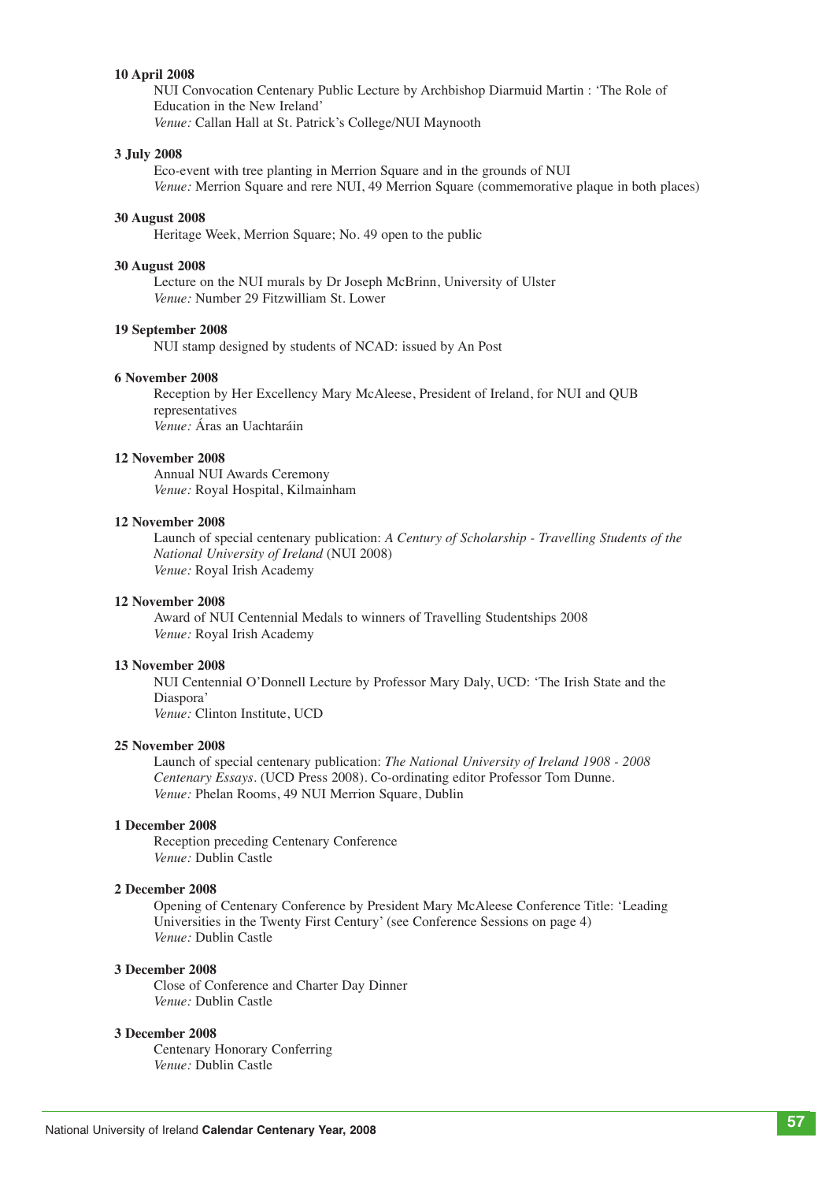**10 April 2008**

NUI Convocation Centenary Public Lecture by Archbishop Diarmuid Martin : 'The Role of Education in the New Ireland'
*Venue:* Callan Hall at St. Patrick's College/NUI Maynooth

**3 July 2008**

Eco-event with tree planting in Merrion Square and in the grounds of NUI
*Venue:* Merrion Square and rere NUI, 49 Merrion Square (commemorative plaque in both places)

**30 August 2008**

Heritage Week, Merrion Square; No. 49 open to the public

**30 August 2008**

Lecture on the NUI murals by Dr Joseph McBrinn, University of Ulster
*Venue:* Number 29 Fitzwilliam St. Lower

**19 September 2008**

NUI stamp designed by students of NCAD: issued by An Post

**6 November 2008**

Reception by Her Excellency Mary McAleese, President of Ireland, for NUI and QUB representatives
*Venue:* Áras an Uachtaráin

**12 November 2008**

Annual NUI Awards Ceremony
*Venue:* Royal Hospital, Kilmainham

**12 November 2008**

Launch of special centenary publication: *A Century of Scholarship - Travelling Students of the National University of Ireland* (NUI 2008)
*Venue:* Royal Irish Academy

**12 November 2008**

Award of NUI Centennial Medals to winners of Travelling Studentships 2008
*Venue:* Royal Irish Academy

**13 November 2008**

NUI Centennial O'Donnell Lecture by Professor Mary Daly, UCD: 'The Irish State and the Diaspora'
*Venue:* Clinton Institute, UCD

**25 November 2008**

Launch of special centenary publication: *The National University of Ireland 1908 - 2008 Centenary Essays*. (UCD Press 2008). Co-ordinating editor Professor Tom Dunne.
*Venue:* Phelan Rooms, 49 NUI Merrion Square, Dublin

**1 December 2008**

Reception preceding Centenary Conference
*Venue:* Dublin Castle

**2 December 2008**

Opening of Centenary Conference by President Mary McAleese Conference Title: 'Leading Universities in the Twenty First Century' (see Conference Sessions on page 4)
*Venue:* Dublin Castle

**3 December 2008**

Close of Conference and Charter Day Dinner
*Venue:* Dublin Castle

**3 December 2008**

Centenary Honorary Conferring
*Venue:* Dublin Castle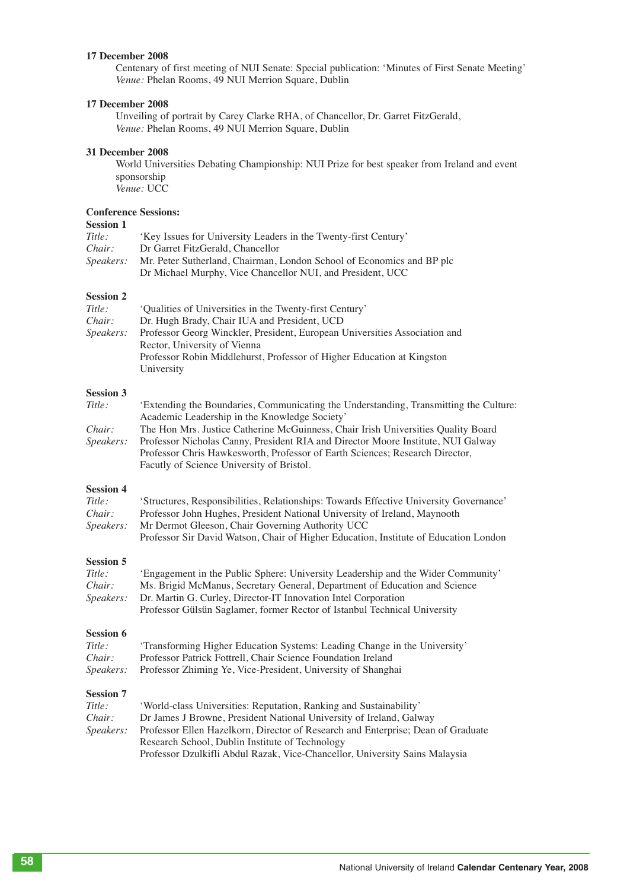**17 December 2008**

Centenary of first meeting of NUI Senate: Special publication: 'Minutes of First Senate Meeting'
*Venue:* Phelan Rooms, 49 NUI Merrion Square, Dublin

**17 December 2008**

Unveiling of portrait by Carey Clarke RHA, of Chancellor, Dr. Garret FitzGerald,
*Venue:* Phelan Rooms, 49 NUI Merrion Square, Dublin

**31 December 2008**

World Universities Debating Championship: NUI Prize for best speaker from Ireland and event sponsorship
*Venue:* UCC

**Conference Sessions:**

**Session 1**

*Title:* 'Key Issues for University Leaders in the Twenty-first Century'
*Chair:* Dr Garret FitzGerald, Chancellor
*Speakers:* Mr. Peter Sutherland, Chairman, London School of Economics and BP plc
Dr Michael Murphy, Vice Chancellor NUI, and President, UCC

**Session 2**

*Title:* 'Qualities of Universities in the Twenty-first Century'
*Chair:* Dr. Hugh Brady, Chair IUA and President, UCD
*Speakers:* Professor Georg Winckler, President, European Universities Association and Rector, University of Vienna
Professor Robin Middlehurst, Professor of Higher Education at Kingston University

**Session 3**

*Title:* 'Extending the Boundaries, Communicating the Understanding, Transmitting the Culture: Academic Leadership in the Knowledge Society'
*Chair:* The Hon Mrs. Justice Catherine McGuinness, Chair Irish Universities Quality Board
*Speakers:* Professor Nicholas Canny, President RIA and Director Moore Institute, NUI Galway
Professor Chris Hawkesworth, Professor of Earth Sciences; Research Director, Faculty of Science University of Bristol.

**Session 4**

*Title:* 'Structures, Responsibilities, Relationships: Towards Effective University Governance'
*Chair:* Professor John Hughes, President National University of Ireland, Maynooth
*Speakers:* Mr Dermot Gleeson, Chair Governing Authority UCC
Professor Sir David Watson, Chair of Higher Education, Institute of Education London

**Session 5**

*Title:* 'Engagement in the Public Sphere: University Leadership and the Wider Community'
*Chair:* Ms. Brigid McManus, Secretary General, Department of Education and Science
*Speakers:* Dr. Martin G. Curley, Director-IT Innovation Intel Corporation
Professor Gülsün Saglamer, former Rector of Istanbul Technical University

**Session 6**

*Title:* 'Transforming Higher Education Systems: Leading Change in the University'
*Chair:* Professor Patrick Fottrell, Chair Science Foundation Ireland
*Speakers:* Professor Zhiming Ye, Vice-President, University of Shanghai

**Session 7**

*Title:* 'World-class Universities: Reputation, Ranking and Sustainability'
*Chair:* Dr James J Browne, President National University of Ireland, Galway
*Speakers:* Professor Ellen Hazelkorn, Director of Research and Enterprise; Dean of Graduate Research School, Dublin Institute of Technology
Professor Dzulkifli Abdul Razak, Vice-Chancellor, University Sains Malaysia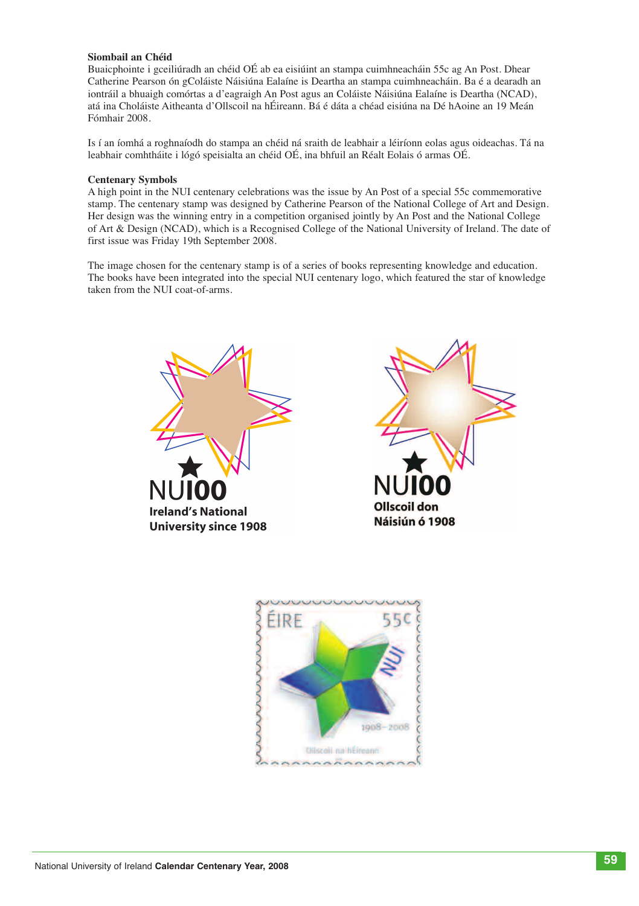**Siombail an Chéid**

Buaicphointe i gceiliúradh an chéid OÉ ab ea eisiúint an stampa cuimhneacháin 55c ag An Post. Dhear Catherine Pearson ón gColáiste Náisiúna Ealaíne is Deartha an stampa cuimhneacháin. Ba é a dearadh an iontráil a bhuaigh comórtas a d'eagraigh An Post agus an Coláiste Náisiúna Ealaíne is Deartha (NCAD), atá ina Choláiste Aitheanta d'Ollscoil na hÉireann. Bá é dáta a chéad eisiúna na Dé hAoine an 19 Meán Fómhair 2008.

Is í an íomhá a roghnaíodh do stampa an chéid ná sraith de leabhair a léiríonn eolas agus oideachas. Tá na leabhair comhtháite i lógó speisialta an chéid OÉ, ina bhfuil an Réalt Eolais ó armas OÉ.

**Centenary Symbols**

A high point in the NUI centenary celebrations was the issue by An Post of a special 55c commemorative stamp. The centenary stamp was designed by Catherine Pearson of the National College of Art and Design. Her design was the winning entry in a competition organised jointly by An Post and the National College of Art & Design (NCAD), which is a Recognised College of the National University of Ireland. The date of first issue was Friday 19th September 2008.

The image chosen for the centenary stamp is of a series of books representing knowledge and education. The books have been integrated into the special NUI centenary logo, which featured the star of knowledge taken from the NUI coat-of-arms.

NUI00
Ireland's National University since 1908

NUI00
Ollscoil don Náisiún ó 1908

ÉIRE 55c NUI 1908–2008 Ollscoil na hÉireann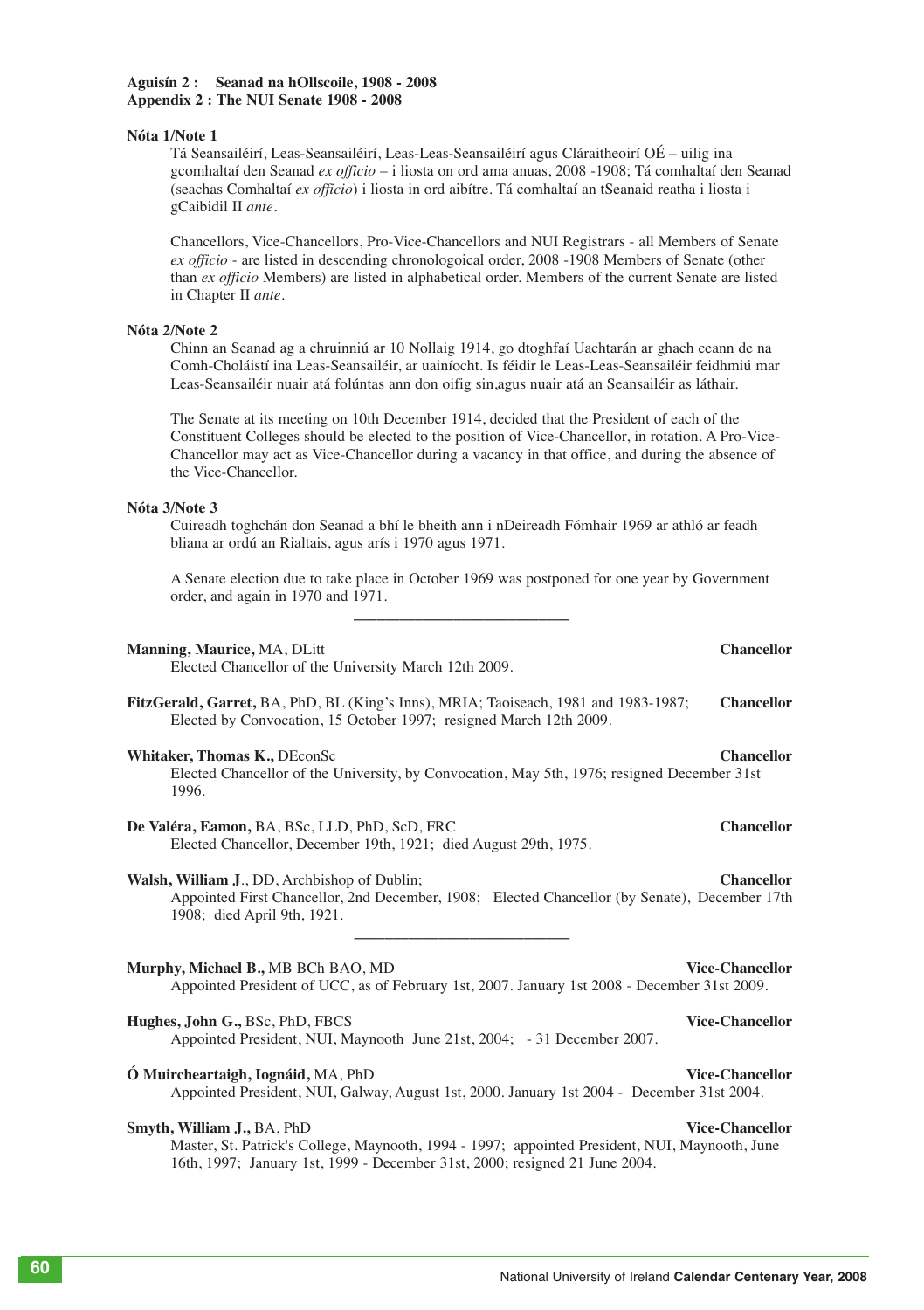**Aguisín 2 : Seanad na hOllscoile, 1908 - 2008**
**Appendix 2 : The NUI Senate 1908 - 2008**

**Nóta 1/Note 1**

Tá Seansailéirí, Leas-Seansailéirí, Leas-Leas-Seansailéirí agus Cláraitheoirí OÉ – uilig ina gcomhaltaí den Seanad *ex officio* – i liosta on ord ama anuas, 2008 -1908; Tá comhaltaí den Seanad (seachas Comhaltaí *ex officio*) i liosta in ord aibítre. Tá comhaltaí an tSeanaid reatha i liosta i gCaibidil II *ante*.

Chancellors, Vice-Chancellors, Pro-Vice-Chancellors and NUI Registrars - all Members of Senate *ex officio* - are listed in descending chronologoical order, 2008 -1908 Members of Senate (other than *ex officio* Members) are listed in alphabetical order. Members of the current Senate are listed in Chapter II *ante*.

**Nóta 2/Note 2**

Chinn an Seanad ag a chruinniú ar 10 Nollaig 1914, go dtoghfaí Uachtarán ar ghach ceann de na Comh-Choláistí ina Leas-Seansailéir, ar uainíocht. Is féidir le Leas-Leas-Seansailéir feidhmiú mar Leas-Seansailéir nuair atá folúntas ann don oifig sin,agus nuair atá an Seansailéir as láthair.

The Senate at its meeting on 10th December 1914, decided that the President of each of the Constituent Colleges should be elected to the position of Vice-Chancellor, in rotation. A Pro-Vice-Chancellor may act as Vice-Chancellor during a vacancy in that office, and during the absence of the Vice-Chancellor.

**Nóta 3/Note 3**

Cuireadh toghchán don Seanad a bhí le bheith ann i nDeireadh Fómhair 1969 ar athló ar feadh bliana ar ordú an Rialtais, agus arís i 1970 agus 1971.

A Senate election due to take place in October 1969 was postponed for one year by Government order, and again in 1970 and 1971.

---

**Manning, Maurice,** MA, DLitt — **Chancellor**
Elected Chancellor of the University March 12th 2009.

**FitzGerald, Garret,** BA, PhD, BL (King's Inns), MRIA; Taoiseach, 1981 and 1983-1987; — **Chancellor**
Elected by Convocation, 15 October 1997; resigned March 12th 2009.

**Whitaker, Thomas K.,** DEconSc — **Chancellor**
Elected Chancellor of the University, by Convocation, May 5th, 1976; resigned December 31st 1996.

**De Valéra, Eamon,** BA, BSc, LLD, PhD, ScD, FRC — **Chancellor**
Elected Chancellor, December 19th, 1921; died August 29th, 1975.

**Walsh, William J**., DD, Archbishop of Dublin; — **Chancellor**
Appointed First Chancellor, 2nd December, 1908; Elected Chancellor (by Senate), December 17th 1908; died April 9th, 1921.

---

**Murphy, Michael B.,** MB BCh BAO, MD — **Vice-Chancellor**
Appointed President of UCC, as of February 1st, 2007. January 1st 2008 - December 31st 2009.

**Hughes, John G.,** BSc, PhD, FBCS — **Vice-Chancellor**
Appointed President, NUI, Maynooth June 21st, 2004; - 31 December 2007.

**Ó Muircheartaigh, Iognáid,** MA, PhD — **Vice-Chancellor**
Appointed President, NUI, Galway, August 1st, 2000. January 1st 2004 - December 31st 2004.

**Smyth, William J.,** BA, PhD — **Vice-Chancellor**
Master, St. Patrick's College, Maynooth, 1994 - 1997; appointed President, NUI, Maynooth, June 16th, 1997; January 1st, 1999 - December 31st, 2000; resigned 21 June 2004.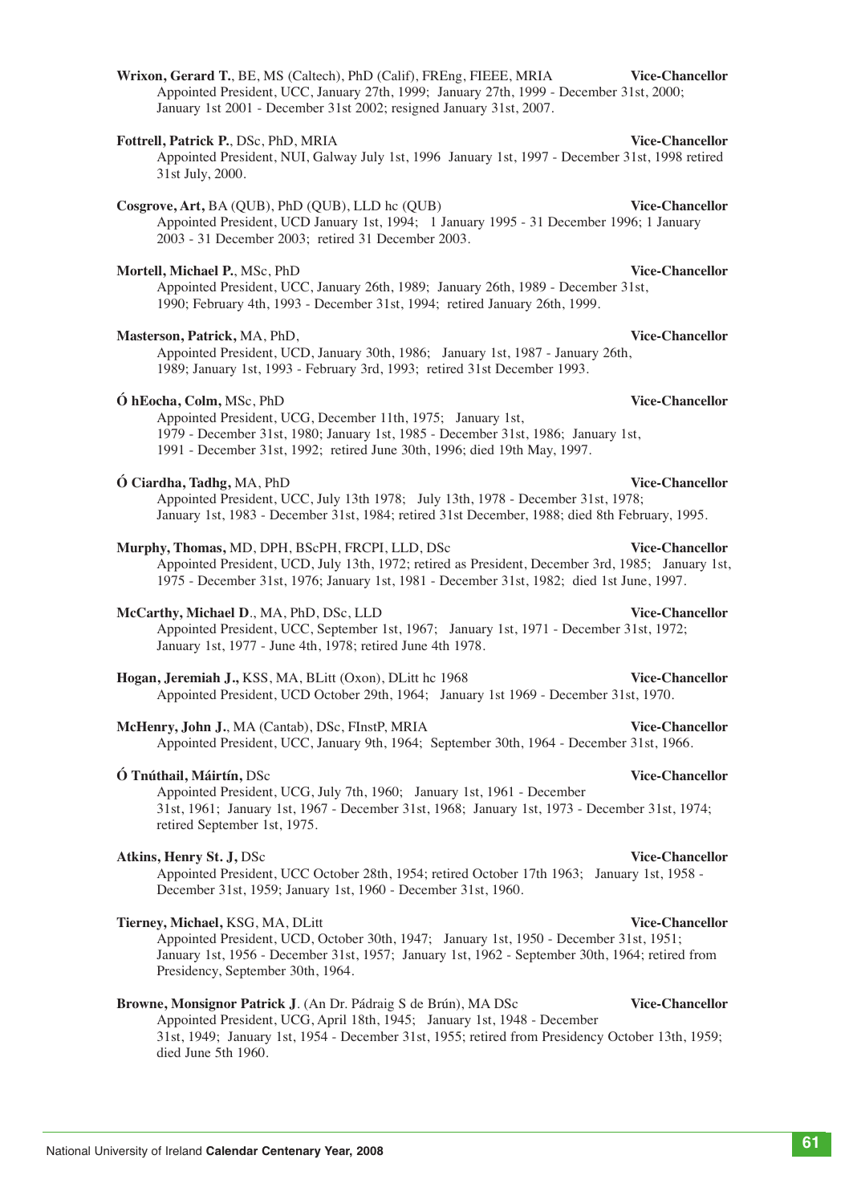**Wrixon, Gerard T.**, BE, MS (Caltech), PhD (Calif), FREng, FIEEE, MRIA **Vice-Chancellor**
Appointed President, UCC, January 27th, 1999; January 27th, 1999 - December 31st, 2000; January 1st 2001 - December 31st 2002; resigned January 31st, 2007.

**Fottrell, Patrick P.**, DSc, PhD, MRIA **Vice-Chancellor**
Appointed President, NUI, Galway July 1st, 1996 January 1st, 1997 - December 31st, 1998 retired 31st July, 2000.

**Cosgrove, Art,** BA (QUB), PhD (QUB), LLD hc (QUB) **Vice-Chancellor**
Appointed President, UCD January 1st, 1994; 1 January 1995 - 31 December 1996; 1 January 2003 - 31 December 2003; retired 31 December 2003.

**Mortell, Michael P.**, MSc, PhD **Vice-Chancellor**
Appointed President, UCC, January 26th, 1989; January 26th, 1989 - December 31st, 1990; February 4th, 1993 - December 31st, 1994; retired January 26th, 1999.

**Masterson, Patrick,** MA, PhD, **Vice-Chancellor**
Appointed President, UCD, January 30th, 1986; January 1st, 1987 - January 26th, 1989; January 1st, 1993 - February 3rd, 1993; retired 31st December 1993.

**Ó hEocha, Colm,** MSc, PhD **Vice-Chancellor**
Appointed President, UCG, December 11th, 1975; January 1st, 1979 - December 31st, 1980; January 1st, 1985 - December 31st, 1986; January 1st, 1991 - December 31st, 1992; retired June 30th, 1996; died 19th May, 1997.

**Ó Ciardha, Tadhg,** MA, PhD **Vice-Chancellor**
Appointed President, UCC, July 13th 1978; July 13th, 1978 - December 31st, 1978; January 1st, 1983 - December 31st, 1984; retired 31st December, 1988; died 8th February, 1995.

**Murphy, Thomas,** MD, DPH, BScPH, FRCPI, LLD, DSc **Vice-Chancellor**
Appointed President, UCD, July 13th, 1972; retired as President, December 3rd, 1985; January 1st, 1975 - December 31st, 1976; January 1st, 1981 - December 31st, 1982; died 1st June, 1997.

**McCarthy, Michael D.**, MA, PhD, DSc, LLD **Vice-Chancellor**
Appointed President, UCC, September 1st, 1967; January 1st, 1971 - December 31st, 1972; January 1st, 1977 - June 4th, 1978; retired June 4th 1978.

**Hogan, Jeremiah J.,** KSS, MA, BLitt (Oxon), DLitt hc 1968 **Vice-Chancellor**
Appointed President, UCD October 29th, 1964; January 1st 1969 - December 31st, 1970.

**McHenry, John J.**, MA (Cantab), DSc, FInstP, MRIA **Vice-Chancellor**
Appointed President, UCC, January 9th, 1964; September 30th, 1964 - December 31st, 1966.

**Ó Tnúthail, Máirtín,** DSc **Vice-Chancellor**
Appointed President, UCG, July 7th, 1960; January 1st, 1961 - December 31st, 1961; January 1st, 1967 - December 31st, 1968; January 1st, 1973 - December 31st, 1974; retired September 1st, 1975.

**Atkins, Henry St. J,** DSc **Vice-Chancellor**
Appointed President, UCC October 28th, 1954; retired October 17th 1963; January 1st, 1958 - December 31st, 1959; January 1st, 1960 - December 31st, 1960.

**Tierney, Michael,** KSG, MA, DLitt **Vice-Chancellor**
Appointed President, UCD, October 30th, 1947; January 1st, 1950 - December 31st, 1951; January 1st, 1956 - December 31st, 1957; January 1st, 1962 - September 30th, 1964; retired from Presidency, September 30th, 1964.

**Browne, Monsignor Patrick J**. (An Dr. Pádraig S de Brún), MA DSc **Vice-Chancellor**
Appointed President, UCG, April 18th, 1945; January 1st, 1948 - December 31st, 1949; January 1st, 1954 - December 31st, 1955; retired from Presidency October 13th, 1959; died June 5th 1960.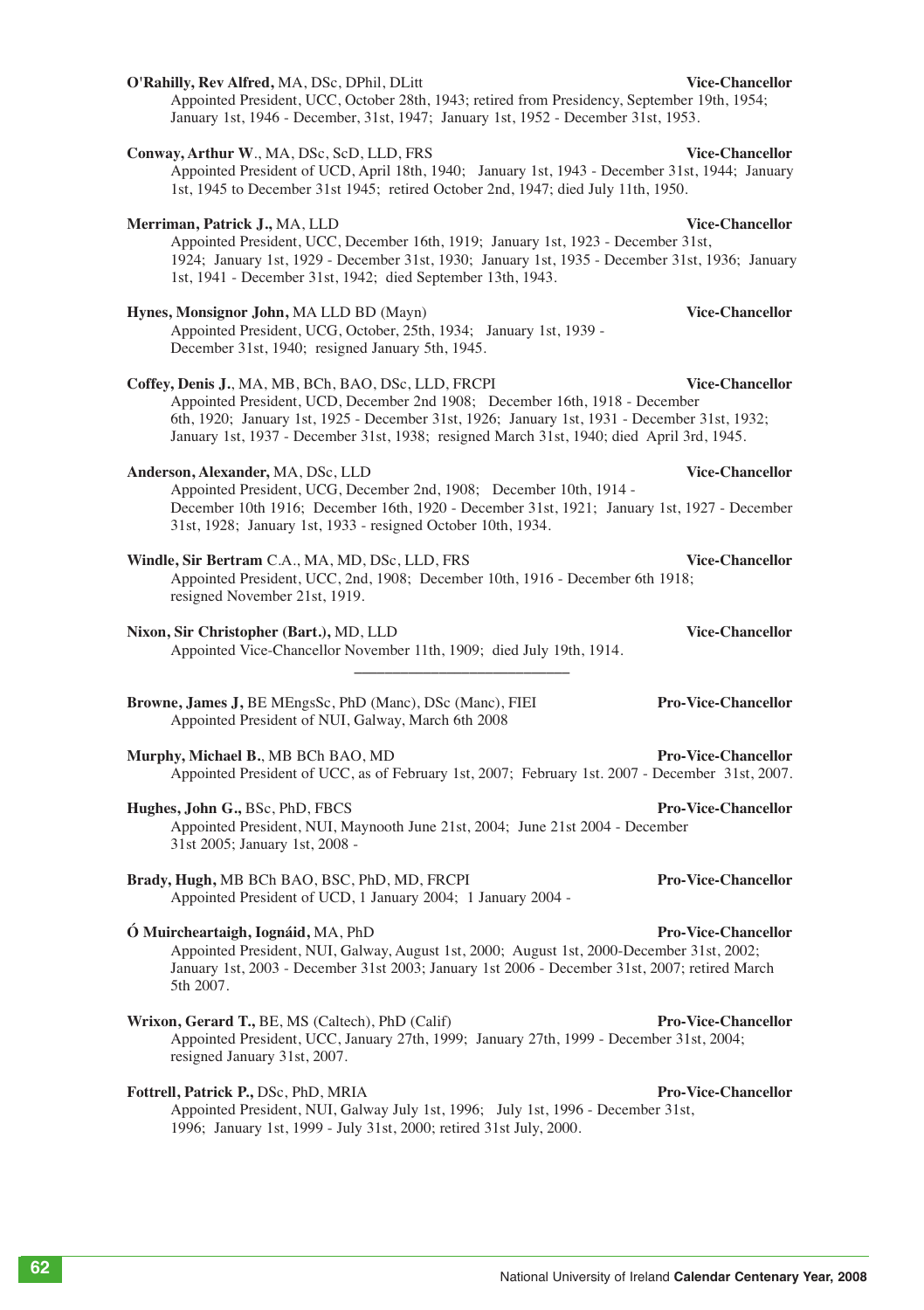**O'Rahilly, Rev Alfred,** MA, DSc, DPhil, DLitt **Vice-Chancellor**
Appointed President, UCC, October 28th, 1943; retired from Presidency, September 19th, 1954; January 1st, 1946 - December, 31st, 1947; January 1st, 1952 - December 31st, 1953.

**Conway, Arthur W**., MA, DSc, ScD, LLD, FRS **Vice-Chancellor**
Appointed President of UCD, April 18th, 1940; January 1st, 1943 - December 31st, 1944; January 1st, 1945 to December 31st 1945; retired October 2nd, 1947; died July 11th, 1950.

**Merriman, Patrick J.,** MA, LLD **Vice-Chancellor**
Appointed President, UCC, December 16th, 1919; January 1st, 1923 - December 31st, 1924; January 1st, 1929 - December 31st, 1930; January 1st, 1935 - December 31st, 1936; January 1st, 1941 - December 31st, 1942; died September 13th, 1943.

**Hynes, Monsignor John,** MA LLD BD (Mayn) **Vice-Chancellor**
Appointed President, UCG, October, 25th, 1934; January 1st, 1939 - December 31st, 1940; resigned January 5th, 1945.

**Coffey, Denis J.**, MA, MB, BCh, BAO, DSc, LLD, FRCPI **Vice-Chancellor**
Appointed President, UCD, December 2nd 1908; December 16th, 1918 - December 6th, 1920; January 1st, 1925 - December 31st, 1926; January 1st, 1931 - December 31st, 1932; January 1st, 1937 - December 31st, 1938; resigned March 31st, 1940; died April 3rd, 1945.

**Anderson, Alexander,** MA, DSc, LLD **Vice-Chancellor**
Appointed President, UCG, December 2nd, 1908; December 10th, 1914 - December 10th 1916; December 16th, 1920 - December 31st, 1921; January 1st, 1927 - December 31st, 1928; January 1st, 1933 - resigned October 10th, 1934.

**Windle, Sir Bertram** C.A., MA, MD, DSc, LLD, FRS **Vice-Chancellor**
Appointed President, UCC, 2nd, 1908; December 10th, 1916 - December 6th 1918; resigned November 21st, 1919.

**Nixon, Sir Christopher (Bart.),** MD, LLD **Vice-Chancellor**
Appointed Vice-Chancellor November 11th, 1909; died July 19th, 1914.

---

**Browne, James J,** BE MEngsSc, PhD (Manc), DSc (Manc), FIEI **Pro-Vice-Chancellor**
Appointed President of NUI, Galway, March 6th 2008

**Murphy, Michael B.**, MB BCh BAO, MD **Pro-Vice-Chancellor**
Appointed President of UCC, as of February 1st, 2007; February 1st. 2007 - December 31st, 2007.

**Hughes, John G.,** BSc, PhD, FBCS **Pro-Vice-Chancellor**
Appointed President, NUI, Maynooth June 21st, 2004; June 21st 2004 - December 31st 2005; January 1st, 2008 -

**Brady, Hugh,** MB BCh BAO, BSC, PhD, MD, FRCPI **Pro-Vice-Chancellor**
Appointed President of UCD, 1 January 2004; 1 January 2004 -

**Ó Muircheartaigh, Iognáid,** MA, PhD **Pro-Vice-Chancellor**
Appointed President, NUI, Galway, August 1st, 2000; August 1st, 2000-December 31st, 2002; January 1st, 2003 - December 31st 2003; January 1st 2006 - December 31st, 2007; retired March 5th 2007.

**Wrixon, Gerard T.,** BE, MS (Caltech), PhD (Calif) **Pro-Vice-Chancellor**
Appointed President, UCC, January 27th, 1999; January 27th, 1999 - December 31st, 2004; resigned January 31st, 2007.

**Fottrell, Patrick P.,** DSc, PhD, MRIA **Pro-Vice-Chancellor**
Appointed President, NUI, Galway July 1st, 1996; July 1st, 1996 - December 31st, 1996; January 1st, 1999 - July 31st, 2000; retired 31st July, 2000.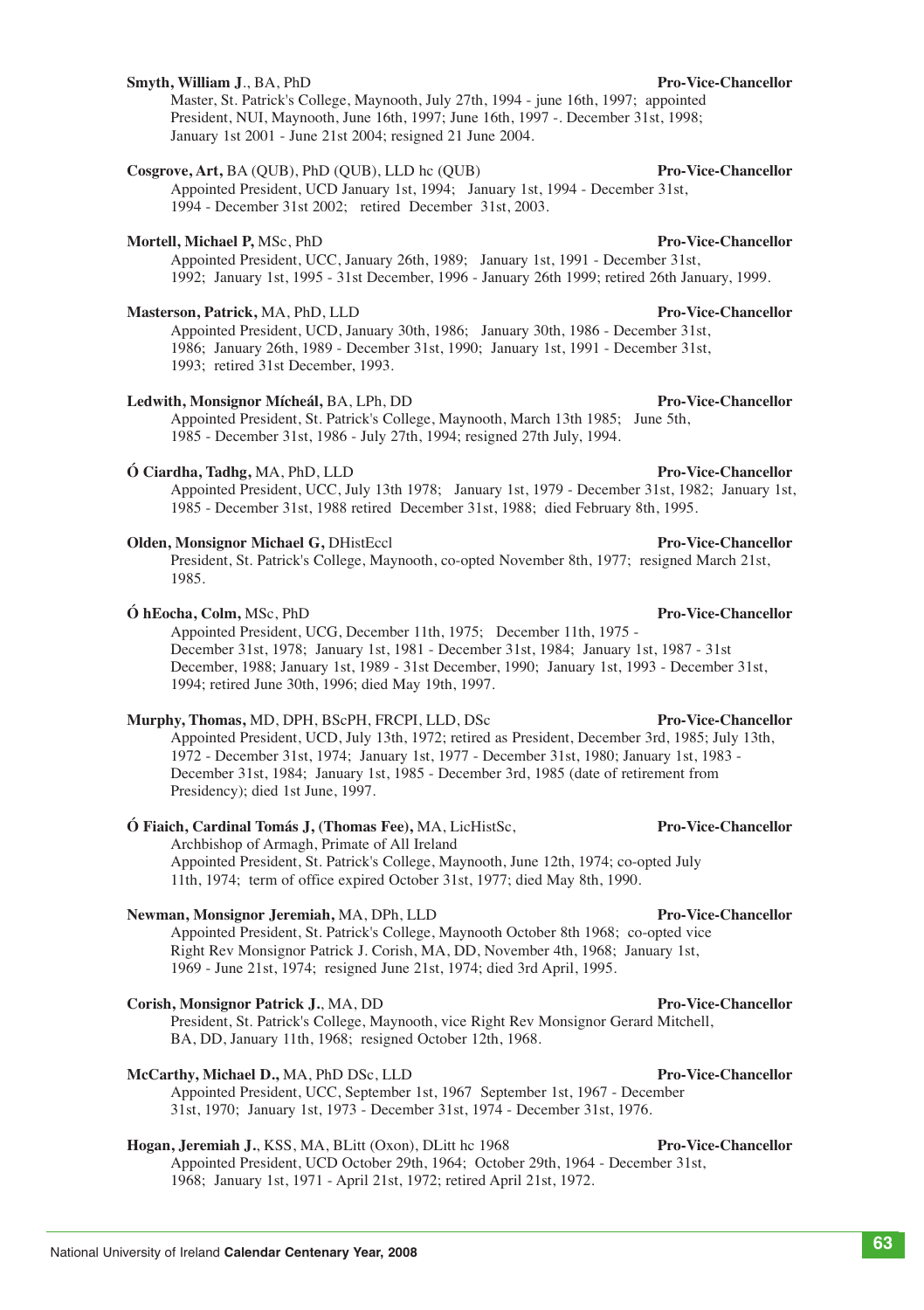**Smyth, William J**., BA, PhD **Pro-Vice-Chancellor**
Master, St. Patrick's College, Maynooth, July 27th, 1994 - june 16th, 1997; appointed President, NUI, Maynooth, June 16th, 1997; June 16th, 1997 -. December 31st, 1998; January 1st 2001 - June 21st 2004; resigned 21 June 2004.

**Cosgrove, Art,** BA (QUB), PhD (QUB), LLD hc (QUB) **Pro-Vice-Chancellor**
Appointed President, UCD January 1st, 1994; January 1st, 1994 - December 31st, 1994 - December 31st 2002; retired December 31st, 2003.

**Mortell, Michael P,** MSc, PhD **Pro-Vice-Chancellor**
Appointed President, UCC, January 26th, 1989; January 1st, 1991 - December 31st, 1992; January 1st, 1995 - 31st December, 1996 - January 26th 1999; retired 26th January, 1999.

**Masterson, Patrick,** MA, PhD, LLD **Pro-Vice-Chancellor**
Appointed President, UCD, January 30th, 1986; January 30th, 1986 - December 31st, 1986; January 26th, 1989 - December 31st, 1990; January 1st, 1991 - December 31st, 1993; retired 31st December, 1993.

**Ledwith, Monsignor Mícheál,** BA, LPh, DD **Pro-Vice-Chancellor**
Appointed President, St. Patrick's College, Maynooth, March 13th 1985; June 5th, 1985 - December 31st, 1986 - July 27th, 1994; resigned 27th July, 1994.

**Ó Ciardha, Tadhg,** MA, PhD, LLD **Pro-Vice-Chancellor**
Appointed President, UCC, July 13th 1978; January 1st, 1979 - December 31st, 1982; January 1st, 1985 - December 31st, 1988 retired December 31st, 1988; died February 8th, 1995.

**Olden, Monsignor Michael G,** DHistEccl **Pro-Vice-Chancellor**
President, St. Patrick's College, Maynooth, co-opted November 8th, 1977; resigned March 21st, 1985.

**Ó hEocha, Colm,** MSc, PhD **Pro-Vice-Chancellor**
Appointed President, UCG, December 11th, 1975; December 11th, 1975 - December 31st, 1978; January 1st, 1981 - December 31st, 1984; January 1st, 1987 - 31st December, 1988; January 1st, 1989 - 31st December, 1990; January 1st, 1993 - December 31st, 1994; retired June 30th, 1996; died May 19th, 1997.

**Murphy, Thomas,** MD, DPH, BScPH, FRCPI, LLD, DSc **Pro-Vice-Chancellor**
Appointed President, UCD, July 13th, 1972; retired as President, December 3rd, 1985; July 13th, 1972 - December 31st, 1974; January 1st, 1977 - December 31st, 1980; January 1st, 1983 - December 31st, 1984; January 1st, 1985 - December 3rd, 1985 (date of retirement from Presidency); died 1st June, 1997.

**Ó Fiaich, Cardinal Tomás J, (Thomas Fee),** MA, LicHistSc, **Pro-Vice-Chancellor**
Archbishop of Armagh, Primate of All Ireland
Appointed President, St. Patrick's College, Maynooth, June 12th, 1974; co-opted July 11th, 1974; term of office expired October 31st, 1977; died May 8th, 1990.

**Newman, Monsignor Jeremiah,** MA, DPh, LLD **Pro-Vice-Chancellor**
Appointed President, St. Patrick's College, Maynooth October 8th 1968; co-opted vice Right Rev Monsignor Patrick J. Corish, MA, DD, November 4th, 1968; January 1st, 1969 - June 21st, 1974; resigned June 21st, 1974; died 3rd April, 1995.

**Corish, Monsignor Patrick J.**, MA, DD **Pro-Vice-Chancellor**
President, St. Patrick's College, Maynooth, vice Right Rev Monsignor Gerard Mitchell, BA, DD, January 11th, 1968; resigned October 12th, 1968.

**McCarthy, Michael D.,** MA, PhD DSc, LLD **Pro-Vice-Chancellor**
Appointed President, UCC, September 1st, 1967 September 1st, 1967 - December 31st, 1970; January 1st, 1973 - December 31st, 1974 - December 31st, 1976.

**Hogan, Jeremiah J.**, KSS, MA, BLitt (Oxon), DLitt hc 1968 **Pro-Vice-Chancellor**
Appointed President, UCD October 29th, 1964; October 29th, 1964 - December 31st, 1968; January 1st, 1971 - April 21st, 1972; retired April 21st, 1972.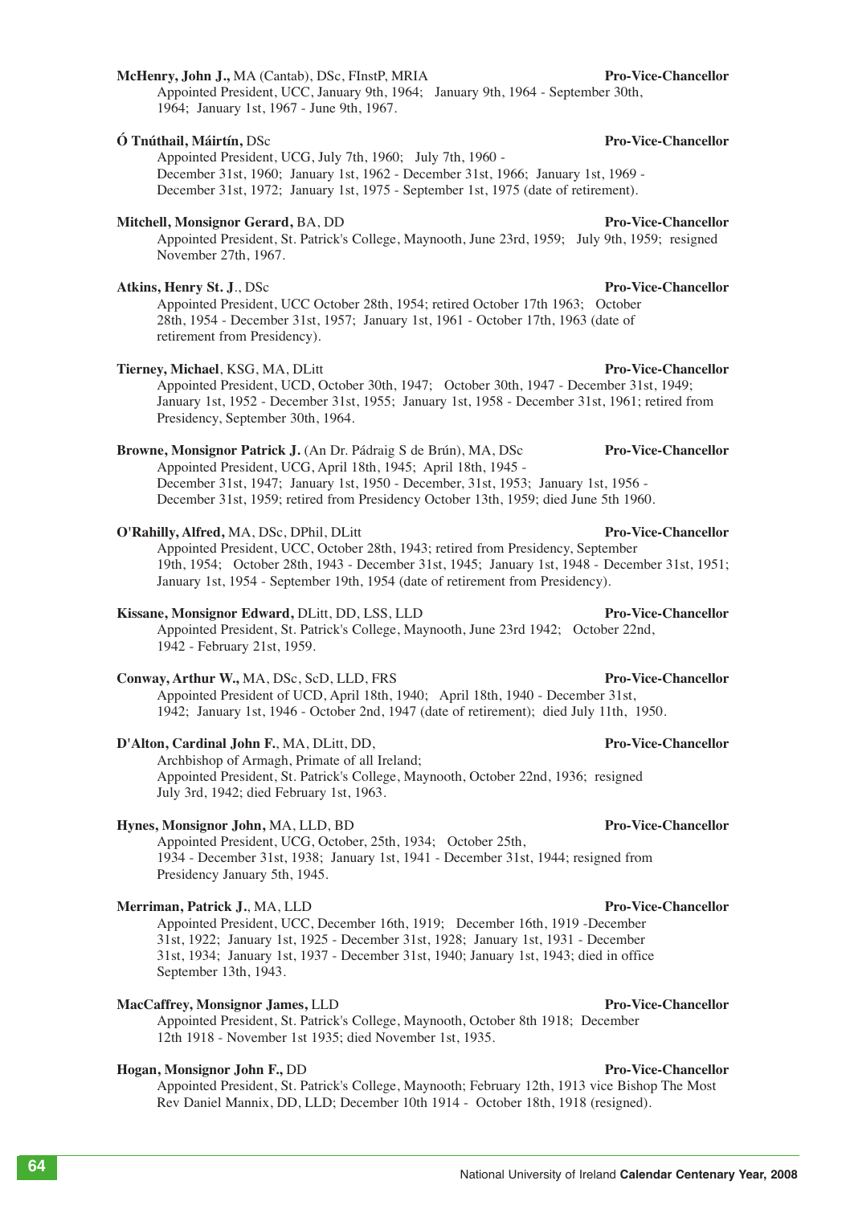**McHenry, John J.,** MA (Cantab), DSc, FInstP, MRIA **Pro-Vice-Chancellor**
Appointed President, UCC, January 9th, 1964; January 9th, 1964 - September 30th, 1964; January 1st, 1967 - June 9th, 1967.

**Ó Tnúthail, Máirtín,** DSc **Pro-Vice-Chancellor**
Appointed President, UCG, July 7th, 1960; July 7th, 1960 - December 31st, 1960; January 1st, 1962 - December 31st, 1966; January 1st, 1969 - December 31st, 1972; January 1st, 1975 - September 1st, 1975 (date of retirement).

**Mitchell, Monsignor Gerard,** BA, DD **Pro-Vice-Chancellor**
Appointed President, St. Patrick's College, Maynooth, June 23rd, 1959; July 9th, 1959; resigned November 27th, 1967.

**Atkins, Henry St. J**., DSc **Pro-Vice-Chancellor**
Appointed President, UCC October 28th, 1954; retired October 17th 1963; October 28th, 1954 - December 31st, 1957; January 1st, 1961 - October 17th, 1963 (date of retirement from Presidency).

**Tierney, Michael**, KSG, MA, DLitt **Pro-Vice-Chancellor**
Appointed President, UCD, October 30th, 1947; October 30th, 1947 - December 31st, 1949; January 1st, 1952 - December 31st, 1955; January 1st, 1958 - December 31st, 1961; retired from Presidency, September 30th, 1964.

**Browne, Monsignor Patrick J.** (An Dr. Pádraig S de Brún), MA, DSc **Pro-Vice-Chancellor**
Appointed President, UCG, April 18th, 1945; April 18th, 1945 - December 31st, 1947; January 1st, 1950 - December, 31st, 1953; January 1st, 1956 - December 31st, 1959; retired from Presidency October 13th, 1959; died June 5th 1960.

**O'Rahilly, Alfred,** MA, DSc, DPhil, DLitt **Pro-Vice-Chancellor**
Appointed President, UCC, October 28th, 1943; retired from Presidency, September 19th, 1954; October 28th, 1943 - December 31st, 1945; January 1st, 1948 - December 31st, 1951; January 1st, 1954 - September 19th, 1954 (date of retirement from Presidency).

**Kissane, Monsignor Edward,** DLitt, DD, LSS, LLD **Pro-Vice-Chancellor**
Appointed President, St. Patrick's College, Maynooth, June 23rd 1942; October 22nd, 1942 - February 21st, 1959.

**Conway, Arthur W.,** MA, DSc, ScD, LLD, FRS **Pro-Vice-Chancellor**
Appointed President of UCD, April 18th, 1940; April 18th, 1940 - December 31st, 1942; January 1st, 1946 - October 2nd, 1947 (date of retirement); died July 11th, 1950.

**D'Alton, Cardinal John F.**, MA, DLitt, DD, **Pro-Vice-Chancellor**
Archbishop of Armagh, Primate of all Ireland;
Appointed President, St. Patrick's College, Maynooth, October 22nd, 1936; resigned July 3rd, 1942; died February 1st, 1963.

**Hynes, Monsignor John,** MA, LLD, BD **Pro-Vice-Chancellor**
Appointed President, UCG, October, 25th, 1934; October 25th, 1934 - December 31st, 1938; January 1st, 1941 - December 31st, 1944; resigned from Presidency January 5th, 1945.

**Merriman, Patrick J.**, MA, LLD **Pro-Vice-Chancellor**
Appointed President, UCC, December 16th, 1919; December 16th, 1919 -December 31st, 1922; January 1st, 1925 - December 31st, 1928; January 1st, 1931 - December 31st, 1934; January 1st, 1937 - December 31st, 1940; January 1st, 1943; died in office September 13th, 1943.

**MacCaffrey, Monsignor James,** LLD **Pro-Vice-Chancellor**
Appointed President, St. Patrick's College, Maynooth, October 8th 1918; December 12th 1918 - November 1st 1935; died November 1st, 1935.

**Hogan, Monsignor John F.,** DD **Pro-Vice-Chancellor**
Appointed President, St. Patrick's College, Maynooth; February 12th, 1913 vice Bishop The Most Rev Daniel Mannix, DD, LLD; December 10th 1914 - October 18th, 1918 (resigned).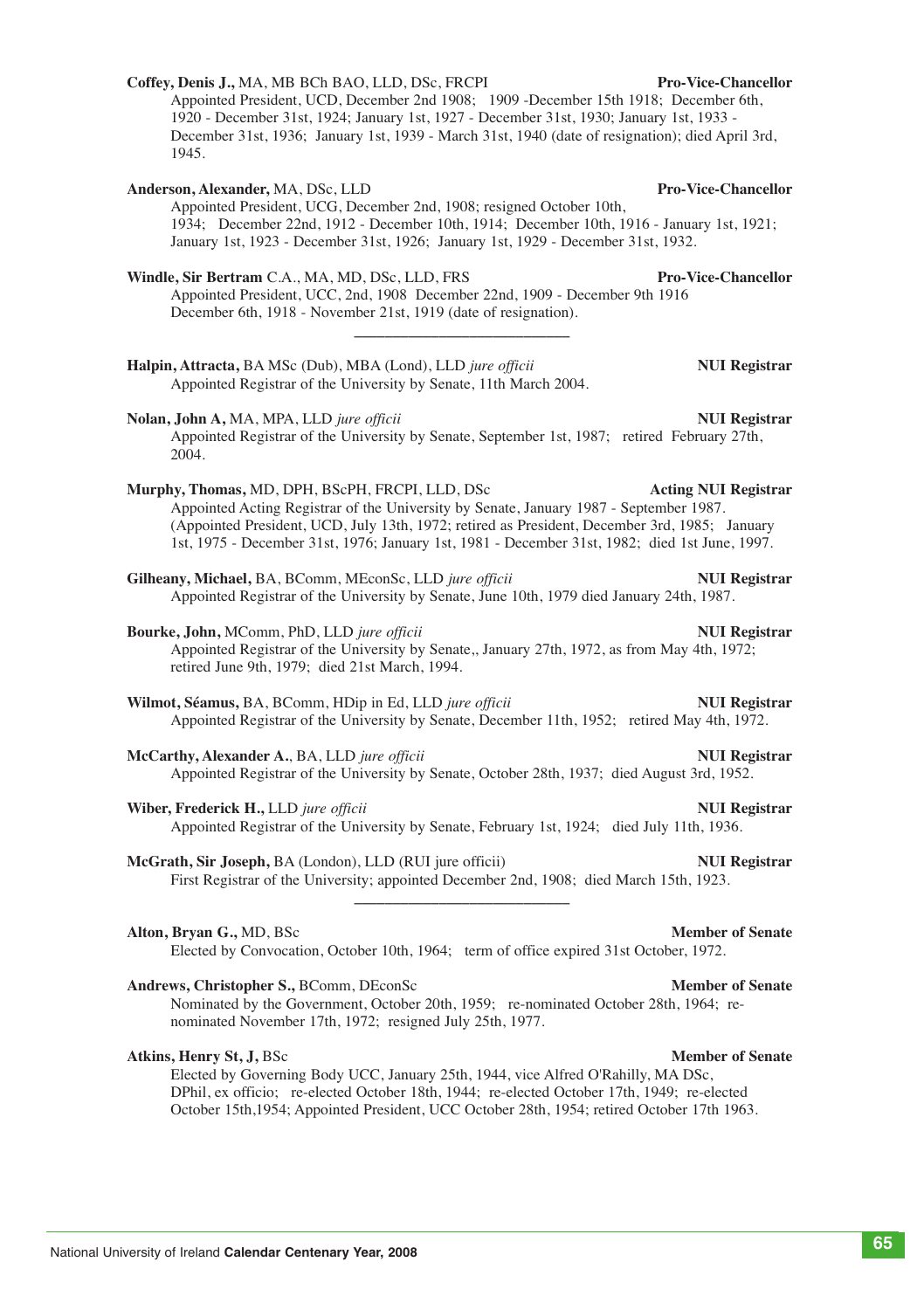**Coffey, Denis J.,** MA, MB BCh BAO, LLD, DSc, FRCPI **Pro-Vice-Chancellor**
Appointed President, UCD, December 2nd 1908; 1909 -December 15th 1918; December 6th, 1920 - December 31st, 1924; January 1st, 1927 - December 31st, 1930; January 1st, 1933 - December 31st, 1936; January 1st, 1939 - March 31st, 1940 (date of resignation); died April 3rd, 1945.

**Anderson, Alexander,** MA, DSc, LLD **Pro-Vice-Chancellor**
Appointed President, UCG, December 2nd, 1908; resigned October 10th, 1934; December 22nd, 1912 - December 10th, 1914; December 10th, 1916 - January 1st, 1921; January 1st, 1923 - December 31st, 1926; January 1st, 1929 - December 31st, 1932.

**Windle, Sir Bertram** C.A., MA, MD, DSc, LLD, FRS **Pro-Vice-Chancellor**
Appointed President, UCC, 2nd, 1908 December 22nd, 1909 - December 9th 1916 December 6th, 1918 - November 21st, 1919 (date of resignation).

---

**Halpin, Attracta,** BA MSc (Dub), MBA (Lond), LLD *jure officii* **NUI Registrar**
Appointed Registrar of the University by Senate, 11th March 2004.

**Nolan, John A,** MA, MPA, LLD *jure officii* **NUI Registrar**
Appointed Registrar of the University by Senate, September 1st, 1987; retired February 27th, 2004.

**Murphy, Thomas,** MD, DPH, BScPH, FRCPI, LLD, DSc **Acting NUI Registrar**
Appointed Acting Registrar of the University by Senate, January 1987 - September 1987. (Appointed President, UCD, July 13th, 1972; retired as President, December 3rd, 1985; January 1st, 1975 - December 31st, 1976; January 1st, 1981 - December 31st, 1982; died 1st June, 1997.

**Gilheany, Michael,** BA, BComm, MEconSc, LLD *jure officii* **NUI Registrar**
Appointed Registrar of the University by Senate, June 10th, 1979 died January 24th, 1987.

**Bourke, John,** MComm, PhD, LLD *jure officii* **NUI Registrar**
Appointed Registrar of the University by Senate,, January 27th, 1972, as from May 4th, 1972; retired June 9th, 1979; died 21st March, 1994.

**Wilmot, Séamus,** BA, BComm, HDip in Ed, LLD *jure officii* **NUI Registrar**
Appointed Registrar of the University by Senate, December 11th, 1952; retired May 4th, 1972.

**McCarthy, Alexander A.**, BA, LLD *jure officii* **NUI Registrar**
Appointed Registrar of the University by Senate, October 28th, 1937; died August 3rd, 1952.

**Wiber, Frederick H.,** LLD *jure officii* **NUI Registrar**
Appointed Registrar of the University by Senate, February 1st, 1924; died July 11th, 1936.

**McGrath, Sir Joseph,** BA (London), LLD (RUI jure officii) **NUI Registrar**
First Registrar of the University; appointed December 2nd, 1908; died March 15th, 1923.

---

**Alton, Bryan G.,** MD, BSc **Member of Senate**
Elected by Convocation, October 10th, 1964; term of office expired 31st October, 1972.

**Andrews, Christopher S.,** BComm, DEconSc **Member of Senate**
Nominated by the Government, October 20th, 1959; re-nominated October 28th, 1964; re-nominated November 17th, 1972; resigned July 25th, 1977.

**Atkins, Henry St, J,** BSc **Member of Senate**
Elected by Governing Body UCC, January 25th, 1944, vice Alfred O'Rahilly, MA DSc, DPhil, ex officio; re-elected October 18th, 1944; re-elected October 17th, 1949; re-elected October 15th,1954; Appointed President, UCC October 28th, 1954; retired October 17th 1963.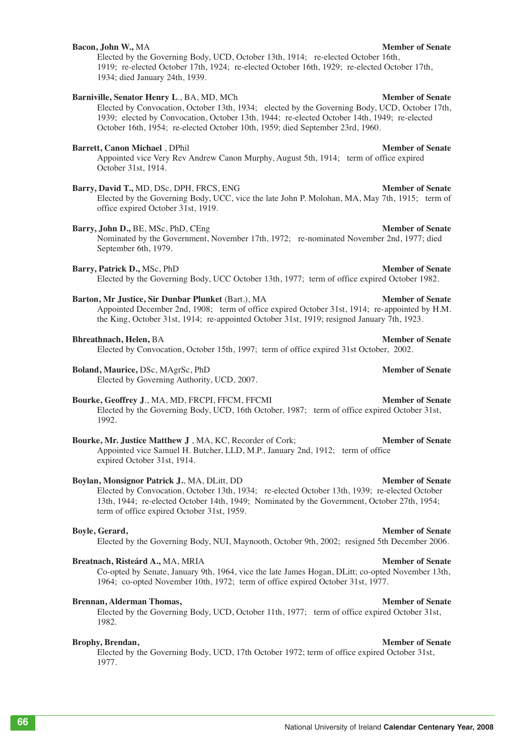**Bacon, John W.,** MA **Member of Senate**
Elected by the Governing Body, UCD, October 13th, 1914; re-elected October 16th, 1919; re-elected October 17th, 1924; re-elected October 16th, 1929; re-elected October 17th, 1934; died January 24th, 1939.

**Barniville, Senator Henry L**., BA, MD, MCh **Member of Senate**
Elected by Convocation, October 13th, 1934; elected by the Governing Body, UCD, October 17th, 1939; elected by Convocation, October 13th, 1944; re-elected October 14th, 1949; re-elected October 16th, 1954; re-elected October 10th, 1959; died September 23rd, 1960.

**Barrett, Canon Michael** , DPhil **Member of Senate**
Appointed vice Very Rev Andrew Canon Murphy, August 5th, 1914; term of office expired October 31st, 1914.

**Barry, David T.,** MD, DSc, DPH, FRCS, ENG **Member of Senate**
Elected by the Governing Body, UCC, vice the late John P. Molohan, MA, May 7th, 1915; term of office expired October 31st, 1919.

**Barry, John D.,** BE, MSc, PhD, CEng **Member of Senate**
Nominated by the Government, November 17th, 1972; re-nominated November 2nd, 1977; died September 6th, 1979.

**Barry, Patrick D.,** MSc, PhD **Member of Senate**
Elected by the Governing Body, UCC October 13th, 1977; term of office expired October 1982.

**Barton, Mr Justice, Sir Dunbar Plunket** (Bart.), MA **Member of Senate**
Appointed December 2nd, 1908; term of office expired October 31st, 1914; re-appointed by H.M. the King, October 31st, 1914; re-appointed October 31st, 1919; resigned January 7th, 1923.

**Bhreathnach, Helen,** BA **Member of Senate**
Elected by Convocation, October 15th, 1997; term of office expired 31st October, 2002.

**Boland, Maurice,** DSc, MAgrSc, PhD **Member of Senate**
Elected by Governing Authority, UCD, 2007.

**Bourke, Geoffrey J**., MA, MD, FRCPI, FFCM, FFCMI **Member of Senate**
Elected by the Governing Body, UCD, 16th October, 1987; term of office expired October 31st, 1992.

**Bourke, Mr. Justice Matthew J** , MA, KC, Recorder of Cork; **Member of Senate**
Appointed vice Samuel H. Butcher, LLD, M.P., January 2nd, 1912; term of office expired October 31st, 1914.

**Boylan, Monsignor Patrick J.**, MA, DLitt, DD **Member of Senate**
Elected by Convocation, October 13th, 1934; re-elected October 13th, 1939; re-elected October 13th, 1944; re-elected October 14th, 1949; Nominated by the Government, October 27th, 1954; term of office expired October 31st, 1959.

**Boyle, Gerard,** **Member of Senate**
Elected by the Governing Body, NUI, Maynooth, October 9th, 2002; resigned 5th December 2006.

**Breatnach, Risteárd A.,** MA, MRIA **Member of Senate**
Co-opted by Senate, January 9th, 1964, vice the late James Hogan, DLitt; co-opted November 13th, 1964; co-opted November 10th, 1972; term of office expired October 31st, 1977.

**Brennan, Alderman Thomas,** **Member of Senate**
Elected by the Governing Body, UCD, October 11th, 1977; term of office expired October 31st, 1982.

**Brophy, Brendan,** **Member of Senate**
Elected by the Governing Body, UCD, 17th October 1972; term of office expired October 31st, 1977.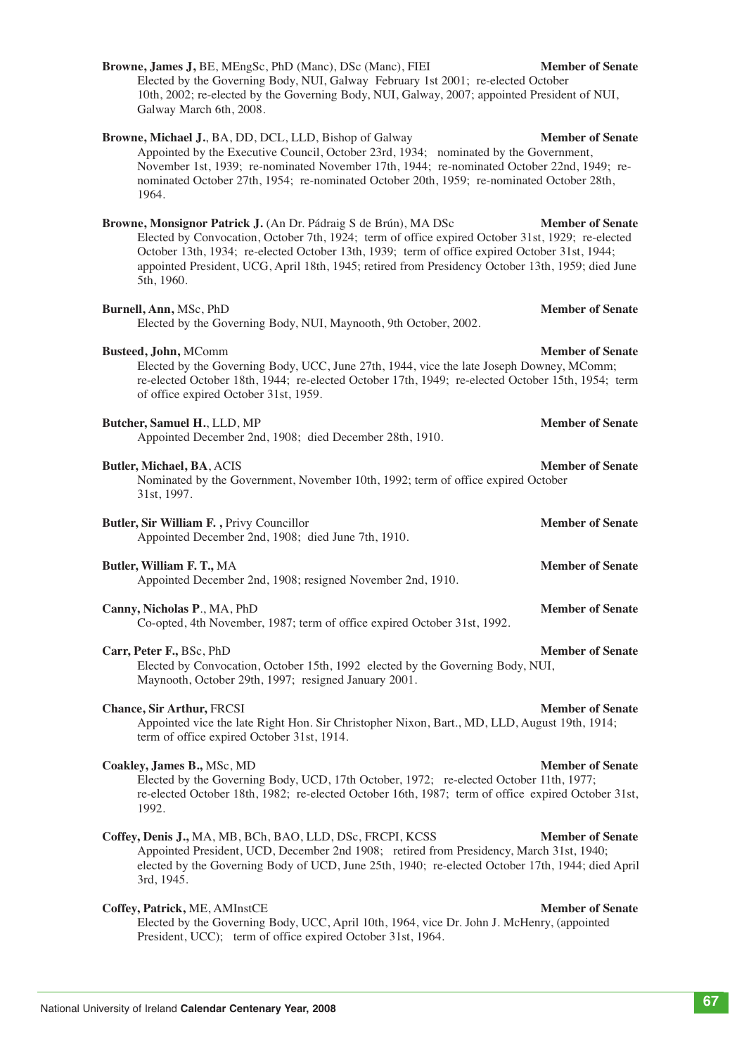**Browne, James J,** BE, MEngSc, PhD (Manc), DSc (Manc), FIEI **Member of Senate**
Elected by the Governing Body, NUI, Galway February 1st 2001; re-elected October 10th, 2002; re-elected by the Governing Body, NUI, Galway, 2007; appointed President of NUI, Galway March 6th, 2008.

**Browne, Michael J.**, BA, DD, DCL, LLD, Bishop of Galway **Member of Senate**
Appointed by the Executive Council, October 23rd, 1934; nominated by the Government, November 1st, 1939; re-nominated November 17th, 1944; re-nominated October 22nd, 1949; re-nominated October 27th, 1954; re-nominated October 20th, 1959; re-nominated October 28th, 1964.

**Browne, Monsignor Patrick J.** (An Dr. Pádraig S de Brún), MA DSc **Member of Senate**
Elected by Convocation, October 7th, 1924; term of office expired October 31st, 1929; re-elected October 13th, 1934; re-elected October 13th, 1939; term of office expired October 31st, 1944; appointed President, UCG, April 18th, 1945; retired from Presidency October 13th, 1959; died June 5th, 1960.

**Burnell, Ann,** MSc, PhD **Member of Senate**
Elected by the Governing Body, NUI, Maynooth, 9th October, 2002.

**Busteed, John,** MComm **Member of Senate**
Elected by the Governing Body, UCC, June 27th, 1944, vice the late Joseph Downey, MComm; re-elected October 18th, 1944; re-elected October 17th, 1949; re-elected October 15th, 1954; term of office expired October 31st, 1959.

**Butcher, Samuel H.**, LLD, MP **Member of Senate**
Appointed December 2nd, 1908; died December 28th, 1910.

**Butler, Michael, BA**, ACIS **Member of Senate**
Nominated by the Government, November 10th, 1992; term of office expired October 31st, 1997.

**Butler, Sir William F. ,** Privy Councillor **Member of Senate**
Appointed December 2nd, 1908; died June 7th, 1910.

**Butler, William F. T.,** MA **Member of Senate**
Appointed December 2nd, 1908; resigned November 2nd, 1910.

**Canny, Nicholas P**., MA, PhD **Member of Senate**
Co-opted, 4th November, 1987; term of office expired October 31st, 1992.

**Carr, Peter F.,** BSc, PhD **Member of Senate**
Elected by Convocation, October 15th, 1992 elected by the Governing Body, NUI, Maynooth, October 29th, 1997; resigned January 2001.

**Chance, Sir Arthur,** FRCSI **Member of Senate**
Appointed vice the late Right Hon. Sir Christopher Nixon, Bart., MD, LLD, August 19th, 1914; term of office expired October 31st, 1914.

**Coakley, James B.,** MSc, MD **Member of Senate**
Elected by the Governing Body, UCD, 17th October, 1972; re-elected October 11th, 1977; re-elected October 18th, 1982; re-elected October 16th, 1987; term of office expired October 31st, 1992.

**Coffey, Denis J.,** MA, MB, BCh, BAO, LLD, DSc, FRCPI, KCSS **Member of Senate**
Appointed President, UCD, December 2nd 1908; retired from Presidency, March 31st, 1940; elected by the Governing Body of UCD, June 25th, 1940; re-elected October 17th, 1944; died April 3rd, 1945.

**Coffey, Patrick,** ME, AMInstCE **Member of Senate**
Elected by the Governing Body, UCC, April 10th, 1964, vice Dr. John J. McHenry, (appointed President, UCC); term of office expired October 31st, 1964.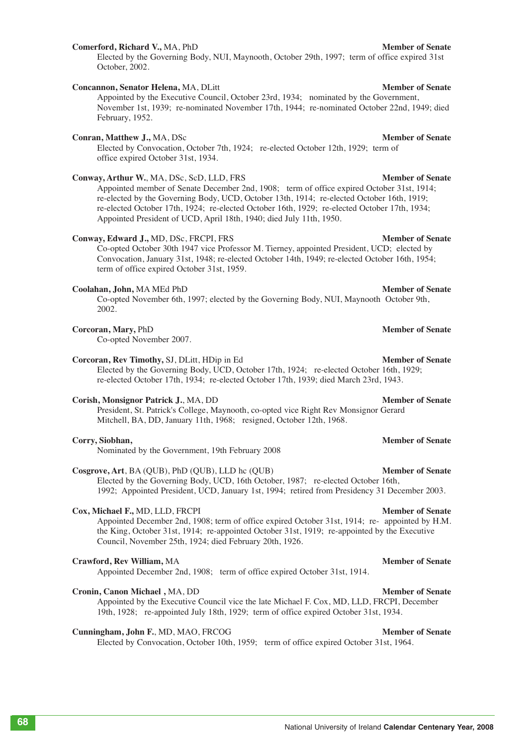**Comerford, Richard V.,** MA, PhD **Member of Senate**
Elected by the Governing Body, NUI, Maynooth, October 29th, 1997; term of office expired 31st October, 2002.

**Concannon, Senator Helena,** MA, DLitt **Member of Senate**
Appointed by the Executive Council, October 23rd, 1934; nominated by the Government, November 1st, 1939; re-nominated November 17th, 1944; re-nominated October 22nd, 1949; died February, 1952.

**Conran, Matthew J.,** MA, DSc **Member of Senate**
Elected by Convocation, October 7th, 1924; re-elected October 12th, 1929; term of office expired October 31st, 1934.

**Conway, Arthur W.**, MA, DSc, ScD, LLD, FRS **Member of Senate**
Appointed member of Senate December 2nd, 1908; term of office expired October 31st, 1914; re-elected by the Governing Body, UCD, October 13th, 1914; re-elected October 16th, 1919; re-elected October 17th, 1924; re-elected October 16th, 1929; re-elected October 17th, 1934; Appointed President of UCD, April 18th, 1940; died July 11th, 1950.

**Conway, Edward J.,** MD, DSc, FRCPI, FRS **Member of Senate**
Co-opted October 30th 1947 vice Professor M. Tierney, appointed President, UCD; elected by Convocation, January 31st, 1948; re-elected October 14th, 1949; re-elected October 16th, 1954; term of office expired October 31st, 1959.

**Coolahan, John,** MA MEd PhD **Member of Senate**
Co-opted November 6th, 1997; elected by the Governing Body, NUI, Maynooth October 9th, 2002.

**Corcoran, Mary,** PhD **Member of Senate**
Co-opted November 2007.

**Corcoran, Rev Timothy,** SJ, DLitt, HDip in Ed **Member of Senate**
Elected by the Governing Body, UCD, October 17th, 1924; re-elected October 16th, 1929; re-elected October 17th, 1934; re-elected October 17th, 1939; died March 23rd, 1943.

**Corish, Monsignor Patrick J.**, MA, DD **Member of Senate**
President, St. Patrick's College, Maynooth, co-opted vice Right Rev Monsignor Gerard Mitchell, BA, DD, January 11th, 1968; resigned, October 12th, 1968.

**Corry, Siobhan,** **Member of Senate**
Nominated by the Government, 19th February 2008

**Cosgrove, Art**, BA (QUB), PhD (QUB), LLD hc (QUB) **Member of Senate**
Elected by the Governing Body, UCD, 16th October, 1987; re-elected October 16th, 1992; Appointed President, UCD, January 1st, 1994; retired from Presidency 31 December 2003.

**Cox, Michael F.,** MD, LLD, FRCPI **Member of Senate**
Appointed December 2nd, 1908; term of office expired October 31st, 1914; re- appointed by H.M. the King, October 31st, 1914; re-appointed October 31st, 1919; re-appointed by the Executive Council, November 25th, 1924; died February 20th, 1926.

**Crawford, Rev William,** MA **Member of Senate**
Appointed December 2nd, 1908; term of office expired October 31st, 1914.

**Cronin, Canon Michael ,** MA, DD **Member of Senate**
Appointed by the Executive Council vice the late Michael F. Cox, MD, LLD, FRCPI, December 19th, 1928; re-appointed July 18th, 1929; term of office expired October 31st, 1934.

**Cunningham, John F.**, MD, MAO, FRCOG **Member of Senate**
Elected by Convocation, October 10th, 1959; term of office expired October 31st, 1964.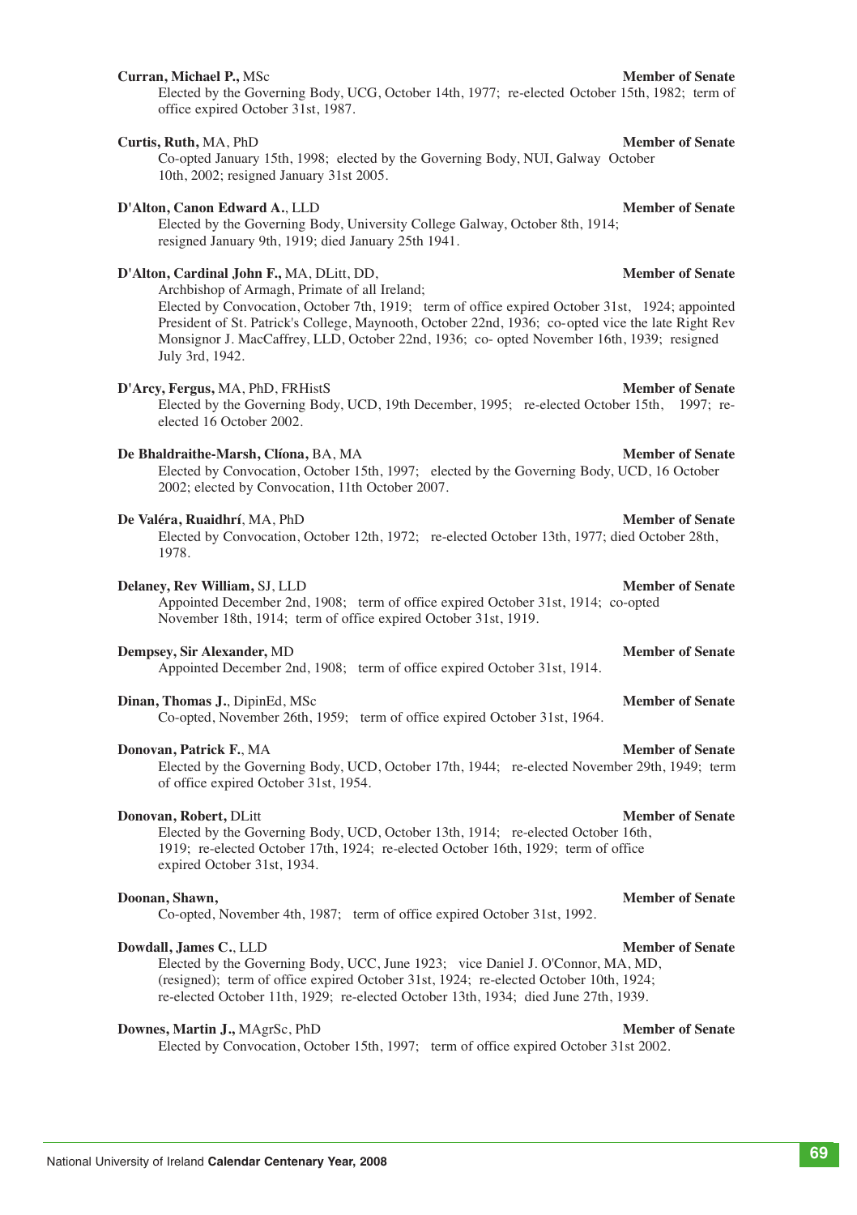**Curran, Michael P.,** MSc **Member of Senate**
Elected by the Governing Body, UCG, October 14th, 1977; re-elected October 15th, 1982; term of office expired October 31st, 1987.

**Curtis, Ruth,** MA, PhD **Member of Senate**
Co-opted January 15th, 1998; elected by the Governing Body, NUI, Galway October 10th, 2002; resigned January 31st 2005.

**D'Alton, Canon Edward A.**, LLD **Member of Senate**
Elected by the Governing Body, University College Galway, October 8th, 1914; resigned January 9th, 1919; died January 25th 1941.

**D'Alton, Cardinal John F.,** MA, DLitt, DD, **Member of Senate**
Archbishop of Armagh, Primate of all Ireland;
Elected by Convocation, October 7th, 1919; term of office expired October 31st, 1924; appointed President of St. Patrick's College, Maynooth, October 22nd, 1936; co-opted vice the late Right Rev Monsignor J. MacCaffrey, LLD, October 22nd, 1936; co- opted November 16th, 1939; resigned July 3rd, 1942.

**D'Arcy, Fergus,** MA, PhD, FRHistS **Member of Senate**
Elected by the Governing Body, UCD, 19th December, 1995; re-elected October 15th, 1997; re-elected 16 October 2002.

**De Bhaldraithe-Marsh, Clíona,** BA, MA **Member of Senate**
Elected by Convocation, October 15th, 1997; elected by the Governing Body, UCD, 16 October 2002; elected by Convocation, 11th October 2007.

**De Valéra, Ruaidhrí**, MA, PhD **Member of Senate**
Elected by Convocation, October 12th, 1972; re-elected October 13th, 1977; died October 28th, 1978.

**Delaney, Rev William,** SJ, LLD **Member of Senate**
Appointed December 2nd, 1908; term of office expired October 31st, 1914; co-opted November 18th, 1914; term of office expired October 31st, 1919.

**Dempsey, Sir Alexander,** MD **Member of Senate**
Appointed December 2nd, 1908; term of office expired October 31st, 1914.

**Dinan, Thomas J.**, DipinEd, MSc **Member of Senate**
Co-opted, November 26th, 1959; term of office expired October 31st, 1964.

**Donovan, Patrick F.**, MA **Member of Senate**
Elected by the Governing Body, UCD, October 17th, 1944; re-elected November 29th, 1949; term of office expired October 31st, 1954.

**Donovan, Robert,** DLitt **Member of Senate**
Elected by the Governing Body, UCD, October 13th, 1914; re-elected October 16th, 1919; re-elected October 17th, 1924; re-elected October 16th, 1929; term of office expired October 31st, 1934.

**Doonan, Shawn,** **Member of Senate**
Co-opted, November 4th, 1987; term of office expired October 31st, 1992.

**Dowdall, James C.**, LLD **Member of Senate**
Elected by the Governing Body, UCC, June 1923; vice Daniel J. O'Connor, MA, MD, (resigned); term of office expired October 31st, 1924; re-elected October 10th, 1924; re-elected October 11th, 1929; re-elected October 13th, 1934; died June 27th, 1939.

**Downes, Martin J.,** MAgrSc, PhD **Member of Senate**
Elected by Convocation, October 15th, 1997; term of office expired October 31st 2002.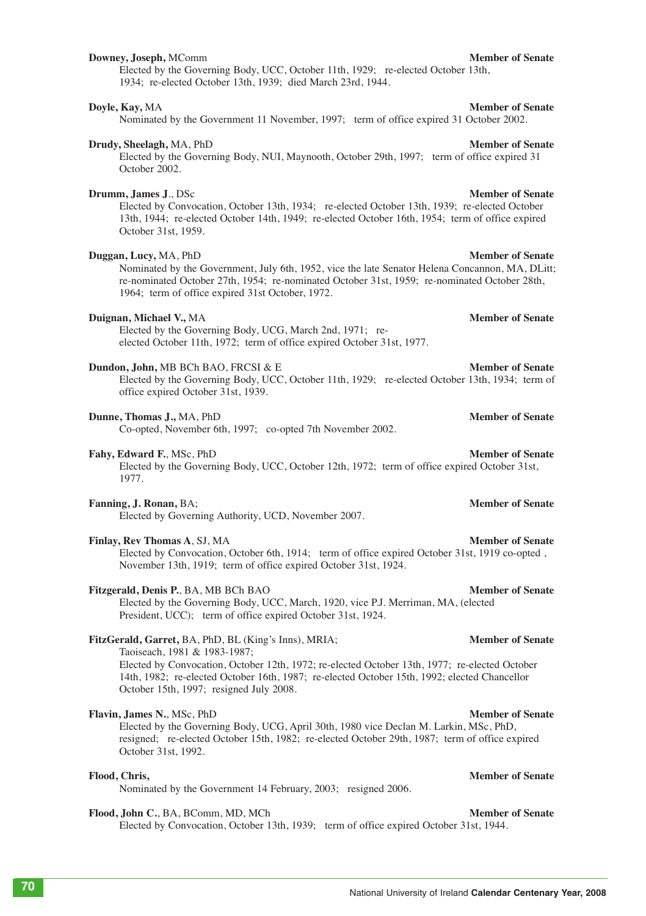**Downey, Joseph,** MComm **Member of Senate**
Elected by the Governing Body, UCC, October 11th, 1929; re-elected October 13th, 1934; re-elected October 13th, 1939; died March 23rd, 1944.

**Doyle, Kay,** MA **Member of Senate**
Nominated by the Government 11 November, 1997; term of office expired 31 October 2002.

**Drudy, Sheelagh,** MA, PhD **Member of Senate**
Elected by the Governing Body, NUI, Maynooth, October 29th, 1997; term of office expired 31 October 2002.

**Drumm, James J**., DSc **Member of Senate**
Elected by Convocation, October 13th, 1934; re-elected October 13th, 1939; re-elected October 13th, 1944; re-elected October 14th, 1949; re-elected October 16th, 1954; term of office expired October 31st, 1959.

**Duggan, Lucy,** MA, PhD **Member of Senate**
Nominated by the Government, July 6th, 1952, vice the late Senator Helena Concannon, MA, DLitt; re-nominated October 27th, 1954; re-nominated October 31st, 1959; re-nominated October 28th, 1964; term of office expired 31st October, 1972.

**Duignan, Michael V.,** MA **Member of Senate**
Elected by the Governing Body, UCG, March 2nd, 1971; re-elected October 11th, 1972; term of office expired October 31st, 1977.

**Dundon, John,** MB BCh BAO, FRCSI & E **Member of Senate**
Elected by the Governing Body, UCC, October 11th, 1929; re-elected October 13th, 1934; term of office expired October 31st, 1939.

**Dunne, Thomas J.,** MA, PhD **Member of Senate**
Co-opted, November 6th, 1997; co-opted 7th November 2002.

**Fahy, Edward F.**, MSc, PhD **Member of Senate**
Elected by the Governing Body, UCC, October 12th, 1972; term of office expired October 31st, 1977.

**Fanning, J. Ronan,** BA; **Member of Senate**
Elected by Governing Authority, UCD, November 2007.

**Finlay, Rev Thomas A**, SJ, MA **Member of Senate**
Elected by Convocation, October 6th, 1914; term of office expired October 31st, 1919 co-opted , November 13th, 1919; term of office expired October 31st, 1924.

**Fitzgerald, Denis P.**, BA, MB BCh BAO **Member of Senate**
Elected by the Governing Body, UCC, March, 1920, vice P.J. Merriman, MA, (elected President, UCC); term of office expired October 31st, 1924.

**FitzGerald, Garret,** BA, PhD, BL (King's Inns), MRIA; **Member of Senate**
Taoiseach, 1981 & 1983-1987;
Elected by Convocation, October 12th, 1972; re-elected October 13th, 1977; re-elected October 14th, 1982; re-elected October 16th, 1987; re-elected October 15th, 1992; elected Chancellor October 15th, 1997; resigned July 2008.

**Flavin, James N.**, MSc, PhD **Member of Senate**
Elected by the Governing Body, UCG, April 30th, 1980 vice Declan M. Larkin, MSc, PhD, resigned; re-elected October 15th, 1982; re-elected October 29th, 1987; term of office expired October 31st, 1992.

**Flood, Chris,** **Member of Senate**
Nominated by the Government 14 February, 2003; resigned 2006.

**Flood, John C.**, BA, BComm, MD, MCh **Member of Senate**
Elected by Convocation, October 13th, 1939; term of office expired October 31st, 1944.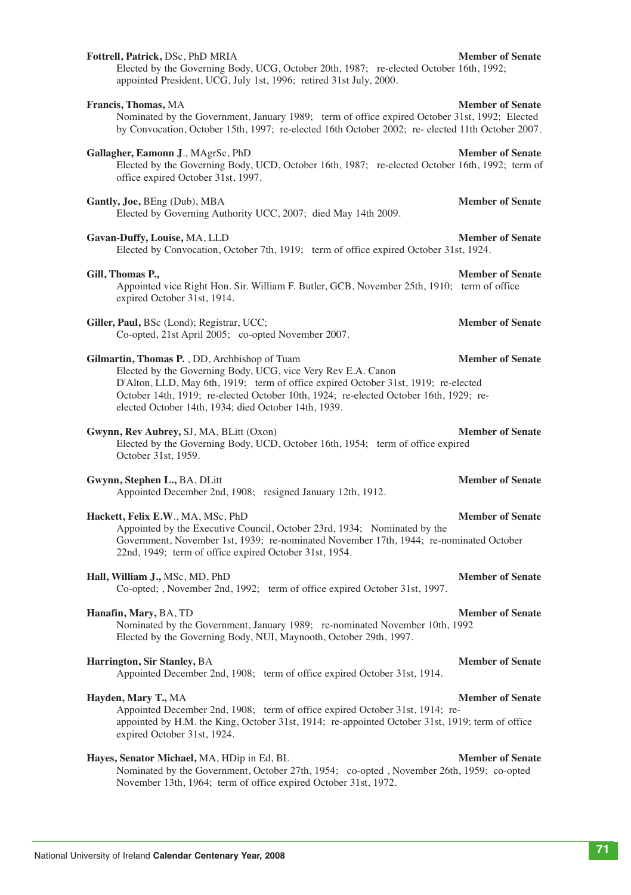**Fottrell, Patrick,** DSc, PhD MRIA **Member of Senate**
Elected by the Governing Body, UCG, October 20th, 1987; re-elected October 16th, 1992; appointed President, UCG, July 1st, 1996; retired 31st July, 2000.

**Francis, Thomas,** MA **Member of Senate**
Nominated by the Government, January 1989; term of office expired October 31st, 1992; Elected by Convocation, October 15th, 1997; re-elected 16th October 2002; re- elected 11th October 2007.

**Gallagher, Eamonn J**., MAgrSc, PhD **Member of Senate**
Elected by the Governing Body, UCD, October 16th, 1987; re-elected October 16th, 1992; term of office expired October 31st, 1997.

**Gantly, Joe,** BEng (Dub), MBA **Member of Senate**
Elected by Governing Authority UCC, 2007; died May 14th 2009.

**Gavan-Duffy, Louise,** MA, LLD **Member of Senate**
Elected by Convocation, October 7th, 1919; term of office expired October 31st, 1924.

**Gill, Thomas P.,** **Member of Senate**
Appointed vice Right Hon. Sir. William F. Butler, GCB, November 25th, 1910; term of office expired October 31st, 1914.

**Giller, Paul,** BSc (Lond); Registrar, UCC; **Member of Senate**
Co-opted, 21st April 2005; co-opted November 2007.

**Gilmartin, Thomas P.** , DD, Archbishop of Tuam **Member of Senate**
Elected by the Governing Body, UCG, vice Very Rev E.A. Canon D'Alton, LLD, May 6th, 1919; term of office expired October 31st, 1919; re-elected October 14th, 1919; re-elected October 10th, 1924; re-elected October 16th, 1929; re-elected October 14th, 1934; died October 14th, 1939.

**Gwynn, Rev Aubrey,** SJ, MA, BLitt (Oxon) **Member of Senate**
Elected by the Governing Body, UCD, October 16th, 1954; term of office expired October 31st, 1959.

**Gwynn, Stephen L.,** BA, DLitt **Member of Senate**
Appointed December 2nd, 1908; resigned January 12th, 1912.

**Hackett, Felix E.W**., MA, MSc, PhD **Member of Senate**
Appointed by the Executive Council, October 23rd, 1934; Nominated by the Government, November 1st, 1939; re-nominated November 17th, 1944; re-nominated October 22nd, 1949; term of office expired October 31st, 1954.

**Hall, William J.,** MSc, MD, PhD **Member of Senate**
Co-opted; , November 2nd, 1992; term of office expired October 31st, 1997.

**Hanafin, Mary,** BA, TD **Member of Senate**
Nominated by the Government, January 1989; re-nominated November 10th, 1992
Elected by the Governing Body, NUI, Maynooth, October 29th, 1997.

**Harrington, Sir Stanley,** BA **Member of Senate**
Appointed December 2nd, 1908; term of office expired October 31st, 1914.

**Hayden, Mary T.,** MA **Member of Senate**
Appointed December 2nd, 1908; term of office expired October 31st, 1914; re-appointed by H.M. the King, October 31st, 1914; re-appointed October 31st, 1919; term of office expired October 31st, 1924.

**Hayes, Senator Michael,** MA, HDip in Ed, BL **Member of Senate**
Nominated by the Government, October 27th, 1954; co-opted , November 26th, 1959; co-opted November 13th, 1964; term of office expired October 31st, 1972.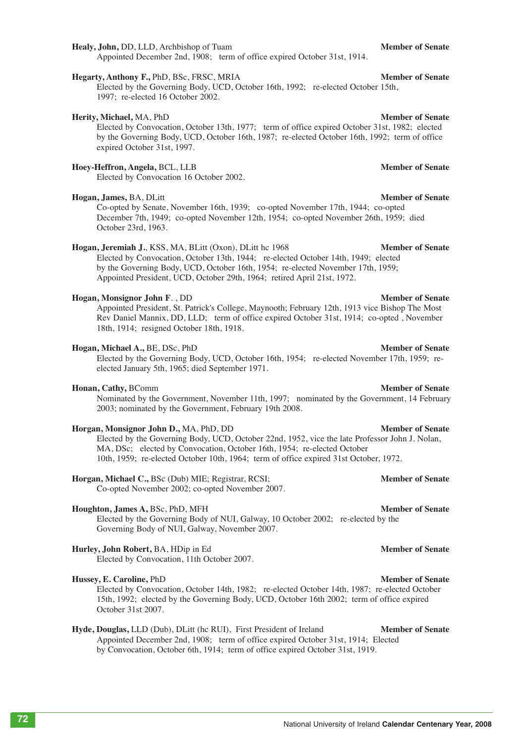**Healy, John,** DD, LLD, Archbishop of Tuam **Member of Senate**
Appointed December 2nd, 1908; term of office expired October 31st, 1914.

**Hegarty, Anthony F.,** PhD, BSc, FRSC, MRIA **Member of Senate**
Elected by the Governing Body, UCD, October 16th, 1992; re-elected October 15th, 1997; re-elected 16 October 2002.

**Herity, Michael,** MA, PhD **Member of Senate**
Elected by Convocation, October 13th, 1977; term of office expired October 31st, 1982; elected by the Governing Body, UCD, October 16th, 1987; re-elected October 16th, 1992; term of office expired October 31st, 1997.

**Hoey-Heffron, Angela,** BCL, LLB **Member of Senate**
Elected by Convocation 16 October 2002.

**Hogan, James,** BA, DLitt **Member of Senate**
Co-opted by Senate, November 16th, 1939; co-opted November 17th, 1944; co-opted December 7th, 1949; co-opted November 12th, 1954; co-opted November 26th, 1959; died October 23rd, 1963.

**Hogan, Jeremiah J.**, KSS, MA, BLitt (Oxon), DLitt hc 1968 **Member of Senate**
Elected by Convocation, October 13th, 1944; re-elected October 14th, 1949; elected by the Governing Body, UCD, October 16th, 1954; re-elected November 17th, 1959; Appointed President, UCD, October 29th, 1964; retired April 21st, 1972.

**Hogan, Monsignor John F**. , DD **Member of Senate**
Appointed President, St. Patrick's College, Maynooth; February 12th, 1913 vice Bishop The Most Rev Daniel Mannix, DD, LLD; term of office expired October 31st, 1914; co-opted , November 18th, 1914; resigned October 18th, 1918.

**Hogan, Michael A.,** BE, DSc, PhD **Member of Senate**
Elected by the Governing Body, UCD, October 16th, 1954; re-elected November 17th, 1959; re-elected January 5th, 1965; died September 1971.

**Honan, Cathy,** BComm **Member of Senate**
Nominated by the Government, November 11th, 1997; nominated by the Government, 14 February 2003; nominated by the Government, February 19th 2008.

**Horgan, Monsignor John D.,** MA, PhD, DD **Member of Senate**
Elected by the Governing Body, UCD, October 22nd, 1952, vice the late Professor John J. Nolan, MA, DSc; elected by Convocation, October 16th, 1954; re-elected October 10th, 1959; re-elected October 10th, 1964; term of office expired 31st October, 1972.

**Horgan, Michael C.,** BSc (Dub) MIE; Registrar, RCSI; **Member of Senate**
Co-opted November 2002; co-opted November 2007.

**Houghton, James A,** BSc, PhD, MFH **Member of Senate**
Elected by the Governing Body of NUI, Galway, 10 October 2002; re-elected by the Governing Body of NUI, Galway, November 2007.

**Hurley, John Robert,** BA, HDip in Ed **Member of Senate**
Elected by Convocation, 11th October 2007.

**Hussey, E. Caroline,** PhD **Member of Senate**
Elected by Convocation, October 14th, 1982; re-elected October 14th, 1987; re-elected October 15th, 1992; elected by the Governing Body, UCD, October 16th 2002; term of office expired October 31st 2007.

**Hyde, Douglas,** LLD (Dub), DLitt (hc RUI), First President of Ireland **Member of Senate**
Appointed December 2nd, 1908; term of office expired October 31st, 1914; Elected by Convocation, October 6th, 1914; term of office expired October 31st, 1919.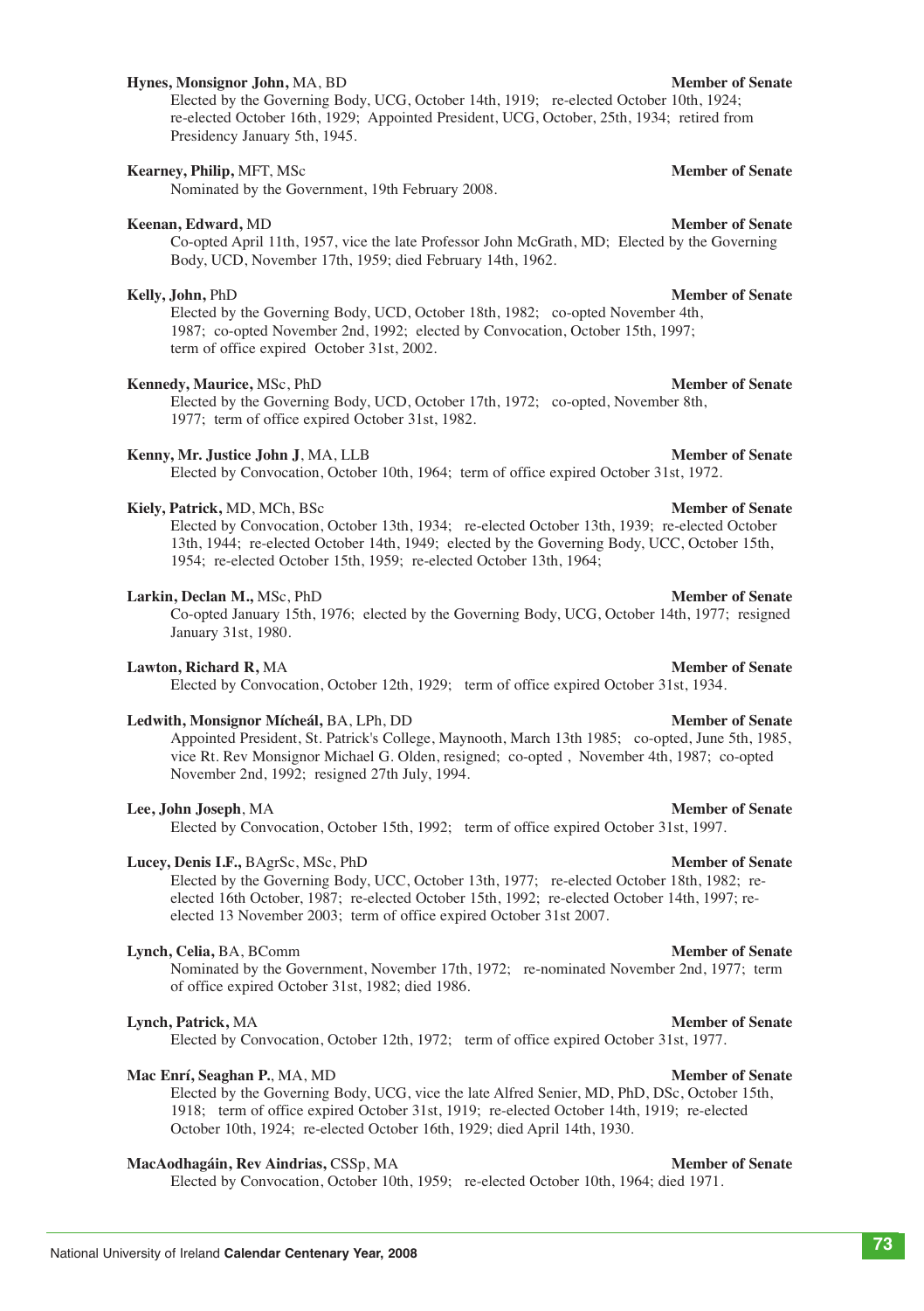**Hynes, Monsignor John,** MA, BD **Member of Senate**

Elected by the Governing Body, UCG, October 14th, 1919; re-elected October 10th, 1924; re-elected October 16th, 1929; Appointed President, UCG, October, 25th, 1934; retired from Presidency January 5th, 1945.

**Kearney, Philip,** MFT, MSc **Member of Senate**

Nominated by the Government, 19th February 2008.

**Keenan, Edward,** MD **Member of Senate**

Co-opted April 11th, 1957, vice the late Professor John McGrath, MD; Elected by the Governing Body, UCD, November 17th, 1959; died February 14th, 1962.

**Kelly, John,** PhD **Member of Senate**

Elected by the Governing Body, UCD, October 18th, 1982; co-opted November 4th, 1987; co-opted November 2nd, 1992; elected by Convocation, October 15th, 1997; term of office expired October 31st, 2002.

**Kennedy, Maurice,** MSc, PhD **Member of Senate**

Elected by the Governing Body, UCD, October 17th, 1972; co-opted, November 8th, 1977; term of office expired October 31st, 1982.

**Kenny, Mr. Justice John J**, MA, LLB **Member of Senate**

Elected by Convocation, October 10th, 1964; term of office expired October 31st, 1972.

**Kiely, Patrick,** MD, MCh, BSc **Member of Senate**

Elected by Convocation, October 13th, 1934; re-elected October 13th, 1939; re-elected October 13th, 1944; re-elected October 14th, 1949; elected by the Governing Body, UCC, October 15th, 1954; re-elected October 15th, 1959; re-elected October 13th, 1964;

**Larkin, Declan M.,** MSc, PhD **Member of Senate**

Co-opted January 15th, 1976; elected by the Governing Body, UCG, October 14th, 1977; resigned January 31st, 1980.

**Lawton, Richard R,** MA **Member of Senate**

Elected by Convocation, October 12th, 1929; term of office expired October 31st, 1934.

**Ledwith, Monsignor Mícheál,** BA, LPh, DD **Member of Senate**

Appointed President, St. Patrick's College, Maynooth, March 13th 1985; co-opted, June 5th, 1985, vice Rt. Rev Monsignor Michael G. Olden, resigned; co-opted , November 4th, 1987; co-opted November 2nd, 1992; resigned 27th July, 1994.

**Lee, John Joseph**, MA **Member of Senate**

Elected by Convocation, October 15th, 1992; term of office expired October 31st, 1997.

**Lucey, Denis I.F.,** BAgrSc, MSc, PhD **Member of Senate**

Elected by the Governing Body, UCC, October 13th, 1977; re-elected October 18th, 1982; re-elected 16th October, 1987; re-elected October 15th, 1992; re-elected October 14th, 1997; re-elected 13 November 2003; term of office expired October 31st 2007.

**Lynch, Celia,** BA, BComm **Member of Senate**

Nominated by the Government, November 17th, 1972; re-nominated November 2nd, 1977; term of office expired October 31st, 1982; died 1986.

**Lynch, Patrick,** MA **Member of Senate**

Elected by Convocation, October 12th, 1972; term of office expired October 31st, 1977.

**Mac Enrí, Seaghan P.**, MA, MD **Member of Senate**

Elected by the Governing Body, UCG, vice the late Alfred Senier, MD, PhD, DSc, October 15th, 1918; term of office expired October 31st, 1919; re-elected October 14th, 1919; re-elected October 10th, 1924; re-elected October 16th, 1929; died April 14th, 1930.

**MacAodhagáin, Rev Aindrias,** CSSp, MA **Member of Senate**

Elected by Convocation, October 10th, 1959; re-elected October 10th, 1964; died 1971.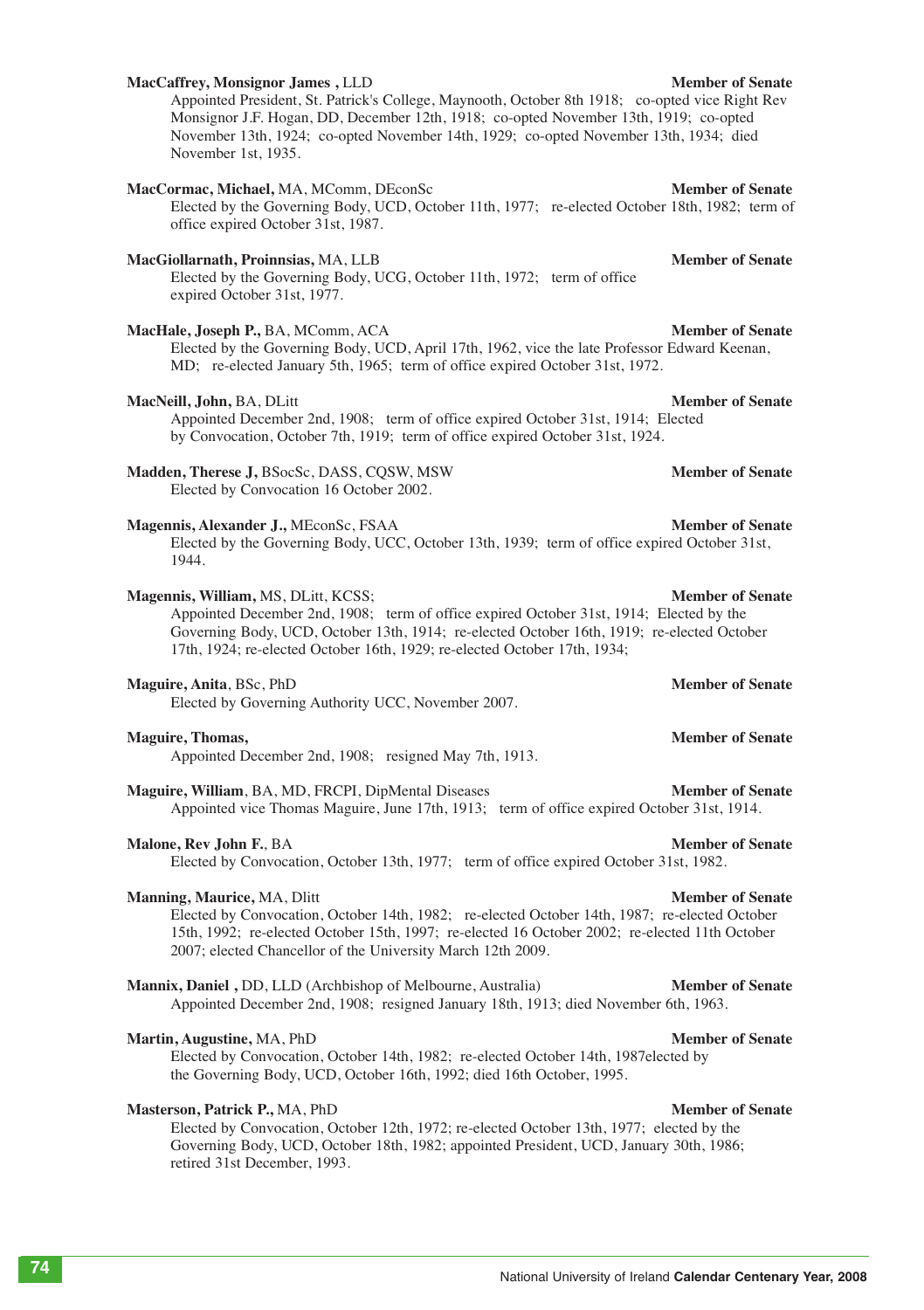**MacCaffrey, Monsignor James ,** LLD **Member of Senate**
Appointed President, St. Patrick's College, Maynooth, October 8th 1918; co-opted vice Right Rev Monsignor J.F. Hogan, DD, December 12th, 1918; co-opted November 13th, 1919; co-opted November 13th, 1924; co-opted November 14th, 1929; co-opted November 13th, 1934; died November 1st, 1935.

**MacCormac, Michael,** MA, MComm, DEconSc **Member of Senate**
Elected by the Governing Body, UCD, October 11th, 1977; re-elected October 18th, 1982; term of office expired October 31st, 1987.

**MacGiollarnath, Proinnsias,** MA, LLB **Member of Senate**
Elected by the Governing Body, UCG, October 11th, 1972; term of office expired October 31st, 1977.

**MacHale, Joseph P.,** BA, MComm, ACA **Member of Senate**
Elected by the Governing Body, UCD, April 17th, 1962, vice the late Professor Edward Keenan, MD; re-elected January 5th, 1965; term of office expired October 31st, 1972.

**MacNeill, John,** BA, DLitt **Member of Senate**
Appointed December 2nd, 1908; term of office expired October 31st, 1914; Elected by Convocation, October 7th, 1919; term of office expired October 31st, 1924.

**Madden, Therese J,** BSocSc, DASS, CQSW, MSW **Member of Senate**
Elected by Convocation 16 October 2002.

**Magennis, Alexander J.,** MEconSc, FSAA **Member of Senate**
Elected by the Governing Body, UCC, October 13th, 1939; term of office expired October 31st, 1944.

**Magennis, William,** MS, DLitt, KCSS; **Member of Senate**
Appointed December 2nd, 1908; term of office expired October 31st, 1914; Elected by the Governing Body, UCD, October 13th, 1914; re-elected October 16th, 1919; re-elected October 17th, 1924; re-elected October 16th, 1929; re-elected October 17th, 1934;

**Maguire, Anita**, BSc, PhD **Member of Senate**
Elected by Governing Authority UCC, November 2007.

**Maguire, Thomas,** **Member of Senate**
Appointed December 2nd, 1908; resigned May 7th, 1913.

**Maguire, William**, BA, MD, FRCPI, DipMental Diseases **Member of Senate**
Appointed vice Thomas Maguire, June 17th, 1913; term of office expired October 31st, 1914.

**Malone, Rev John F.**, BA **Member of Senate**
Elected by Convocation, October 13th, 1977; term of office expired October 31st, 1982.

**Manning, Maurice,** MA, Dlitt **Member of Senate**
Elected by Convocation, October 14th, 1982; re-elected October 14th, 1987; re-elected October 15th, 1992; re-elected October 15th, 1997; re-elected 16 October 2002; re-elected 11th October 2007; elected Chancellor of the University March 12th 2009.

**Mannix, Daniel ,** DD, LLD (Archbishop of Melbourne, Australia) **Member of Senate**
Appointed December 2nd, 1908; resigned January 18th, 1913; died November 6th, 1963.

**Martin, Augustine,** MA, PhD **Member of Senate**
Elected by Convocation, October 14th, 1982; re-elected October 14th, 1987elected by the Governing Body, UCD, October 16th, 1992; died 16th October, 1995.

**Masterson, Patrick P.,** MA, PhD **Member of Senate**
Elected by Convocation, October 12th, 1972; re-elected October 13th, 1977; elected by the Governing Body, UCD, October 18th, 1982; appointed President, UCD, January 30th, 1986; retired 31st December, 1993.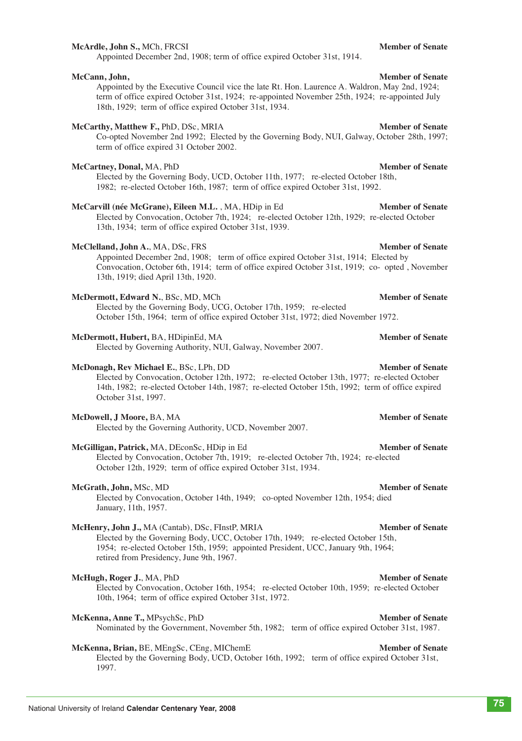**McArdle, John S.,** MCh, FRCSI **Member of Senate**

Appointed December 2nd, 1908; term of office expired October 31st, 1914.

**McCann, John,** **Member of Senate**

Appointed by the Executive Council vice the late Rt. Hon. Laurence A. Waldron, May 2nd, 1924; term of office expired October 31st, 1924; re-appointed November 25th, 1924; re-appointed July 18th, 1929; term of office expired October 31st, 1934.

**McCarthy, Matthew F.,** PhD, DSc, MRIA **Member of Senate**

Co-opted November 2nd 1992; Elected by the Governing Body, NUI, Galway, October 28th, 1997; term of office expired 31 October 2002.

**McCartney, Donal,** MA, PhD **Member of Senate**

Elected by the Governing Body, UCD, October 11th, 1977; re-elected October 18th, 1982; re-elected October 16th, 1987; term of office expired October 31st, 1992.

**McCarvill (née McGrane), Eileen M.L.** , MA, HDip in Ed **Member of Senate**

Elected by Convocation, October 7th, 1924; re-elected October 12th, 1929; re-elected October 13th, 1934; term of office expired October 31st, 1939.

**McClelland, John A.**, MA, DSc, FRS **Member of Senate**

Appointed December 2nd, 1908; term of office expired October 31st, 1914; Elected by Convocation, October 6th, 1914; term of office expired October 31st, 1919; co- opted , November 13th, 1919; died April 13th, 1920.

**McDermott, Edward N.**, BSc, MD, MCh **Member of Senate**

Elected by the Governing Body, UCG, October 17th, 1959; re-elected October 15th, 1964; term of office expired October 31st, 1972; died November 1972.

**McDermott, Hubert,** BA, HDipinEd, MA **Member of Senate**

Elected by Governing Authority, NUI, Galway, November 2007.

**McDonagh, Rev Michael E.**, BSc, LPh, DD **Member of Senate**

Elected by Convocation, October 12th, 1972; re-elected October 13th, 1977; re-elected October 14th, 1982; re-elected October 14th, 1987; re-elected October 15th, 1992; term of office expired October 31st, 1997.

**McDowell, J Moore,** BA, MA **Member of Senate**

Elected by the Governing Authority, UCD, November 2007.

**McGilligan, Patrick,** MA, DEconSc, HDip in Ed **Member of Senate**

Elected by Convocation, October 7th, 1919; re-elected October 7th, 1924; re-elected October 12th, 1929; term of office expired October 31st, 1934.

**McGrath, John,** MSc, MD **Member of Senate**

Elected by Convocation, October 14th, 1949; co-opted November 12th, 1954; died January, 11th, 1957.

**McHenry, John J.,** MA (Cantab), DSc, FInstP, MRIA **Member of Senate**

Elected by the Governing Body, UCC, October 17th, 1949; re-elected October 15th, 1954; re-elected October 15th, 1959; appointed President, UCC, January 9th, 1964; retired from Presidency, June 9th, 1967.

**McHugh, Roger J.**, MA, PhD **Member of Senate**

Elected by Convocation, October 16th, 1954; re-elected October 10th, 1959; re-elected October 10th, 1964; term of office expired October 31st, 1972.

**McKenna, Anne T.,** MPsychSc, PhD **Member of Senate**

Nominated by the Government, November 5th, 1982; term of office expired October 31st, 1987.

**McKenna, Brian,** BE, MEngSc, CEng, MIChemE **Member of Senate**

Elected by the Governing Body, UCD, October 16th, 1992; term of office expired October 31st, 1997.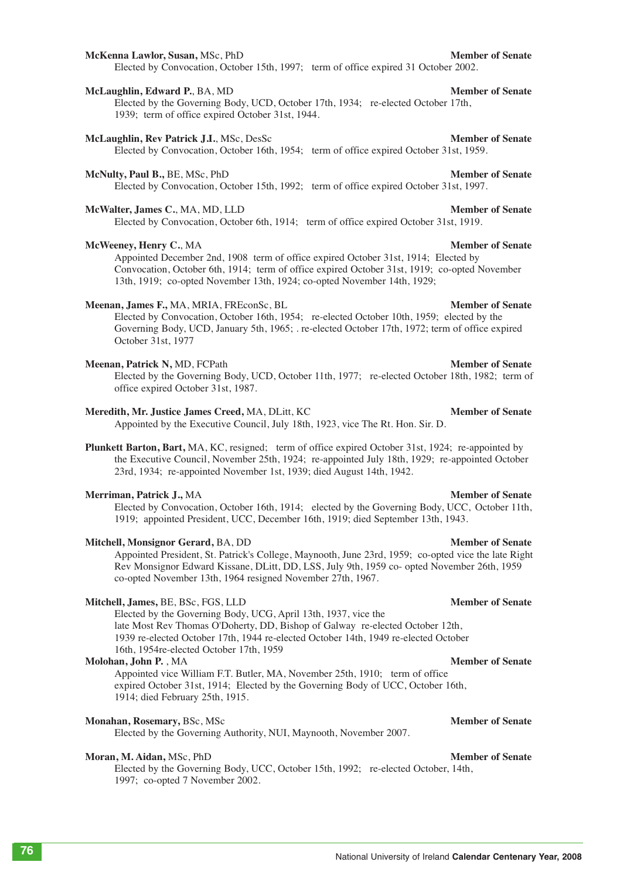**McKenna Lawlor, Susan,** MSc, PhD **Member of Senate**
Elected by Convocation, October 15th, 1997; term of office expired 31 October 2002.

**McLaughlin, Edward P.**, BA, MD **Member of Senate**
Elected by the Governing Body, UCD, October 17th, 1934; re-elected October 17th, 1939; term of office expired October 31st, 1944.

**McLaughlin, Rev Patrick J.I.**, MSc, DesSc **Member of Senate**
Elected by Convocation, October 16th, 1954; term of office expired October 31st, 1959.

**McNulty, Paul B.,** BE, MSc, PhD **Member of Senate**
Elected by Convocation, October 15th, 1992; term of office expired October 31st, 1997.

**McWalter, James C.**, MA, MD, LLD **Member of Senate**
Elected by Convocation, October 6th, 1914; term of office expired October 31st, 1919.

**McWeeney, Henry C.**, MA **Member of Senate**
Appointed December 2nd, 1908 term of office expired October 31st, 1914; Elected by Convocation, October 6th, 1914; term of office expired October 31st, 1919; co-opted November 13th, 1919; co-opted November 13th, 1924; co-opted November 14th, 1929;

**Meenan, James F.,** MA, MRIA, FREconSc, BL **Member of Senate**
Elected by Convocation, October 16th, 1954; re-elected October 10th, 1959; elected by the Governing Body, UCD, January 5th, 1965; . re-elected October 17th, 1972; term of office expired October 31st, 1977

**Meenan, Patrick N,** MD, FCPath **Member of Senate**
Elected by the Governing Body, UCD, October 11th, 1977; re-elected October 18th, 1982; term of office expired October 31st, 1987.

**Meredith, Mr. Justice James Creed,** MA, DLitt, KC **Member of Senate**
Appointed by the Executive Council, July 18th, 1923, vice The Rt. Hon. Sir. D.

**Plunkett Barton, Bart,** MA, KC, resigned; term of office expired October 31st, 1924; re-appointed by the Executive Council, November 25th, 1924; re-appointed July 18th, 1929; re-appointed October 23rd, 1934; re-appointed November 1st, 1939; died August 14th, 1942.

**Merriman, Patrick J.,** MA **Member of Senate**
Elected by Convocation, October 16th, 1914; elected by the Governing Body, UCC, October 11th, 1919; appointed President, UCC, December 16th, 1919; died September 13th, 1943.

**Mitchell, Monsignor Gerard,** BA, DD **Member of Senate**
Appointed President, St. Patrick's College, Maynooth, June 23rd, 1959; co-opted vice the late Right Rev Monsignor Edward Kissane, DLitt, DD, LSS, July 9th, 1959 co- opted November 26th, 1959 co-opted November 13th, 1964 resigned November 27th, 1967.

**Mitchell, James,** BE, BSc, FGS, LLD **Member of Senate**
Elected by the Governing Body, UCG, April 13th, 1937, vice the late Most Rev Thomas O'Doherty, DD, Bishop of Galway re-elected October 12th, 1939 re-elected October 17th, 1944 re-elected October 14th, 1949 re-elected October 16th, 1954re-elected October 17th, 1959

**Molohan, John P.** , MA **Member of Senate**
Appointed vice William F.T. Butler, MA, November 25th, 1910; term of office expired October 31st, 1914; Elected by the Governing Body of UCC, October 16th, 1914; died February 25th, 1915.

**Monahan, Rosemary,** BSc, MSc **Member of Senate**
Elected by the Governing Authority, NUI, Maynooth, November 2007.

**Moran, M. Aidan,** MSc, PhD **Member of Senate**
Elected by the Governing Body, UCC, October 15th, 1992; re-elected October, 14th, 1997; co-opted 7 November 2002.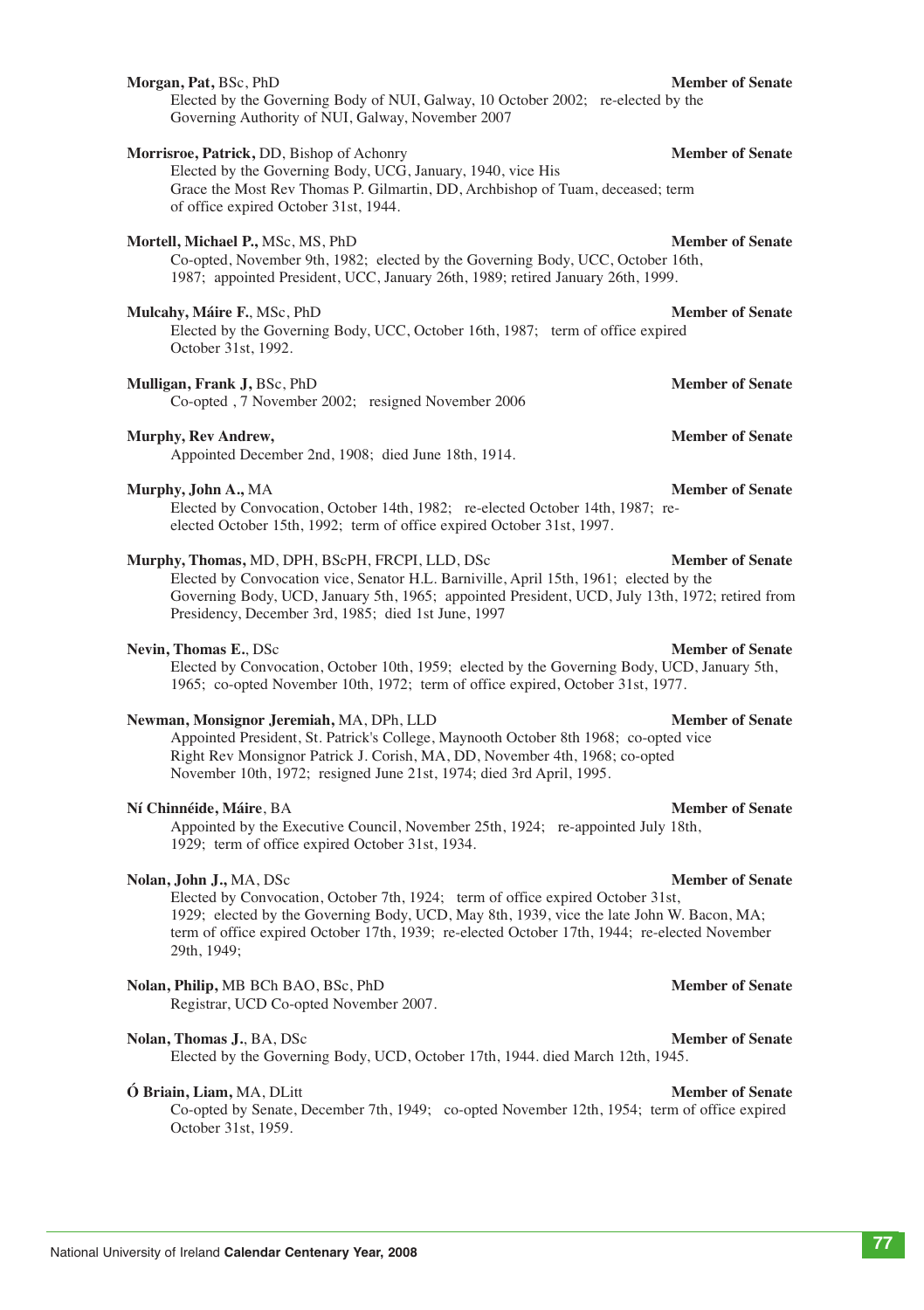**Morgan, Pat,** BSc, PhD **Member of Senate**
Elected by the Governing Body of NUI, Galway, 10 October 2002; re-elected by the Governing Authority of NUI, Galway, November 2007

**Morrisroe, Patrick,** DD, Bishop of Achonry **Member of Senate**
Elected by the Governing Body, UCG, January, 1940, vice His Grace the Most Rev Thomas P. Gilmartin, DD, Archbishop of Tuam, deceased; term of office expired October 31st, 1944.

**Mortell, Michael P.,** MSc, MS, PhD **Member of Senate**
Co-opted, November 9th, 1982; elected by the Governing Body, UCC, October 16th, 1987; appointed President, UCC, January 26th, 1989; retired January 26th, 1999.

**Mulcahy, Máire F.**, MSc, PhD **Member of Senate**
Elected by the Governing Body, UCC, October 16th, 1987; term of office expired October 31st, 1992.

**Mulligan, Frank J,** BSc, PhD **Member of Senate**
Co-opted , 7 November 2002; resigned November 2006

**Murphy, Rev Andrew,** **Member of Senate**
Appointed December 2nd, 1908; died June 18th, 1914.

**Murphy, John A.,** MA **Member of Senate**
Elected by Convocation, October 14th, 1982; re-elected October 14th, 1987; re-elected October 15th, 1992; term of office expired October 31st, 1997.

**Murphy, Thomas,** MD, DPH, BScPH, FRCPI, LLD, DSc **Member of Senate**
Elected by Convocation vice, Senator H.L. Barniville, April 15th, 1961; elected by the Governing Body, UCD, January 5th, 1965; appointed President, UCD, July 13th, 1972; retired from Presidency, December 3rd, 1985; died 1st June, 1997

**Nevin, Thomas E.**, DSc **Member of Senate**
Elected by Convocation, October 10th, 1959; elected by the Governing Body, UCD, January 5th, 1965; co-opted November 10th, 1972; term of office expired, October 31st, 1977.

**Newman, Monsignor Jeremiah,** MA, DPh, LLD **Member of Senate**
Appointed President, St. Patrick's College, Maynooth October 8th 1968; co-opted vice Right Rev Monsignor Patrick J. Corish, MA, DD, November 4th, 1968; co-opted November 10th, 1972; resigned June 21st, 1974; died 3rd April, 1995.

**Ní Chinnéide, Máire**, BA **Member of Senate**
Appointed by the Executive Council, November 25th, 1924; re-appointed July 18th, 1929; term of office expired October 31st, 1934.

**Nolan, John J.,** MA, DSc **Member of Senate**
Elected by Convocation, October 7th, 1924; term of office expired October 31st, 1929; elected by the Governing Body, UCD, May 8th, 1939, vice the late John W. Bacon, MA; term of office expired October 17th, 1939; re-elected October 17th, 1944; re-elected November 29th, 1949;

**Nolan, Philip,** MB BCh BAO, BSc, PhD **Member of Senate**
Registrar, UCD Co-opted November 2007.

**Nolan, Thomas J.**, BA, DSc **Member of Senate**
Elected by the Governing Body, UCD, October 17th, 1944. died March 12th, 1945.

**Ó Briain, Liam,** MA, DLitt **Member of Senate**
Co-opted by Senate, December 7th, 1949; co-opted November 12th, 1954; term of office expired October 31st, 1959.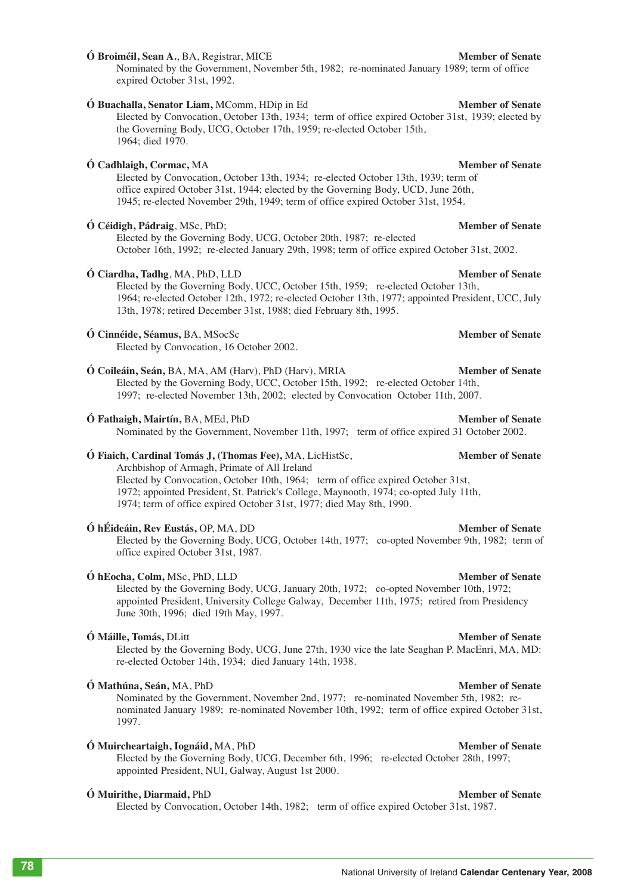**Ó Broiméil, Sean A.**, BA, Registrar, MICE **Member of Senate**
Nominated by the Government, November 5th, 1982; re-nominated January 1989; term of office expired October 31st, 1992.

**Ó Buachalla, Senator Liam,** MComm, HDip in Ed **Member of Senate**
Elected by Convocation, October 13th, 1934; term of office expired October 31st, 1939; elected by the Governing Body, UCG, October 17th, 1959; re-elected October 15th, 1964; died 1970.

**Ó Cadhlaigh, Cormac,** MA **Member of Senate**
Elected by Convocation, October 13th, 1934; re-elected October 13th, 1939; term of office expired October 31st, 1944; elected by the Governing Body, UCD, June 26th, 1945; re-elected November 29th, 1949; term of office expired October 31st, 1954.

**Ó Céidigh, Pádraig**, MSc, PhD; **Member of Senate**
Elected by the Governing Body, UCG, October 20th, 1987; re-elected October 16th, 1992; re-elected January 29th, 1998; term of office expired October 31st, 2002.

**Ó Ciardha, Tadhg**, MA, PhD, LLD **Member of Senate**
Elected by the Governing Body, UCC, October 15th, 1959; re-elected October 13th, 1964; re-elected October 12th, 1972; re-elected October 13th, 1977; appointed President, UCC, July 13th, 1978; retired December 31st, 1988; died February 8th, 1995.

**Ó Cinnéide, Séamus,** BA, MSocSc **Member of Senate**
Elected by Convocation, 16 October 2002.

**Ó Coileáin, Seán,** BA, MA, AM (Harv), PhD (Harv), MRIA **Member of Senate**
Elected by the Governing Body, UCC, October 15th, 1992; re-elected October 14th, 1997; re-elected November 13th, 2002; elected by Convocation October 11th, 2007.

**Ó Fathaigh, Mairtín,** BA, MEd, PhD **Member of Senate**
Nominated by the Government, November 11th, 1997; term of office expired 31 October 2002.

**Ó Fiaich, Cardinal Tomás J, (Thomas Fee),** MA, LicHistSc, **Member of Senate**
Archbishop of Armagh, Primate of All Ireland
Elected by Convocation, October 10th, 1964; term of office expired October 31st, 1972; appointed President, St. Patrick's College, Maynooth, 1974; co-opted July 11th, 1974; term of office expired October 31st, 1977; died May 8th, 1990.

**Ó hÉideáin, Rev Eustás,** OP, MA, DD **Member of Senate**
Elected by the Governing Body, UCG, October 14th, 1977; co-opted November 9th, 1982; term of office expired October 31st, 1987.

**Ó hEocha, Colm,** MSc, PhD, LLD **Member of Senate**
Elected by the Governing Body, UCG, January 20th, 1972; co-opted November 10th, 1972; appointed President, University College Galway, December 11th, 1975; retired from Presidency June 30th, 1996; died 19th May, 1997.

**Ó Máille, Tomás,** DLitt **Member of Senate**
Elected by the Governing Body, UCG, June 27th, 1930 vice the late Seaghan P. MacEnri, MA, MD: re-elected October 14th, 1934; died January 14th, 1938.

**Ó Mathúna, Seán,** MA, PhD **Member of Senate**
Nominated by the Government, November 2nd, 1977; re-nominated November 5th, 1982; re-nominated January 1989; re-nominated November 10th, 1992; term of office expired October 31st, 1997.

**Ó Muircheartaigh, Iognáid,** MA, PhD **Member of Senate**
Elected by the Governing Body, UCG, December 6th, 1996; re-elected October 28th, 1997; appointed President, NUI, Galway, August 1st 2000.

**Ó Muirithe, Diarmaid,** PhD **Member of Senate**
Elected by Convocation, October 14th, 1982; term of office expired October 31st, 1987.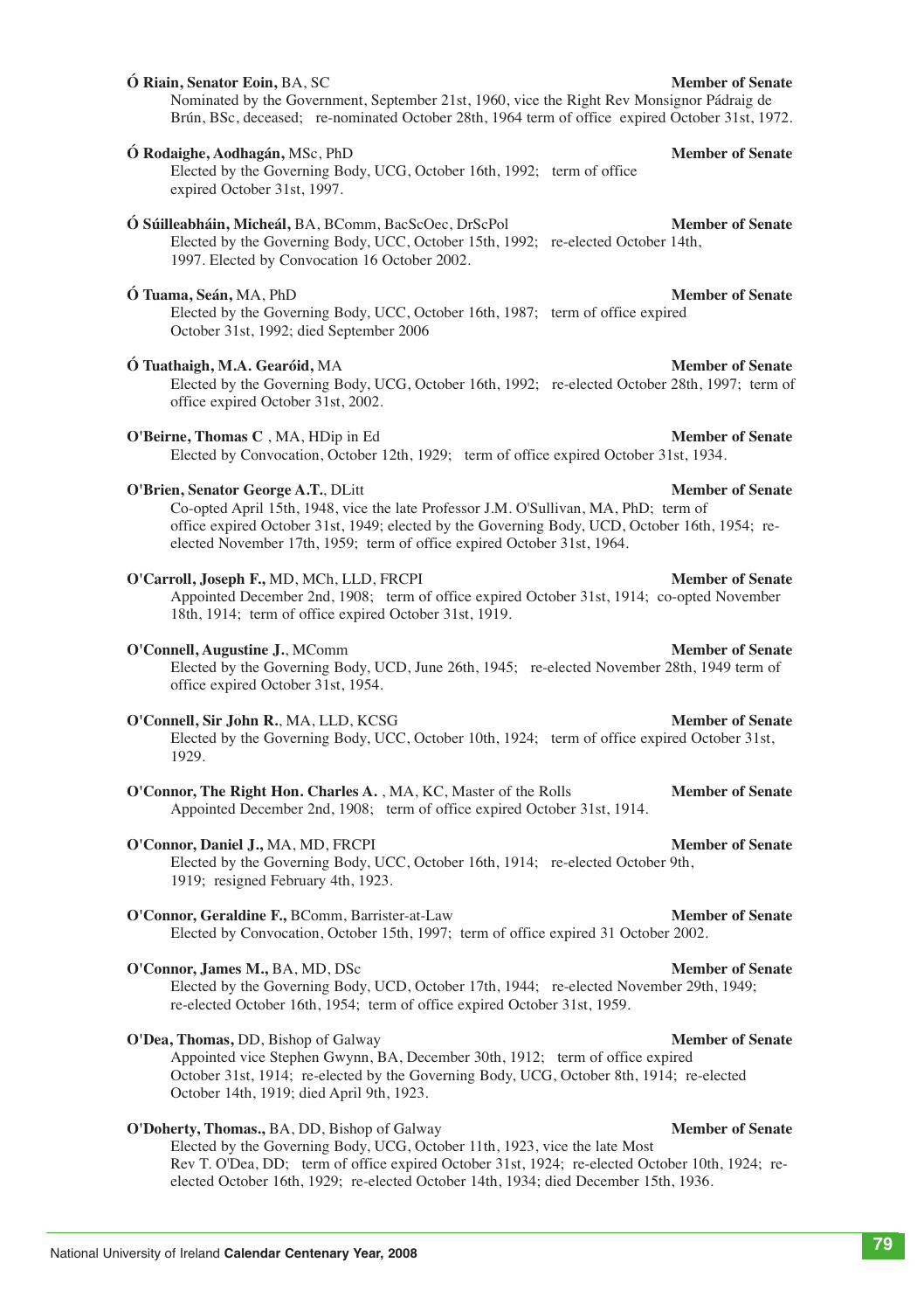**Ó Riain, Senator Eoin,** BA, SC **Member of Senate**
Nominated by the Government, September 21st, 1960, vice the Right Rev Monsignor Pádraig de Brún, BSc, deceased; re-nominated October 28th, 1964 term of office expired October 31st, 1972.

**Ó Rodaighe, Aodhagán,** MSc, PhD **Member of Senate**
Elected by the Governing Body, UCG, October 16th, 1992; term of office expired October 31st, 1997.

**Ó Súilleabháin, Micheál,** BA, BComm, BacScOec, DrScPol **Member of Senate**
Elected by the Governing Body, UCC, October 15th, 1992; re-elected October 14th, 1997. Elected by Convocation 16 October 2002.

**Ó Tuama, Seán,** MA, PhD **Member of Senate**
Elected by the Governing Body, UCC, October 16th, 1987; term of office expired October 31st, 1992; died September 2006

**Ó Tuathaigh, M.A. Gearóid,** MA **Member of Senate**
Elected by the Governing Body, UCG, October 16th, 1992; re-elected October 28th, 1997; term of office expired October 31st, 2002.

**O'Beirne, Thomas C** , MA, HDip in Ed **Member of Senate**
Elected by Convocation, October 12th, 1929; term of office expired October 31st, 1934.

**O'Brien, Senator George A.T.**, DLitt **Member of Senate**
Co-opted April 15th, 1948, vice the late Professor J.M. O'Sullivan, MA, PhD; term of office expired October 31st, 1949; elected by the Governing Body, UCD, October 16th, 1954; re-elected November 17th, 1959; term of office expired October 31st, 1964.

**O'Carroll, Joseph F.,** MD, MCh, LLD, FRCPI **Member of Senate**
Appointed December 2nd, 1908; term of office expired October 31st, 1914; co-opted November 18th, 1914; term of office expired October 31st, 1919.

**O'Connell, Augustine J.**, MComm **Member of Senate**
Elected by the Governing Body, UCD, June 26th, 1945; re-elected November 28th, 1949 term of office expired October 31st, 1954.

**O'Connell, Sir John R.**, MA, LLD, KCSG **Member of Senate**
Elected by the Governing Body, UCC, October 10th, 1924; term of office expired October 31st, 1929.

**O'Connor, The Right Hon. Charles A.** , MA, KC, Master of the Rolls **Member of Senate**
Appointed December 2nd, 1908; term of office expired October 31st, 1914.

**O'Connor, Daniel J.,** MA, MD, FRCPI **Member of Senate**
Elected by the Governing Body, UCC, October 16th, 1914; re-elected October 9th, 1919; resigned February 4th, 1923.

**O'Connor, Geraldine F.,** BComm, Barrister-at-Law **Member of Senate**
Elected by Convocation, October 15th, 1997; term of office expired 31 October 2002.

**O'Connor, James M.,** BA, MD, DSc **Member of Senate**
Elected by the Governing Body, UCD, October 17th, 1944; re-elected November 29th, 1949; re-elected October 16th, 1954; term of office expired October 31st, 1959.

**O'Dea, Thomas,** DD, Bishop of Galway **Member of Senate**
Appointed vice Stephen Gwynn, BA, December 30th, 1912; term of office expired October 31st, 1914; re-elected by the Governing Body, UCG, October 8th, 1914; re-elected October 14th, 1919; died April 9th, 1923.

**O'Doherty, Thomas.,** BA, DD, Bishop of Galway **Member of Senate**
Elected by the Governing Body, UCG, October 11th, 1923, vice the late Most Rev T. O'Dea, DD; term of office expired October 31st, 1924; re-elected October 10th, 1924; re-elected October 16th, 1929; re-elected October 14th, 1934; died December 15th, 1936.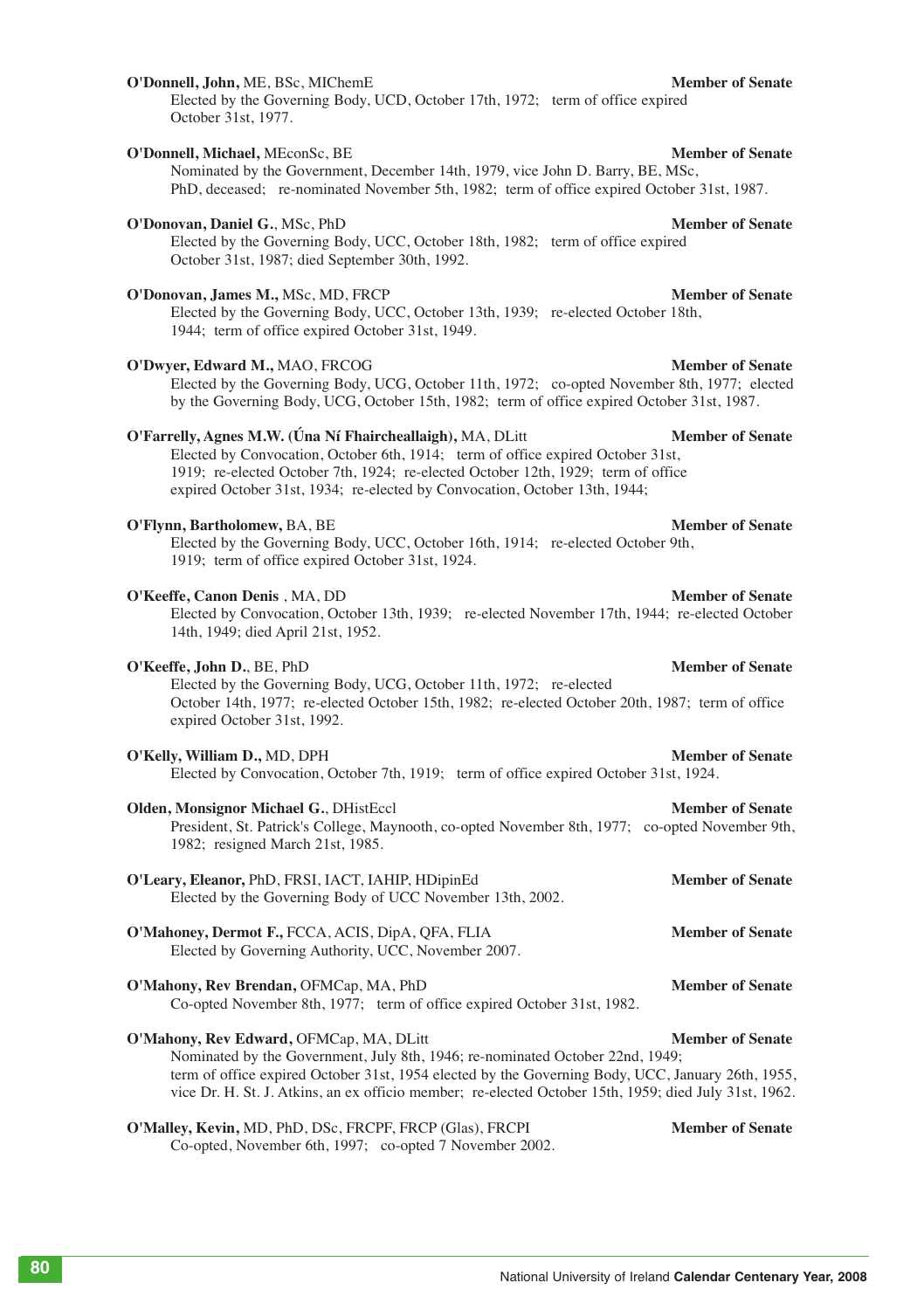**O'Donnell, John,** ME, BSc, MIChemE **Member of Senate**
Elected by the Governing Body, UCD, October 17th, 1972; term of office expired October 31st, 1977.

**O'Donnell, Michael,** MEconSc, BE **Member of Senate**
Nominated by the Government, December 14th, 1979, vice John D. Barry, BE, MSc, PhD, deceased; re-nominated November 5th, 1982; term of office expired October 31st, 1987.

**O'Donovan, Daniel G.**, MSc, PhD **Member of Senate**
Elected by the Governing Body, UCC, October 18th, 1982; term of office expired October 31st, 1987; died September 30th, 1992.

**O'Donovan, James M.,** MSc, MD, FRCP **Member of Senate**
Elected by the Governing Body, UCC, October 13th, 1939; re-elected October 18th, 1944; term of office expired October 31st, 1949.

**O'Dwyer, Edward M.,** MAO, FRCOG **Member of Senate**
Elected by the Governing Body, UCG, October 11th, 1972; co-opted November 8th, 1977; elected by the Governing Body, UCG, October 15th, 1982; term of office expired October 31st, 1987.

**O'Farrelly, Agnes M.W. (Úna Ní Fhaircheallaigh),** MA, DLitt **Member of Senate**
Elected by Convocation, October 6th, 1914; term of office expired October 31st, 1919; re-elected October 7th, 1924; re-elected October 12th, 1929; term of office expired October 31st, 1934; re-elected by Convocation, October 13th, 1944;

**O'Flynn, Bartholomew,** BA, BE **Member of Senate**
Elected by the Governing Body, UCC, October 16th, 1914; re-elected October 9th, 1919; term of office expired October 31st, 1924.

**O'Keeffe, Canon Denis** , MA, DD **Member of Senate**
Elected by Convocation, October 13th, 1939; re-elected November 17th, 1944; re-elected October 14th, 1949; died April 21st, 1952.

**O'Keeffe, John D.**, BE, PhD **Member of Senate**
Elected by the Governing Body, UCG, October 11th, 1972; re-elected October 14th, 1977; re-elected October 15th, 1982; re-elected October 20th, 1987; term of office expired October 31st, 1992.

**O'Kelly, William D.,** MD, DPH **Member of Senate**
Elected by Convocation, October 7th, 1919; term of office expired October 31st, 1924.

**Olden, Monsignor Michael G.**, DHistEccl **Member of Senate**
President, St. Patrick's College, Maynooth, co-opted November 8th, 1977; co-opted November 9th, 1982; resigned March 21st, 1985.

**O'Leary, Eleanor,** PhD, FRSI, IACT, IAHIP, HDipinEd **Member of Senate**
Elected by the Governing Body of UCC November 13th, 2002.

**O'Mahoney, Dermot F.,** FCCA, ACIS, DipA, QFA, FLIA **Member of Senate**
Elected by Governing Authority, UCC, November 2007.

**O'Mahony, Rev Brendan,** OFMCap, MA, PhD **Member of Senate**
Co-opted November 8th, 1977; term of office expired October 31st, 1982.

**O'Mahony, Rev Edward,** OFMCap, MA, DLitt **Member of Senate**
Nominated by the Government, July 8th, 1946; re-nominated October 22nd, 1949; term of office expired October 31st, 1954 elected by the Governing Body, UCC, January 26th, 1955, vice Dr. H. St. J. Atkins, an ex officio member; re-elected October 15th, 1959; died July 31st, 1962.

**O'Malley, Kevin,** MD, PhD, DSc, FRCPF, FRCP (Glas), FRCPI **Member of Senate**
Co-opted, November 6th, 1997; co-opted 7 November 2002.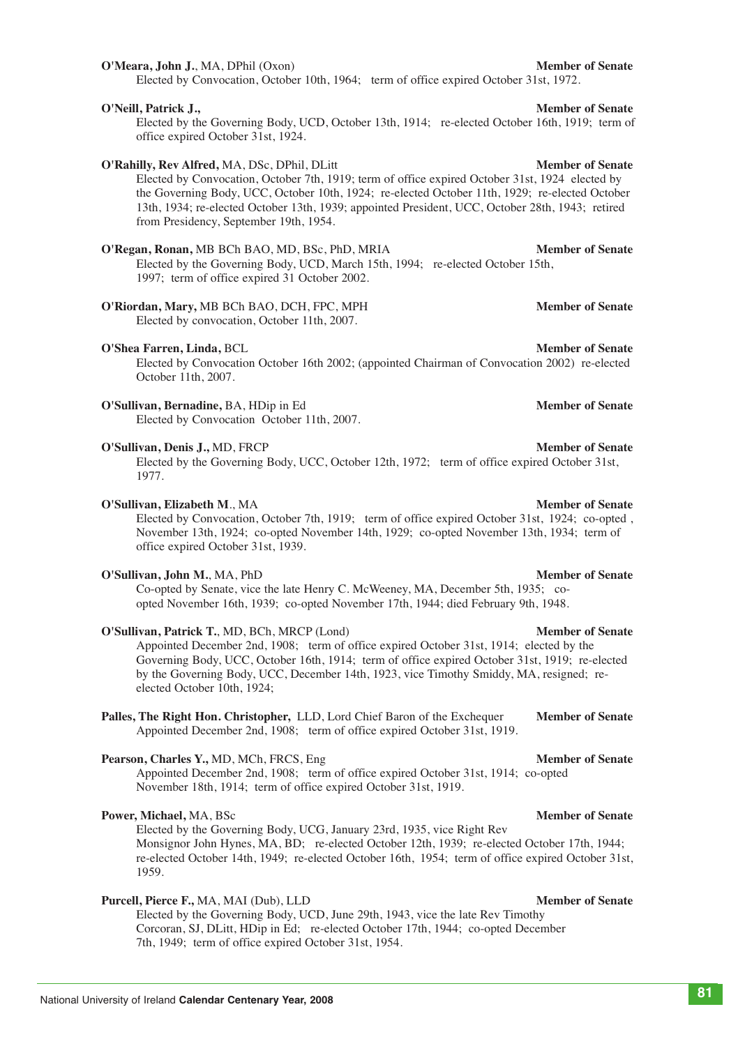**O'Meara, John J.**, MA, DPhil (Oxon) **Member of Senate**
Elected by Convocation, October 10th, 1964; term of office expired October 31st, 1972.

**O'Neill, Patrick J.,** **Member of Senate**
Elected by the Governing Body, UCD, October 13th, 1914; re-elected October 16th, 1919; term of office expired October 31st, 1924.

**O'Rahilly, Rev Alfred,** MA, DSc, DPhil, DLitt **Member of Senate**
Elected by Convocation, October 7th, 1919; term of office expired October 31st, 1924 elected by the Governing Body, UCC, October 10th, 1924; re-elected October 11th, 1929; re-elected October 13th, 1934; re-elected October 13th, 1939; appointed President, UCC, October 28th, 1943; retired from Presidency, September 19th, 1954.

**O'Regan, Ronan,** MB BCh BAO, MD, BSc, PhD, MRIA **Member of Senate**
Elected by the Governing Body, UCD, March 15th, 1994; re-elected October 15th, 1997; term of office expired 31 October 2002.

**O'Riordan, Mary,** MB BCh BAO, DCH, FPC, MPH **Member of Senate**
Elected by convocation, October 11th, 2007.

**O'Shea Farren, Linda,** BCL **Member of Senate**
Elected by Convocation October 16th 2002; (appointed Chairman of Convocation 2002) re-elected October 11th, 2007.

**O'Sullivan, Bernadine,** BA, HDip in Ed **Member of Senate**
Elected by Convocation October 11th, 2007.

**O'Sullivan, Denis J.,** MD, FRCP **Member of Senate**
Elected by the Governing Body, UCC, October 12th, 1972; term of office expired October 31st, 1977.

**O'Sullivan, Elizabeth M.**, MA **Member of Senate**
Elected by Convocation, October 7th, 1919; term of office expired October 31st, 1924; co-opted , November 13th, 1924; co-opted November 14th, 1929; co-opted November 13th, 1934; term of office expired October 31st, 1939.

**O'Sullivan, John M.**, MA, PhD **Member of Senate**
Co-opted by Senate, vice the late Henry C. McWeeney, MA, December 5th, 1935; co-opted November 16th, 1939; co-opted November 17th, 1944; died February 9th, 1948.

**O'Sullivan, Patrick T.**, MD, BCh, MRCP (Lond) **Member of Senate**
Appointed December 2nd, 1908; term of office expired October 31st, 1914; elected by the Governing Body, UCC, October 16th, 1914; term of office expired October 31st, 1919; re-elected by the Governing Body, UCC, December 14th, 1923, vice Timothy Smiddy, MA, resigned; re-elected October 10th, 1924;

**Palles, The Right Hon. Christopher,** LLD, Lord Chief Baron of the Exchequer **Member of Senate**
Appointed December 2nd, 1908; term of office expired October 31st, 1919.

**Pearson, Charles Y.,** MD, MCh, FRCS, Eng **Member of Senate**
Appointed December 2nd, 1908; term of office expired October 31st, 1914; co-opted November 18th, 1914; term of office expired October 31st, 1919.

**Power, Michael,** MA, BSc **Member of Senate**
Elected by the Governing Body, UCG, January 23rd, 1935, vice Right Rev Monsignor John Hynes, MA, BD; re-elected October 12th, 1939; re-elected October 17th, 1944; re-elected October 14th, 1949; re-elected October 16th, 1954; term of office expired October 31st, 1959.

**Purcell, Pierce F.,** MA, MAI (Dub), LLD **Member of Senate**
Elected by the Governing Body, UCD, June 29th, 1943, vice the late Rev Timothy Corcoran, SJ, DLitt, HDip in Ed; re-elected October 17th, 1944; co-opted December 7th, 1949; term of office expired October 31st, 1954.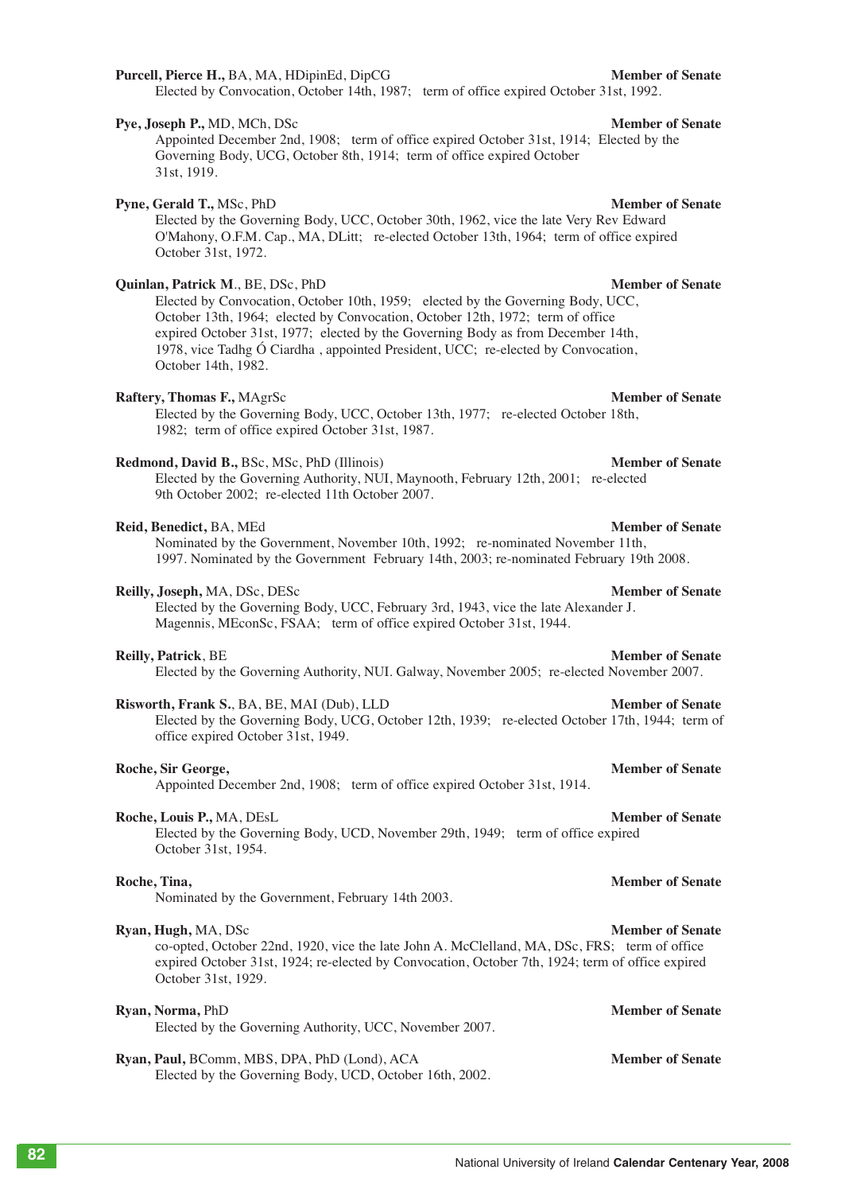**Purcell, Pierce H.,** BA, MA, HDipinEd, DipCG **Member of Senate**
Elected by Convocation, October 14th, 1987; term of office expired October 31st, 1992.

**Pye, Joseph P.,** MD, MCh, DSc **Member of Senate**
Appointed December 2nd, 1908; term of office expired October 31st, 1914; Elected by the Governing Body, UCG, October 8th, 1914; term of office expired October 31st, 1919.

**Pyne, Gerald T.,** MSc, PhD **Member of Senate**
Elected by the Governing Body, UCC, October 30th, 1962, vice the late Very Rev Edward O'Mahony, O.F.M. Cap., MA, DLitt; re-elected October 13th, 1964; term of office expired October 31st, 1972.

**Quinlan, Patrick M**., BE, DSc, PhD **Member of Senate**
Elected by Convocation, October 10th, 1959; elected by the Governing Body, UCC, October 13th, 1964; elected by Convocation, October 12th, 1972; term of office expired October 31st, 1977; elected by the Governing Body as from December 14th, 1978, vice Tadhg Ó Ciardha , appointed President, UCC; re-elected by Convocation, October 14th, 1982.

**Raftery, Thomas F.,** MAgrSc **Member of Senate**
Elected by the Governing Body, UCC, October 13th, 1977; re-elected October 18th, 1982; term of office expired October 31st, 1987.

**Redmond, David B.,** BSc, MSc, PhD (Illinois) **Member of Senate**
Elected by the Governing Authority, NUI, Maynooth, February 12th, 2001; re-elected 9th October 2002; re-elected 11th October 2007.

**Reid, Benedict,** BA, MEd **Member of Senate**
Nominated by the Government, November 10th, 1992; re-nominated November 11th, 1997. Nominated by the Government February 14th, 2003; re-nominated February 19th 2008.

**Reilly, Joseph,** MA, DSc, DESc **Member of Senate**
Elected by the Governing Body, UCC, February 3rd, 1943, vice the late Alexander J. Magennis, MEconSc, FSAA; term of office expired October 31st, 1944.

**Reilly, Patrick**, BE **Member of Senate**
Elected by the Governing Authority, NUI. Galway, November 2005; re-elected November 2007.

**Risworth, Frank S.**, BA, BE, MAI (Dub), LLD **Member of Senate**
Elected by the Governing Body, UCG, October 12th, 1939; re-elected October 17th, 1944; term of office expired October 31st, 1949.

**Roche, Sir George,** **Member of Senate**
Appointed December 2nd, 1908; term of office expired October 31st, 1914.

**Roche, Louis P.,** MA, DEsL **Member of Senate**
Elected by the Governing Body, UCD, November 29th, 1949; term of office expired October 31st, 1954.

**Roche, Tina,** **Member of Senate**
Nominated by the Government, February 14th 2003.

**Ryan, Hugh,** MA, DSc **Member of Senate**
co-opted, October 22nd, 1920, vice the late John A. McClelland, MA, DSc, FRS; term of office expired October 31st, 1924; re-elected by Convocation, October 7th, 1924; term of office expired October 31st, 1929.

**Ryan, Norma,** PhD **Member of Senate**
Elected by the Governing Authority, UCC, November 2007.

**Ryan, Paul,** BComm, MBS, DPA, PhD (Lond), ACA **Member of Senate**
Elected by the Governing Body, UCD, October 16th, 2002.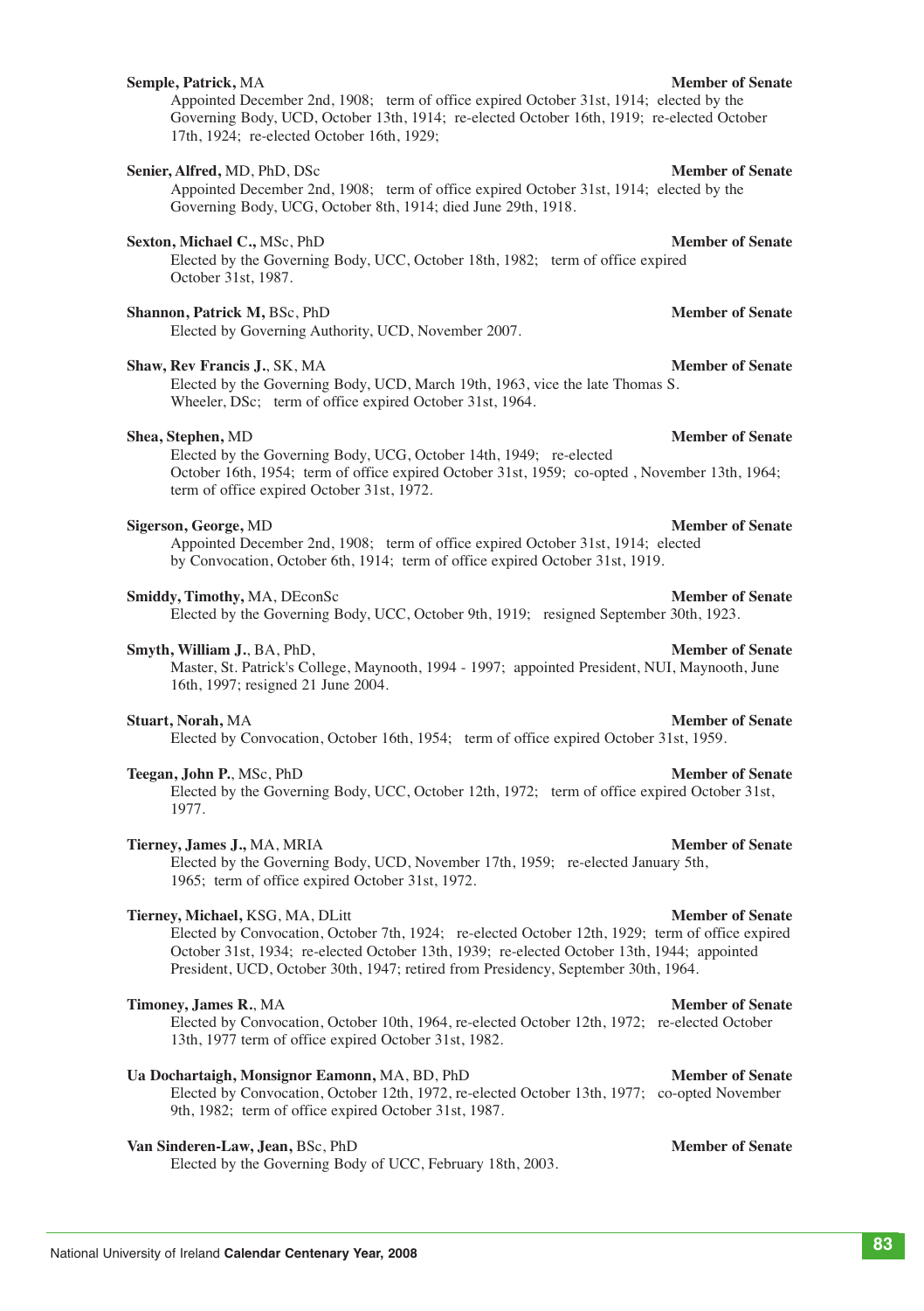**Semple, Patrick,** MA **Member of Senate**
Appointed December 2nd, 1908; term of office expired October 31st, 1914; elected by the Governing Body, UCD, October 13th, 1914; re-elected October 16th, 1919; re-elected October 17th, 1924; re-elected October 16th, 1929;

**Senier, Alfred,** MD, PhD, DSc **Member of Senate**
Appointed December 2nd, 1908; term of office expired October 31st, 1914; elected by the Governing Body, UCG, October 8th, 1914; died June 29th, 1918.

**Sexton, Michael C.,** MSc, PhD **Member of Senate**
Elected by the Governing Body, UCC, October 18th, 1982; term of office expired October 31st, 1987.

**Shannon, Patrick M,** BSc, PhD **Member of Senate**
Elected by Governing Authority, UCD, November 2007.

**Shaw, Rev Francis J.**, SK, MA **Member of Senate**
Elected by the Governing Body, UCD, March 19th, 1963, vice the late Thomas S. Wheeler, DSc; term of office expired October 31st, 1964.

**Shea, Stephen,** MD **Member of Senate**
Elected by the Governing Body, UCG, October 14th, 1949; re-elected October 16th, 1954; term of office expired October 31st, 1959; co-opted , November 13th, 1964; term of office expired October 31st, 1972.

**Sigerson, George,** MD **Member of Senate**
Appointed December 2nd, 1908; term of office expired October 31st, 1914; elected by Convocation, October 6th, 1914; term of office expired October 31st, 1919.

**Smiddy, Timothy,** MA, DEconSc **Member of Senate**
Elected by the Governing Body, UCC, October 9th, 1919; resigned September 30th, 1923.

**Smyth, William J.**, BA, PhD, **Member of Senate**
Master, St. Patrick's College, Maynooth, 1994 - 1997; appointed President, NUI, Maynooth, June 16th, 1997; resigned 21 June 2004.

**Stuart, Norah,** MA **Member of Senate**
Elected by Convocation, October 16th, 1954; term of office expired October 31st, 1959.

**Teegan, John P.**, MSc, PhD **Member of Senate**
Elected by the Governing Body, UCC, October 12th, 1972; term of office expired October 31st, 1977.

**Tierney, James J.,** MA, MRIA **Member of Senate**
Elected by the Governing Body, UCD, November 17th, 1959; re-elected January 5th, 1965; term of office expired October 31st, 1972.

**Tierney, Michael,** KSG, MA, DLitt **Member of Senate**
Elected by Convocation, October 7th, 1924; re-elected October 12th, 1929; term of office expired October 31st, 1934; re-elected October 13th, 1939; re-elected October 13th, 1944; appointed President, UCD, October 30th, 1947; retired from Presidency, September 30th, 1964.

**Timoney, James R.**, MA **Member of Senate**
Elected by Convocation, October 10th, 1964, re-elected October 12th, 1972; re-elected October 13th, 1977 term of office expired October 31st, 1982.

**Ua Dochartaigh, Monsignor Eamonn,** MA, BD, PhD **Member of Senate**
Elected by Convocation, October 12th, 1972, re-elected October 13th, 1977; co-opted November 9th, 1982; term of office expired October 31st, 1987.

**Van Sinderen-Law, Jean,** BSc, PhD **Member of Senate**
Elected by the Governing Body of UCC, February 18th, 2003.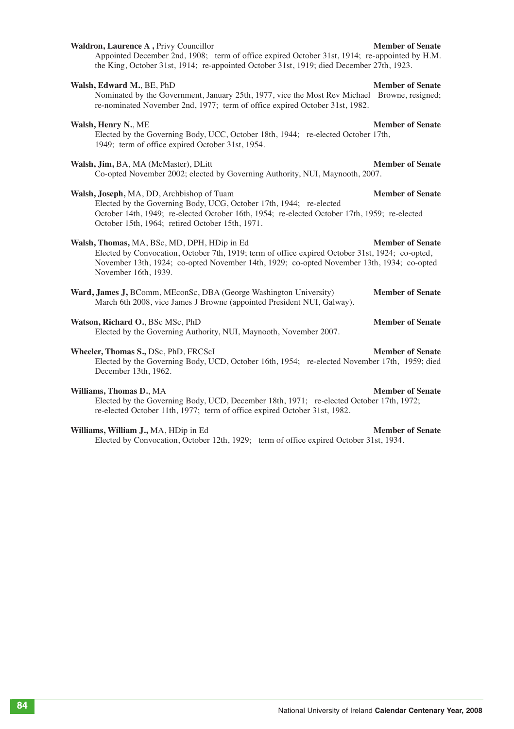**Waldron, Laurence A ,** Privy Councillor **Member of Senate**
Appointed December 2nd, 1908; term of office expired October 31st, 1914; re-appointed by H.M. the King, October 31st, 1914; re-appointed October 31st, 1919; died December 27th, 1923.

**Walsh, Edward M.**, BE, PhD **Member of Senate**
Nominated by the Government, January 25th, 1977, vice the Most Rev Michael Browne, resigned; re-nominated November 2nd, 1977; term of office expired October 31st, 1982.

**Walsh, Henry N.**, ME **Member of Senate**
Elected by the Governing Body, UCC, October 18th, 1944; re-elected October 17th, 1949; term of office expired October 31st, 1954.

**Walsh, Jim,** BA, MA (McMaster), DLitt **Member of Senate**
Co-opted November 2002; elected by Governing Authority, NUI, Maynooth, 2007.

**Walsh, Joseph,** MA, DD, Archbishop of Tuam **Member of Senate**
Elected by the Governing Body, UCG, October 17th, 1944; re-elected October 14th, 1949; re-elected October 16th, 1954; re-elected October 17th, 1959; re-elected October 15th, 1964; retired October 15th, 1971.

**Walsh, Thomas,** MA, BSc, MD, DPH, HDip in Ed **Member of Senate**
Elected by Convocation, October 7th, 1919; term of office expired October 31st, 1924; co-opted, November 13th, 1924; co-opted November 14th, 1929; co-opted November 13th, 1934; co-opted November 16th, 1939.

**Ward, James J,** BComm, MEconSc, DBA (George Washington University) **Member of Senate**
March 6th 2008, vice James J Browne (appointed President NUI, Galway).

**Watson, Richard O.**, BSc MSc, PhD **Member of Senate**
Elected by the Governing Authority, NUI, Maynooth, November 2007.

**Wheeler, Thomas S.,** DSc, PhD, FRCScI **Member of Senate**
Elected by the Governing Body, UCD, October 16th, 1954; re-elected November 17th, 1959; died December 13th, 1962.

**Williams, Thomas D.**, MA **Member of Senate**
Elected by the Governing Body, UCD, December 18th, 1971; re-elected October 17th, 1972; re-elected October 11th, 1977; term of office expired October 31st, 1982.

**Williams, William J.,** MA, HDip in Ed **Member of Senate**
Elected by Convocation, October 12th, 1929; term of office expired October 31st, 1934.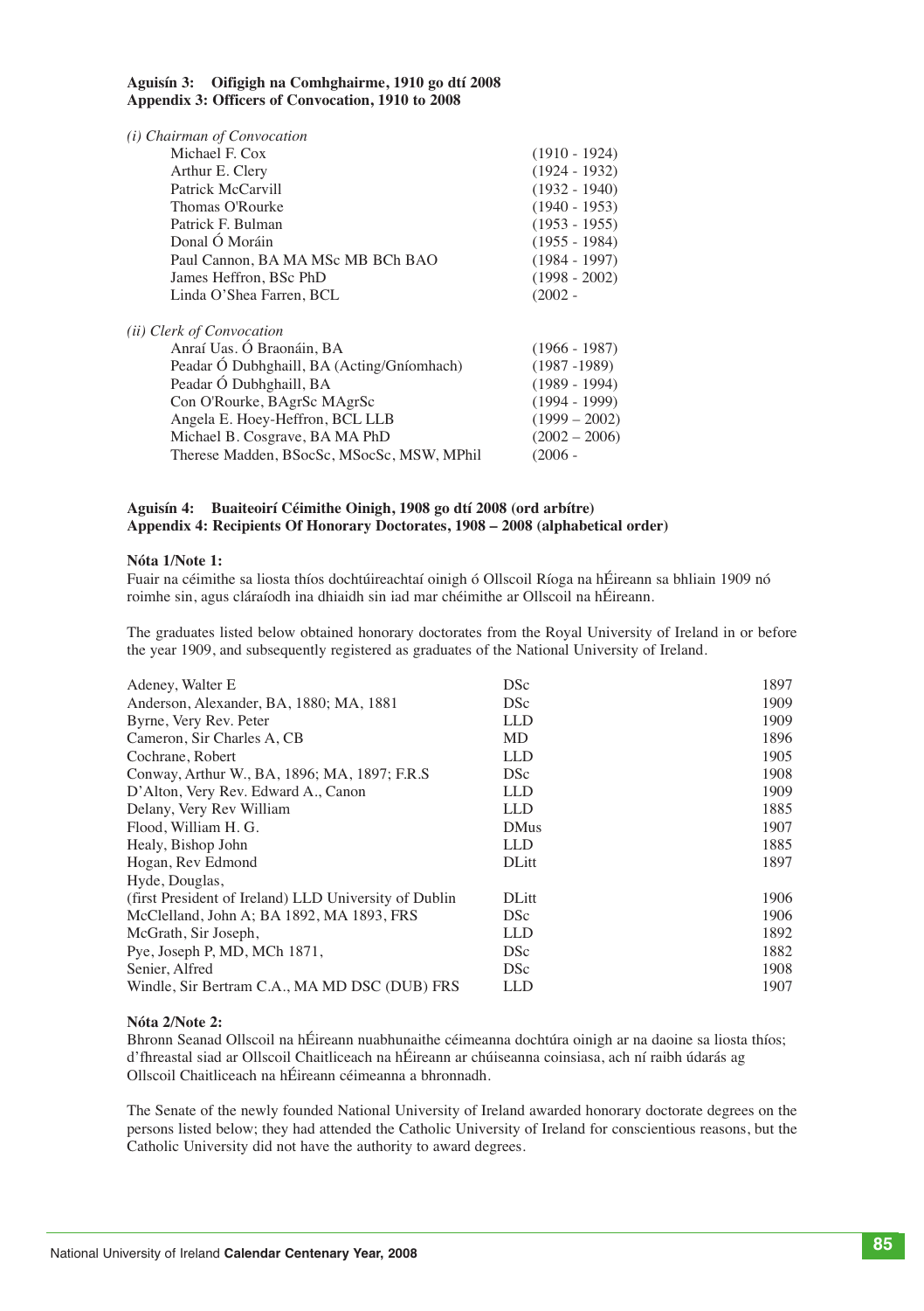### Aguisín 3: Oifigigh na Comhghairme, 1910 go dtí 2008
### Appendix 3: Officers of Convocation, 1910 to 2008

*(i) Chairman of Convocation*

| | |
|---|---|
| Michael F. Cox | (1910 - 1924) |
| Arthur E. Clery | (1924 - 1932) |
| Patrick McCarvill | (1932 - 1940) |
| Thomas O'Rourke | (1940 - 1953) |
| Patrick F. Bulman | (1953 - 1955) |
| Donal Ó Moráin | (1955 - 1984) |
| Paul Cannon, BA MA MSc MB BCh BAO | (1984 - 1997) |
| James Heffron, BSc PhD | (1998 - 2002) |
| Linda O'Shea Farren, BCL | (2002 - |

*(ii) Clerk of Convocation*

| | |
|---|---|
| Anraí Uas. Ó Braonáin, BA | (1966 - 1987) |
| Peadar Ó Dubhghaill, BA (Acting/Gníomhach) | (1987 -1989) |
| Peadar Ó Dubhghaill, BA | (1989 - 1994) |
| Con O'Rourke, BAgrSc MAgrSc | (1994 - 1999) |
| Angela E. Hoey-Heffron, BCL LLB | (1999 – 2002) |
| Michael B. Cosgrave, BA MA PhD | (2002 – 2006) |
| Therese Madden, BSocSc, MSocSc, MSW, MPhil | (2006 - |

### Aguisín 4: Buaiteoirí Céimithe Oinigh, 1908 go dtí 2008 (ord arbítre)
### Appendix 4: Recipients Of Honorary Doctorates, 1908 – 2008 (alphabetical order)

**Nóta 1/Note 1:**

Fuair na céimithe sa liosta thíos dochtúireachtaí oinigh ó Ollscoil Ríoga na hÉireann sa bhliain 1909 nó roimhe sin, agus cláraíodh ina dhiaidh sin iad mar chéimithe ar Ollscoil na hÉireann.

The graduates listed below obtained honorary doctorates from the Royal University of Ireland in or before the year 1909, and subsequently registered as graduates of the National University of Ireland.

| | | |
|---|---|---|
| Adeney, Walter E | DSc | 1897 |
| Anderson, Alexander, BA, 1880; MA, 1881 | DSc | 1909 |
| Byrne, Very Rev. Peter | LLD | 1909 |
| Cameron, Sir Charles A, CB | MD | 1896 |
| Cochrane, Robert | LLD | 1905 |
| Conway, Arthur W., BA, 1896; MA, 1897; F.R.S | DSc | 1908 |
| D'Alton, Very Rev. Edward A., Canon | LLD | 1909 |
| Delany, Very Rev William | LLD | 1885 |
| Flood, William H. G. | DMus | 1907 |
| Healy, Bishop John | LLD | 1885 |
| Hogan, Rev Edmond | DLitt | 1897 |
| Hyde, Douglas, (first President of Ireland) LLD University of Dublin | DLitt | 1906 |
| McClelland, John A; BA 1892, MA 1893, FRS | DSc | 1906 |
| McGrath, Sir Joseph, | LLD | 1892 |
| Pye, Joseph P, MD, MCh 1871, | DSc | 1882 |
| Senier, Alfred | DSc | 1908 |
| Windle, Sir Bertram C.A., MA MD DSC (DUB) FRS | LLD | 1907 |

**Nóta 2/Note 2:**

Bhronn Seanad Ollscoil na hÉireann nuabhunaithe céimeanna dochtúra oinigh ar na daoine sa liosta thíos; d'fhreastal siad ar Ollscoil Chaitliceach na hÉireann ar chúiseanna coinsiasa, ach ní raibh údarás ag Ollscoil Chaitliceach na hÉireann céimeanna a bhronnadh.

The Senate of the newly founded National University of Ireland awarded honorary doctorate degrees on the persons listed below; they had attended the Catholic University of Ireland for conscientious reasons, but the Catholic University did not have the authority to award degrees.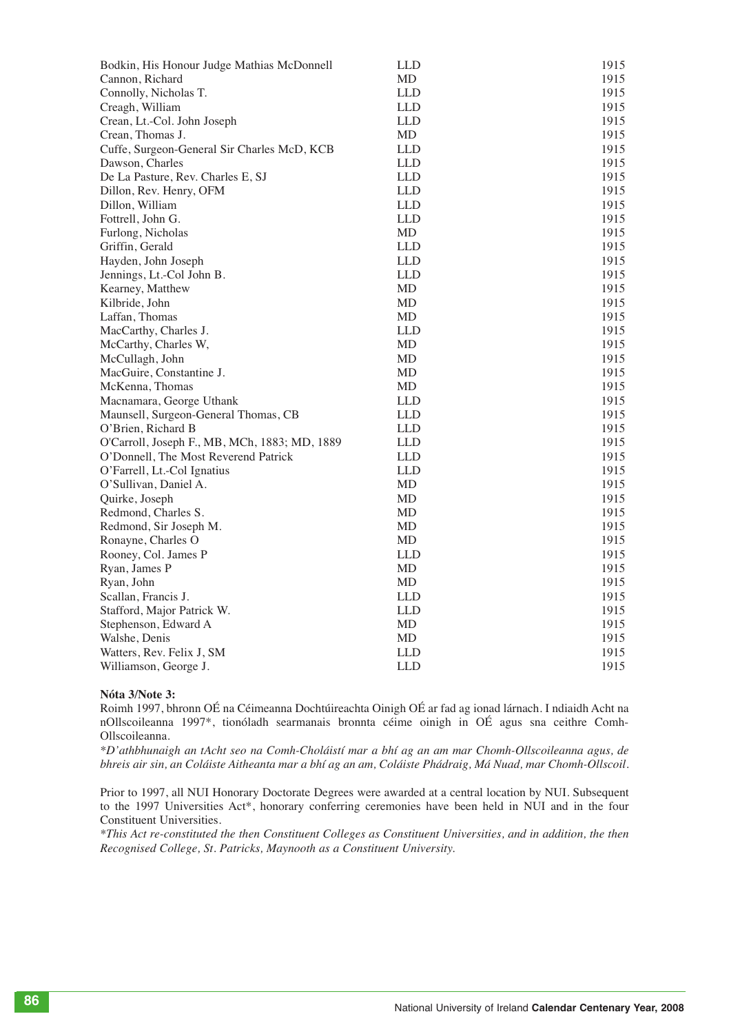| | | |
|---|---|---|
| Bodkin, His Honour Judge Mathias McDonnell | LLD | 1915 |
| Cannon, Richard | MD | 1915 |
| Connolly, Nicholas T. | LLD | 1915 |
| Creagh, William | LLD | 1915 |
| Crean, Lt.-Col. John Joseph | LLD | 1915 |
| Crean, Thomas J. | MD | 1915 |
| Cuffe, Surgeon-General Sir Charles McD, KCB | LLD | 1915 |
| Dawson, Charles | LLD | 1915 |
| De La Pasture, Rev. Charles E, SJ | LLD | 1915 |
| Dillon, Rev. Henry, OFM | LLD | 1915 |
| Dillon, William | LLD | 1915 |
| Fottrell, John G. | LLD | 1915 |
| Furlong, Nicholas | MD | 1915 |
| Griffin, Gerald | LLD | 1915 |
| Hayden, John Joseph | LLD | 1915 |
| Jennings, Lt.-Col John B. | LLD | 1915 |
| Kearney, Matthew | MD | 1915 |
| Kilbride, John | MD | 1915 |
| Laffan, Thomas | MD | 1915 |
| MacCarthy, Charles J. | LLD | 1915 |
| McCarthy, Charles W, | MD | 1915 |
| McCullagh, John | MD | 1915 |
| MacGuire, Constantine J. | MD | 1915 |
| McKenna, Thomas | MD | 1915 |
| Macnamara, George Uthank | LLD | 1915 |
| Maunsell, Surgeon-General Thomas, CB | LLD | 1915 |
| O'Brien, Richard B | LLD | 1915 |
| O'Carroll, Joseph F., MB, MCh, 1883; MD, 1889 | LLD | 1915 |
| O'Donnell, The Most Reverend Patrick | LLD | 1915 |
| O'Farrell, Lt.-Col Ignatius | LLD | 1915 |
| O'Sullivan, Daniel A. | MD | 1915 |
| Quirke, Joseph | MD | 1915 |
| Redmond, Charles S. | MD | 1915 |
| Redmond, Sir Joseph M. | MD | 1915 |
| Ronayne, Charles O | MD | 1915 |
| Rooney, Col. James P | LLD | 1915 |
| Ryan, James P | MD | 1915 |
| Ryan, John | MD | 1915 |
| Scallan, Francis J. | LLD | 1915 |
| Stafford, Major Patrick W. | LLD | 1915 |
| Stephenson, Edward A | MD | 1915 |
| Walshe, Denis | MD | 1915 |
| Watters, Rev. Felix J, SM | LLD | 1915 |
| Williamson, George J. | LLD | 1915 |

**Nóta 3/Note 3:**

Roimh 1997, bhronn OÉ na Céimeanna Dochtúireachta Oinigh OÉ ar fad ag ionad lárnach. I ndiaidh Acht na nOllscoileanna 1997*, tionóladh searmanais bronnta céime oinigh in OÉ agus sna ceithre Comh-Ollscoileanna.

*\*D'athbhunaigh an tAcht seo na Comh-Choláistí mar a bhí ag an am mar Chomh-Ollscoileanna agus, de bhreis air sin, an Coláiste Aitheanta mar a bhí ag an am, Coláiste Phádraig, Má Nuad, mar Chomh-Ollscoil.*

Prior to 1997, all NUI Honorary Doctorate Degrees were awarded at a central location by NUI. Subsequent to the 1997 Universities Act*, honorary conferring ceremonies have been held in NUI and in the four Constituent Universities.

*\*This Act re-constituted the then Constituent Colleges as Constituent Universities, and in addition, the then Recognised College, St. Patricks, Maynooth as a Constituent University.*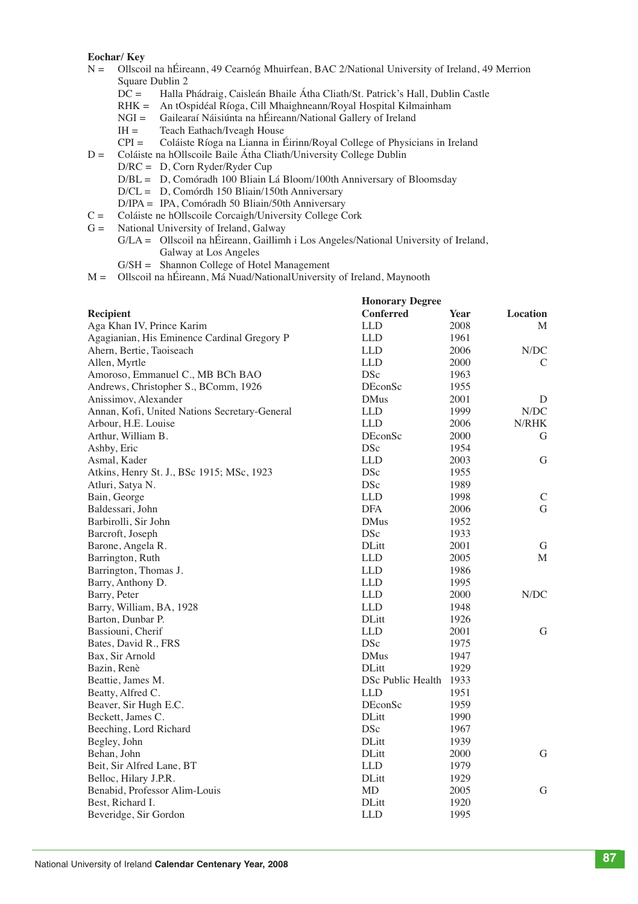**Eochar/ Key**

N = Ollscoil na hÉireann, 49 Cearnóg Mhuirfean, BAC 2/National University of Ireland, 49 Merrion Square Dublin 2

- DC = Halla Phádraig, Caisleán Bhaile Átha Cliath/St. Patrick's Hall, Dublin Castle
- RHK = An tOspidéal Ríoga, Cill Mhaighneann/Royal Hospital Kilmainham
- NGI = Gailearaí Náisiúnta na hÉireann/National Gallery of Ireland
- IH = Teach Eathach/Iveagh House
- CPI = Coláiste Ríoga na Lianna in Éirinn/Royal College of Physicians in Ireland

D = Coláiste na hOllscoile Baile Átha Cliath/University College Dublin

- D/RC = D, Corn Ryder/Ryder Cup
- D/BL = D, Comóradh 100 Bliain Lá Bloom/100th Anniversary of Bloomsday
- D/CL = D, Comórdh 150 Bliain/150th Anniversary
- D/IPA = IPA, Comóradh 50 Bliain/50th Anniversary

C = Coláiste ne hOllscoile Corcaigh/University College Cork

G = National University of Ireland, Galway

- G/LA = Ollscoil na hÉireann, Gaillimh i Los Angeles/National University of Ireland, Galway at Los Angeles
- G/SH = Shannon College of Hotel Management

M = Ollscoil na hÉireann, Má Nuad/NationalUniversity of Ireland, Maynooth

| Recipient | Honorary Degree Conferred | Year | Location |
|---|---|---|---|
| Aga Khan IV, Prince Karim | LLD | 2008 | M |
| Agagianian, His Eminence Cardinal Gregory P | LLD | 1961 | |
| Ahern, Bertie, Taoiseach | LLD | 2006 | N/DC |
| Allen, Myrtle | LLD | 2000 | C |
| Amoroso, Emmanuel C., MB BCh BAO | DSc | 1963 | |
| Andrews, Christopher S., BComm, 1926 | DEconSc | 1955 | |
| Anissimov, Alexander | DMus | 2001 | D |
| Annan, Kofi, United Nations Secretary-General | LLD | 1999 | N/DC |
| Arbour, H.E. Louise | LLD | 2006 | N/RHK |
| Arthur, William B. | DEconSc | 2000 | G |
| Ashby, Eric | DSc | 1954 | |
| Asmal, Kader | LLD | 2003 | G |
| Atkins, Henry St. J., BSc 1915; MSc, 1923 | DSc | 1955 | |
| Atluri, Satya N. | DSc | 1989 | |
| Bain, George | LLD | 1998 | C |
| Baldessari, John | DFA | 2006 | G |
| Barbirolli, Sir John | DMus | 1952 | |
| Barcroft, Joseph | DSc | 1933 | |
| Barone, Angela R. | DLitt | 2001 | G |
| Barrington, Ruth | LLD | 2005 | M |
| Barrington, Thomas J. | LLD | 1986 | |
| Barry, Anthony D. | LLD | 1995 | |
| Barry, Peter | LLD | 2000 | N/DC |
| Barry, William, BA, 1928 | LLD | 1948 | |
| Barton, Dunbar P. | DLitt | 1926 | |
| Bassiouni, Cherif | LLD | 2001 | G |
| Bates, David R., FRS | DSc | 1975 | |
| Bax, Sir Arnold | DMus | 1947 | |
| Bazin, Renè | DLitt | 1929 | |
| Beattie, James M. | DSc Public Health | 1933 | |
| Beatty, Alfred C. | LLD | 1951 | |
| Beaver, Sir Hugh E.C. | DEconSc | 1959 | |
| Beckett, James C. | DLitt | 1990 | |
| Beeching, Lord Richard | DSc | 1967 | |
| Begley, John | DLitt | 1939 | |
| Behan, John | DLitt | 2000 | G |
| Beit, Sir Alfred Lane, BT | LLD | 1979 | |
| Belloc, Hilary J.P.R. | DLitt | 1929 | |
| Benabid, Professor Alim-Louis | MD | 2005 | G |
| Best, Richard I. | DLitt | 1920 | |
| Beveridge, Sir Gordon | LLD | 1995 | |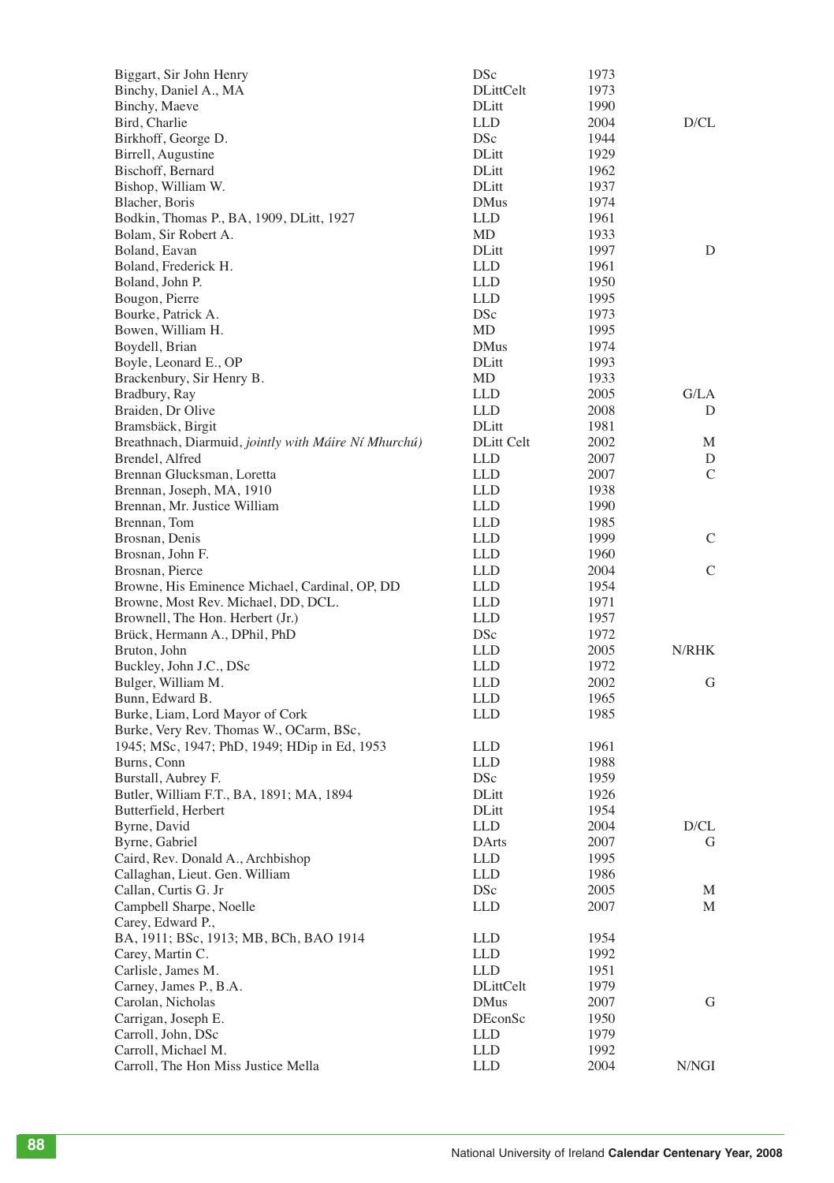| | | | |
|---|---|---|---|
| Biggart, Sir John Henry | DSc | 1973 | |
| Binchy, Daniel A., MA | DLittCelt | 1973 | |
| Binchy, Maeve | DLitt | 1990 | |
| Bird, Charlie | LLD | 2004 | D/CL |
| Birkhoff, George D. | DSc | 1944 | |
| Birrell, Augustine | DLitt | 1929 | |
| Bischoff, Bernard | DLitt | 1962 | |
| Bishop, William W. | DLitt | 1937 | |
| Blacher, Boris | DMus | 1974 | |
| Bodkin, Thomas P., BA, 1909, DLitt, 1927 | LLD | 1961 | |
| Bolam, Sir Robert A. | MD | 1933 | |
| Boland, Eavan | DLitt | 1997 | D |
| Boland, Frederick H. | LLD | 1961 | |
| Boland, John P. | LLD | 1950 | |
| Bougon, Pierre | LLD | 1995 | |
| Bourke, Patrick A. | DSc | 1973 | |
| Bowen, William H. | MD | 1995 | |
| Boydell, Brian | DMus | 1974 | |
| Boyle, Leonard E., OP | DLitt | 1993 | |
| Brackenbury, Sir Henry B. | MD | 1933 | |
| Bradbury, Ray | LLD | 2005 | G/LA |
| Braiden, Dr Olive | LLD | 2008 | D |
| Bramsbäck, Birgit | DLitt | 1981 | |
| Breathnach, Diarmuid, *jointly with Máire Ní Mhurchú)* | DLitt Celt | 2002 | M |
| Brendel, Alfred | LLD | 2007 | D |
| Brennan Glucksman, Loretta | LLD | 2007 | C |
| Brennan, Joseph, MA, 1910 | LLD | 1938 | |
| Brennan, Mr. Justice William | LLD | 1990 | |
| Brennan, Tom | LLD | 1985 | |
| Brosnan, Denis | LLD | 1999 | C |
| Brosnan, John F. | LLD | 1960 | |
| Brosnan, Pierce | LLD | 2004 | C |
| Browne, His Eminence Michael, Cardinal, OP, DD | LLD | 1954 | |
| Browne, Most Rev. Michael, DD, DCL. | LLD | 1971 | |
| Brownell, The Hon. Herbert (Jr.) | LLD | 1957 | |
| Brück, Hermann A., DPhil, PhD | DSc | 1972 | |
| Bruton, John | LLD | 2005 | N/RHK |
| Buckley, John J.C., DSc | LLD | 1972 | |
| Bulger, William M. | LLD | 2002 | G |
| Bunn, Edward B. | LLD | 1965 | |
| Burke, Liam, Lord Mayor of Cork | LLD | 1985 | |
| Burke, Very Rev. Thomas W., OCarm, BSc, 1945; MSc, 1947; PhD, 1949; HDip in Ed, 1953 | LLD | 1961 | |
| Burns, Conn | LLD | 1988 | |
| Burstall, Aubrey F. | DSc | 1959 | |
| Butler, William F.T., BA, 1891; MA, 1894 | DLitt | 1926 | |
| Butterfield, Herbert | DLitt | 1954 | |
| Byrne, David | LLD | 2004 | D/CL |
| Byrne, Gabriel | DArts | 2007 | G |
| Caird, Rev. Donald A., Archbishop | LLD | 1995 | |
| Callaghan, Lieut. Gen. William | LLD | 1986 | |
| Callan, Curtis G. Jr | DSc | 2005 | M |
| Campbell Sharpe, Noelle | LLD | 2007 | M |
| Carey, Edward P., BA, 1911; BSc, 1913; MB, BCh, BAO 1914 | LLD | 1954 | |
| Carey, Martin C. | LLD | 1992 | |
| Carlisle, James M. | LLD | 1951 | |
| Carney, James P., B.A. | DLittCelt | 1979 | |
| Carolan, Nicholas | DMus | 2007 | G |
| Carrigan, Joseph E. | DEconSc | 1950 | |
| Carroll, John, DSc | LLD | 1979 | |
| Carroll, Michael M. | LLD | 1992 | |
| Carroll, The Hon Miss Justice Mella | LLD | 2004 | N/NGI |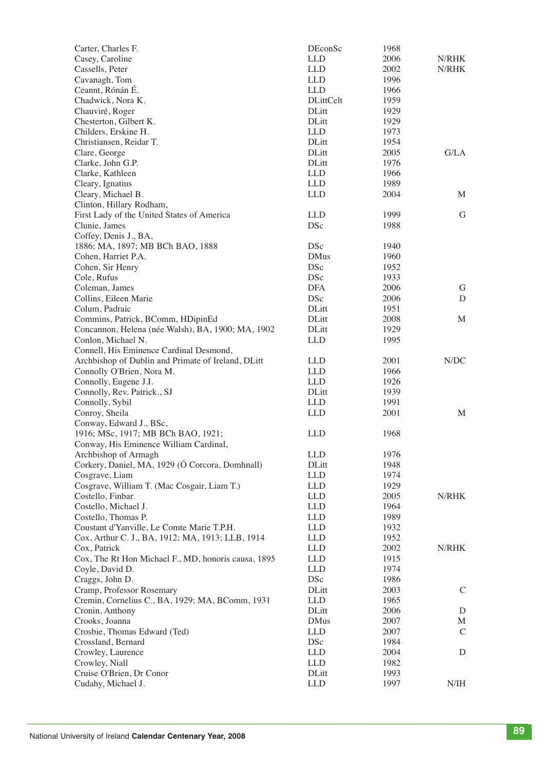| | | | |
|---|---|---|---|
| Carter, Charles F. | DEconSc | 1968 | |
| Casey, Caroline | LLD | 2006 | N/RHK |
| Cassells, Peter | LLD | 2002 | N/RHK |
| Cavanagh, Tom | LLD | 1996 | |
| Ceannt, Rónán É. | LLD | 1966 | |
| Chadwick, Nora K. | DLittCelt | 1959 | |
| Chauviré, Roger | DLitt | 1929 | |
| Chesterton, Gilbert K. | DLitt | 1929 | |
| Childers, Erskine H. | LLD | 1973 | |
| Christiansen, Reidar T. | DLitt | 1954 | |
| Clare, George | DLitt | 2005 | G/LA |
| Clarke, John G.P. | DLitt | 1976 | |
| Clarke, Kathleen | LLD | 1966 | |
| Cleary, Ignatius | LLD | 1989 | |
| Cleary, Michael B. | LLD | 2004 | M |
| Clinton, Hillary Rodham, First Lady of the United States of America | LLD | 1999 | G |
| Clunie, James | DSc | 1988 | |
| Coffey, Denis J., BA, 1886; MA, 1897; MB BCh BAO, 1888 | DSc | 1940 | |
| Cohen, Harriet P.A. | DMus | 1960 | |
| Cohen, Sir Henry | DSc | 1952 | |
| Cole, Rufus | DSc | 1933 | |
| Coleman, James | DFA | 2006 | G |
| Collins, Eileen Marie | DSc | 2006 | D |
| Colum, Padraic | DLitt | 1951 | |
| Commins, Patrick, BComm, HDipinEd | DLitt | 2008 | M |
| Concannon, Helena (née Walsh), BA, 1900; MA, 1902 | DLitt | 1929 | |
| Conlon, Michael N. | LLD | 1995 | |
| Connell, His Eminence Cardinal Desmond, Archbishop of Dublin and Primate of Ireland, DLitt | LLD | 2001 | N/DC |
| Connolly O'Brien, Nora M. | LLD | 1966 | |
| Connolly, Eugene J.I. | LLD | 1926 | |
| Connolly, Rev. Patrick., SJ | DLitt | 1939 | |
| Connolly, Sybil | LLD | 1991 | |
| Conroy, Sheila | LLD | 2001 | M |
| Conway, Edward J., BSc, 1916; MSc, 1917; MB BCh BAO, 1921; | LLD | 1968 | |
| Conway, His Eminence William Cardinal, Archbishop of Armagh | LLD | 1976 | |
| Corkery, Daniel, MA, 1929 (Ó Corcora, Domhnall) | DLitt | 1948 | |
| Cosgrave, Liam | LLD | 1974 | |
| Cosgrave, William T. (Mac Cosgair, Liam T.) | LLD | 1929 | |
| Costello, Finbar | LLD | 2005 | N/RHK |
| Costello, Michael J. | LLD | 1964 | |
| Costello, Thomas P. | LLD | 1989 | |
| Coustant d'Yanville, Le Comte Marie T.P.H. | LLD | 1932 | |
| Cox, Arthur C. J., BA, 1912; MA, 1913; LLB, 1914 | LLD | 1952 | |
| Cox, Patrick | LLD | 2002 | N/RHK |
| Cox, The Rt Hon Michael F., MD, honoris causa, 1895 | LLD | 1915 | |
| Coyle, David D. | LLD | 1974 | |
| Craggs, John D. | DSc | 1986 | |
| Cramp, Professor Rosemary | DLitt | 2003 | C |
| Cremin, Cornelius C., BA, 1929; MA, BComm, 1931 | LLD | 1965 | |
| Cronin, Anthony | DLitt | 2006 | D |
| Crooks, Joanna | DMus | 2007 | M |
| Crosbie, Thomas Edward (Ted) | LLD | 2007 | C |
| Crossland, Bernard | DSc | 1984 | |
| Crowley, Laurence | LLD | 2004 | D |
| Crowley, Niall | LLD | 1982 | |
| Cruise O'Brien, Dr Conor | DLitt | 1993 | |
| Cudahy, Michael J. | LLD | 1997 | N/IH |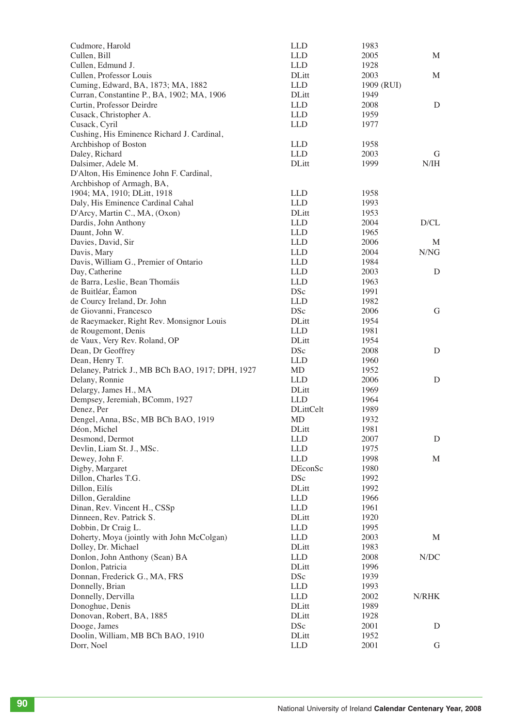| | | | |
|---|---|---|---|
| Cudmore, Harold | LLD | 1983 | |
| Cullen, Bill | LLD | 2005 | M |
| Cullen, Edmund J. | LLD | 1928 | |
| Cullen, Professor Louis | DLitt | 2003 | M |
| Cuming, Edward, BA, 1873; MA, 1882 | LLD | 1909 (RUI) | |
| Curran, Constantine P., BA, 1902; MA, 1906 | DLitt | 1949 | |
| Curtin, Professor Deirdre | LLD | 2008 | D |
| Cusack, Christopher A. | LLD | 1959 | |
| Cusack, Cyril | LLD | 1977 | |
| Cushing, His Eminence Richard J. Cardinal, Archbishop of Boston | LLD | 1958 | |
| Daley, Richard | LLD | 2003 | G |
| Dalsimer, Adele M. | DLitt | 1999 | N/IH |
| D'Alton, His Eminence John F. Cardinal, Archbishop of Armagh, BA, 1904; MA, 1910; DLitt, 1918 | LLD | 1958 | |
| Daly, His Eminence Cardinal Cahal | LLD | 1993 | |
| D'Arcy, Martin C., MA, (Oxon) | DLitt | 1953 | |
| Dardis, John Anthony | LLD | 2004 | D/CL |
| Daunt, John W. | LLD | 1965 | |
| Davies, David, Sir | LLD | 2006 | M |
| Davis, Mary | LLD | 2004 | N/NG |
| Davis, William G., Premier of Ontario | LLD | 1984 | |
| Day, Catherine | LLD | 2003 | D |
| de Barra, Leslie, Bean Thomáis | LLD | 1963 | |
| de Buitléar, Éamon | DSc | 1991 | |
| de Courcy Ireland, Dr. John | LLD | 1982 | |
| de Giovanni, Francesco | DSc | 2006 | G |
| de Raeymaeker, Right Rev. Monsignor Louis | DLitt | 1954 | |
| de Rougemont, Denis | LLD | 1981 | |
| de Vaux, Very Rev. Roland, OP | DLitt | 1954 | |
| Dean, Dr Geoffrey | DSc | 2008 | D |
| Dean, Henry T. | LLD | 1960 | |
| Delaney, Patrick J., MB BCh BAO, 1917; DPH, 1927 | MD | 1952 | |
| Delany, Ronnie | LLD | 2006 | D |
| Delargy, James H., MA | DLitt | 1969 | |
| Dempsey, Jeremiah, BComm, 1927 | LLD | 1964 | |
| Denez, Per | DLittCelt | 1989 | |
| Dengel, Anna, BSc, MB BCh BAO, 1919 | MD | 1932 | |
| Déon, Michel | DLitt | 1981 | |
| Desmond, Dermot | LLD | 2007 | D |
| Devlin, Liam St. J., MSc. | LLD | 1975 | |
| Dewey, John F. | LLD | 1998 | M |
| Digby, Margaret | DEconSc | 1980 | |
| Dillon, Charles T.G. | DSc | 1992 | |
| Dillon, Eilís | DLitt | 1992 | |
| Dillon, Geraldine | LLD | 1966 | |
| Dinan, Rev. Vincent H., CSSp | LLD | 1961 | |
| Dinneen, Rev. Patrick S. | DLitt | 1920 | |
| Dobbin, Dr Craig L. | LLD | 1995 | |
| Doherty, Moya (jointly with John McColgan) | LLD | 2003 | M |
| Dolley, Dr. Michael | DLitt | 1983 | |
| Donlon, John Anthony (Sean) BA | LLD | 2008 | N/DC |
| Donlon, Patricia | DLitt | 1996 | |
| Donnan, Frederick G., MA, FRS | DSc | 1939 | |
| Donnelly, Brian | LLD | 1993 | |
| Donnelly, Dervilla | LLD | 2002 | N/RHK |
| Donoghue, Denis | DLitt | 1989 | |
| Donovan, Robert, BA, 1885 | DLitt | 1928 | |
| Dooge, James | DSc | 2001 | D |
| Doolin, William, MB BCh BAO, 1910 | DLitt | 1952 | |
| Dorr, Noel | LLD | 2001 | G |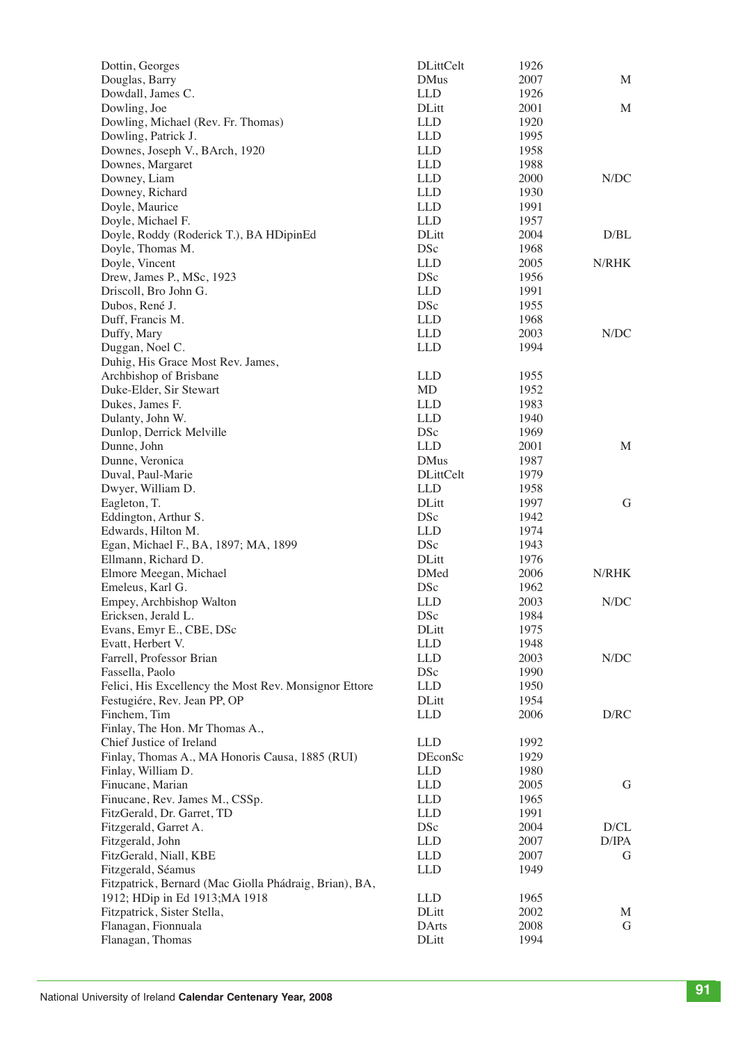| | | | |
|---|---|---|---|
| Dottin, Georges | DLittCelt | 1926 | |
| Douglas, Barry | DMus | 2007 | M |
| Dowdall, James C. | LLD | 1926 | |
| Dowling, Joe | DLitt | 2001 | M |
| Dowling, Michael (Rev. Fr. Thomas) | LLD | 1920 | |
| Dowling, Patrick J. | LLD | 1995 | |
| Downes, Joseph V., BArch, 1920 | LLD | 1958 | |
| Downes, Margaret | LLD | 1988 | |
| Downey, Liam | LLD | 2000 | N/DC |
| Downey, Richard | LLD | 1930 | |
| Doyle, Maurice | LLD | 1991 | |
| Doyle, Michael F. | LLD | 1957 | |
| Doyle, Roddy (Roderick T.), BA HDipinEd | DLitt | 2004 | D/BL |
| Doyle, Thomas M. | DSc | 1968 | |
| Doyle, Vincent | LLD | 2005 | N/RHK |
| Drew, James P., MSc, 1923 | DSc | 1956 | |
| Driscoll, Bro John G. | LLD | 1991 | |
| Dubos, René J. | DSc | 1955 | |
| Duff, Francis M. | LLD | 1968 | |
| Duffy, Mary | LLD | 2003 | N/DC |
| Duggan, Noel C. | LLD | 1994 | |
| Duhig, His Grace Most Rev. James, Archbishop of Brisbane | LLD | 1955 | |
| Duke-Elder, Sir Stewart | MD | 1952 | |
| Dukes, James F. | LLD | 1983 | |
| Dulanty, John W. | LLD | 1940 | |
| Dunlop, Derrick Melville | DSc | 1969 | |
| Dunne, John | LLD | 2001 | M |
| Dunne, Veronica | DMus | 1987 | |
| Duval, Paul-Marie | DLittCelt | 1979 | |
| Dwyer, William D. | LLD | 1958 | |
| Eagleton, T. | DLitt | 1997 | G |
| Eddington, Arthur S. | DSc | 1942 | |
| Edwards, Hilton M. | LLD | 1974 | |
| Egan, Michael F., BA, 1897; MA, 1899 | DSc | 1943 | |
| Ellmann, Richard D. | DLitt | 1976 | |
| Elmore Meegan, Michael | DMed | 2006 | N/RHK |
| Emeleus, Karl G. | DSc | 1962 | |
| Empey, Archbishop Walton | LLD | 2003 | N/DC |
| Ericksen, Jerald L. | DSc | 1984 | |
| Evans, Emyr E., CBE, DSc | DLitt | 1975 | |
| Evatt, Herbert V. | LLD | 1948 | |
| Farrell, Professor Brian | LLD | 2003 | N/DC |
| Fassella, Paolo | DSc | 1990 | |
| Felici, His Excellency the Most Rev. Monsignor Ettore | LLD | 1950 | |
| Festugiére, Rev. Jean PP, OP | DLitt | 1954 | |
| Finchem, Tim | LLD | 2006 | D/RC |
| Finlay, The Hon. Mr Thomas A., Chief Justice of Ireland | LLD | 1992 | |
| Finlay, Thomas A., MA Honoris Causa, 1885 (RUI) | DEconSc | 1929 | |
| Finlay, William D. | LLD | 1980 | |
| Finucane, Marian | LLD | 2005 | G |
| Finucane, Rev. James M., CSSp. | LLD | 1965 | |
| FitzGerald, Dr. Garret, TD | LLD | 1991 | |
| Fitzgerald, Garret A. | DSc | 2004 | D/CL |
| Fitzgerald, John | LLD | 2007 | D/IPA |
| FitzGerald, Niall, KBE | LLD | 2007 | G |
| Fitzgerald, Séamus | LLD | 1949 | |
| Fitzpatrick, Bernard (Mac Giolla Phádraig, Brian), BA, 1912; HDip in Ed 1913;MA 1918 | LLD | 1965 | |
| Fitzpatrick, Sister Stella, | DLitt | 2002 | M |
| Flanagan, Fionnuala | DArts | 2008 | G |
| Flanagan, Thomas | DLitt | 1994 | |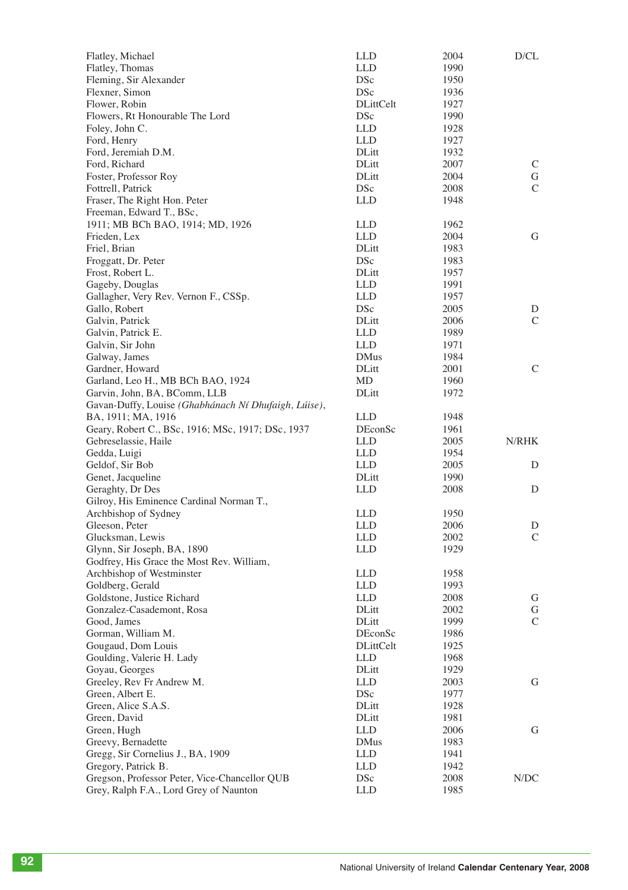| | | | |
|---|---|---|---|
| Flatley, Michael | LLD | 2004 | D/CL |
| Flatley, Thomas | LLD | 1990 | |
| Fleming, Sir Alexander | DSc | 1950 | |
| Flexner, Simon | DSc | 1936 | |
| Flower, Robin | DLittCelt | 1927 | |
| Flowers, Rt Honourable The Lord | DSc | 1990 | |
| Foley, John C. | LLD | 1928 | |
| Ford, Henry | LLD | 1927 | |
| Ford, Jeremiah D.M. | DLitt | 1932 | |
| Ford, Richard | DLitt | 2007 | C |
| Foster, Professor Roy | DLitt | 2004 | G |
| Fottrell, Patrick | DSc | 2008 | C |
| Fraser, The Right Hon. Peter | LLD | 1948 | |
| Freeman, Edward T., BSc, 1911; MB BCh BAO, 1914; MD, 1926 | LLD | 1962 | |
| Frieden, Lex | LLD | 2004 | G |
| Friel, Brian | DLitt | 1983 | |
| Froggatt, Dr. Peter | DSc | 1983 | |
| Frost, Robert L. | DLitt | 1957 | |
| Gageby, Douglas | LLD | 1991 | |
| Gallagher, Very Rev. Vernon F., CSSp. | LLD | 1957 | |
| Gallo, Robert | DSc | 2005 | D |
| Galvin, Patrick | DLitt | 2006 | C |
| Galvin, Patrick E. | LLD | 1989 | |
| Galvin, Sir John | LLD | 1971 | |
| Galway, James | DMus | 1984 | |
| Gardner, Howard | DLitt | 2001 | C |
| Garland, Leo H., MB BCh BAO, 1924 | MD | 1960 | |
| Garvin, John, BA, BComm, LLB | DLitt | 1972 | |
| Gavan-Duffy, Louise *(Ghabhánach Ní Dhufaigh, Lúise)*, BA, 1911; MA, 1916 | LLD | 1948 | |
| Geary, Robert C., BSc, 1916; MSc, 1917; DSc, 1937 | DEconSc | 1961 | |
| Gebreselassie, Haile | LLD | 2005 | N/RHK |
| Gedda, Luigi | LLD | 1954 | |
| Geldof, Sir Bob | LLD | 2005 | D |
| Genet, Jacqueline | DLitt | 1990 | |
| Geraghty, Dr Des | LLD | 2008 | D |
| Gilroy, His Eminence Cardinal Norman T., Archbishop of Sydney | LLD | 1950 | |
| Gleeson, Peter | LLD | 2006 | D |
| Glucksman, Lewis | LLD | 2002 | C |
| Glynn, Sir Joseph, BA, 1890 | LLD | 1929 | |
| Godfrey, His Grace the Most Rev. William, Archbishop of Westminster | LLD | 1958 | |
| Goldberg, Gerald | LLD | 1993 | |
| Goldstone, Justice Richard | LLD | 2008 | G |
| Gonzalez-Casademont, Rosa | DLitt | 2002 | G |
| Good, James | DLitt | 1999 | C |
| Gorman, William M. | DEconSc | 1986 | |
| Gougaud, Dom Louis | DLittCelt | 1925 | |
| Goulding, Valerie H. Lady | LLD | 1968 | |
| Goyau, Georges | DLitt | 1929 | |
| Greeley, Rev Fr Andrew M. | LLD | 2003 | G |
| Green, Albert E. | DSc | 1977 | |
| Green, Alice S.A.S. | DLitt | 1928 | |
| Green, David | DLitt | 1981 | |
| Green, Hugh | LLD | 2006 | G |
| Greevy, Bernadette | DMus | 1983 | |
| Gregg, Sir Cornelius J., BA, 1909 | LLD | 1941 | |
| Gregory, Patrick B. | LLD | 1942 | |
| Gregson, Professor Peter, Vice-Chancellor QUB | DSc | 2008 | N/DC |
| Grey, Ralph F.A., Lord Grey of Naunton | LLD | 1985 | |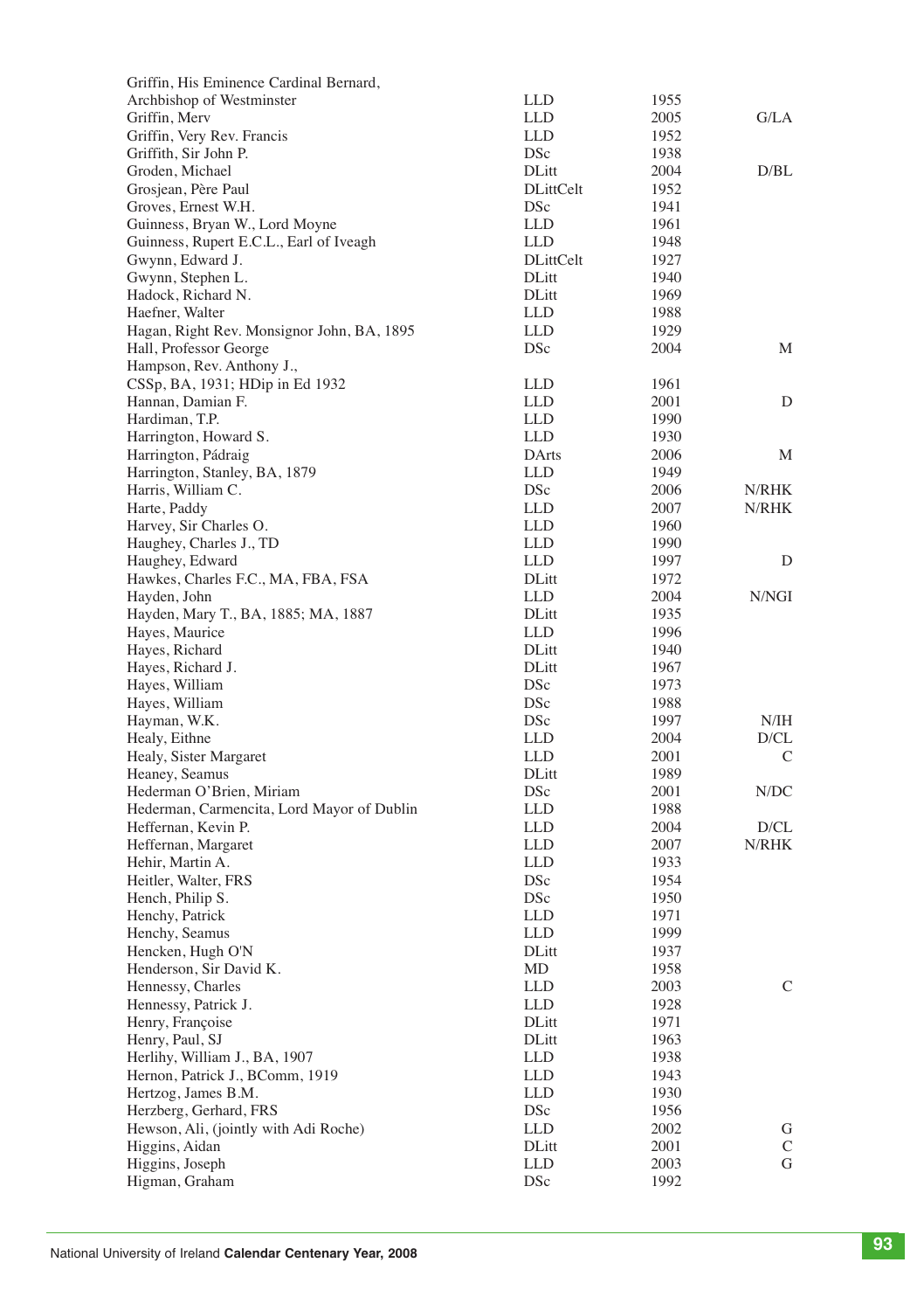| | | | |
|---|---|---|---|
| Griffin, His Eminence Cardinal Bernard, Archbishop of Westminster | LLD | 1955 | |
| Griffin, Merv | LLD | 2005 | G/LA |
| Griffin, Very Rev. Francis | LLD | 1952 | |
| Griffith, Sir John P. | DSc | 1938 | |
| Groden, Michael | DLitt | 2004 | D/BL |
| Grosjean, Père Paul | DLittCelt | 1952 | |
| Groves, Ernest W.H. | DSc | 1941 | |
| Guinness, Bryan W., Lord Moyne | LLD | 1961 | |
| Guinness, Rupert E.C.L., Earl of Iveagh | LLD | 1948 | |
| Gwynn, Edward J. | DLittCelt | 1927 | |
| Gwynn, Stephen L. | DLitt | 1940 | |
| Hadock, Richard N. | DLitt | 1969 | |
| Haefner, Walter | LLD | 1988 | |
| Hagan, Right Rev. Monsignor John, BA, 1895 | LLD | 1929 | |
| Hall, Professor George | DSc | 2004 | M |
| Hampson, Rev. Anthony J., CSSp, BA, 1931; HDip in Ed 1932 | LLD | 1961 | |
| Hannan, Damian F. | LLD | 2001 | D |
| Hardiman, T.P. | LLD | 1990 | |
| Harrington, Howard S. | LLD | 1930 | |
| Harrington, Pádraig | DArts | 2006 | M |
| Harrington, Stanley, BA, 1879 | LLD | 1949 | |
| Harris, William C. | DSc | 2006 | N/RHK |
| Harte, Paddy | LLD | 2007 | N/RHK |
| Harvey, Sir Charles O. | LLD | 1960 | |
| Haughey, Charles J., TD | LLD | 1990 | |
| Haughey, Edward | LLD | 1997 | D |
| Hawkes, Charles F.C., MA, FBA, FSA | DLitt | 1972 | |
| Hayden, John | LLD | 2004 | N/NGI |
| Hayden, Mary T., BA, 1885; MA, 1887 | DLitt | 1935 | |
| Hayes, Maurice | LLD | 1996 | |
| Hayes, Richard | DLitt | 1940 | |
| Hayes, Richard J. | DLitt | 1967 | |
| Hayes, William | DSc | 1973 | |
| Hayes, William | DSc | 1988 | |
| Hayman, W.K. | DSc | 1997 | N/IH |
| Healy, Eithne | LLD | 2004 | D/CL |
| Healy, Sister Margaret | LLD | 2001 | C |
| Heaney, Seamus | DLitt | 1989 | |
| Hederman O'Brien, Miriam | DSc | 2001 | N/DC |
| Hederman, Carmencita, Lord Mayor of Dublin | LLD | 1988 | |
| Heffernan, Kevin P. | LLD | 2004 | D/CL |
| Heffernan, Margaret | LLD | 2007 | N/RHK |
| Hehir, Martin A. | LLD | 1933 | |
| Heitler, Walter, FRS | DSc | 1954 | |
| Hench, Philip S. | DSc | 1950 | |
| Henchy, Patrick | LLD | 1971 | |
| Henchy, Seamus | LLD | 1999 | |
| Hencken, Hugh O'N | DLitt | 1937 | |
| Henderson, Sir David K. | MD | 1958 | |
| Hennessy, Charles | LLD | 2003 | C |
| Hennessy, Patrick J. | LLD | 1928 | |
| Henry, Françoise | DLitt | 1971 | |
| Henry, Paul, SJ | DLitt | 1963 | |
| Herlihy, William J., BA, 1907 | LLD | 1938 | |
| Hernon, Patrick J., BComm, 1919 | LLD | 1943 | |
| Hertzog, James B.M. | LLD | 1930 | |
| Herzberg, Gerhard, FRS | DSc | 1956 | |
| Hewson, Ali, (jointly with Adi Roche) | LLD | 2002 | G |
| Higgins, Aidan | DLitt | 2001 | C |
| Higgins, Joseph | LLD | 2003 | G |
| Higman, Graham | DSc | 1992 | |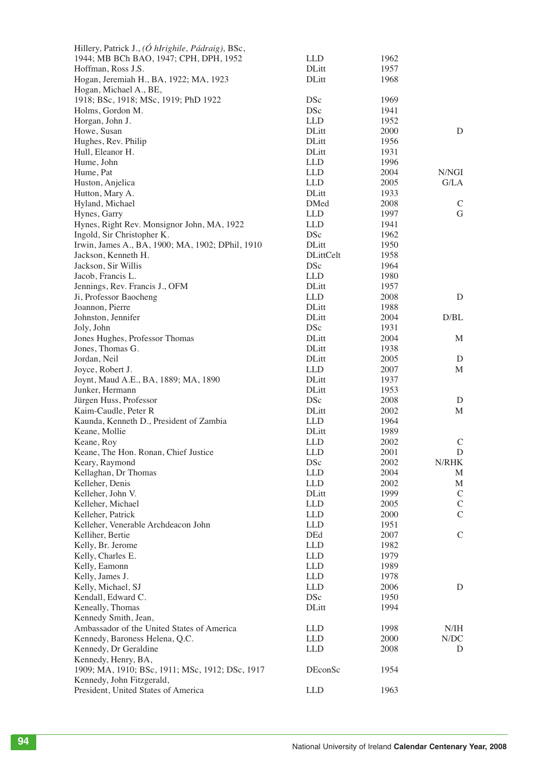| | | | |
|---|---|---|---|
| Hillery, Patrick J., *(Ó hIrighile, Pádraig),* BSc, 1944; MB BCh BAO, 1947; CPH, DPH, 1952 | LLD | 1962 | |
| Hoffman, Ross J.S. | DLitt | 1957 | |
| Hogan, Jeremiah H., BA, 1922; MA, 1923 | DLitt | 1968 | |
| Hogan, Michael A., BE, 1918; BSc, 1918; MSc, 1919; PhD 1922 | DSc | 1969 | |
| Holms, Gordon M. | DSc | 1941 | |
| Horgan, John J. | LLD | 1952 | |
| Howe, Susan | DLitt | 2000 | D |
| Hughes, Rev. Philip | DLitt | 1956 | |
| Hull, Eleanor H. | DLitt | 1931 | |
| Hume, John | LLD | 1996 | |
| Hume, Pat | LLD | 2004 | N/NGI |
| Huston, Anjelica | LLD | 2005 | G/LA |
| Hutton, Mary A. | DLitt | 1933 | |
| Hyland, Michael | DMed | 2008 | C |
| Hynes, Garry | LLD | 1997 | G |
| Hynes, Right Rev. Monsignor John, MA, 1922 | LLD | 1941 | |
| Ingold, Sir Christopher K. | DSc | 1962 | |
| Irwin, James A., BA, 1900; MA, 1902; DPhil, 1910 | DLitt | 1950 | |
| Jackson, Kenneth H. | DLittCelt | 1958 | |
| Jackson, Sir Willis | DSc | 1964 | |
| Jacob, Francis L. | LLD | 1980 | |
| Jennings, Rev. Francis J., OFM | DLitt | 1957 | |
| Ji, Professor Baocheng | LLD | 2008 | D |
| Joannon, Pierre | DLitt | 1988 | |
| Johnston, Jennifer | DLitt | 2004 | D/BL |
| Joly, John | DSc | 1931 | |
| Jones Hughes, Professor Thomas | DLitt | 2004 | M |
| Jones, Thomas G. | DLitt | 1938 | |
| Jordan, Neil | DLitt | 2005 | D |
| Joyce, Robert J. | LLD | 2007 | M |
| Joynt, Maud A.E., BA, 1889; MA, 1890 | DLitt | 1937 | |
| Junker, Hermann | DLitt | 1953 | |
| Jürgen Huss, Professor | DSc | 2008 | D |
| Kaim-Caudle, Peter R | DLitt | 2002 | M |
| Kaunda, Kenneth D., President of Zambia | LLD | 1964 | |
| Keane, Mollie | DLitt | 1989 | |
| Keane, Roy | LLD | 2002 | C |
| Keane, The Hon. Ronan, Chief Justice | LLD | 2001 | D |
| Keary, Raymond | DSc | 2002 | N/RHK |
| Kellaghan, Dr Thomas | LLD | 2004 | M |
| Kelleher, Denis | LLD | 2002 | M |
| Kelleher, John V. | DLitt | 1999 | C |
| Kelleher, Michael | LLD | 2005 | C |
| Kelleher, Patrick | LLD | 2000 | C |
| Kelleher, Venerable Archdeacon John | LLD | 1951 | |
| Kelliher, Bertie | DEd | 2007 | C |
| Kelly, Br. Jerome | LLD | 1982 | |
| Kelly, Charles E. | LLD | 1979 | |
| Kelly, Eamonn | LLD | 1989 | |
| Kelly, James J. | LLD | 1978 | |
| Kelly, Michael, SJ | LLD | 2006 | D |
| Kendall, Edward C. | DSc | 1950 | |
| Keneally, Thomas | DLitt | 1994 | |
| Kennedy Smith, Jean, Ambassador of the United States of America | LLD | 1998 | N/IH |
| Kennedy, Baroness Helena, Q.C. | LLD | 2000 | N/DC |
| Kennedy, Dr Geraldine | LLD | 2008 | D |
| Kennedy, Henry, BA, 1909; MA, 1910; BSc, 1911; MSc, 1912; DSc, 1917 | DEconSc | 1954 | |
| Kennedy, John Fitzgerald, President, United States of America | LLD | 1963 | |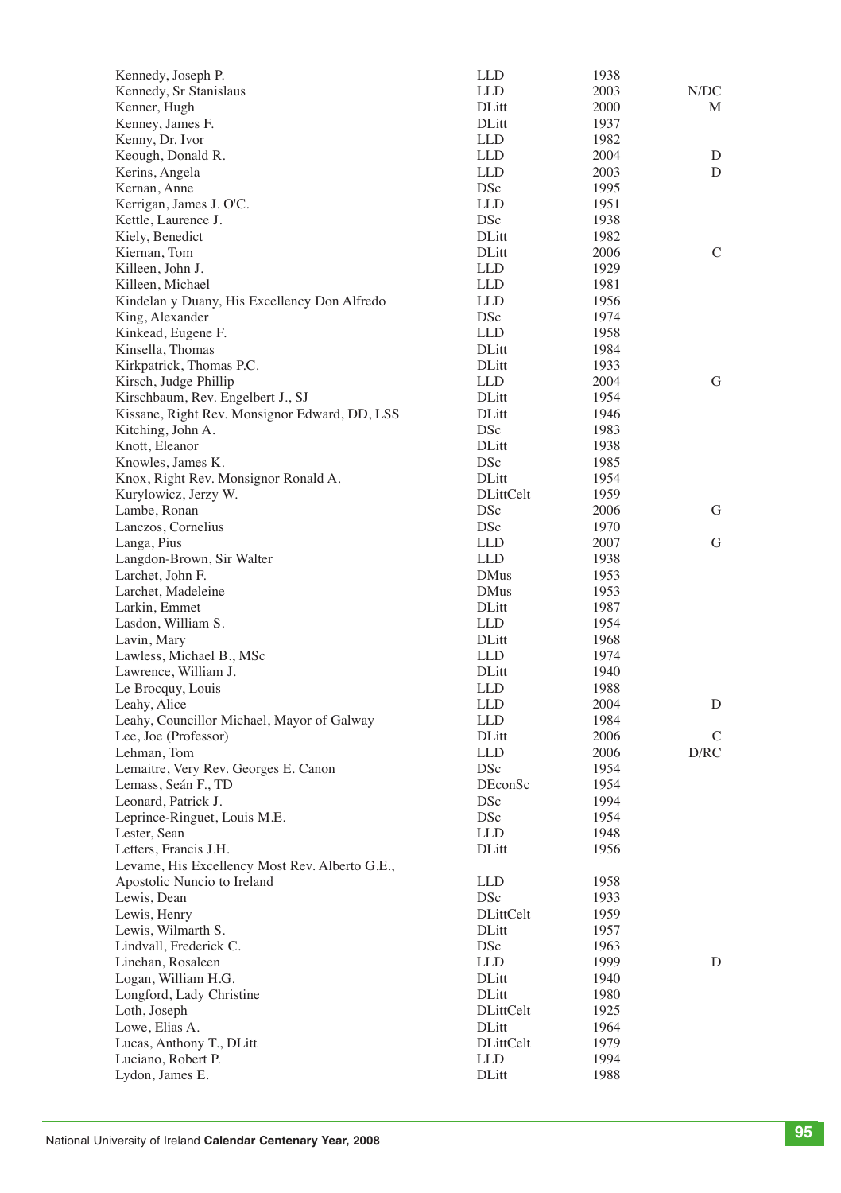| | | | |
|---|---|---|---|
| Kennedy, Joseph P. | LLD | 1938 | |
| Kennedy, Sr Stanislaus | LLD | 2003 | N/DC |
| Kenner, Hugh | DLitt | 2000 | M |
| Kenney, James F. | DLitt | 1937 | |
| Kenny, Dr. Ivor | LLD | 1982 | |
| Keough, Donald R. | LLD | 2004 | D |
| Kerins, Angela | LLD | 2003 | D |
| Kernan, Anne | DSc | 1995 | |
| Kerrigan, James J. O'C. | LLD | 1951 | |
| Kettle, Laurence J. | DSc | 1938 | |
| Kiely, Benedict | DLitt | 1982 | |
| Kiernan, Tom | DLitt | 2006 | C |
| Killeen, John J. | LLD | 1929 | |
| Killeen, Michael | LLD | 1981 | |
| Kindelan y Duany, His Excellency Don Alfredo | LLD | 1956 | |
| King, Alexander | DSc | 1974 | |
| Kinkead, Eugene F. | LLD | 1958 | |
| Kinsella, Thomas | DLitt | 1984 | |
| Kirkpatrick, Thomas P.C. | DLitt | 1933 | |
| Kirsch, Judge Phillip | LLD | 2004 | G |
| Kirschbaum, Rev. Engelbert J., SJ | DLitt | 1954 | |
| Kissane, Right Rev. Monsignor Edward, DD, LSS | DLitt | 1946 | |
| Kitching, John A. | DSc | 1983 | |
| Knott, Eleanor | DLitt | 1938 | |
| Knowles, James K. | DSc | 1985 | |
| Knox, Right Rev. Monsignor Ronald A. | DLitt | 1954 | |
| Kurylowicz, Jerzy W. | DLittCelt | 1959 | |
| Lambe, Ronan | DSc | 2006 | G |
| Lanczos, Cornelius | DSc | 1970 | |
| Langa, Pius | LLD | 2007 | G |
| Langdon-Brown, Sir Walter | LLD | 1938 | |
| Larchet, John F. | DMus | 1953 | |
| Larchet, Madeleine | DMus | 1953 | |
| Larkin, Emmet | DLitt | 1987 | |
| Lasdon, William S. | LLD | 1954 | |
| Lavin, Mary | DLitt | 1968 | |
| Lawless, Michael B., MSc | LLD | 1974 | |
| Lawrence, William J. | DLitt | 1940 | |
| Le Brocquy, Louis | LLD | 1988 | |
| Leahy, Alice | LLD | 2004 | D |
| Leahy, Councillor Michael, Mayor of Galway | LLD | 1984 | |
| Lee, Joe (Professor) | DLitt | 2006 | C |
| Lehman, Tom | LLD | 2006 | D/RC |
| Lemaitre, Very Rev. Georges E. Canon | DSc | 1954 | |
| Lemass, Seán F., TD | DEconSc | 1954 | |
| Leonard, Patrick J. | DSc | 1994 | |
| Leprince-Ringuet, Louis M.E. | DSc | 1954 | |
| Lester, Sean | LLD | 1948 | |
| Letters, Francis J.H. | DLitt | 1956 | |
| Levame, His Excellency Most Rev. Alberto G.E., Apostolic Nuncio to Ireland | LLD | 1958 | |
| Lewis, Dean | DSc | 1933 | |
| Lewis, Henry | DLittCelt | 1959 | |
| Lewis, Wilmarth S. | DLitt | 1957 | |
| Lindvall, Frederick C. | DSc | 1963 | |
| Linehan, Rosaleen | LLD | 1999 | D |
| Logan, William H.G. | DLitt | 1940 | |
| Longford, Lady Christine | DLitt | 1980 | |
| Loth, Joseph | DLittCelt | 1925 | |
| Lowe, Elias A. | DLitt | 1964 | |
| Lucas, Anthony T., DLitt | DLittCelt | 1979 | |
| Luciano, Robert P. | LLD | 1994 | |
| Lydon, James E. | DLitt | 1988 | |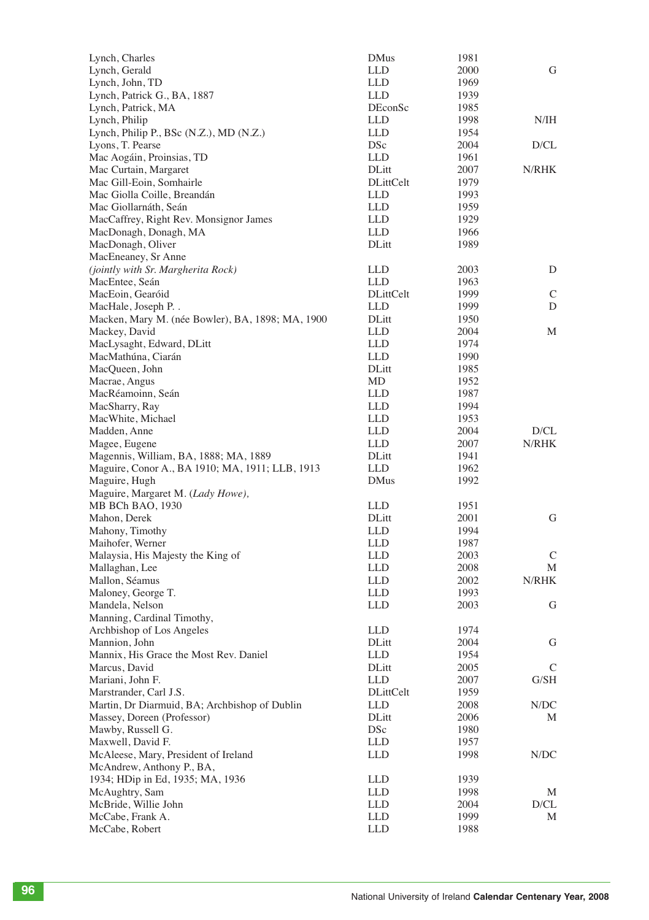| | | | |
|---|---|---|---|
| Lynch, Charles | DMus | 1981 | |
| Lynch, Gerald | LLD | 2000 | G |
| Lynch, John, TD | LLD | 1969 | |
| Lynch, Patrick G., BA, 1887 | LLD | 1939 | |
| Lynch, Patrick, MA | DEconSc | 1985 | |
| Lynch, Philip | LLD | 1998 | N/IH |
| Lynch, Philip P., BSc (N.Z.), MD (N.Z.) | LLD | 1954 | |
| Lyons, T. Pearse | DSc | 2004 | D/CL |
| Mac Aogáin, Proinsias, TD | LLD | 1961 | |
| Mac Curtain, Margaret | DLitt | 2007 | N/RHK |
| Mac Gill-Eoin, Somhairle | DLittCelt | 1979 | |
| Mac Giolla Coille, Breandán | LLD | 1993 | |
| Mac Giollarnáth, Seán | LLD | 1959 | |
| MacCaffrey, Right Rev. Monsignor James | LLD | 1929 | |
| MacDonagh, Donagh, MA | LLD | 1966 | |
| MacDonagh, Oliver | DLitt | 1989 | |
| MacEneaney, Sr Anne *(jointly with Sr. Margherita Rock)* | LLD | 2003 | D |
| MacEntee, Seán | LLD | 1963 | |
| MacEoin, Gearóid | DLittCelt | 1999 | C |
| MacHale, Joseph P. . | LLD | 1999 | D |
| Macken, Mary M. (née Bowler), BA, 1898; MA, 1900 | DLitt | 1950 | |
| Mackey, David | LLD | 2004 | M |
| MacLysaght, Edward, DLitt | LLD | 1974 | |
| MacMathúna, Ciarán | LLD | 1990 | |
| MacQueen, John | DLitt | 1985 | |
| Macrae, Angus | MD | 1952 | |
| MacRéamoinn, Seán | LLD | 1987 | |
| MacSharry, Ray | LLD | 1994 | |
| MacWhite, Michael | LLD | 1953 | |
| Madden, Anne | LLD | 2004 | D/CL |
| Magee, Eugene | LLD | 2007 | N/RHK |
| Magennis, William, BA, 1888; MA, 1889 | DLitt | 1941 | |
| Maguire, Conor A., BA 1910; MA, 1911; LLB, 1913 | LLD | 1962 | |
| Maguire, Hugh | DMus | 1992 | |
| Maguire, Margaret M. (*Lady Howe*), MB BCh BAO, 1930 | LLD | 1951 | |
| Mahon, Derek | DLitt | 2001 | G |
| Mahony, Timothy | LLD | 1994 | |
| Maihofer, Werner | LLD | 1987 | |
| Malaysia, His Majesty the King of | LLD | 2003 | C |
| Mallaghan, Lee | LLD | 2008 | M |
| Mallon, Séamus | LLD | 2002 | N/RHK |
| Maloney, George T. | LLD | 1993 | |
| Mandela, Nelson | LLD | 2003 | G |
| Manning, Cardinal Timothy, Archbishop of Los Angeles | LLD | 1974 | |
| Mannion, John | DLitt | 2004 | G |
| Mannix, His Grace the Most Rev. Daniel | LLD | 1954 | |
| Marcus, David | DLitt | 2005 | C |
| Mariani, John F. | LLD | 2007 | G/SH |
| Marstrander, Carl J.S. | DLittCelt | 1959 | |
| Martin, Dr Diarmuid, BA; Archbishop of Dublin | LLD | 2008 | N/DC |
| Massey, Doreen (Professor) | DLitt | 2006 | M |
| Mawby, Russell G. | DSc | 1980 | |
| Maxwell, David F. | LLD | 1957 | |
| McAleese, Mary, President of Ireland | LLD | 1998 | N/DC |
| McAndrew, Anthony P., BA, 1934; HDip in Ed, 1935; MA, 1936 | LLD | 1939 | |
| McAughtry, Sam | LLD | 1998 | M |
| McBride, Willie John | LLD | 2004 | D/CL |
| McCabe, Frank A. | LLD | 1999 | M |
| McCabe, Robert | LLD | 1988 | |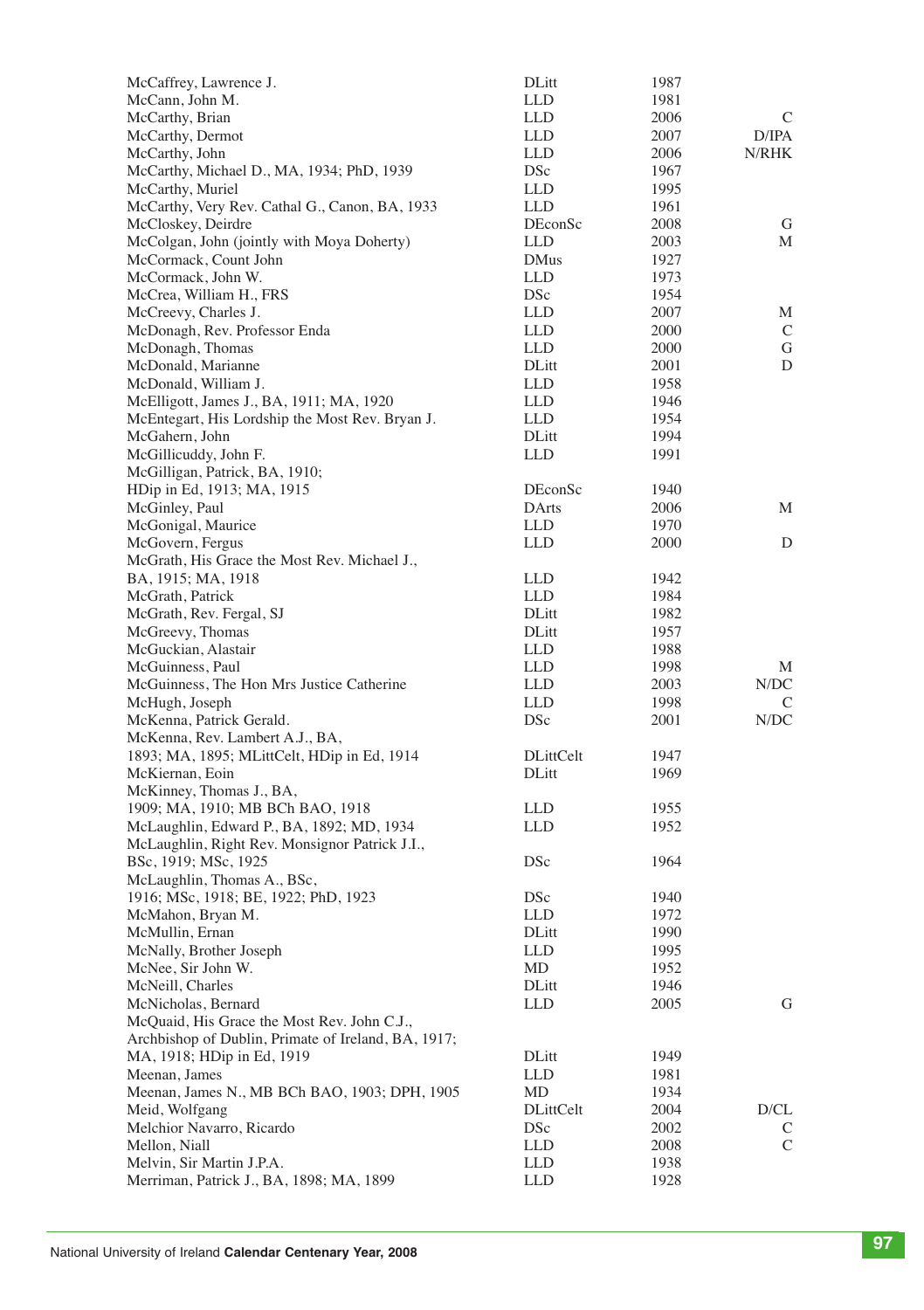| | | | |
|---|---|---|---|
| McCaffrey, Lawrence J. | DLitt | 1987 | |
| McCann, John M. | LLD | 1981 | |
| McCarthy, Brian | LLD | 2006 | C |
| McCarthy, Dermot | LLD | 2007 | D/IPA |
| McCarthy, John | LLD | 2006 | N/RHK |
| McCarthy, Michael D., MA, 1934; PhD, 1939 | DSc | 1967 | |
| McCarthy, Muriel | LLD | 1995 | |
| McCarthy, Very Rev. Cathal G., Canon, BA, 1933 | LLD | 1961 | |
| McCloskey, Deirdre | DEconSc | 2008 | G |
| McColgan, John (jointly with Moya Doherty) | LLD | 2003 | M |
| McCormack, Count John | DMus | 1927 | |
| McCormack, John W. | LLD | 1973 | |
| McCrea, William H., FRS | DSc | 1954 | |
| McCreevy, Charles J. | LLD | 2007 | M |
| McDonagh, Rev. Professor Enda | LLD | 2000 | C |
| McDonagh, Thomas | LLD | 2000 | G |
| McDonald, Marianne | DLitt | 2001 | D |
| McDonald, William J. | LLD | 1958 | |
| McElligott, James J., BA, 1911; MA, 1920 | LLD | 1946 | |
| McEntegart, His Lordship the Most Rev. Bryan J. | LLD | 1954 | |
| McGahern, John | DLitt | 1994 | |
| McGillicuddy, John F. | LLD | 1991 | |
| McGilligan, Patrick, BA, 1910; HDip in Ed, 1913; MA, 1915 | DEconSc | 1940 | |
| McGinley, Paul | DArts | 2006 | M |
| McGonigal, Maurice | LLD | 1970 | |
| McGovern, Fergus | LLD | 2000 | D |
| McGrath, His Grace the Most Rev. Michael J., BA, 1915; MA, 1918 | LLD | 1942 | |
| McGrath, Patrick | LLD | 1984 | |
| McGrath, Rev. Fergal, SJ | DLitt | 1982 | |
| McGreevy, Thomas | DLitt | 1957 | |
| McGuckian, Alastair | LLD | 1988 | |
| McGuinness, Paul | LLD | 1998 | M |
| McGuinness, The Hon Mrs Justice Catherine | LLD | 2003 | N/DC |
| McHugh, Joseph | LLD | 1998 | C |
| McKenna, Patrick Gerald. | DSc | 2001 | N/DC |
| McKenna, Rev. Lambert A.J., BA, 1893; MA, 1895; MLittCelt, HDip in Ed, 1914 | DLittCelt | 1947 | |
| McKiernan, Eoin | DLitt | 1969 | |
| McKinney, Thomas J., BA, 1909; MA, 1910; MB BCh BAO, 1918 | LLD | 1955 | |
| McLaughlin, Edward P., BA, 1892; MD, 1934 | LLD | 1952 | |
| McLaughlin, Right Rev. Monsignor Patrick J.I., BSc, 1919; MSc, 1925 | DSc | 1964 | |
| McLaughlin, Thomas A., BSc, 1916; MSc, 1918; BE, 1922; PhD, 1923 | DSc | 1940 | |
| McMahon, Bryan M. | LLD | 1972 | |
| McMullin, Ernan | DLitt | 1990 | |
| McNally, Brother Joseph | LLD | 1995 | |
| McNee, Sir John W. | MD | 1952 | |
| McNeill, Charles | DLitt | 1946 | |
| McNicholas, Bernard | LLD | 2005 | G |
| McQuaid, His Grace the Most Rev. John C.J., Archbishop of Dublin, Primate of Ireland, BA, 1917; MA, 1918; HDip in Ed, 1919 | DLitt | 1949 | |
| Meenan, James | LLD | 1981 | |
| Meenan, James N., MB BCh BAO, 1903; DPH, 1905 | MD | 1934 | |
| Meid, Wolfgang | DLittCelt | 2004 | D/CL |
| Melchior Navarro, Ricardo | DSc | 2002 | C |
| Mellon, Niall | LLD | 2008 | C |
| Melvin, Sir Martin J.P.A. | LLD | 1938 | |
| Merriman, Patrick J., BA, 1898; MA, 1899 | LLD | 1928 | |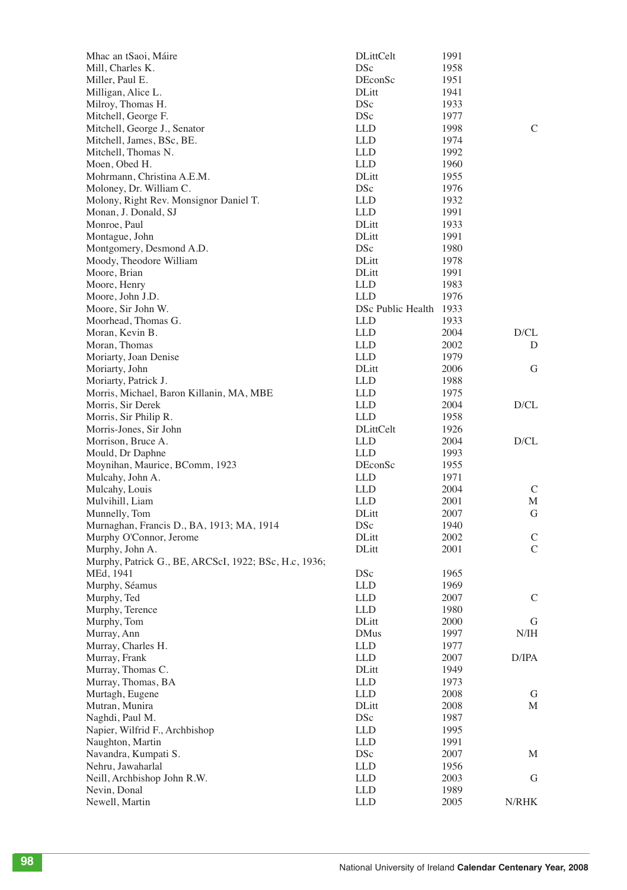| | | | |
|---|---|---|---|
| Mhac an tSaoi, Máire | DLittCelt | 1991 | |
| Mill, Charles K. | DSc | 1958 | |
| Miller, Paul E. | DEconSc | 1951 | |
| Milligan, Alice L. | DLitt | 1941 | |
| Milroy, Thomas H. | DSc | 1933 | |
| Mitchell, George F. | DSc | 1977 | |
| Mitchell, George J., Senator | LLD | 1998 | C |
| Mitchell, James, BSc, BE. | LLD | 1974 | |
| Mitchell, Thomas N. | LLD | 1992 | |
| Moen, Obed H. | LLD | 1960 | |
| Mohrmann, Christina A.E.M. | DLitt | 1955 | |
| Moloney, Dr. William C. | DSc | 1976 | |
| Molony, Right Rev. Monsignor Daniel T. | LLD | 1932 | |
| Monan, J. Donald, SJ | LLD | 1991 | |
| Monroe, Paul | DLitt | 1933 | |
| Montague, John | DLitt | 1991 | |
| Montgomery, Desmond A.D. | DSc | 1980 | |
| Moody, Theodore William | DLitt | 1978 | |
| Moore, Brian | DLitt | 1991 | |
| Moore, Henry | LLD | 1983 | |
| Moore, John J.D. | LLD | 1976 | |
| Moore, Sir John W. | DSc Public Health | 1933 | |
| Moorhead, Thomas G. | LLD | 1933 | |
| Moran, Kevin B. | LLD | 2004 | D/CL |
| Moran, Thomas | LLD | 2002 | D |
| Moriarty, Joan Denise | LLD | 1979 | |
| Moriarty, John | DLitt | 2006 | G |
| Moriarty, Patrick J. | LLD | 1988 | |
| Morris, Michael, Baron Killanin, MA, MBE | LLD | 1975 | |
| Morris, Sir Derek | LLD | 2004 | D/CL |
| Morris, Sir Philip R. | LLD | 1958 | |
| Morris-Jones, Sir John | DLittCelt | 1926 | |
| Morrison, Bruce A. | LLD | 2004 | D/CL |
| Mould, Dr Daphne | LLD | 1993 | |
| Moynihan, Maurice, BComm, 1923 | DEconSc | 1955 | |
| Mulcahy, John A. | LLD | 1971 | |
| Mulcahy, Louis | LLD | 2004 | C |
| Mulvihill, Liam | LLD | 2001 | M |
| Munnelly, Tom | DLitt | 2007 | G |
| Murnaghan, Francis D., BA, 1913; MA, 1914 | DSc | 1940 | |
| Murphy O'Connor, Jerome | DLitt | 2002 | C |
| Murphy, John A. | DLitt | 2001 | C |
| Murphy, Patrick G., BE, ARCScI, 1922; BSc, H.c, 1936; MEd, 1941 | DSc | 1965 | |
| Murphy, Séamus | LLD | 1969 | |
| Murphy, Ted | LLD | 2007 | C |
| Murphy, Terence | LLD | 1980 | |
| Murphy, Tom | DLitt | 2000 | G |
| Murray, Ann | DMus | 1997 | N/IH |
| Murray, Charles H. | LLD | 1977 | |
| Murray, Frank | LLD | 2007 | D/IPA |
| Murray, Thomas C. | DLitt | 1949 | |
| Murray, Thomas, BA | LLD | 1973 | |
| Murtagh, Eugene | LLD | 2008 | G |
| Mutran, Munira | DLitt | 2008 | M |
| Naghdi, Paul M. | DSc | 1987 | |
| Napier, Wilfrid F., Archbishop | LLD | 1995 | |
| Naughton, Martin | LLD | 1991 | |
| Navandra, Kumpati S. | DSc | 2007 | M |
| Nehru, Jawaharlal | LLD | 1956 | |
| Neill, Archbishop John R.W. | LLD | 2003 | G |
| Nevin, Donal | LLD | 1989 | |
| Newell, Martin | LLD | 2005 | N/RHK |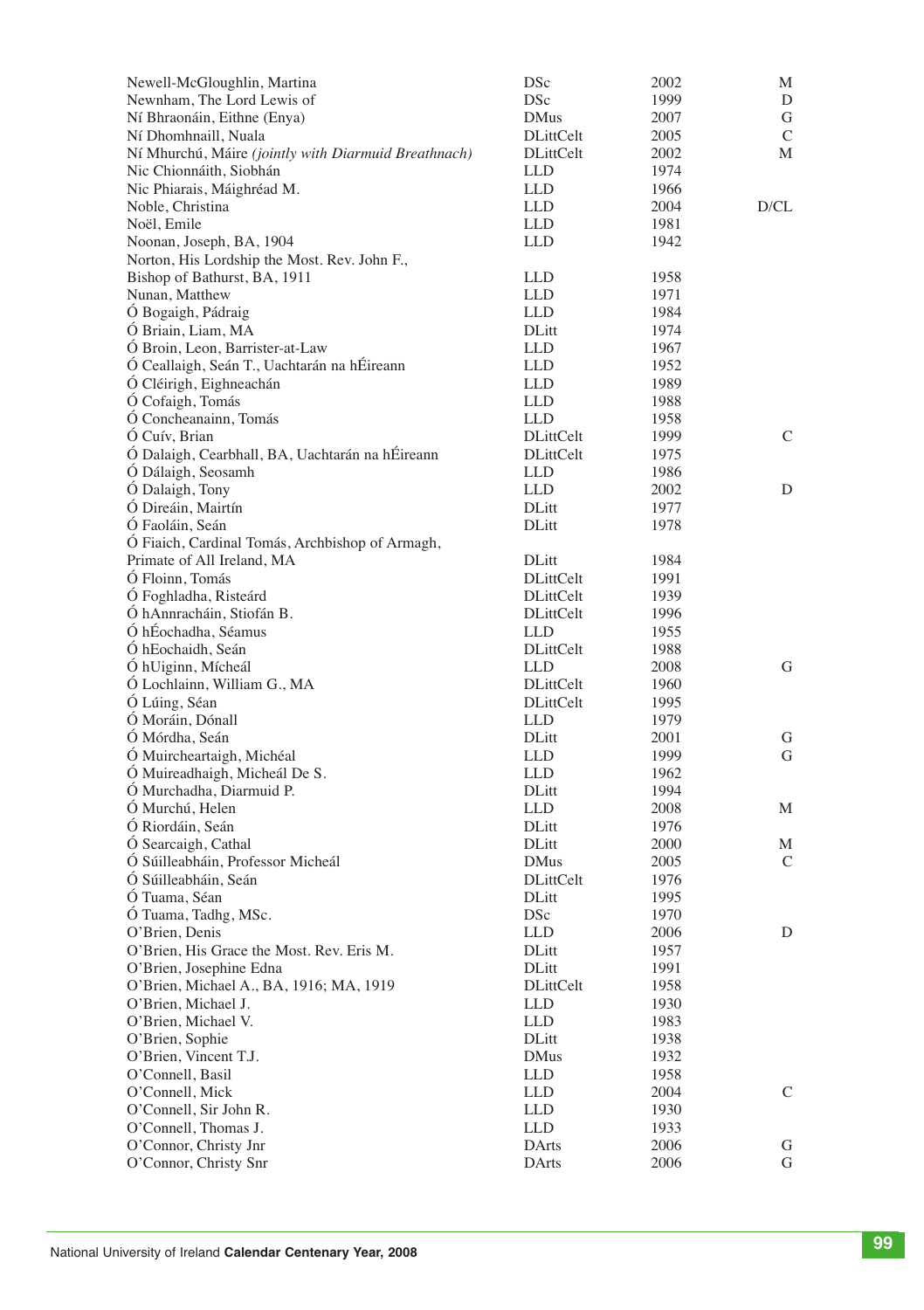| | | | |
|---|---|---|---|
| Newell-McGloughlin, Martina | DSc | 2002 | M |
| Newnham, The Lord Lewis of | DSc | 1999 | D |
| Ní Bhraonáin, Eithne (Enya) | DMus | 2007 | G |
| Ní Dhomhnaill, Nuala | DLittCelt | 2005 | C |
| Ní Mhurchú, Máire *(jointly with Diarmuid Breathnach)* | DLittCelt | 2002 | M |
| Nic Chionnáith, Siobhán | LLD | 1974 | |
| Nic Phiarais, Máighréad M. | LLD | 1966 | |
| Noble, Christina | LLD | 2004 | D/CL |
| Noël, Emile | LLD | 1981 | |
| Noonan, Joseph, BA, 1904 | LLD | 1942 | |
| Norton, His Lordship the Most. Rev. John F., Bishop of Bathurst, BA, 1911 | LLD | 1958 | |
| Nunan, Matthew | LLD | 1971 | |
| Ó Bogaigh, Pádraig | LLD | 1984 | |
| Ó Briain, Liam, MA | DLitt | 1974 | |
| Ó Broin, Leon, Barrister-at-Law | LLD | 1967 | |
| Ó Ceallaigh, Seán T., Uachtarán na hÉireann | LLD | 1952 | |
| Ó Cléirigh, Eighneachán | LLD | 1989 | |
| Ó Cofaigh, Tomás | LLD | 1988 | |
| Ó Concheanainn, Tomás | LLD | 1958 | |
| Ó Cuív, Brian | DLittCelt | 1999 | C |
| Ó Dalaigh, Cearbhall, BA, Uachtarán na hÉireann | DLittCelt | 1975 | |
| Ó Dálaigh, Seosamh | LLD | 1986 | |
| Ó Dalaigh, Tony | LLD | 2002 | D |
| Ó Direáin, Mairtín | DLitt | 1977 | |
| Ó Faoláin, Seán | DLitt | 1978 | |
| Ó Fiaich, Cardinal Tomás, Archbishop of Armagh, Primate of All Ireland, MA | DLitt | 1984 | |
| Ó Floinn, Tomás | DLittCelt | 1991 | |
| Ó Foghladha, Risteárd | DLittCelt | 1939 | |
| Ó hAnnracháin, Stiofán B. | DLittCelt | 1996 | |
| Ó hÉochadha, Séamus | LLD | 1955 | |
| Ó hEochaidh, Seán | DLittCelt | 1988 | |
| Ó hUiginn, Mícheál | LLD | 2008 | G |
| Ó Lochlainn, William G., MA | DLittCelt | 1960 | |
| Ó Lúing, Séan | DLittCelt | 1995 | |
| Ó Moráin, Dónall | LLD | 1979 | |
| Ó Mórdha, Seán | DLitt | 2001 | G |
| Ó Muircheartaigh, Michéal | LLD | 1999 | G |
| Ó Muireadhaigh, Micheál De S. | LLD | 1962 | |
| Ó Murchadha, Diarmuid P. | DLitt | 1994 | |
| Ó Murchú, Helen | LLD | 2008 | M |
| Ó Riordáin, Seán | DLitt | 1976 | |
| Ó Searcaigh, Cathal | DLitt | 2000 | M |
| Ó Súilleabháin, Professor Micheál | DMus | 2005 | C |
| Ó Súilleabháin, Seán | DLittCelt | 1976 | |
| Ó Tuama, Séan | DLitt | 1995 | |
| Ó Tuama, Tadhg, MSc. | DSc | 1970 | |
| O'Brien, Denis | LLD | 2006 | D |
| O'Brien, His Grace the Most. Rev. Eris M. | DLitt | 1957 | |
| O'Brien, Josephine Edna | DLitt | 1991 | |
| O'Brien, Michael A., BA, 1916; MA, 1919 | DLittCelt | 1958 | |
| O'Brien, Michael J. | LLD | 1930 | |
| O'Brien, Michael V. | LLD | 1983 | |
| O'Brien, Sophie | DLitt | 1938 | |
| O'Brien, Vincent T.J. | DMus | 1932 | |
| O'Connell, Basil | LLD | 1958 | |
| O'Connell, Mick | LLD | 2004 | C |
| O'Connell, Sir John R. | LLD | 1930 | |
| O'Connell, Thomas J. | LLD | 1933 | |
| O'Connor, Christy Jnr | DArts | 2006 | G |
| O'Connor, Christy Snr | DArts | 2006 | G |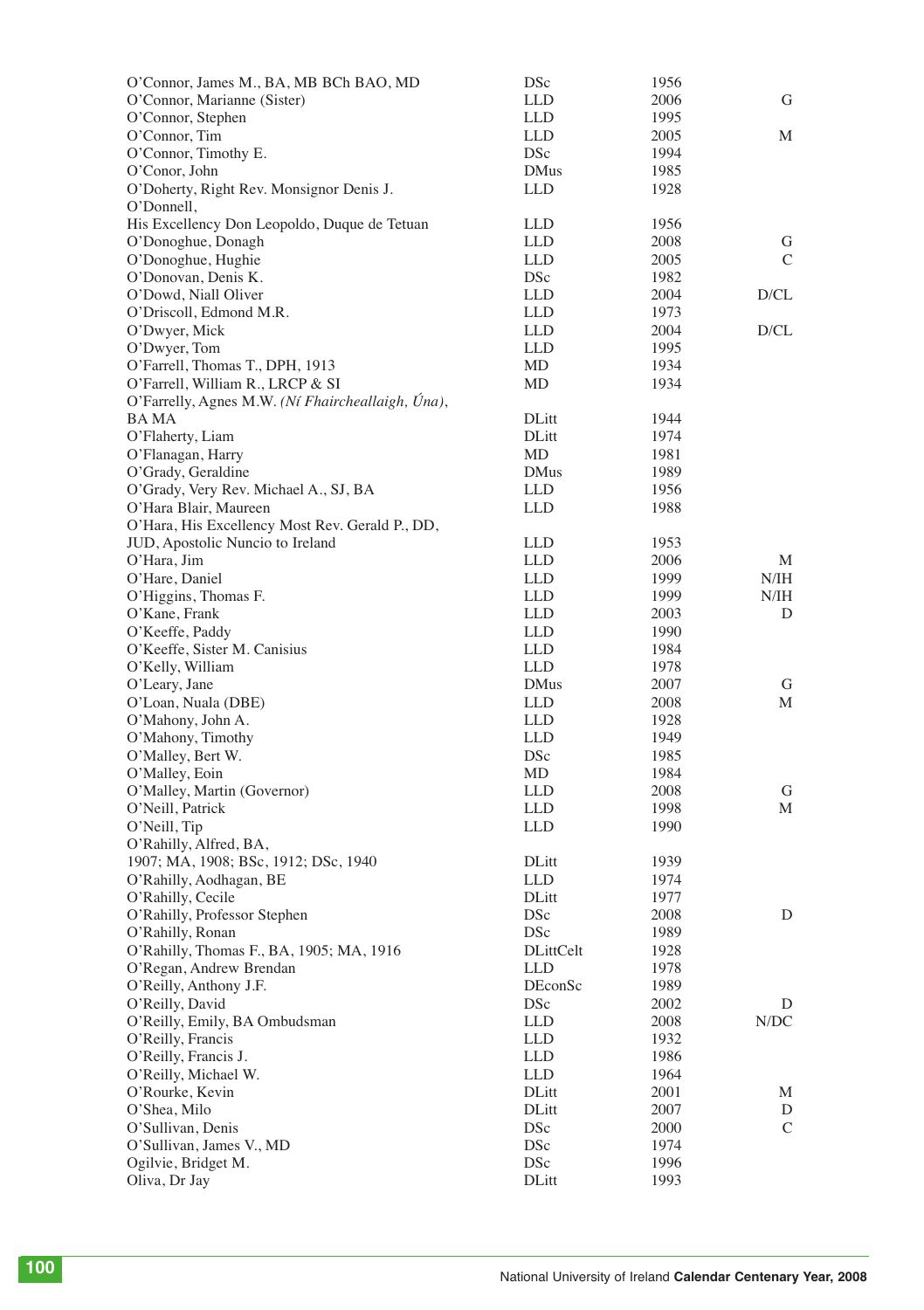| Name | Degree | Year | |
|---|---|---|---|
| O'Connor, James M., BA, MB BCh BAO, MD | DSc | 1956 | |
| O'Connor, Marianne (Sister) | LLD | 2006 | G |
| O'Connor, Stephen | LLD | 1995 | |
| O'Connor, Tim | LLD | 2005 | M |
| O'Connor, Timothy E. | DSc | 1994 | |
| O'Conor, John | DMus | 1985 | |
| O'Doherty, Right Rev. Monsignor Denis J. | LLD | 1928 | |
| O'Donnell, His Excellency Don Leopoldo, Duque de Tetuan | LLD | 1956 | |
| O'Donoghue, Donagh | LLD | 2008 | G |
| O'Donoghue, Hughie | LLD | 2005 | C |
| O'Donovan, Denis K. | DSc | 1982 | |
| O'Dowd, Niall Oliver | LLD | 2004 | D/CL |
| O'Driscoll, Edmond M.R. | LLD | 1973 | |
| O'Dwyer, Mick | LLD | 2004 | D/CL |
| O'Dwyer, Tom | LLD | 1995 | |
| O'Farrell, Thomas T., DPH, 1913 | MD | 1934 | |
| O'Farrell, William R., LRCP & SI | MD | 1934 | |
| O'Farrelly, Agnes M.W. *(Ní Fhaircheallaigh, Úna)*, BA MA | DLitt | 1944 | |
| O'Flaherty, Liam | DLitt | 1974 | |
| O'Flanagan, Harry | MD | 1981 | |
| O'Grady, Geraldine | DMus | 1989 | |
| O'Grady, Very Rev. Michael A., SJ, BA | LLD | 1956 | |
| O'Hara Blair, Maureen | LLD | 1988 | |
| O'Hara, His Excellency Most Rev. Gerald P., DD, JUD, Apostolic Nuncio to Ireland | LLD | 1953 | |
| O'Hara, Jim | LLD | 2006 | M |
| O'Hare, Daniel | LLD | 1999 | N/IH |
| O'Higgins, Thomas F. | LLD | 1999 | N/IH |
| O'Kane, Frank | LLD | 2003 | D |
| O'Keeffe, Paddy | LLD | 1990 | |
| O'Keeffe, Sister M. Canisius | LLD | 1984 | |
| O'Kelly, William | LLD | 1978 | |
| O'Leary, Jane | DMus | 2007 | G |
| O'Loan, Nuala (DBE) | LLD | 2008 | M |
| O'Mahony, John A. | LLD | 1928 | |
| O'Mahony, Timothy | LLD | 1949 | |
| O'Malley, Bert W. | DSc | 1985 | |
| O'Malley, Eoin | MD | 1984 | |
| O'Malley, Martin (Governor) | LLD | 2008 | G |
| O'Neill, Patrick | LLD | 1998 | M |
| O'Neill, Tip | LLD | 1990 | |
| O'Rahilly, Alfred, BA, 1907; MA, 1908; BSc, 1912; DSc, 1940 | DLitt | 1939 | |
| O'Rahilly, Aodhagan, BE | LLD | 1974 | |
| O'Rahilly, Cecile | DLitt | 1977 | |
| O'Rahilly, Professor Stephen | DSc | 2008 | D |
| O'Rahilly, Ronan | DSc | 1989 | |
| O'Rahilly, Thomas F., BA, 1905; MA, 1916 | DLittCelt | 1928 | |
| O'Regan, Andrew Brendan | LLD | 1978 | |
| O'Reilly, Anthony J.F. | DEconSc | 1989 | |
| O'Reilly, David | DSc | 2002 | D |
| O'Reilly, Emily, BA Ombudsman | LLD | 2008 | N/DC |
| O'Reilly, Francis | LLD | 1932 | |
| O'Reilly, Francis J. | LLD | 1986 | |
| O'Reilly, Michael W. | LLD | 1964 | |
| O'Rourke, Kevin | DLitt | 2001 | M |
| O'Shea, Milo | DLitt | 2007 | D |
| O'Sullivan, Denis | DSc | 2000 | C |
| O'Sullivan, James V., MD | DSc | 1974 | |
| Ogilvie, Bridget M. | DSc | 1996 | |
| Oliva, Dr Jay | DLitt | 1993 | |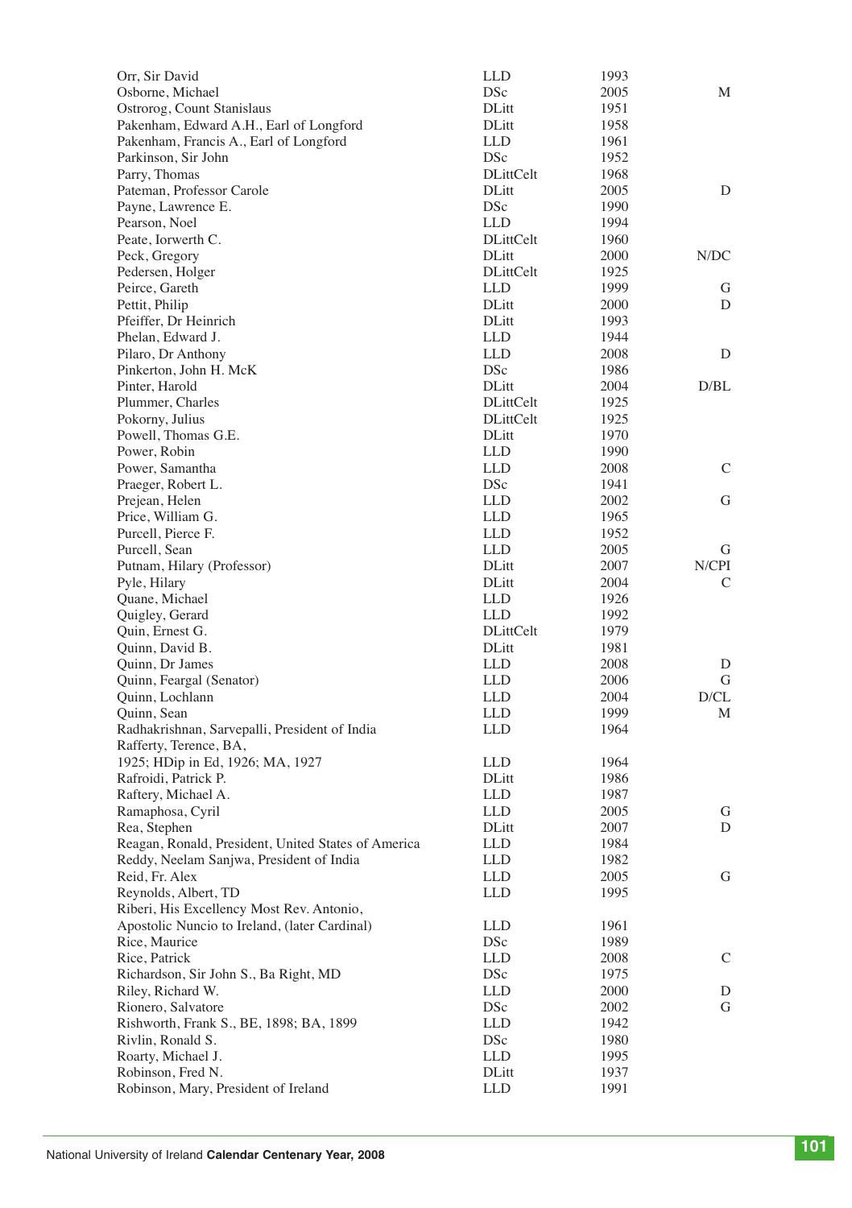| | | | |
|---|---|---|---|
| Orr, Sir David | LLD | 1993 | |
| Osborne, Michael | DSc | 2005 | M |
| Ostrorog, Count Stanislaus | DLitt | 1951 | |
| Pakenham, Edward A.H., Earl of Longford | DLitt | 1958 | |
| Pakenham, Francis A., Earl of Longford | LLD | 1961 | |
| Parkinson, Sir John | DSc | 1952 | |
| Parry, Thomas | DLittCelt | 1968 | |
| Pateman, Professor Carole | DLitt | 2005 | D |
| Payne, Lawrence E. | DSc | 1990 | |
| Pearson, Noel | LLD | 1994 | |
| Peate, Iorwerth C. | DLittCelt | 1960 | |
| Peck, Gregory | DLitt | 2000 | N/DC |
| Pedersen, Holger | DLittCelt | 1925 | |
| Peirce, Gareth | LLD | 1999 | G |
| Pettit, Philip | DLitt | 2000 | D |
| Pfeiffer, Dr Heinrich | DLitt | 1993 | |
| Phelan, Edward J. | LLD | 1944 | |
| Pilaro, Dr Anthony | LLD | 2008 | D |
| Pinkerton, John H. McK | DSc | 1986 | |
| Pinter, Harold | DLitt | 2004 | D/BL |
| Plummer, Charles | DLittCelt | 1925 | |
| Pokorny, Julius | DLittCelt | 1925 | |
| Powell, Thomas G.E. | DLitt | 1970 | |
| Power, Robin | LLD | 1990 | |
| Power, Samantha | LLD | 2008 | C |
| Praeger, Robert L. | DSc | 1941 | |
| Prejean, Helen | LLD | 2002 | G |
| Price, William G. | LLD | 1965 | |
| Purcell, Pierce F. | LLD | 1952 | |
| Purcell, Sean | LLD | 2005 | G |
| Putnam, Hilary (Professor) | DLitt | 2007 | N/CPI |
| Pyle, Hilary | DLitt | 2004 | C |
| Quane, Michael | LLD | 1926 | |
| Quigley, Gerard | LLD | 1992 | |
| Quin, Ernest G. | DLittCelt | 1979 | |
| Quinn, David B. | DLitt | 1981 | |
| Quinn, Dr James | LLD | 2008 | D |
| Quinn, Feargal (Senator) | LLD | 2006 | G |
| Quinn, Lochlann | LLD | 2004 | D/CL |
| Quinn, Sean | LLD | 1999 | M |
| Radhakrishnan, Sarvepalli, President of India | LLD | 1964 | |
| Rafferty, Terence, BA, 1925; HDip in Ed, 1926; MA, 1927 | LLD | 1964 | |
| Rafroidi, Patrick P. | DLitt | 1986 | |
| Raftery, Michael A. | LLD | 1987 | |
| Ramaphosa, Cyril | LLD | 2005 | G |
| Rea, Stephen | DLitt | 2007 | D |
| Reagan, Ronald, President, United States of America | LLD | 1984 | |
| Reddy, Neelam Sanjwa, President of India | LLD | 1982 | |
| Reid, Fr. Alex | LLD | 2005 | G |
| Reynolds, Albert, TD | LLD | 1995 | |
| Riberi, His Excellency Most Rev. Antonio, Apostolic Nuncio to Ireland, (later Cardinal) | LLD | 1961 | |
| Rice, Maurice | DSc | 1989 | |
| Rice, Patrick | LLD | 2008 | C |
| Richardson, Sir John S., Ba Right, MD | DSc | 1975 | |
| Riley, Richard W. | LLD | 2000 | D |
| Rionero, Salvatore | DSc | 2002 | G |
| Rishworth, Frank S., BE, 1898; BA, 1899 | LLD | 1942 | |
| Rivlin, Ronald S. | DSc | 1980 | |
| Roarty, Michael J. | LLD | 1995 | |
| Robinson, Fred N. | DLitt | 1937 | |
| Robinson, Mary, President of Ireland | LLD | 1991 | |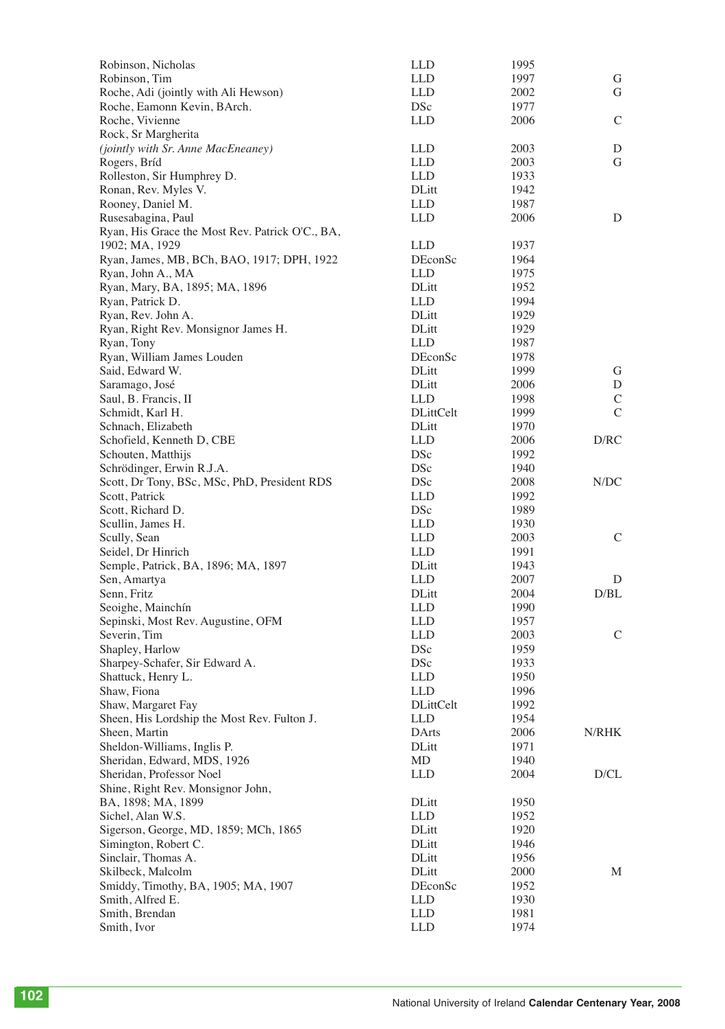| | | | |
|---|---|---|---|
| Robinson, Nicholas | LLD | 1995 | |
| Robinson, Tim | LLD | 1997 | G |
| Roche, Adi (jointly with Ali Hewson) | LLD | 2002 | G |
| Roche, Eamonn Kevin, BArch. | DSc | 1977 | |
| Roche, Vivienne | LLD | 2006 | C |
| Rock, Sr Margherita *(jointly with Sr. Anne MacEneaney)* | LLD | 2003 | D |
| Rogers, Bríd | LLD | 2003 | G |
| Rolleston, Sir Humphrey D. | LLD | 1933 | |
| Ronan, Rev. Myles V. | DLitt | 1942 | |
| Rooney, Daniel M. | LLD | 1987 | |
| Rusesabagina, Paul | LLD | 2006 | D |
| Ryan, His Grace the Most Rev. Patrick O'C., BA, 1902; MA, 1929 | LLD | 1937 | |
| Ryan, James, MB, BCh, BAO, 1917; DPH, 1922 | DEconSc | 1964 | |
| Ryan, John A., MA | LLD | 1975 | |
| Ryan, Mary, BA, 1895; MA, 1896 | DLitt | 1952 | |
| Ryan, Patrick D. | LLD | 1994 | |
| Ryan, Rev. John A. | DLitt | 1929 | |
| Ryan, Right Rev. Monsignor James H. | DLitt | 1929 | |
| Ryan, Tony | LLD | 1987 | |
| Ryan, William James Louden | DEconSc | 1978 | |
| Said, Edward W. | DLitt | 1999 | G |
| Saramago, José | DLitt | 2006 | D |
| Saul, B. Francis, II | LLD | 1998 | C |
| Schmidt, Karl H. | DLittCelt | 1999 | C |
| Schnach, Elizabeth | DLitt | 1970 | |
| Schofield, Kenneth D, CBE | LLD | 2006 | D/RC |
| Schouten, Matthijs | DSc | 1992 | |
| Schrödinger, Erwin R.J.A. | DSc | 1940 | |
| Scott, Dr Tony, BSc, MSc, PhD, President RDS | DSc | 2008 | N/DC |
| Scott, Patrick | LLD | 1992 | |
| Scott, Richard D. | DSc | 1989 | |
| Scullin, James H. | LLD | 1930 | |
| Scully, Sean | LLD | 2003 | C |
| Seidel, Dr Hinrich | LLD | 1991 | |
| Semple, Patrick, BA, 1896; MA, 1897 | DLitt | 1943 | |
| Sen, Amartya | LLD | 2007 | D |
| Senn, Fritz | DLitt | 2004 | D/BL |
| Seoighe, Mainchín | LLD | 1990 | |
| Sepinski, Most Rev. Augustine, OFM | LLD | 1957 | |
| Severin, Tim | LLD | 2003 | C |
| Shapley, Harlow | DSc | 1959 | |
| Sharpey-Schafer, Sir Edward A. | DSc | 1933 | |
| Shattuck, Henry L. | LLD | 1950 | |
| Shaw, Fiona | LLD | 1996 | |
| Shaw, Margaret Fay | DLittCelt | 1992 | |
| Sheen, His Lordship the Most Rev. Fulton J. | LLD | 1954 | |
| Sheen, Martin | DArts | 2006 | N/RHK |
| Sheldon-Williams, Inglis P. | DLitt | 1971 | |
| Sheridan, Edward, MDS, 1926 | MD | 1940 | |
| Sheridan, Professor Noel | LLD | 2004 | D/CL |
| Shine, Right Rev. Monsignor John, BA, 1898; MA, 1899 | DLitt | 1950 | |
| Sichel, Alan W.S. | LLD | 1952 | |
| Sigerson, George, MD, 1859; MCh, 1865 | DLitt | 1920 | |
| Simington, Robert C. | DLitt | 1946 | |
| Sinclair, Thomas A. | DLitt | 1956 | |
| Skilbeck, Malcolm | DLitt | 2000 | M |
| Smiddy, Timothy, BA, 1905; MA, 1907 | DEconSc | 1952 | |
| Smith, Alfred E. | LLD | 1930 | |
| Smith, Brendan | LLD | 1981 | |
| Smith, Ivor | LLD | 1974 | |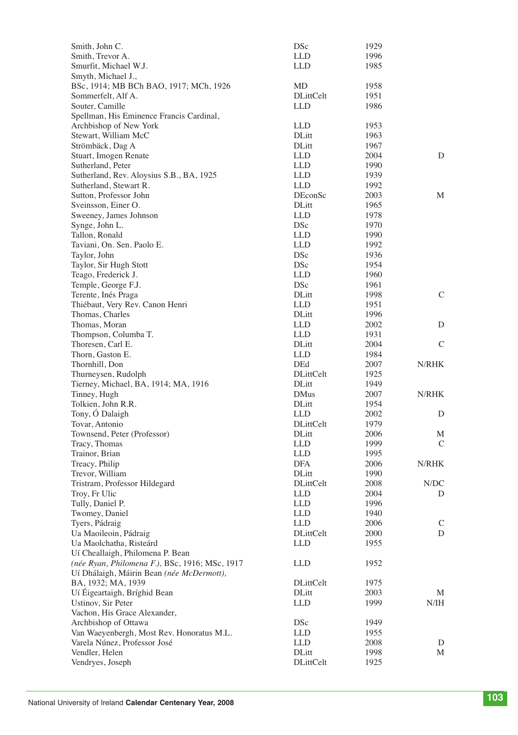| | | | |
|---|---|---|---|
| Smith, John C. | DSc | 1929 | |
| Smith, Trevor A. | LLD | 1996 | |
| Smurfit, Michael W.J. | LLD | 1985 | |
| Smyth, Michael J., BSc, 1914; MB BCh BAO, 1917; MCh, 1926 | MD | 1958 | |
| Sommerfelt, Alf A. | DLittCelt | 1951 | |
| Souter, Camille | LLD | 1986 | |
| Spellman, His Eminence Francis Cardinal, Archbishop of New York | LLD | 1953 | |
| Stewart, William McC | DLitt | 1963 | |
| Strömbäck, Dag A | DLitt | 1967 | |
| Stuart, Imogen Renate | LLD | 2004 | D |
| Sutherland, Peter | LLD | 1990 | |
| Sutherland, Rev. Aloysius S.B., BA, 1925 | LLD | 1939 | |
| Sutherland, Stewart R. | LLD | 1992 | |
| Sutton, Professor John | DEconSc | 2003 | M |
| Sveinsson, Einer O. | DLitt | 1965 | |
| Sweeney, James Johnson | LLD | 1978 | |
| Synge, John L. | DSc | 1970 | |
| Tallon, Ronald | LLD | 1990 | |
| Taviani, On. Sen. Paolo E. | LLD | 1992 | |
| Taylor, John | DSc | 1936 | |
| Taylor, Sir Hugh Stott | DSc | 1954 | |
| Teago, Frederick J. | LLD | 1960 | |
| Temple, George F.J. | DSc | 1961 | |
| Terente, Inés Praga | DLitt | 1998 | C |
| Thiébaut, Very Rev. Canon Henri | LLD | 1951 | |
| Thomas, Charles | DLitt | 1996 | |
| Thomas, Moran | LLD | 2002 | D |
| Thompson, Columba T. | LLD | 1931 | |
| Thoresen, Carl E. | DLitt | 2004 | C |
| Thorn, Gaston E. | LLD | 1984 | |
| Thornhill, Don | DEd | 2007 | N/RHK |
| Thurneysen, Rudolph | DLittCelt | 1925 | |
| Tierney, Michael, BA, 1914; MA, 1916 | DLitt | 1949 | |
| Tinney, Hugh | DMus | 2007 | N/RHK |
| Tolkien, John R.R. | DLitt | 1954 | |
| Tony, Ó Dalaigh | LLD | 2002 | D |
| Tovar, Antonio | DLittCelt | 1979 | |
| Townsend, Peter (Professor) | DLitt | 2006 | M |
| Tracy, Thomas | LLD | 1999 | C |
| Trainor, Brian | LLD | 1995 | |
| Treacy, Philip | DFA | 2006 | N/RHK |
| Trevor, William | DLitt | 1990 | |
| Tristram, Professor Hildegard | DLittCelt | 2008 | N/DC |
| Troy, Fr Ulic | LLD | 2004 | D |
| Tully, Daniel P. | LLD | 1996 | |
| Twomey, Daniel | LLD | 1940 | |
| Tyers, Pádraig | LLD | 2006 | C |
| Ua Maoileoin, Pádraig | DLittCelt | 2000 | D |
| Ua Maolchatha, Risteárd | LLD | 1955 | |
| Uí Cheallaigh, Philomena P. Bean *(née Ryan, Philomena F.),* BSc, 1916; MSc, 1917 | LLD | 1952 | |
| Uí Dhálaigh, Máirin Bean *(née McDermott),* BA, 1932; MA, 1939 | DLittCelt | 1975 | |
| Uí Éigeartaigh, Bríghid Bean | DLitt | 2003 | M |
| Ustinov, Sir Peter | LLD | 1999 | N/IH |
| Vachon, His Grace Alexander, Archbishop of Ottawa | DSc | 1949 | |
| Van Waeyenbergh, Most Rev. Honoratus M.L. | LLD | 1955 | |
| Varela Núnez, Professor José | LLD | 2008 | D |
| Vendler, Helen | DLitt | 1998 | M |
| Vendryes, Joseph | DLittCelt | 1925 | |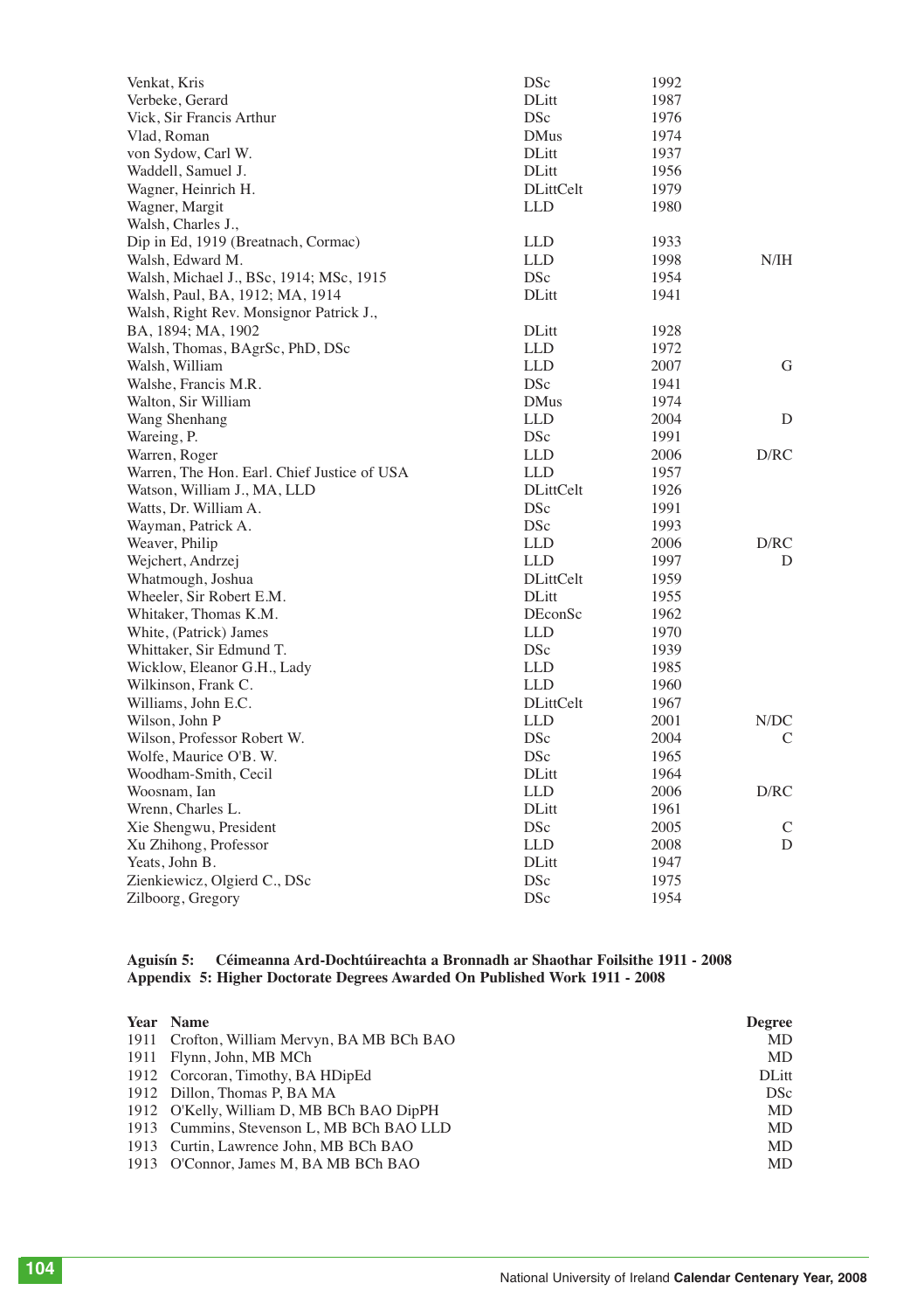| | | | |
|---|---|---|---|
| Venkat, Kris | DSc | 1992 | |
| Verbeke, Gerard | DLitt | 1987 | |
| Vick, Sir Francis Arthur | DSc | 1976 | |
| Vlad, Roman | DMus | 1974 | |
| von Sydow, Carl W. | DLitt | 1937 | |
| Waddell, Samuel J. | DLitt | 1956 | |
| Wagner, Heinrich H. | DLittCelt | 1979 | |
| Wagner, Margit | LLD | 1980 | |
| Walsh, Charles J., Dip in Ed, 1919 (Breatnach, Cormac) | LLD | 1933 | |
| Walsh, Edward M. | LLD | 1998 | N/IH |
| Walsh, Michael J., BSc, 1914; MSc, 1915 | DSc | 1954 | |
| Walsh, Paul, BA, 1912; MA, 1914 | DLitt | 1941 | |
| Walsh, Right Rev. Monsignor Patrick J., BA, 1894; MA, 1902 | DLitt | 1928 | |
| Walsh, Thomas, BAgrSc, PhD, DSc | LLD | 1972 | |
| Walsh, William | LLD | 2007 | G |
| Walshe, Francis M.R. | DSc | 1941 | |
| Walton, Sir William | DMus | 1974 | |
| Wang Shenhang | LLD | 2004 | D |
| Wareing, P. | DSc | 1991 | |
| Warren, Roger | LLD | 2006 | D/RC |
| Warren, The Hon. Earl. Chief Justice of USA | LLD | 1957 | |
| Watson, William J., MA, LLD | DLittCelt | 1926 | |
| Watts, Dr. William A. | DSc | 1991 | |
| Wayman, Patrick A. | DSc | 1993 | |
| Weaver, Philip | LLD | 2006 | D/RC |
| Wejchert, Andrzej | LLD | 1997 | D |
| Whatmough, Joshua | DLittCelt | 1959 | |
| Wheeler, Sir Robert E.M. | DLitt | 1955 | |
| Whitaker, Thomas K.M. | DEconSc | 1962 | |
| White, (Patrick) James | LLD | 1970 | |
| Whittaker, Sir Edmund T. | DSc | 1939 | |
| Wicklow, Eleanor G.H., Lady | LLD | 1985 | |
| Wilkinson, Frank C. | LLD | 1960 | |
| Williams, John E.C. | DLittCelt | 1967 | |
| Wilson, John P | LLD | 2001 | N/DC |
| Wilson, Professor Robert W. | DSc | 2004 | C |
| Wolfe, Maurice O'B. W. | DSc | 1965 | |
| Woodham-Smith, Cecil | DLitt | 1964 | |
| Woosnam, Ian | LLD | 2006 | D/RC |
| Wrenn, Charles L. | DLitt | 1961 | |
| Xie Shengwu, President | DSc | 2005 | C |
| Xu Zhihong, Professor | LLD | 2008 | D |
| Yeats, John B. | DLitt | 1947 | |
| Zienkiewicz, Olgierd C., DSc | DSc | 1975 | |
| Zilboorg, Gregory | DSc | 1954 | |

**Aguisín 5: Céimeanna Ard-Dochtúireachta a Bronnadh ar Shaothar Foilsithe 1911 - 2008**
**Appendix 5: Higher Doctorate Degrees Awarded On Published Work 1911 - 2008**

| Year | Name | Degree |
|---|---|---|
| 1911 | Crofton, William Mervyn, BA MB BCh BAO | MD |
| 1911 | Flynn, John, MB MCh | MD |
| 1912 | Corcoran, Timothy, BA HDipEd | DLitt |
| 1912 | Dillon, Thomas P, BA MA | DSc |
| 1912 | O'Kelly, William D, MB BCh BAO DipPH | MD |
| 1913 | Cummins, Stevenson L, MB BCh BAO LLD | MD |
| 1913 | Curtin, Lawrence John, MB BCh BAO | MD |
| 1913 | O'Connor, James M, BA MB BCh BAO | MD |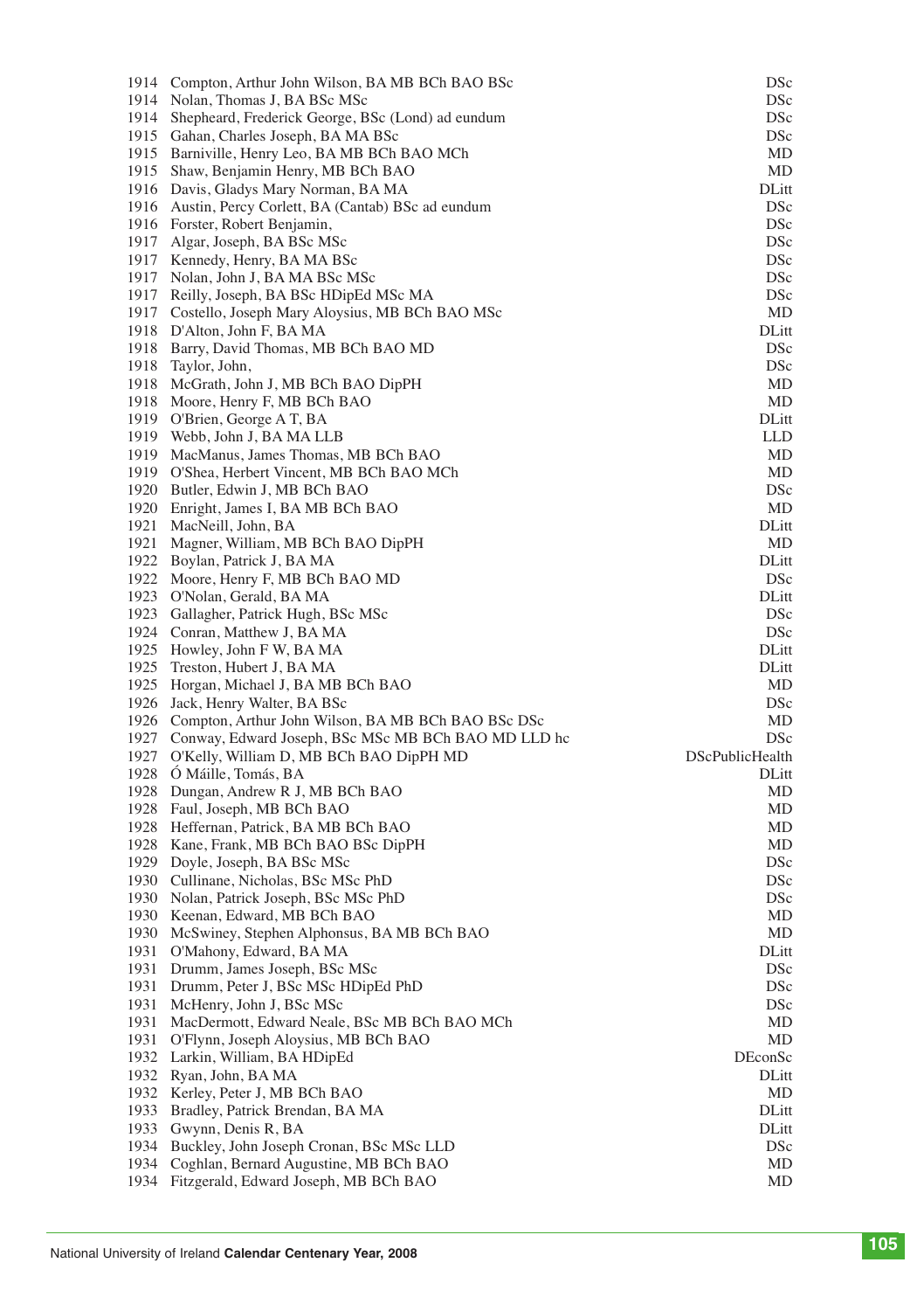| | | |
|---|---|---|
| 1914 | Compton, Arthur John Wilson, BA MB BCh BAO BSc | DSc |
| 1914 | Nolan, Thomas J, BA BSc MSc | DSc |
| 1914 | Shepheard, Frederick George, BSc (Lond) ad eundum | DSc |
| 1915 | Gahan, Charles Joseph, BA MA BSc | DSc |
| 1915 | Barniville, Henry Leo, BA MB BCh BAO MCh | MD |
| 1915 | Shaw, Benjamin Henry, MB BCh BAO | MD |
| 1916 | Davis, Gladys Mary Norman, BA MA | DLitt |
| 1916 | Austin, Percy Corlett, BA (Cantab) BSc ad eundum | DSc |
| 1916 | Forster, Robert Benjamin, | DSc |
| 1917 | Algar, Joseph, BA BSc MSc | DSc |
| 1917 | Kennedy, Henry, BA MA BSc | DSc |
| 1917 | Nolan, John J, BA MA BSc MSc | DSc |
| 1917 | Reilly, Joseph, BA BSc HDipEd MSc MA | DSc |
| 1917 | Costello, Joseph Mary Aloysius, MB BCh BAO MSc | MD |
| 1918 | D'Alton, John F, BA MA | DLitt |
| 1918 | Barry, David Thomas, MB BCh BAO MD | DSc |
| 1918 | Taylor, John, | DSc |
| 1918 | McGrath, John J, MB BCh BAO DipPH | MD |
| 1918 | Moore, Henry F, MB BCh BAO | MD |
| 1919 | O'Brien, George A T, BA | DLitt |
| 1919 | Webb, John J, BA MA LLB | LLD |
| 1919 | MacManus, James Thomas, MB BCh BAO | MD |
| 1919 | O'Shea, Herbert Vincent, MB BCh BAO MCh | MD |
| 1920 | Butler, Edwin J, MB BCh BAO | DSc |
| 1920 | Enright, James I, BA MB BCh BAO | MD |
| 1921 | MacNeill, John, BA | DLitt |
| 1921 | Magner, William, MB BCh BAO DipPH | MD |
| 1922 | Boylan, Patrick J, BA MA | DLitt |
| 1922 | Moore, Henry F, MB BCh BAO MD | DSc |
| 1923 | O'Nolan, Gerald, BA MA | DLitt |
| 1923 | Gallagher, Patrick Hugh, BSc MSc | DSc |
| 1924 | Conran, Matthew J, BA MA | DSc |
| 1925 | Howley, John F W, BA MA | DLitt |
| 1925 | Treston, Hubert J, BA MA | DLitt |
| 1925 | Horgan, Michael J, BA MB BCh BAO | MD |
| 1926 | Jack, Henry Walter, BA BSc | DSc |
| 1926 | Compton, Arthur John Wilson, BA MB BCh BAO BSc DSc | MD |
| 1927 | Conway, Edward Joseph, BSc MSc MB BCh BAO MD LLD hc | DSc |
| 1927 | O'Kelly, William D, MB BCh BAO DipPH MD | DScPublicHealth |
| 1928 | Ó Máille, Tomás, BA | DLitt |
| 1928 | Dungan, Andrew R J, MB BCh BAO | MD |
| 1928 | Faul, Joseph, MB BCh BAO | MD |
| 1928 | Heffernan, Patrick, BA MB BCh BAO | MD |
| 1928 | Kane, Frank, MB BCh BAO BSc DipPH | MD |
| 1929 | Doyle, Joseph, BA BSc MSc | DSc |
| 1930 | Cullinane, Nicholas, BSc MSc PhD | DSc |
| 1930 | Nolan, Patrick Joseph, BSc MSc PhD | DSc |
| 1930 | Keenan, Edward, MB BCh BAO | MD |
| 1930 | McSwiney, Stephen Alphonsus, BA MB BCh BAO | MD |
| 1931 | O'Mahony, Edward, BA MA | DLitt |
| 1931 | Drumm, James Joseph, BSc MSc | DSc |
| 1931 | Drumm, Peter J, BSc MSc HDipEd PhD | DSc |
| 1931 | McHenry, John J, BSc MSc | DSc |
| 1931 | MacDermott, Edward Neale, BSc MB BCh BAO MCh | MD |
| 1931 | O'Flynn, Joseph Aloysius, MB BCh BAO | MD |
| 1932 | Larkin, William, BA HDipEd | DEconSc |
| 1932 | Ryan, John, BA MA | DLitt |
| 1932 | Kerley, Peter J, MB BCh BAO | MD |
| 1933 | Bradley, Patrick Brendan, BA MA | DLitt |
| 1933 | Gwynn, Denis R, BA | DLitt |
| 1934 | Buckley, John Joseph Cronan, BSc MSc LLD | DSc |
| 1934 | Coghlan, Bernard Augustine, MB BCh BAO | MD |
| 1934 | Fitzgerald, Edward Joseph, MB BCh BAO | MD |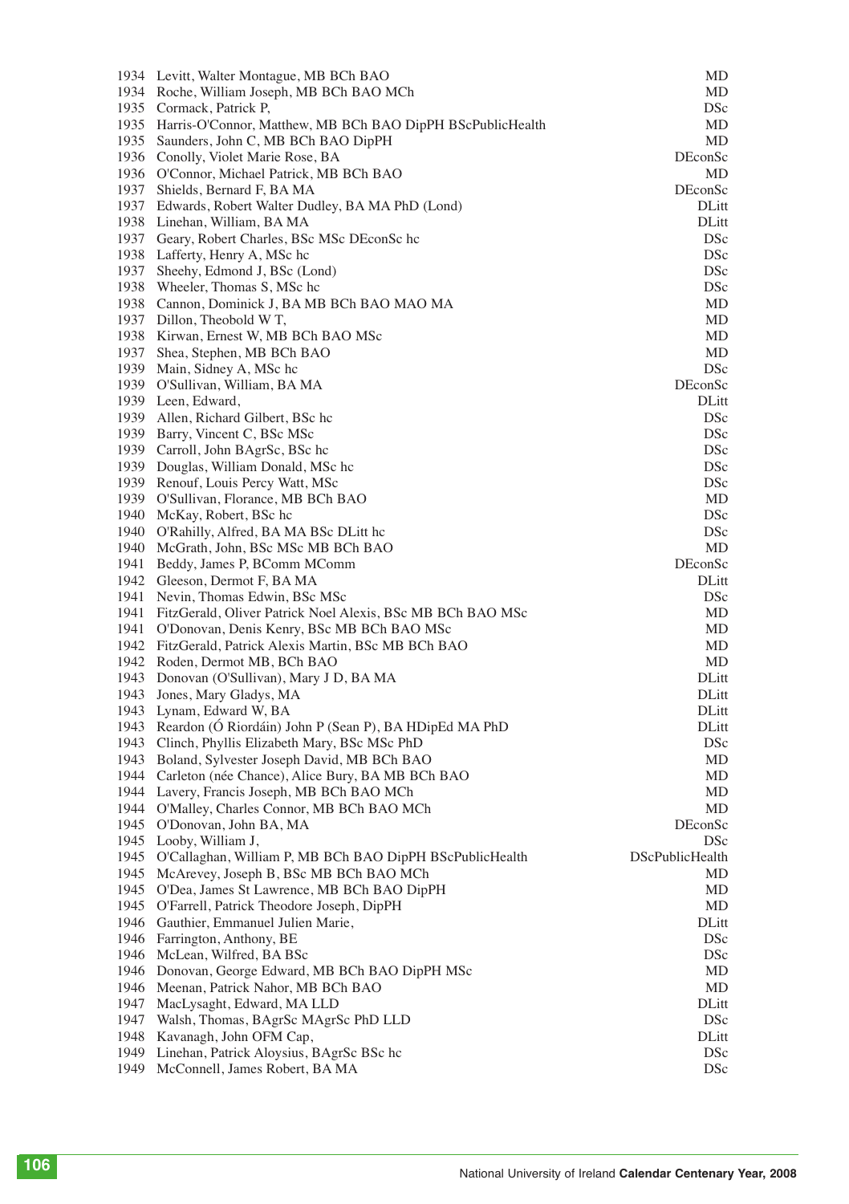| Year | Name | Degree |
|---|---|---|
| 1934 | Levitt, Walter Montague, MB BCh BAO | MD |
| 1934 | Roche, William Joseph, MB BCh BAO MCh | MD |
| 1935 | Cormack, Patrick P, | DSc |
| 1935 | Harris-O'Connor, Matthew, MB BCh BAO DipPH BScPublicHealth | MD |
| 1935 | Saunders, John C, MB BCh BAO DipPH | MD |
| 1936 | Conolly, Violet Marie Rose, BA | DEconSc |
| 1936 | O'Connor, Michael Patrick, MB BCh BAO | MD |
| 1937 | Shields, Bernard F, BA MA | DEconSc |
| 1937 | Edwards, Robert Walter Dudley, BA MA PhD (Lond) | DLitt |
| 1938 | Linehan, William, BA MA | DLitt |
| 1937 | Geary, Robert Charles, BSc MSc DEconSc hc | DSc |
| 1938 | Lafferty, Henry A, MSc hc | DSc |
| 1937 | Sheehy, Edmond J, BSc (Lond) | DSc |
| 1938 | Wheeler, Thomas S, MSc hc | DSc |
| 1938 | Cannon, Dominick J, BA MB BCh BAO MAO MA | MD |
| 1937 | Dillon, Theobold W T, | MD |
| 1938 | Kirwan, Ernest W, MB BCh BAO MSc | MD |
| 1937 | Shea, Stephen, MB BCh BAO | MD |
| 1939 | Main, Sidney A, MSc hc | DSc |
| 1939 | O'Sullivan, William, BA MA | DEconSc |
| 1939 | Leen, Edward, | DLitt |
| 1939 | Allen, Richard Gilbert, BSc hc | DSc |
| 1939 | Barry, Vincent C, BSc MSc | DSc |
| 1939 | Carroll, John BAgrSc, BSc hc | DSc |
| 1939 | Douglas, William Donald, MSc hc | DSc |
| 1939 | Renouf, Louis Percy Watt, MSc | DSc |
| 1939 | O'Sullivan, Florance, MB BCh BAO | MD |
| 1940 | McKay, Robert, BSc hc | DSc |
| 1940 | O'Rahilly, Alfred, BA MA BSc DLitt hc | DSc |
| 1940 | McGrath, John, BSc MSc MB BCh BAO | MD |
| 1941 | Beddy, James P, BComm MComm | DEconSc |
| 1942 | Gleeson, Dermot F, BA MA | DLitt |
| 1941 | Nevin, Thomas Edwin, BSc MSc | DSc |
| 1941 | FitzGerald, Oliver Patrick Noel Alexis, BSc MB BCh BAO MSc | MD |
| 1941 | O'Donovan, Denis Kenry, BSc MB BCh BAO MSc | MD |
| 1942 | FitzGerald, Patrick Alexis Martin, BSc MB BCh BAO | MD |
| 1942 | Roden, Dermot MB, BCh BAO | MD |
| 1943 | Donovan (O'Sullivan), Mary J D, BA MA | DLitt |
| 1943 | Jones, Mary Gladys, MA | DLitt |
| 1943 | Lynam, Edward W, BA | DLitt |
| 1943 | Reardon (Ó Riordáin) John P (Sean P), BA HDipEd MA PhD | DLitt |
| 1943 | Clinch, Phyllis Elizabeth Mary, BSc MSc PhD | DSc |
| 1943 | Boland, Sylvester Joseph David, MB BCh BAO | MD |
| 1944 | Carleton (née Chance), Alice Bury, BA MB BCh BAO | MD |
| 1944 | Lavery, Francis Joseph, MB BCh BAO MCh | MD |
| 1944 | O'Malley, Charles Connor, MB BCh BAO MCh | MD |
| 1945 | O'Donovan, John BA, MA | DEconSc |
| 1945 | Looby, William J, | DSc |
| 1945 | O'Callaghan, William P, MB BCh BAO DipPH BScPublicHealth | DScPublicHealth |
| 1945 | McArevey, Joseph B, BSc MB BCh BAO MCh | MD |
| 1945 | O'Dea, James St Lawrence, MB BCh BAO DipPH | MD |
| 1945 | O'Farrell, Patrick Theodore Joseph, DipPH | MD |
| 1946 | Gauthier, Emmanuel Julien Marie, | DLitt |
| 1946 | Farrington, Anthony, BE | DSc |
| 1946 | McLean, Wilfred, BA BSc | DSc |
| 1946 | Donovan, George Edward, MB BCh BAO DipPH MSc | MD |
| 1946 | Meenan, Patrick Nahor, MB BCh BAO | MD |
| 1947 | MacLysaght, Edward, MA LLD | DLitt |
| 1947 | Walsh, Thomas, BAgrSc MAgrSc PhD LLD | DSc |
| 1948 | Kavanagh, John OFM Cap, | DLitt |
| 1949 | Linehan, Patrick Aloysius, BAgrSc BSc hc | DSc |
| 1949 | McConnell, James Robert, BA MA | DSc |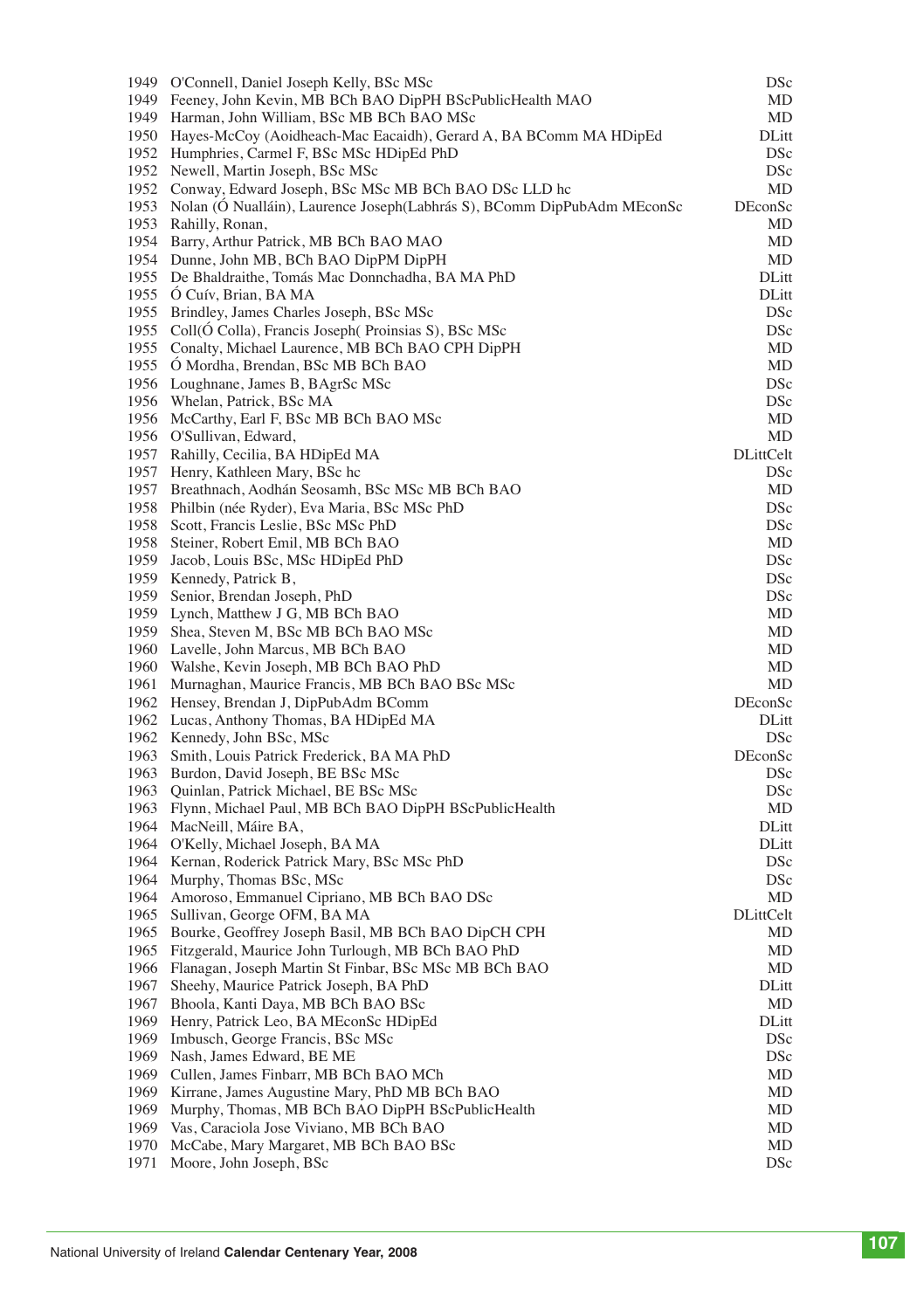| | | |
|---|---|---|
| 1949 | O'Connell, Daniel Joseph Kelly, BSc MSc | DSc |
| 1949 | Feeney, John Kevin, MB BCh BAO DipPH BScPublicHealth MAO | MD |
| 1949 | Harman, John William, BSc MB BCh BAO MSc | MD |
| 1950 | Hayes-McCoy (Aoidheach-Mac Eacaidh), Gerard A, BA BComm MA HDipEd | DLitt |
| 1952 | Humphries, Carmel F, BSc MSc HDipEd PhD | DSc |
| 1952 | Newell, Martin Joseph, BSc MSc | DSc |
| 1952 | Conway, Edward Joseph, BSc MSc MB BCh BAO DSc LLD hc | MD |
| 1953 | Nolan (Ó Nualláin), Laurence Joseph(Labhrás S), BComm DipPubAdm MEconSc | DEconSc |
| 1953 | Rahilly, Ronan, | MD |
| 1954 | Barry, Arthur Patrick, MB BCh BAO MAO | MD |
| 1954 | Dunne, John MB, BCh BAO DipPM DipPH | MD |
| 1955 | De Bhaldraithe, Tomás Mac Donnchadha, BA MA PhD | DLitt |
| 1955 | Ó Cuív, Brian, BA MA | DLitt |
| 1955 | Brindley, James Charles Joseph, BSc MSc | DSc |
| 1955 | Coll(Ó Colla), Francis Joseph( Proinsias S), BSc MSc | DSc |
| 1955 | Conalty, Michael Laurence, MB BCh BAO CPH DipPH | MD |
| 1955 | Ó Mordha, Brendan, BSc MB BCh BAO | MD |
| 1956 | Loughnane, James B, BAgrSc MSc | DSc |
| 1956 | Whelan, Patrick, BSc MA | DSc |
| 1956 | McCarthy, Earl F, BSc MB BCh BAO MSc | MD |
| 1956 | O'Sullivan, Edward, | MD |
| 1957 | Rahilly, Cecilia, BA HDipEd MA | DLittCelt |
| 1957 | Henry, Kathleen Mary, BSc hc | DSc |
| 1957 | Breathnach, Aodhán Seosamh, BSc MSc MB BCh BAO | MD |
| 1958 | Philbin (née Ryder), Eva Maria, BSc MSc PhD | DSc |
| 1958 | Scott, Francis Leslie, BSc MSc PhD | DSc |
| 1958 | Steiner, Robert Emil, MB BCh BAO | MD |
| 1959 | Jacob, Louis BSc, MSc HDipEd PhD | DSc |
| 1959 | Kennedy, Patrick B, | DSc |
| 1959 | Senior, Brendan Joseph, PhD | DSc |
| 1959 | Lynch, Matthew J G, MB BCh BAO | MD |
| 1959 | Shea, Steven M, BSc MB BCh BAO MSc | MD |
| 1960 | Lavelle, John Marcus, MB BCh BAO | MD |
| 1960 | Walshe, Kevin Joseph, MB BCh BAO PhD | MD |
| 1961 | Murnaghan, Maurice Francis, MB BCh BAO BSc MSc | MD |
| 1962 | Hensey, Brendan J, DipPubAdm BComm | DEconSc |
| 1962 | Lucas, Anthony Thomas, BA HDipEd MA | DLitt |
| 1962 | Kennedy, John BSc, MSc | DSc |
| 1963 | Smith, Louis Patrick Frederick, BA MA PhD | DEconSc |
| 1963 | Burdon, David Joseph, BE BSc MSc | DSc |
| 1963 | Quinlan, Patrick Michael, BE BSc MSc | DSc |
| 1963 | Flynn, Michael Paul, MB BCh BAO DipPH BScPublicHealth | MD |
| 1964 | MacNeill, Máire BA, | DLitt |
| 1964 | O'Kelly, Michael Joseph, BA MA | DLitt |
| 1964 | Kernan, Roderick Patrick Mary, BSc MSc PhD | DSc |
| 1964 | Murphy, Thomas BSc, MSc | DSc |
| 1964 | Amoroso, Emmanuel Cipriano, MB BCh BAO DSc | MD |
| 1965 | Sullivan, George OFM, BA MA | DLittCelt |
| 1965 | Bourke, Geoffrey Joseph Basil, MB BCh BAO DipCH CPH | MD |
| 1965 | Fitzgerald, Maurice John Turlough, MB BCh BAO PhD | MD |
| 1966 | Flanagan, Joseph Martin St Finbar, BSc MSc MB BCh BAO | MD |
| 1967 | Sheehy, Maurice Patrick Joseph, BA PhD | DLitt |
| 1967 | Bhoola, Kanti Daya, MB BCh BAO BSc | MD |
| 1969 | Henry, Patrick Leo, BA MEconSc HDipEd | DLitt |
| 1969 | Imbusch, George Francis, BSc MSc | DSc |
| 1969 | Nash, James Edward, BE ME | DSc |
| 1969 | Cullen, James Finbarr, MB BCh BAO MCh | MD |
| 1969 | Kirrane, James Augustine Mary, PhD MB BCh BAO | MD |
| 1969 | Murphy, Thomas, MB BCh BAO DipPH BScPublicHealth | MD |
| 1969 | Vas, Caraciola Jose Viviano, MB BCh BAO | MD |
| 1970 | McCabe, Mary Margaret, MB BCh BAO BSc | MD |
| 1971 | Moore, John Joseph, BSc | DSc |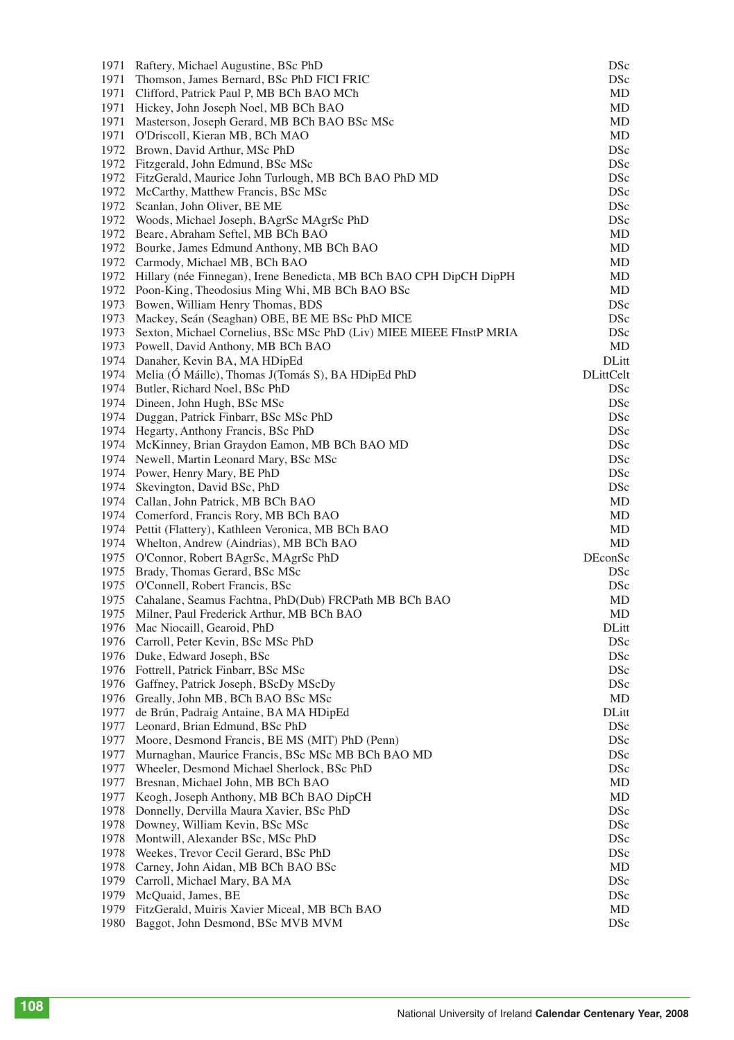| | | |
|---|---|---|
| 1971 | Raftery, Michael Augustine, BSc PhD | DSc |
| 1971 | Thomson, James Bernard, BSc PhD FICI FRIC | DSc |
| 1971 | Clifford, Patrick Paul P, MB BCh BAO MCh | MD |
| 1971 | Hickey, John Joseph Noel, MB BCh BAO | MD |
| 1971 | Masterson, Joseph Gerard, MB BCh BAO BSc MSc | MD |
| 1971 | O'Driscoll, Kieran MB, BCh MAO | MD |
| 1972 | Brown, David Arthur, MSc PhD | DSc |
| 1972 | Fitzgerald, John Edmund, BSc MSc | DSc |
| 1972 | FitzGerald, Maurice John Turlough, MB BCh BAO PhD MD | DSc |
| 1972 | McCarthy, Matthew Francis, BSc MSc | DSc |
| 1972 | Scanlan, John Oliver, BE ME | DSc |
| 1972 | Woods, Michael Joseph, BAgrSc MAgrSc PhD | DSc |
| 1972 | Beare, Abraham Seftel, MB BCh BAO | MD |
| 1972 | Bourke, James Edmund Anthony, MB BCh BAO | MD |
| 1972 | Carmody, Michael MB, BCh BAO | MD |
| 1972 | Hillary (née Finnegan), Irene Benedicta, MB BCh BAO CPH DipCH DipPH | MD |
| 1972 | Poon-King, Theodosius Ming Whi, MB BCh BAO BSc | MD |
| 1973 | Bowen, William Henry Thomas, BDS | DSc |
| 1973 | Mackey, Seán (Seaghan) OBE, BE ME BSc PhD MICE | DSc |
| 1973 | Sexton, Michael Cornelius, BSc MSc PhD (Liv) MIEE MIEEE FInstP MRIA | DSc |
| 1973 | Powell, David Anthony, MB BCh BAO | MD |
| 1974 | Danaher, Kevin BA, MA HDipEd | DLitt |
| 1974 | Melia (Ó Máille), Thomas J(Tomás S), BA HDipEd PhD | DLittCelt |
| 1974 | Butler, Richard Noel, BSc PhD | DSc |
| 1974 | Dineen, John Hugh, BSc MSc | DSc |
| 1974 | Duggan, Patrick Finbarr, BSc MSc PhD | DSc |
| 1974 | Hegarty, Anthony Francis, BSc PhD | DSc |
| 1974 | McKinney, Brian Graydon Eamon, MB BCh BAO MD | DSc |
| 1974 | Newell, Martin Leonard Mary, BSc MSc | DSc |
| 1974 | Power, Henry Mary, BE PhD | DSc |
| 1974 | Skevington, David BSc, PhD | DSc |
| 1974 | Callan, John Patrick, MB BCh BAO | MD |
| 1974 | Comerford, Francis Rory, MB BCh BAO | MD |
| 1974 | Pettit (Flattery), Kathleen Veronica, MB BCh BAO | MD |
| 1974 | Whelton, Andrew (Aindrias), MB BCh BAO | MD |
| 1975 | O'Connor, Robert BAgrSc, MAgrSc PhD | DEconSc |
| 1975 | Brady, Thomas Gerard, BSc MSc | DSc |
| 1975 | O'Connell, Robert Francis, BSc | DSc |
| 1975 | Cahalane, Seamus Fachtna, PhD(Dub) FRCPath MB BCh BAO | MD |
| 1975 | Milner, Paul Frederick Arthur, MB BCh BAO | MD |
| 1976 | Mac Niocaill, Gearoid, PhD | DLitt |
| 1976 | Carroll, Peter Kevin, BSc MSc PhD | DSc |
| 1976 | Duke, Edward Joseph, BSc | DSc |
| 1976 | Fottrell, Patrick Finbarr, BSc MSc | DSc |
| 1976 | Gaffney, Patrick Joseph, BScDy MScDy | DSc |
| 1976 | Greally, John MB, BCh BAO BSc MSc | MD |
| 1977 | de Brún, Padraig Antaine, BA MA HDipEd | DLitt |
| 1977 | Leonard, Brian Edmund, BSc PhD | DSc |
| 1977 | Moore, Desmond Francis, BE MS (MIT) PhD (Penn) | DSc |
| 1977 | Murnaghan, Maurice Francis, BSc MSc MB BCh BAO MD | DSc |
| 1977 | Wheeler, Desmond Michael Sherlock, BSc PhD | DSc |
| 1977 | Bresnan, Michael John, MB BCh BAO | MD |
| 1977 | Keogh, Joseph Anthony, MB BCh BAO DipCH | MD |
| 1978 | Donnelly, Dervilla Maura Xavier, BSc PhD | DSc |
| 1978 | Downey, William Kevin, BSc MSc | DSc |
| 1978 | Montwill, Alexander BSc, MSc PhD | DSc |
| 1978 | Weekes, Trevor Cecil Gerard, BSc PhD | DSc |
| 1978 | Carney, John Aidan, MB BCh BAO BSc | MD |
| 1979 | Carroll, Michael Mary, BA MA | DSc |
| 1979 | McQuaid, James, BE | DSc |
| 1979 | FitzGerald, Muiris Xavier Miceal, MB BCh BAO | MD |
| 1980 | Baggot, John Desmond, BSc MVB MVM | DSc |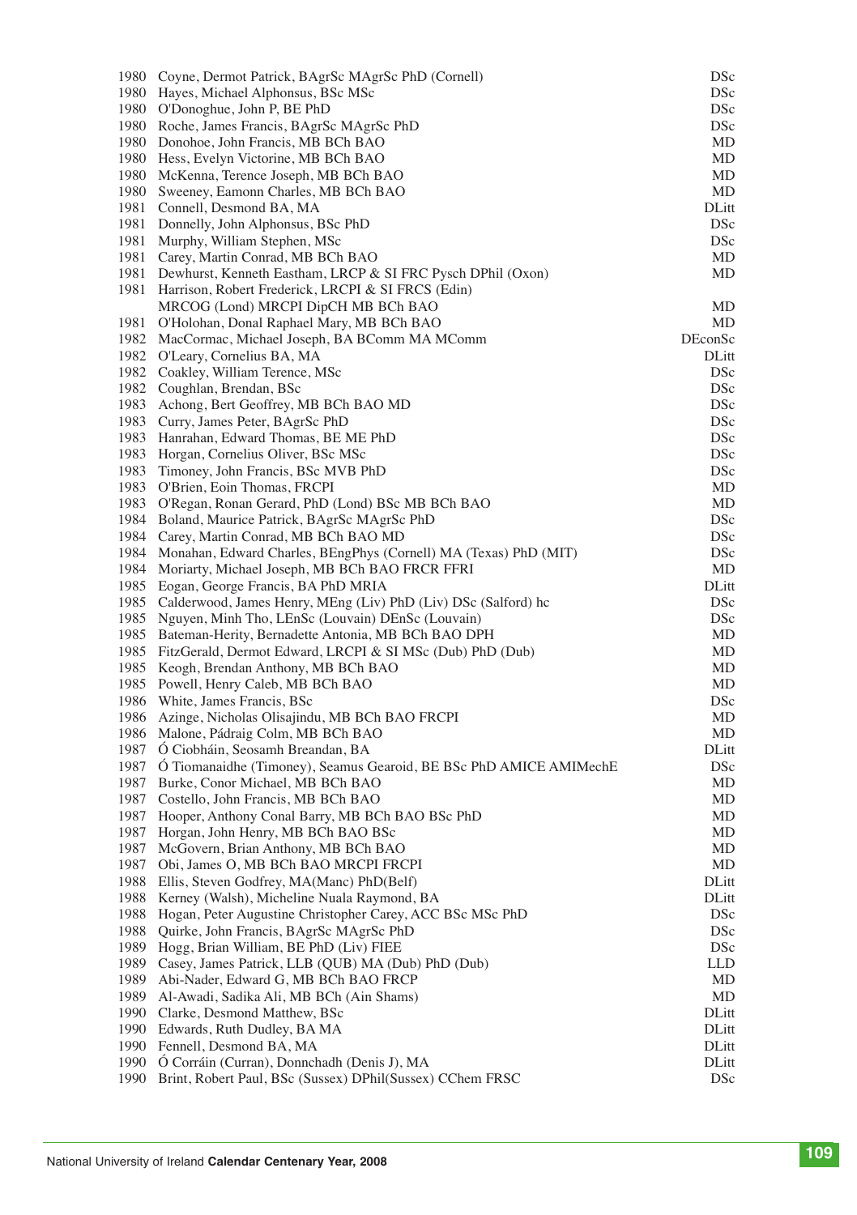| | | |
|---|---|---|
| 1980 | Coyne, Dermot Patrick, BAgrSc MAgrSc PhD (Cornell) | DSc |
| 1980 | Hayes, Michael Alphonsus, BSc MSc | DSc |
| 1980 | O'Donoghue, John P, BE PhD | DSc |
| 1980 | Roche, James Francis, BAgrSc MAgrSc PhD | DSc |
| 1980 | Donohoe, John Francis, MB BCh BAO | MD |
| 1980 | Hess, Evelyn Victorine, MB BCh BAO | MD |
| 1980 | McKenna, Terence Joseph, MB BCh BAO | MD |
| 1980 | Sweeney, Eamonn Charles, MB BCh BAO | MD |
| 1981 | Connell, Desmond BA, MA | DLitt |
| 1981 | Donnelly, John Alphonsus, BSc PhD | DSc |
| 1981 | Murphy, William Stephen, MSc | DSc |
| 1981 | Carey, Martin Conrad, MB BCh BAO | MD |
| 1981 | Dewhurst, Kenneth Eastham, LRCP & SI FRC Pysch DPhil (Oxon) | MD |
| 1981 | Harrison, Robert Frederick, LRCPI & SI FRCS (Edin) MRCOG (Lond) MRCPI DipCH MB BCh BAO | MD |
| 1981 | O'Holohan, Donal Raphael Mary, MB BCh BAO | MD |
| 1982 | MacCormac, Michael Joseph, BA BComm MA MComm | DEconSc |
| 1982 | O'Leary, Cornelius BA, MA | DLitt |
| 1982 | Coakley, William Terence, MSc | DSc |
| 1982 | Coughlan, Brendan, BSc | DSc |
| 1983 | Achong, Bert Geoffrey, MB BCh BAO MD | DSc |
| 1983 | Curry, James Peter, BAgrSc PhD | DSc |
| 1983 | Hanrahan, Edward Thomas, BE ME PhD | DSc |
| 1983 | Horgan, Cornelius Oliver, BSc MSc | DSc |
| 1983 | Timoney, John Francis, BSc MVB PhD | DSc |
| 1983 | O'Brien, Eoin Thomas, FRCPI | MD |
| 1983 | O'Regan, Ronan Gerard, PhD (Lond) BSc MB BCh BAO | MD |
| 1984 | Boland, Maurice Patrick, BAgrSc MAgrSc PhD | DSc |
| 1984 | Carey, Martin Conrad, MB BCh BAO MD | DSc |
| 1984 | Monahan, Edward Charles, BEngPhys (Cornell) MA (Texas) PhD (MIT) | DSc |
| 1984 | Moriarty, Michael Joseph, MB BCh BAO FRCR FFRI | MD |
| 1985 | Eogan, George Francis, BA PhD MRIA | DLitt |
| 1985 | Calderwood, James Henry, MEng (Liv) PhD (Liv) DSc (Salford) hc | DSc |
| 1985 | Nguyen, Minh Tho, LEnSc (Louvain) DEnSc (Louvain) | DSc |
| 1985 | Bateman-Herity, Bernadette Antonia, MB BCh BAO DPH | MD |
| 1985 | FitzGerald, Dermot Edward, LRCPI & SI MSc (Dub) PhD (Dub) | MD |
| 1985 | Keogh, Brendan Anthony, MB BCh BAO | MD |
| 1985 | Powell, Henry Caleb, MB BCh BAO | MD |
| 1986 | White, James Francis, BSc | DSc |
| 1986 | Azinge, Nicholas Olisajindu, MB BCh BAO FRCPI | MD |
| 1986 | Malone, Pádraig Colm, MB BCh BAO | MD |
| 1987 | Ó Ciobháin, Seosamh Breandan, BA | DLitt |
| 1987 | Ó Tiomanaidhe (Timoney), Seamus Gearoid, BE BSc PhD AMICE AMIMechE | DSc |
| 1987 | Burke, Conor Michael, MB BCh BAO | MD |
| 1987 | Costello, John Francis, MB BCh BAO | MD |
| 1987 | Hooper, Anthony Conal Barry, MB BCh BAO BSc PhD | MD |
| 1987 | Horgan, John Henry, MB BCh BAO BSc | MD |
| 1987 | McGovern, Brian Anthony, MB BCh BAO | MD |
| 1987 | Obi, James O, MB BCh BAO MRCPI FRCPI | MD |
| 1988 | Ellis, Steven Godfrey, MA(Manc) PhD(Belf) | DLitt |
| 1988 | Kerney (Walsh), Micheline Nuala Raymond, BA | DLitt |
| 1988 | Hogan, Peter Augustine Christopher Carey, ACC BSc MSc PhD | DSc |
| 1988 | Quirke, John Francis, BAgrSc MAgrSc PhD | DSc |
| 1989 | Hogg, Brian William, BE PhD (Liv) FIEE | DSc |
| 1989 | Casey, James Patrick, LLB (QUB) MA (Dub) PhD (Dub) | LLD |
| 1989 | Abi-Nader, Edward G, MB BCh BAO FRCP | MD |
| 1989 | Al-Awadi, Sadika Ali, MB BCh (Ain Shams) | MD |
| 1990 | Clarke, Desmond Matthew, BSc | DLitt |
| 1990 | Edwards, Ruth Dudley, BA MA | DLitt |
| 1990 | Fennell, Desmond BA, MA | DLitt |
| 1990 | Ó Corráin (Curran), Donnchadh (Denis J), MA | DLitt |
| 1990 | Brint, Robert Paul, BSc (Sussex) DPhil(Sussex) CChem FRSC | DSc |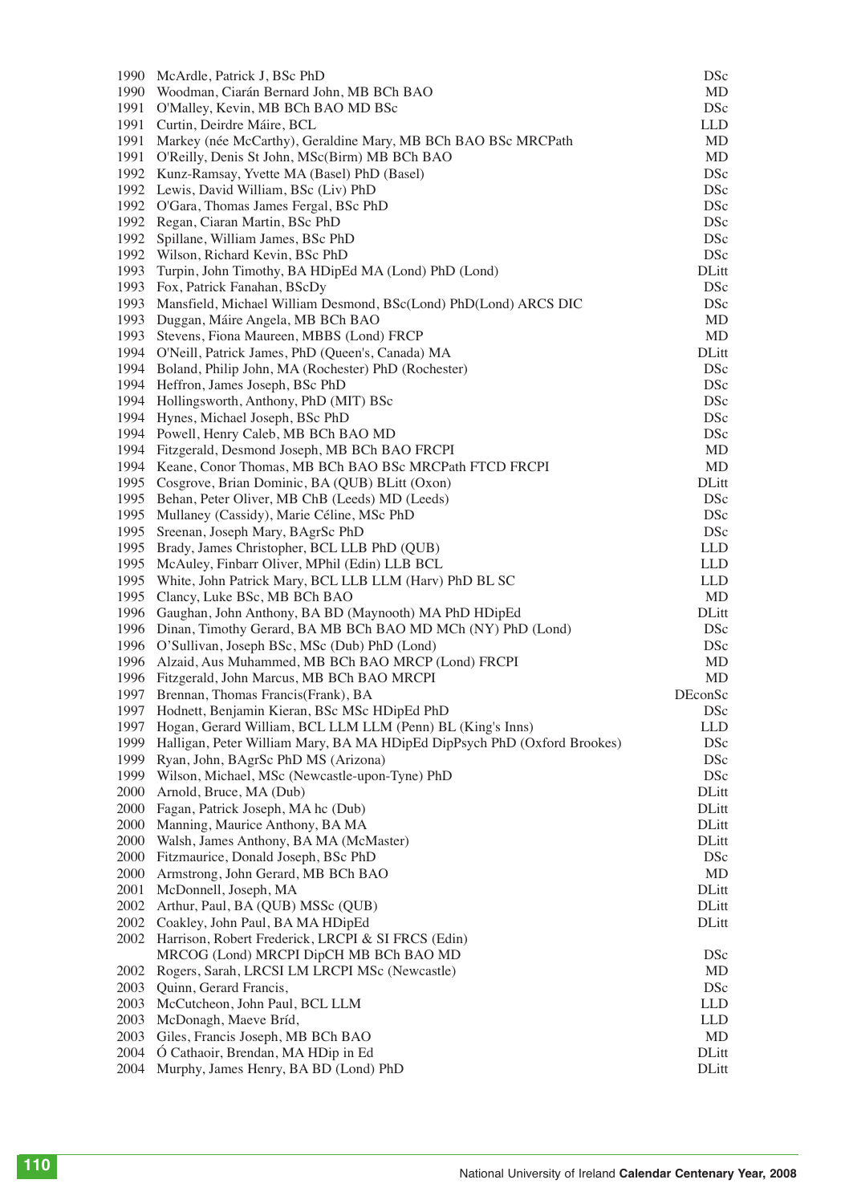| | | |
|---|---|---|
| 1990 | McArdle, Patrick J, BSc PhD | DSc |
| 1990 | Woodman, Ciarán Bernard John, MB BCh BAO | MD |
| 1991 | O'Malley, Kevin, MB BCh BAO MD BSc | DSc |
| 1991 | Curtin, Deirdre Máire, BCL | LLD |
| 1991 | Markey (née McCarthy), Geraldine Mary, MB BCh BAO BSc MRCPath | MD |
| 1991 | O'Reilly, Denis St John, MSc(Birm) MB BCh BAO | MD |
| 1992 | Kunz-Ramsay, Yvette MA (Basel) PhD (Basel) | DSc |
| 1992 | Lewis, David William, BSc (Liv) PhD | DSc |
| 1992 | O'Gara, Thomas James Fergal, BSc PhD | DSc |
| 1992 | Regan, Ciaran Martin, BSc PhD | DSc |
| 1992 | Spillane, William James, BSc PhD | DSc |
| 1992 | Wilson, Richard Kevin, BSc PhD | DSc |
| 1993 | Turpin, John Timothy, BA HDipEd MA (Lond) PhD (Lond) | DLitt |
| 1993 | Fox, Patrick Fanahan, BScDy | DSc |
| 1993 | Mansfield, Michael William Desmond, BSc(Lond) PhD(Lond) ARCS DIC | DSc |
| 1993 | Duggan, Máire Angela, MB BCh BAO | MD |
| 1993 | Stevens, Fiona Maureen, MBBS (Lond) FRCP | MD |
| 1994 | O'Neill, Patrick James, PhD (Queen's, Canada) MA | DLitt |
| 1994 | Boland, Philip John, MA (Rochester) PhD (Rochester) | DSc |
| 1994 | Heffron, James Joseph, BSc PhD | DSc |
| 1994 | Hollingsworth, Anthony, PhD (MIT) BSc | DSc |
| 1994 | Hynes, Michael Joseph, BSc PhD | DSc |
| 1994 | Powell, Henry Caleb, MB BCh BAO MD | DSc |
| 1994 | Fitzgerald, Desmond Joseph, MB BCh BAO FRCPI | MD |
| 1994 | Keane, Conor Thomas, MB BCh BAO BSc MRCPath FTCD FRCPI | MD |
| 1995 | Cosgrove, Brian Dominic, BA (QUB) BLitt (Oxon) | DLitt |
| 1995 | Behan, Peter Oliver, MB ChB (Leeds) MD (Leeds) | DSc |
| 1995 | Mullaney (Cassidy), Marie Céline, MSc PhD | DSc |
| 1995 | Sreenan, Joseph Mary, BAgrSc PhD | DSc |
| 1995 | Brady, James Christopher, BCL LLB PhD (QUB) | LLD |
| 1995 | McAuley, Finbarr Oliver, MPhil (Edin) LLB BCL | LLD |
| 1995 | White, John Patrick Mary, BCL LLB LLM (Harv) PhD BL SC | LLD |
| 1995 | Clancy, Luke BSc, MB BCh BAO | MD |
| 1996 | Gaughan, John Anthony, BA BD (Maynooth) MA PhD HDipEd | DLitt |
| 1996 | Dinan, Timothy Gerard, BA MB BCh BAO MD MCh (NY) PhD (Lond) | DSc |
| 1996 | O'Sullivan, Joseph BSc, MSc (Dub) PhD (Lond) | DSc |
| 1996 | Alzaid, Aus Muhammed, MB BCh BAO MRCP (Lond) FRCPI | MD |
| 1996 | Fitzgerald, John Marcus, MB BCh BAO MRCPI | MD |
| 1997 | Brennan, Thomas Francis(Frank), BA | DEconSc |
| 1997 | Hodnett, Benjamin Kieran, BSc MSc HDipEd PhD | DSc |
| 1997 | Hogan, Gerard William, BCL LLM (Penn) BL (King's Inns) | LLD |
| 1999 | Halligan, Peter William Mary, BA MA HDipEd DipPsych PhD (Oxford Brookes) | DSc |
| 1999 | Ryan, John, BAgrSc PhD MS (Arizona) | DSc |
| 1999 | Wilson, Michael, MSc (Newcastle-upon-Tyne) PhD | DSc |
| 2000 | Arnold, Bruce, MA (Dub) | DLitt |
| 2000 | Fagan, Patrick Joseph, MA hc (Dub) | DLitt |
| 2000 | Manning, Maurice Anthony, BA MA | DLitt |
| 2000 | Walsh, James Anthony, BA MA (McMaster) | DLitt |
| 2000 | Fitzmaurice, Donald Joseph, BSc PhD | DSc |
| 2000 | Armstrong, John Gerard, MB BCh BAO | MD |
| 2001 | McDonnell, Joseph, MA | DLitt |
| 2002 | Arthur, Paul, BA (QUB) MSSc (QUB) | DLitt |
| 2002 | Coakley, John Paul, BA MA HDipEd | DLitt |
| 2002 | Harrison, Robert Frederick, LRCPI & SI FRCS (Edin) MRCOG (Lond) MRCPI DipCH MB BCh BAO MD | DSc |
| 2002 | Rogers, Sarah, LRCSI LM LRCPI MSc (Newcastle) | MD |
| 2003 | Quinn, Gerard Francis, | DSc |
| 2003 | McCutcheon, John Paul, BCL LLM | LLD |
| 2003 | McDonagh, Maeve Bríd, | LLD |
| 2003 | Giles, Francis Joseph, MB BCh BAO | MD |
| 2004 | Ó Cathaoir, Brendan, MA HDip in Ed | DLitt |
| 2004 | Murphy, James Henry, BA BD (Lond) PhD | DLitt |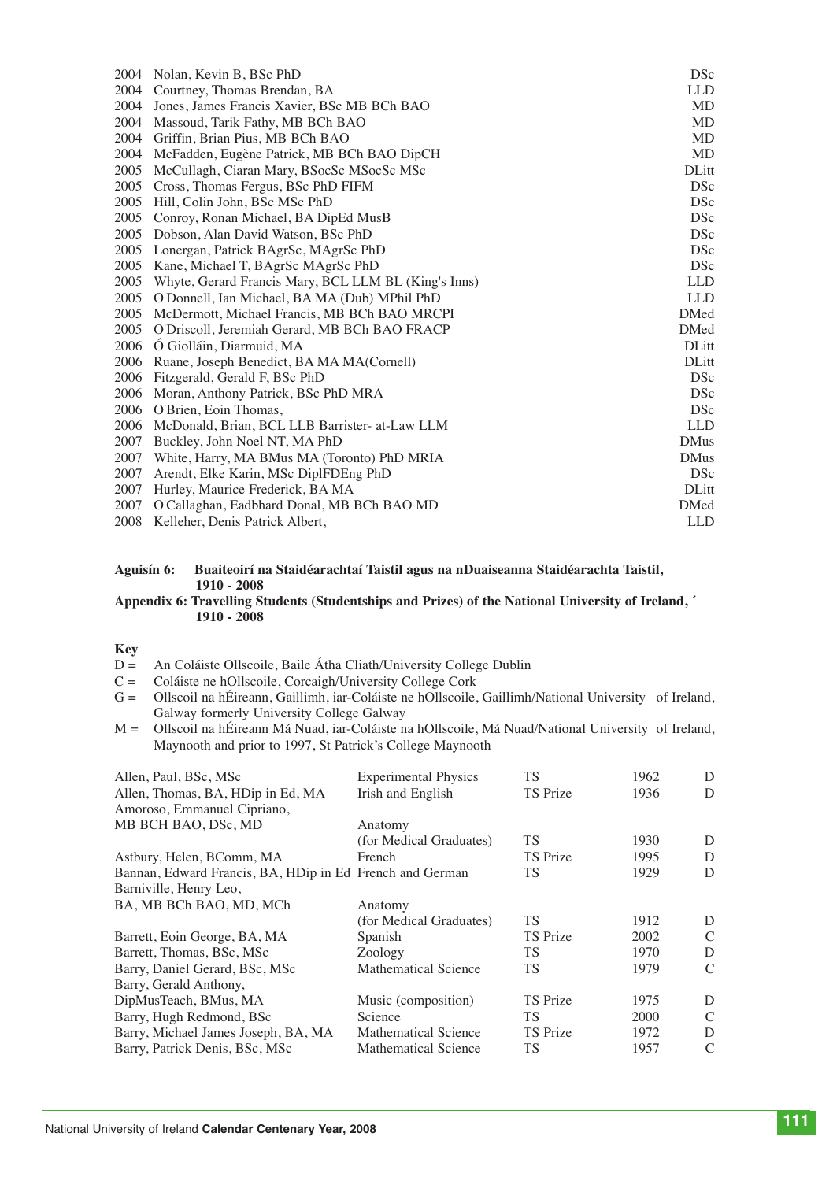| | | |
|---|---|---|
| 2004 | Nolan, Kevin B, BSc PhD | DSc |
| 2004 | Courtney, Thomas Brendan, BA | LLD |
| 2004 | Jones, James Francis Xavier, BSc MB BCh BAO | MD |
| 2004 | Massoud, Tarik Fathy, MB BCh BAO | MD |
| 2004 | Griffin, Brian Pius, MB BCh BAO | MD |
| 2004 | McFadden, Eugène Patrick, MB BCh BAO DipCH | MD |
| 2005 | McCullagh, Ciaran Mary, BSocSc MSocSc MSc | DLitt |
| 2005 | Cross, Thomas Fergus, BSc PhD FIFM | DSc |
| 2005 | Hill, Colin John, BSc MSc PhD | DSc |
| 2005 | Conroy, Ronan Michael, BA DipEd MusB | DSc |
| 2005 | Dobson, Alan David Watson, BSc PhD | DSc |
| 2005 | Lonergan, Patrick BAgrSc, MAgrSc PhD | DSc |
| 2005 | Kane, Michael T, BAgrSc MAgrSc PhD | DSc |
| 2005 | Whyte, Gerard Francis Mary, BCL LLM BL (King's Inns) | LLD |
| 2005 | O'Donnell, Ian Michael, BA MA (Dub) MPhil PhD | LLD |
| 2005 | McDermott, Michael Francis, MB BCh BAO MRCPI | DMed |
| 2005 | O'Driscoll, Jeremiah Gerard, MB BCh BAO FRACP | DMed |
| 2006 | Ó Giolláin, Diarmuid, MA | DLitt |
| 2006 | Ruane, Joseph Benedict, BA MA MA(Cornell) | DLitt |
| 2006 | Fitzgerald, Gerald F, BSc PhD | DSc |
| 2006 | Moran, Anthony Patrick, BSc PhD MRA | DSc |
| 2006 | O'Brien, Eoin Thomas, | DSc |
| 2006 | McDonald, Brian, BCL LLB Barrister- at-Law LLM | LLD |
| 2007 | Buckley, John Noel NT, MA PhD | DMus |
| 2007 | White, Harry, MA BMus MA (Toronto) PhD MRIA | DMus |
| 2007 | Arendt, Elke Karin, MSc DiplFDEng PhD | DSc |
| 2007 | Hurley, Maurice Frederick, BA MA | DLitt |
| 2007 | O'Callaghan, Eadbhard Donal, MB BCh BAO MD | DMed |
| 2008 | Kelleher, Denis Patrick Albert, | LLD |

**Aguisín 6: Buaiteoirí na Staidéarachtaí Taistil agus na nDuaiseanna Staidéarachta Taistil, 1910 - 2008**

**Appendix 6: Travelling Students (Studentships and Prizes) of the National University of Ireland, 1910 - 2008**

**Key**

D = An Coláiste Ollscoile, Baile Átha Cliath/University College Dublin
C = Coláiste ne hOllscoile, Corcaigh/University College Cork
G = Ollscoil na hÉireann, Gaillimh, iar-Coláiste ne hOllscoile, Gaillimh/National University of Ireland, Galway formerly University College Galway
M = Ollscoil na hÉireann Má Nuad, iar-Coláiste na hOllscoile, Má Nuad/National University of Ireland, Maynooth and prior to 1997, St Patrick's College Maynooth

| | | | | |
|---|---|---|---|---|
| Allen, Paul, BSc, MSc | Experimental Physics | TS | 1962 | D |
| Allen, Thomas, BA, HDip in Ed, MA | Irish and English | TS Prize | 1936 | D |
| Amoroso, Emmanuel Cipriano, MB BCH BAO, DSc, MD | Anatomy (for Medical Graduates) | TS | 1930 | D |
| Astbury, Helen, BComm, MA | French | TS Prize | 1995 | D |
| Bannan, Edward Francis, BA, HDip in Ed | French and German | TS | 1929 | D |
| Barniville, Henry Leo, BA, MB BCh BAO, MD, MCh | Anatomy (for Medical Graduates) | TS | 1912 | D |
| Barrett, Eoin George, BA, MA | Spanish | TS Prize | 2002 | C |
| Barrett, Thomas, BSc, MSc | Zoology | TS | 1970 | D |
| Barry, Daniel Gerard, BSc, MSc | Mathematical Science | TS | 1979 | C |
| Barry, Gerald Anthony, DipMusTeach, BMus, MA | Music (composition) | TS Prize | 1975 | D |
| Barry, Hugh Redmond, BSc | Science | TS | 2000 | C |
| Barry, Michael James Joseph, BA, MA | Mathematical Science | TS Prize | 1972 | D |
| Barry, Patrick Denis, BSc, MSc | Mathematical Science | TS | 1957 | C |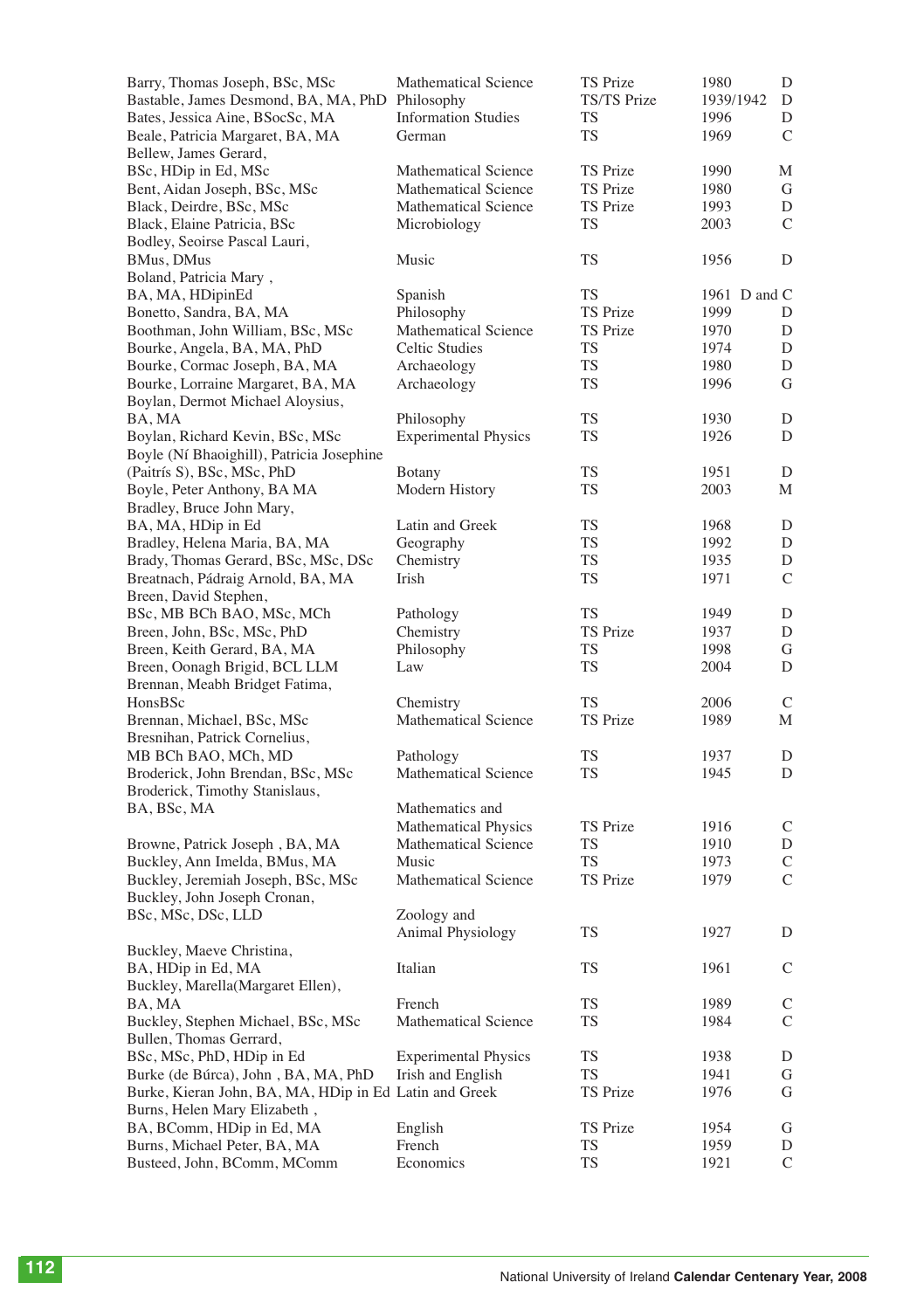| | | | | |
|---|---|---|---|---|
| Barry, Thomas Joseph, BSc, MSc | Mathematical Science | TS Prize | 1980 | D |
| Bastable, James Desmond, BA, MA, PhD | Philosophy | TS/TS Prize | 1939/1942 | D |
| Bates, Jessica Aine, BSocSc, MA | Information Studies | TS | 1996 | D |
| Beale, Patricia Margaret, BA, MA | German | TS | 1969 | C |
| Bellew, James Gerard, BSc, HDip in Ed, MSc | Mathematical Science | TS Prize | 1990 | M |
| Bent, Aidan Joseph, BSc, MSc | Mathematical Science | TS Prize | 1980 | G |
| Black, Deirdre, BSc, MSc | Mathematical Science | TS Prize | 1993 | D |
| Black, Elaine Patricia, BSc | Microbiology | TS | 2003 | C |
| Bodley, Seoirse Pascal Lauri, BMus, DMus | Music | TS | 1956 | D |
| Boland, Patricia Mary , BA, MA, HDipinEd | Spanish | TS | 1961 | D and C |
| Bonetto, Sandra, BA, MA | Philosophy | TS Prize | 1999 | D |
| Boothman, John William, BSc, MSc | Mathematical Science | TS Prize | 1970 | D |
| Bourke, Angela, BA, MA, PhD | Celtic Studies | TS | 1974 | D |
| Bourke, Cormac Joseph, BA, MA | Archaeology | TS | 1980 | D |
| Bourke, Lorraine Margaret, BA, MA | Archaeology | TS | 1996 | G |
| Boylan, Dermot Michael Aloysius, BA, MA | Philosophy | TS | 1930 | D |
| Boylan, Richard Kevin, BSc, MSc | Experimental Physics | TS | 1926 | D |
| Boyle (Ní Bhaoighill), Patricia Josephine (Paitrís S), BSc, MSc, PhD | Botany | TS | 1951 | D |
| Boyle, Peter Anthony, BA MA | Modern History | TS | 2003 | M |
| Bradley, Bruce John Mary, BA, MA, HDip in Ed | Latin and Greek | TS | 1968 | D |
| Bradley, Helena Maria, BA, MA | Geography | TS | 1992 | D |
| Brady, Thomas Gerard, BSc, MSc, DSc | Chemistry | TS | 1935 | D |
| Breatnach, Pádraig Arnold, BA, MA | Irish | TS | 1971 | C |
| Breen, David Stephen, BSc, MB BCh BAO, MSc, MCh | Pathology | TS | 1949 | D |
| Breen, John, BSc, MSc, PhD | Chemistry | TS Prize | 1937 | D |
| Breen, Keith Gerard, BA, MA | Philosophy | TS | 1998 | G |
| Breen, Oonagh Brigid, BCL LLM | Law | TS | 2004 | D |
| Brennan, Meabh Bridget Fatima, HonsBSc | Chemistry | TS | 2006 | C |
| Brennan, Michael, BSc, MSc | Mathematical Science | TS Prize | 1989 | M |
| Bresnihan, Patrick Cornelius, MB BCh BAO, MCh, MD | Pathology | TS | 1937 | D |
| Broderick, John Brendan, BSc, MSc | Mathematical Science | TS | 1945 | D |
| Broderick, Timothy Stanislaus, BA, BSc, MA | Mathematics and Mathematical Physics | TS Prize | 1916 | C |
| Browne, Patrick Joseph , BA, MA | Mathematical Science | TS | 1910 | D |
| Buckley, Ann Imelda, BMus, MA | Music | TS | 1973 | C |
| Buckley, Jeremiah Joseph, BSc, MSc | Mathematical Science | TS Prize | 1979 | C |
| Buckley, John Joseph Cronan, BSc, MSc, DSc, LLD | Zoology and Animal Physiology | TS | 1927 | D |
| Buckley, Maeve Christina, BA, HDip in Ed, MA | Italian | TS | 1961 | C |
| Buckley, Marella(Margaret Ellen), BA, MA | French | TS | 1989 | C |
| Buckley, Stephen Michael, BSc, MSc | Mathematical Science | TS | 1984 | C |
| Bullen, Thomas Gerrard, BSc, MSc, PhD, HDip in Ed | Experimental Physics | TS | 1938 | D |
| Burke (de Búrca), John , BA, MA, PhD | Irish and English | TS | 1941 | G |
| Burke, Kieran John, BA, MA, HDip in Ed | Latin and Greek | TS Prize | 1976 | G |
| Burns, Helen Mary Elizabeth , BA, BComm, HDip in Ed, MA | English | TS Prize | 1954 | G |
| Burns, Michael Peter, BA, MA | French | TS | 1959 | D |
| Busteed, John, BComm, MComm | Economics | TS | 1921 | C |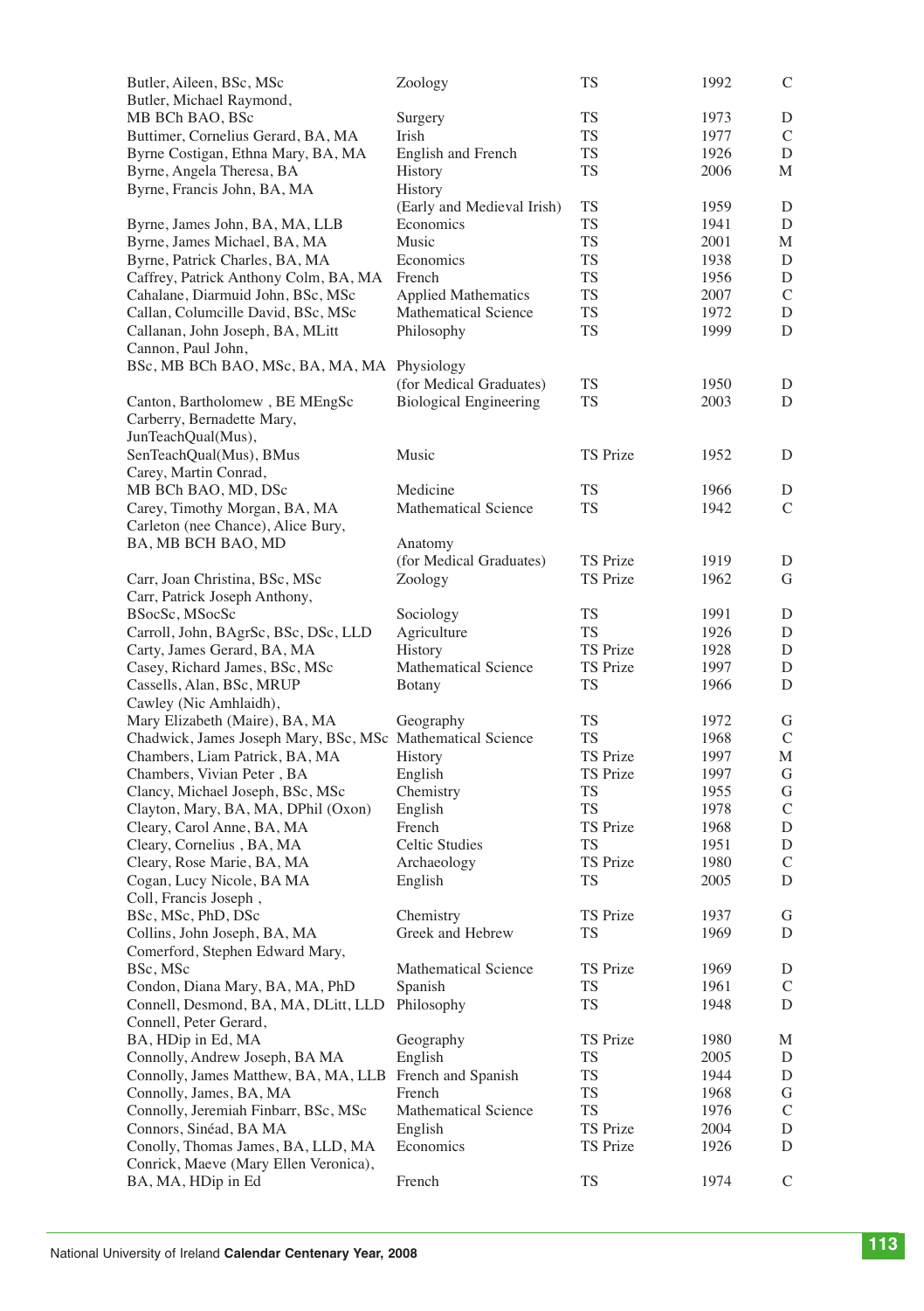| | | | | |
|---|---|---|---|---|
| Butler, Aileen, BSc, MSc | Zoology | TS | 1992 | C |
| Butler, Michael Raymond, MB BCh BAO, BSc | Surgery | TS | 1973 | D |
| Buttimer, Cornelius Gerard, BA, MA | Irish | TS | 1977 | C |
| Byrne Costigan, Ethna Mary, BA, MA | English and French | TS | 1926 | D |
| Byrne, Angela Theresa, BA | History | TS | 2006 | M |
| Byrne, Francis John, BA, MA | History (Early and Medieval Irish) | TS | 1959 | D |
| Byrne, James John, BA, MA, LLB | Economics | TS | 1941 | D |
| Byrne, James Michael, BA, MA | Music | TS | 2001 | M |
| Byrne, Patrick Charles, BA, MA | Economics | TS | 1938 | D |
| Caffrey, Patrick Anthony Colm, BA, MA | French | TS | 1956 | D |
| Cahalane, Diarmuid John, BSc, MSc | Applied Mathematics | TS | 2007 | C |
| Callan, Columcille David, BSc, MSc | Mathematical Science | TS | 1972 | D |
| Callanan, John Joseph, BA, MLitt | Philosophy | TS | 1999 | D |
| Cannon, Paul John, BSc, MB BCh BAO, MSc, BA, MA, MA | Physiology (for Medical Graduates) | TS | 1950 | D |
| Canton, Bartholomew , BE MEngSc | Biological Engineering | TS | 2003 | D |
| Carberry, Bernadette Mary, JunTeachQual(Mus), SenTeachQual(Mus), BMus | Music | TS Prize | 1952 | D |
| Carey, Martin Conrad, MB BCh BAO, MD, DSc | Medicine | TS | 1966 | D |
| Carey, Timothy Morgan, BA, MA | Mathematical Science | TS | 1942 | C |
| Carleton (nee Chance), Alice Bury, BA, MB BCH BAO, MD | Anatomy (for Medical Graduates) | TS Prize | 1919 | D |
| Carr, Joan Christina, BSc, MSc | Zoology | TS Prize | 1962 | G |
| Carr, Patrick Joseph Anthony, BSocSc, MSocSc | Sociology | TS | 1991 | D |
| Carroll, John, BAgrSc, BSc, DSc, LLD | Agriculture | TS | 1926 | D |
| Carty, James Gerard, BA, MA | History | TS Prize | 1928 | D |
| Casey, Richard James, BSc, MSc | Mathematical Science | TS Prize | 1997 | D |
| Cassells, Alan, BSc, MRUP | Botany | TS | 1966 | D |
| Cawley (Nic Amhlaidh), Mary Elizabeth (Maire), BA, MA | Geography | TS | 1972 | G |
| Chadwick, James Joseph Mary, BSc, MSc | Mathematical Science | TS | 1968 | C |
| Chambers, Liam Patrick, BA, MA | History | TS Prize | 1997 | M |
| Chambers, Vivian Peter , BA | English | TS Prize | 1997 | G |
| Clancy, Michael Joseph, BSc, MSc | Chemistry | TS | 1955 | G |
| Clayton, Mary, BA, MA, DPhil (Oxon) | English | TS | 1978 | C |
| Cleary, Carol Anne, BA, MA | French | TS Prize | 1968 | D |
| Cleary, Cornelius , BA, MA | Celtic Studies | TS | 1951 | D |
| Cleary, Rose Marie, BA, MA | Archaeology | TS Prize | 1980 | C |
| Cogan, Lucy Nicole, BA MA | English | TS | 2005 | D |
| Coll, Francis Joseph , BSc, MSc, PhD, DSc | Chemistry | TS Prize | 1937 | G |
| Collins, John Joseph, BA, MA | Greek and Hebrew | TS | 1969 | D |
| Comerford, Stephen Edward Mary, BSc, MSc | Mathematical Science | TS Prize | 1969 | D |
| Condon, Diana Mary, BA, MA, PhD | Spanish | TS | 1961 | C |
| Connell, Desmond, BA, MA, DLitt, LLD | Philosophy | TS | 1948 | D |
| Connell, Peter Gerard, BA, HDip in Ed, MA | Geography | TS Prize | 1980 | M |
| Connolly, Andrew Joseph, BA MA | English | TS | 2005 | D |
| Connolly, James Matthew, BA, MA, LLB | French and Spanish | TS | 1944 | D |
| Connolly, James, BA, MA | French | TS | 1968 | G |
| Connolly, Jeremiah Finbarr, BSc, MSc | Mathematical Science | TS | 1976 | C |
| Connors, Sinéad, BA MA | English | TS Prize | 2004 | D |
| Conolly, Thomas James, BA, LLD, MA | Economics | TS Prize | 1926 | D |
| Conrick, Maeve (Mary Ellen Veronica), BA, MA, HDip in Ed | French | TS | 1974 | C |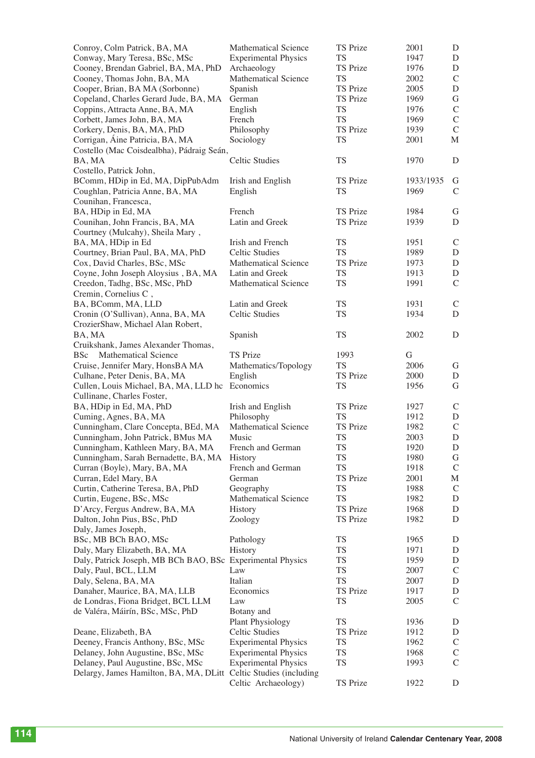| | | | | |
|---|---|---|---|---|
| Conroy, Colm Patrick, BA, MA | Mathematical Science | TS Prize | 2001 | D |
| Conway, Mary Teresa, BSc, MSc | Experimental Physics | TS | 1947 | D |
| Cooney, Brendan Gabriel, BA, MA, PhD | Archaeology | TS Prize | 1976 | D |
| Cooney, Thomas John, BA, MA | Mathematical Science | TS | 2002 | C |
| Cooper, Brian, BA MA (Sorbonne) | Spanish | TS Prize | 2005 | D |
| Copeland, Charles Gerard Jude, BA, MA | German | TS Prize | 1969 | G |
| Coppins, Attracta Anne, BA, MA | English | TS | 1976 | C |
| Corbett, James John, BA, MA | French | TS | 1969 | C |
| Corkery, Denis, BA, MA, PhD | Philosophy | TS Prize | 1939 | C |
| Corrigan, Áine Patricia, BA, MA | Sociology | TS | 2001 | M |
| Costello (Mac Coisdealbha), Pádraig Seán, BA, MA | Celtic Studies | TS | 1970 | D |
| Costello, Patrick John, BComm, HDip in Ed, MA, DipPubAdm | Irish and English | TS Prize | 1933/1935 | G |
| Coughlan, Patricia Anne, BA, MA | English | TS | 1969 | C |
| Counihan, Francesca, BA, HDip in Ed, MA | French | TS Prize | 1984 | G |
| Counihan, John Francis, BA, MA | Latin and Greek | TS Prize | 1939 | D |
| Courtney (Mulcahy), Sheila Mary , BA, MA, HDip in Ed | Irish and French | TS | 1951 | C |
| Courtney, Brian Paul, BA, MA, PhD | Celtic Studies | TS | 1989 | D |
| Cox, David Charles, BSc, MSc | Mathematical Science | TS Prize | 1973 | D |
| Coyne, John Joseph Aloysius , BA, MA | Latin and Greek | TS | 1913 | D |
| Creedon, Tadhg, BSc, MSc, PhD | Mathematical Science | TS | 1991 | C |
| Cremin, Cornelius C , BA, BComm, MA, LLD | Latin and Greek | TS | 1931 | C |
| Cronin (O'Sullivan), Anna, BA, MA | Celtic Studies | TS | 1934 | D |
| CrozierShaw, Michael Alan Robert, BA, MA | Spanish | TS | 2002 | D |
| Cruikshank, James Alexander Thomas, BSc | Mathematical Science | TS Prize | 1993 | G |
| Cruise, Jennifer Mary, HonsBA MA | Mathematics/Topology | TS | 2006 | G |
| Culhane, Peter Denis, BA, MA | English | TS Prize | 2000 | D |
| Cullen, Louis Michael, BA, MA, LLD hc | Economics | TS | 1956 | G |
| Cullinane, Charles Foster, BA, HDip in Ed, MA, PhD | Irish and English | TS Prize | 1927 | C |
| Cuming, Agnes, BA, MA | Philosophy | TS | 1912 | D |
| Cunningham, Clare Concepta, BEd, MA | Mathematical Science | TS Prize | 1982 | C |
| Cunningham, John Patrick, BMus MA | Music | TS | 2003 | D |
| Cunningham, Kathleen Mary, BA, MA | French and German | TS | 1920 | D |
| Cunningham, Sarah Bernadette, BA, MA | History | TS | 1980 | G |
| Curran (Boyle), Mary, BA, MA | French and German | TS | 1918 | C |
| Curran, Edel Mary, BA | German | TS Prize | 2001 | M |
| Curtin, Catherine Teresa, BA, PhD | Geography | TS | 1988 | C |
| Curtin, Eugene, BSc, MSc | Mathematical Science | TS | 1982 | D |
| D'Arcy, Fergus Andrew, BA, MA | History | TS Prize | 1968 | D |
| Dalton, John Pius, BSc, PhD | Zoology | TS Prize | 1982 | D |
| Daly, James Joseph, BSc, MB BCh BAO, MSc | Pathology | TS | 1965 | D |
| Daly, Mary Elizabeth, BA, MA | History | TS | 1971 | D |
| Daly, Patrick Joseph, MB BCh BAO, BSc | Experimental Physics | TS | 1959 | D |
| Daly, Paul, BCL, LLM | Law | TS | 2007 | C |
| Daly, Selena, BA, MA | Italian | TS | 2007 | D |
| Danaher, Maurice, BA, MA, LLB | Economics | TS Prize | 1917 | D |
| de Londras, Fiona Bridget, BCL LLM | Law | TS | 2005 | C |
| de Valéra, Máirín, BSc, MSc, PhD | Botany and Plant Physiology | TS | 1936 | D |
| Deane, Elizabeth, BA | Celtic Studies | TS Prize | 1912 | D |
| Deeney, Francis Anthony, BSc, MSc | Experimental Physics | TS | 1962 | C |
| Delaney, John Augustine, BSc, MSc | Experimental Physics | TS | 1968 | C |
| Delaney, Paul Augustine, BSc, MSc | Experimental Physics | TS | 1993 | C |
| Delargy, James Hamilton, BA, MA, DLitt | Celtic Studies (including Celtic Archaeology) | TS Prize | 1922 | D |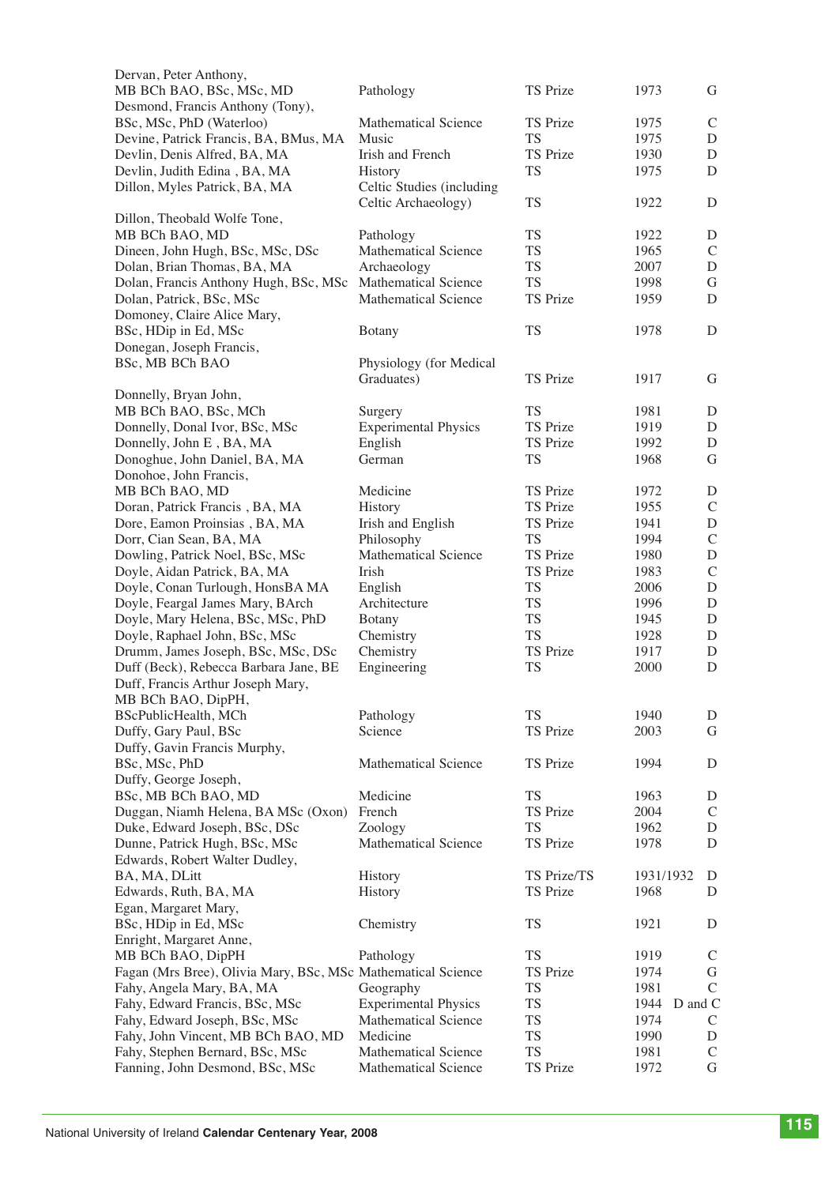| Name | Subject | Award | Year | |
|---|---|---|---|---|
| Dervan, Peter Anthony, MB BCh BAO, BSc, MSc, MD | Pathology | TS Prize | 1973 | G |
| Desmond, Francis Anthony (Tony), BSc, MSc, PhD (Waterloo) | Mathematical Science | TS Prize | 1975 | C |
| Devine, Patrick Francis, BA, BMus, MA | Music | TS | 1975 | D |
| Devlin, Denis Alfred, BA, MA | Irish and French | TS Prize | 1930 | D |
| Devlin, Judith Edina , BA, MA | History | TS | 1975 | D |
| Dillon, Myles Patrick, BA, MA | Celtic Studies (including Celtic Archaeology) | TS | 1922 | D |
| Dillon, Theobald Wolfe Tone, MB BCh BAO, MD | Pathology | TS | 1922 | D |
| Dineen, John Hugh, BSc, MSc, DSc | Mathematical Science | TS | 1965 | C |
| Dolan, Brian Thomas, BA, MA | Archaeology | TS | 2007 | D |
| Dolan, Francis Anthony Hugh, BSc, MSc | Mathematical Science | TS | 1998 | G |
| Dolan, Patrick, BSc, MSc | Mathematical Science | TS Prize | 1959 | D |
| Domoney, Claire Alice Mary, BSc, HDip in Ed, MSc | Botany | TS | 1978 | D |
| Donegan, Joseph Francis, BSc, MB BCh BAO | Physiology (for Medical Graduates) | TS Prize | 1917 | G |
| Donnelly, Bryan John, MB BCh BAO, BSc, MCh | Surgery | TS | 1981 | D |
| Donnelly, Donal Ivor, BSc, MSc | Experimental Physics | TS Prize | 1919 | D |
| Donnelly, John E , BA, MA | English | TS Prize | 1992 | D |
| Donoghue, John Daniel, BA, MA | German | TS | 1968 | G |
| Donohoe, John Francis, MB BCh BAO, MD | Medicine | TS Prize | 1972 | D |
| Doran, Patrick Francis , BA, MA | History | TS Prize | 1955 | C |
| Dore, Eamon Proinsias , BA, MA | Irish and English | TS Prize | 1941 | D |
| Dorr, Cian Sean, BA, MA | Philosophy | TS | 1994 | C |
| Dowling, Patrick Noel, BSc, MSc | Mathematical Science | TS Prize | 1980 | D |
| Doyle, Aidan Patrick, BA, MA | Irish | TS Prize | 1983 | C |
| Doyle, Conan Turlough, HonsBA MA | English | TS | 2006 | D |
| Doyle, Feargal James Mary, BArch | Architecture | TS | 1996 | D |
| Doyle, Mary Helena, BSc, MSc, PhD | Botany | TS | 1945 | D |
| Doyle, Raphael John, BSc, MSc | Chemistry | TS | 1928 | D |
| Drumm, James Joseph, BSc, MSc, DSc | Chemistry | TS Prize | 1917 | D |
| Duff (Beck), Rebecca Barbara Jane, BE | Engineering | TS | 2000 | D |
| Duff, Francis Arthur Joseph Mary, MB BAO, DipPH, BScPublicHealth, MCh | Pathology | TS | 1940 | D |
| Duffy, Gary Paul, BSc | Science | TS Prize | 2003 | G |
| Duffy, Gavin Francis Murphy, BSc, MSc, PhD | Mathematical Science | TS Prize | 1994 | D |
| Duffy, George Joseph, BSc, MB BCh BAO, MD | Medicine | TS | 1963 | D |
| Duggan, Niamh Helena, BA MSc (Oxon) | French | TS Prize | 2004 | C |
| Duke, Edward Joseph, BSc, DSc | Zoology | TS | 1962 | D |
| Dunne, Patrick Hugh, BSc, MSc | Mathematical Science | TS Prize | 1978 | D |
| Edwards, Robert Walter Dudley, BA, MA, DLitt | History | TS Prize/TS | 1931/1932 | D |
| Edwards, Ruth, BA, MA | History | TS Prize | 1968 | D |
| Egan, Margaret Mary, BSc, HDip in Ed, MSc | Chemistry | TS | 1921 | D |
| Enright, Margaret Anne, MB BCh BAO, DipPH | Pathology | TS | 1919 | C |
| Fagan (Mrs Bree), Olivia Mary, BSc, MSc | Mathematical Science | TS Prize | 1974 | G |
| Fahy, Angela Mary, BA, MA | Geography | TS | 1981 | C |
| Fahy, Edward Francis, BSc, MSc | Experimental Physics | TS | 1944 | D and C |
| Fahy, Edward Joseph, BSc, MSc | Mathematical Science | TS | 1974 | C |
| Fahy, John Vincent, MB BCh BAO, MD | Medicine | TS | 1990 | D |
| Fahy, Stephen Bernard, BSc, MSc | Mathematical Science | TS | 1981 | C |
| Fanning, John Desmond, BSc, MSc | Mathematical Science | TS Prize | 1972 | G |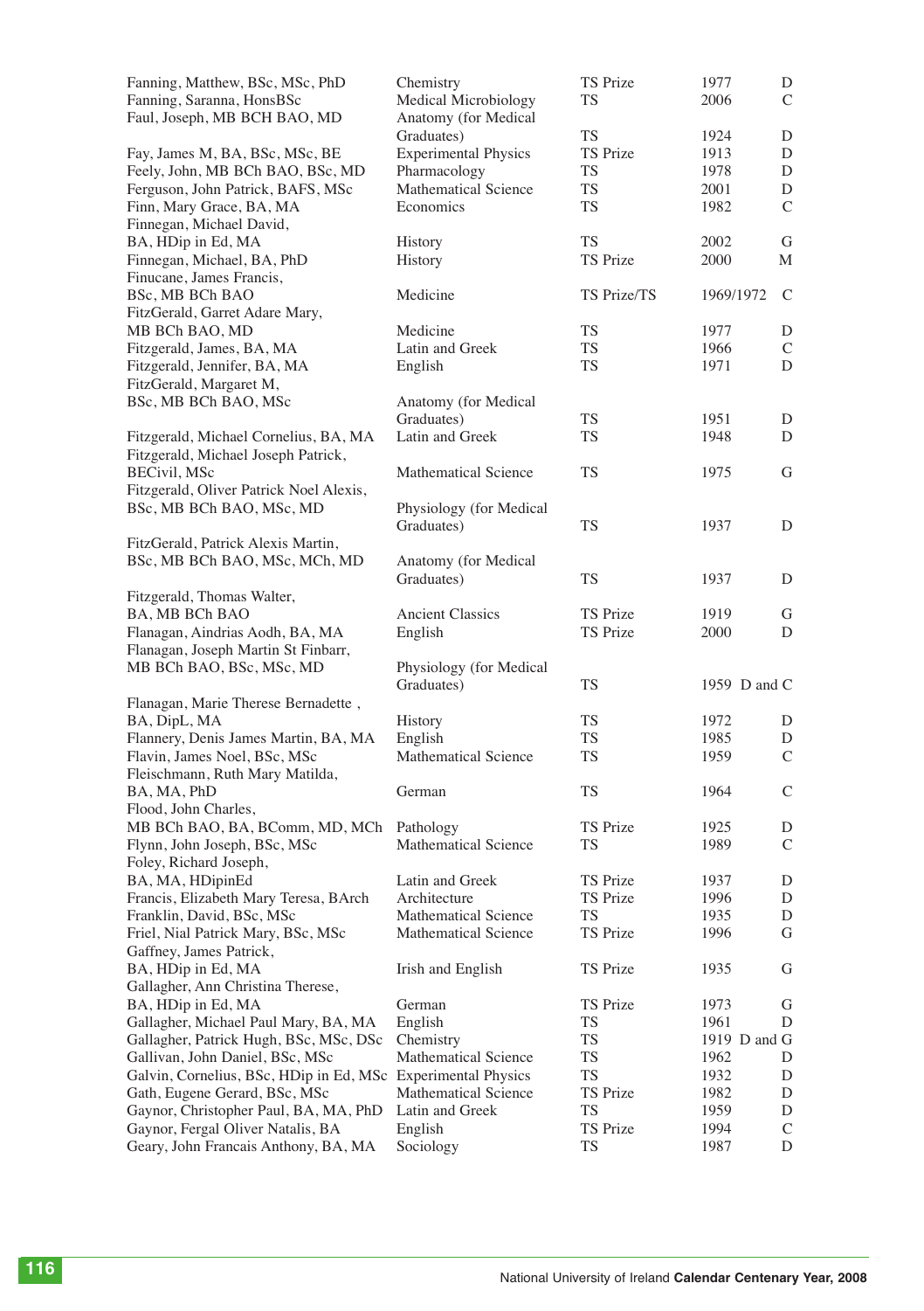| | | | | |
|---|---|---|---|---|
| Fanning, Matthew, BSc, MSc, PhD | Chemistry | TS Prize | 1977 | D |
| Fanning, Saranna, HonsBSc | Medical Microbiology | TS | 2006 | C |
| Faul, Joseph, MB BCH BAO, MD | Anatomy (for Medical Graduates) | TS | 1924 | D |
| Fay, James M, BA, BSc, MSc, BE | Experimental Physics | TS Prize | 1913 | D |
| Feely, John, MB BCh BAO, BSc, MD | Pharmacology | TS | 1978 | D |
| Ferguson, John Patrick, BAFS, MSc | Mathematical Science | TS | 2001 | D |
| Finn, Mary Grace, BA, MA | Economics | TS | 1982 | C |
| Finnegan, Michael David, BA, HDip in Ed, MA | History | TS | 2002 | G |
| Finnegan, Michael, BA, PhD | History | TS Prize | 2000 | M |
| Finucane, James Francis, BSc, MB BCh BAO | Medicine | TS Prize/TS | 1969/1972 | C |
| FitzGerald, Garret Adare Mary, MB BCh BAO, MD | Medicine | TS | 1977 | D |
| Fitzgerald, James, BA, MA | Latin and Greek | TS | 1966 | C |
| Fitzgerald, Jennifer, BA, MA | English | TS | 1971 | D |
| FitzGerald, Margaret M, BSc, MB BCh BAO, MSc | Anatomy (for Medical Graduates) | TS | 1951 | D |
| Fitzgerald, Michael Cornelius, BA, MA | Latin and Greek | TS | 1948 | D |
| Fitzgerald, Michael Joseph Patrick, BECivil, MSc | Mathematical Science | TS | 1975 | G |
| Fitzgerald, Oliver Patrick Noel Alexis, BSc, MB BCh BAO, MSc, MD | Physiology (for Medical Graduates) | TS | 1937 | D |
| FitzGerald, Patrick Alexis Martin, BSc, MB BCh BAO, MSc, MCh, MD | Anatomy (for Medical Graduates) | TS | 1937 | D |
| Fitzgerald, Thomas Walter, BA, MB BCh BAO | Ancient Classics | TS Prize | 1919 | G |
| Flanagan, Aindrias Aodh, BA, MA | English | TS Prize | 2000 | D |
| Flanagan, Joseph Martin St Finbarr, MB BCh BAO, BSc, MSc, MD | Physiology (for Medical Graduates) | TS | 1959 | D and C |
| Flanagan, Marie Therese Bernadette , BA, DipL, MA | History | TS | 1972 | D |
| Flannery, Denis James Martin, BA, MA | English | TS | 1985 | D |
| Flavin, James Noel, BSc, MSc | Mathematical Science | TS | 1959 | C |
| Fleischmann, Ruth Mary Matilda, BA, MA, PhD | German | TS | 1964 | C |
| Flood, John Charles, MB BCh BAO, BA, BComm, MD, MCh | Pathology | TS Prize | 1925 | D |
| Flynn, John Joseph, BSc, MSc | Mathematical Science | TS | 1989 | C |
| Foley, Richard Joseph, BA, MA, HDipinEd | Latin and Greek | TS Prize | 1937 | D |
| Francis, Elizabeth Mary Teresa, BArch | Architecture | TS Prize | 1996 | D |
| Franklin, David, BSc, MSc | Mathematical Science | TS | 1935 | D |
| Friel, Nial Patrick Mary, BSc, MSc | Mathematical Science | TS Prize | 1996 | G |
| Gaffney, James Patrick, BA, HDip in Ed, MA | Irish and English | TS Prize | 1935 | G |
| Gallagher, Ann Christina Therese, BA, HDip in Ed, MA | German | TS Prize | 1973 | G |
| Gallagher, Michael Paul Mary, BA, MA | English | TS | 1961 | D |
| Gallagher, Patrick Hugh, BSc, MSc, DSc | Chemistry | TS | 1919 | D and G |
| Gallivan, John Daniel, BSc, MSc | Mathematical Science | TS | 1962 | D |
| Galvin, Cornelius, BSc, HDip in Ed, MSc | Experimental Physics | TS | 1932 | D |
| Gath, Eugene Gerard, BSc, MSc | Mathematical Science | TS Prize | 1982 | D |
| Gaynor, Christopher Paul, BA, MA, PhD | Latin and Greek | TS | 1959 | D |
| Gaynor, Fergal Oliver Natalis, BA | English | TS Prize | 1994 | C |
| Geary, John Francais Anthony, BA, MA | Sociology | TS | 1987 | D |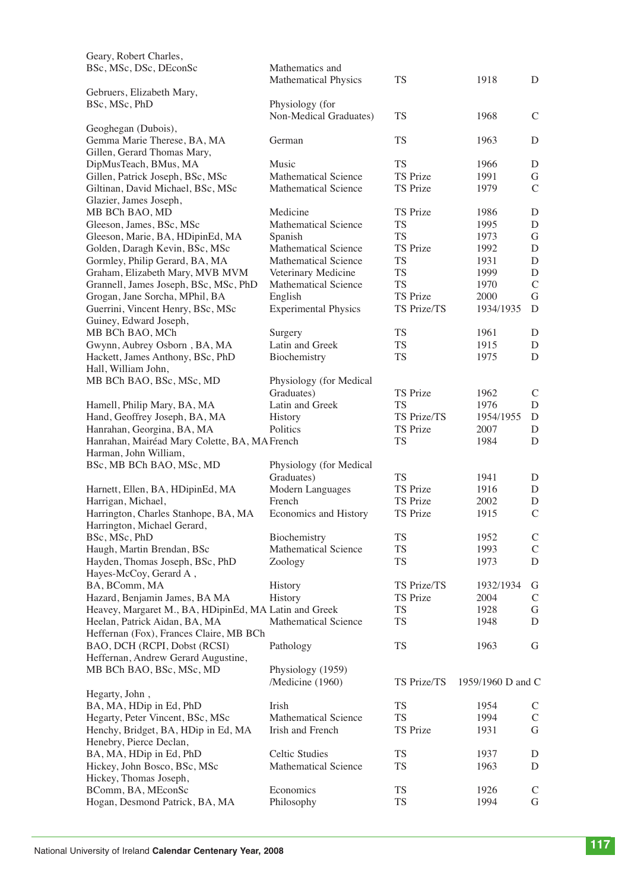| | | | | |
|---|---|---|---|---|
| Geary, Robert Charles, BSc, MSc, DSc, DEconSc | Mathematics and Mathematical Physics | TS | 1918 | D |
| Gebruers, Elizabeth Mary, BSc, MSc, PhD | Physiology (for Non-Medical Graduates) | TS | 1968 | C |
| Geoghegan (Dubois), Gemma Marie Therese, BA, MA | German | TS | 1963 | D |
| Gillen, Gerard Thomas Mary, DipMusTeach, BMus, MA | Music | TS | 1966 | D |
| Gillen, Patrick Joseph, BSc, MSc | Mathematical Science | TS Prize | 1991 | G |
| Giltinan, David Michael, BSc, MSc | Mathematical Science | TS Prize | 1979 | C |
| Glazier, James Joseph, MB BCh BAO, MD | Medicine | TS Prize | 1986 | D |
| Gleeson, James, BSc, MSc | Mathematical Science | TS | 1995 | D |
| Gleeson, Marie, BA, HDipinEd, MA | Spanish | TS | 1973 | G |
| Golden, Daragh Kevin, BSc, MSc | Mathematical Science | TS Prize | 1992 | D |
| Gormley, Philip Gerard, BA, MA | Mathematical Science | TS | 1931 | D |
| Graham, Elizabeth Mary, MVB MVM | Veterinary Medicine | TS | 1999 | D |
| Grannell, James Joseph, BSc, MSc, PhD | Mathematical Science | TS | 1970 | C |
| Grogan, Jane Sorcha, MPhil, BA | English | TS Prize | 2000 | G |
| Guerrini, Vincent Henry, BSc, MSc | Experimental Physics | TS Prize/TS | 1934/1935 | D |
| Guiney, Edward Joseph, MB BCh BAO, MCh | Surgery | TS | 1961 | D |
| Gwynn, Aubrey Osborn , BA, MA | Latin and Greek | TS | 1915 | D |
| Hackett, James Anthony, BSc, PhD | Biochemistry | TS | 1975 | D |
| Hall, William John, MB BCh BAO, BSc, MSc, MD | Physiology (for Medical Graduates) | TS Prize | 1962 | C |
| Hamell, Philip Mary, BA, MA | Latin and Greek | TS | 1976 | D |
| Hand, Geoffrey Joseph, BA, MA | History | TS Prize/TS | 1954/1955 | D |
| Hanrahan, Georgina, BA, MA | Politics | TS Prize | 2007 | D |
| Hanrahan, Mairéad Mary Colette, BA, MA | French | TS | 1984 | D |
| Harman, John William, BSc, MB BCh BAO, MSc, MD | Physiology (for Medical Graduates) | TS | 1941 | D |
| Harnett, Ellen, BA, HDipinEd, MA | Modern Languages | TS Prize | 1916 | D |
| Harrigan, Michael, | French | TS Prize | 2002 | D |
| Harrington, Charles Stanhope, BA, MA | Economics and History | TS Prize | 1915 | C |
| Harrington, Michael Gerard, BSc, MSc, PhD | Biochemistry | TS | 1952 | C |
| Haugh, Martin Brendan, BSc | Mathematical Science | TS | 1993 | C |
| Hayden, Thomas Joseph, BSc, PhD | Zoology | TS | 1973 | D |
| Hayes-McCoy, Gerard A , BA, BComm, MA | History | TS Prize/TS | 1932/1934 | G |
| Hazard, Benjamin James, BA MA | History | TS Prize | 2004 | C |
| Heavey, Margaret M., BA, HDipinEd, MA | Latin and Greek | TS | 1928 | G |
| Heelan, Patrick Aidan, BA, MA | Mathematical Science | TS | 1948 | D |
| Heffernan (Fox), Frances Claire, MB BCh BAO, DCH (RCPI, Dobst (RCSI) | Pathology | TS | 1963 | G |
| Heffernan, Andrew Gerard Augustine, MB BCh BAO, BSc, MSc, MD | Physiology (1959) /Medicine (1960) | TS Prize/TS | 1959/1960 | D and C |
| Hegarty, John , BA, MA, HDip in Ed, PhD | Irish | TS | 1954 | C |
| Hegarty, Peter Vincent, BSc, MSc | Mathematical Science | TS | 1994 | C |
| Henchy, Bridget, BA, HDip in Ed, MA | Irish and French | TS Prize | 1931 | G |
| Henebry, Pierce Declan, BA, MA, HDip in Ed, PhD | Celtic Studies | TS | 1937 | D |
| Hickey, John Bosco, BSc, MSc | Mathematical Science | TS | 1963 | D |
| Hickey, Thomas Joseph, BComm, BA, MEconSc | Economics | TS | 1926 | C |
| Hogan, Desmond Patrick, BA, MA | Philosophy | TS | 1994 | G |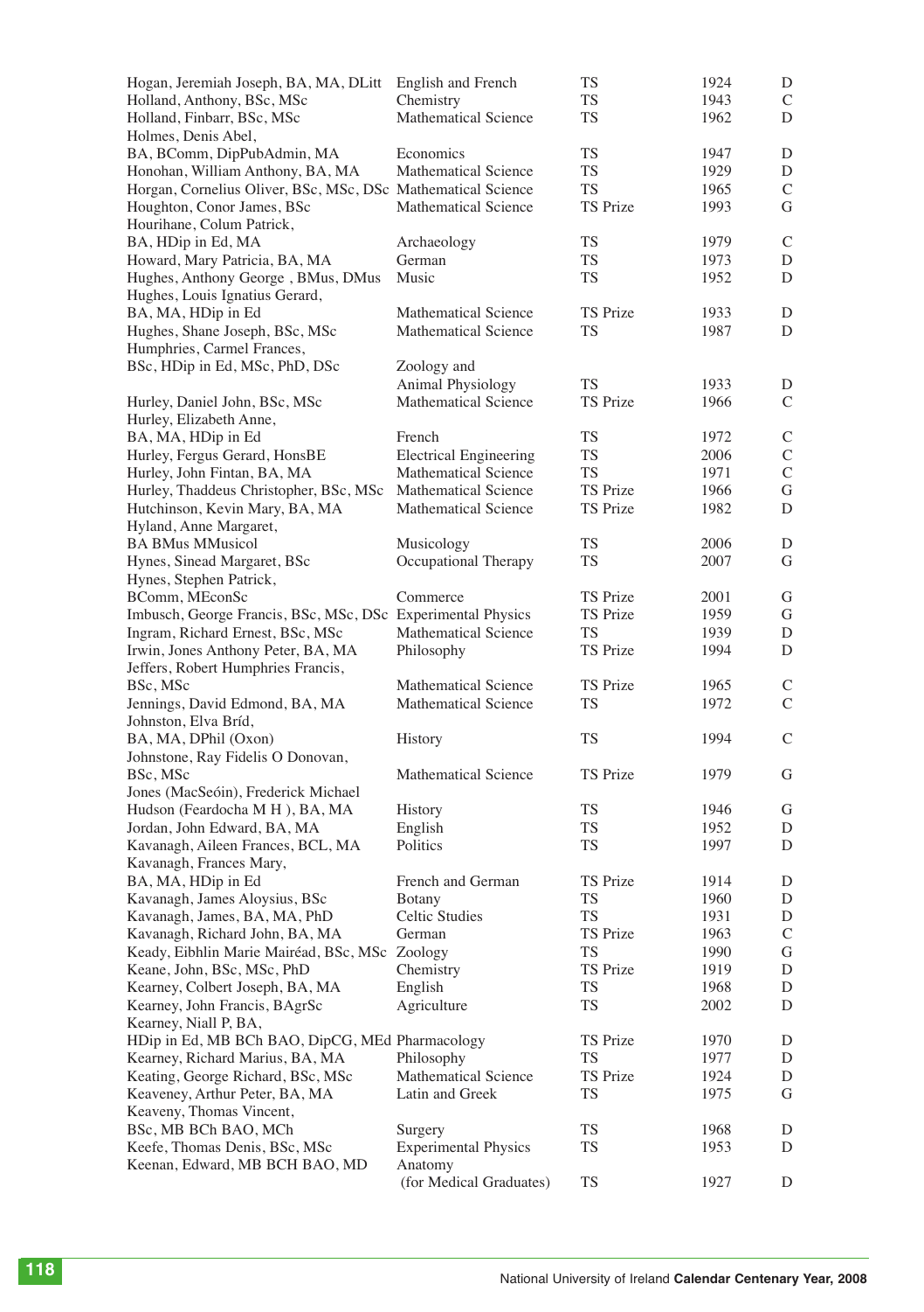| | | | | |
|---|---|---|---|---|
| Hogan, Jeremiah Joseph, BA, MA, DLitt | English and French | TS | 1924 | D |
| Holland, Anthony, BSc, MSc | Chemistry | TS | 1943 | C |
| Holland, Finbarr, BSc, MSc | Mathematical Science | TS | 1962 | D |
| Holmes, Denis Abel, BA, BComm, DipPubAdmin, MA | Economics | TS | 1947 | D |
| Honohan, William Anthony, BA, MA | Mathematical Science | TS | 1929 | D |
| Horgan, Cornelius Oliver, BSc, MSc, DSc | Mathematical Science | TS | 1965 | C |
| Houghton, Conor James, BSc | Mathematical Science | TS Prize | 1993 | G |
| Hourihane, Colum Patrick, BA, HDip in Ed, MA | Archaeology | TS | 1979 | C |
| Howard, Mary Patricia, BA, MA | German | TS | 1973 | D |
| Hughes, Anthony George , BMus, DMus | Music | TS | 1952 | D |
| Hughes, Louis Ignatius Gerard, BA, MA, HDip in Ed | Mathematical Science | TS Prize | 1933 | D |
| Hughes, Shane Joseph, BSc, MSc | Mathematical Science | TS | 1987 | D |
| Humphries, Carmel Frances, BSc, HDip in Ed, MSc, PhD, DSc | Zoology and Animal Physiology | TS | 1933 | D |
| Hurley, Daniel John, BSc, MSc | Mathematical Science | TS Prize | 1966 | C |
| Hurley, Elizabeth Anne, BA, MA, HDip in Ed | French | TS | 1972 | C |
| Hurley, Fergus Gerard, HonsBE | Electrical Engineering | TS | 2006 | C |
| Hurley, John Fintan, BA, MA | Mathematical Science | TS | 1971 | C |
| Hurley, Thaddeus Christopher, BSc, MSc | Mathematical Science | TS Prize | 1966 | G |
| Hutchinson, Kevin Mary, BA, MA | Mathematical Science | TS Prize | 1982 | D |
| Hyland, Anne Margaret, BA BMus MMusicol | Musicology | TS | 2006 | D |
| Hynes, Sinead Margaret, BSc | Occupational Therapy | TS | 2007 | G |
| Hynes, Stephen Patrick, BComm, MEconSc | Commerce | TS Prize | 2001 | G |
| Imbusch, George Francis, BSc, MSc, DSc | Experimental Physics | TS Prize | 1959 | G |
| Ingram, Richard Ernest, BSc, MSc | Mathematical Science | TS | 1939 | D |
| Irwin, Jones Anthony Peter, BA, MA | Philosophy | TS Prize | 1994 | D |
| Jeffers, Robert Humphries Francis, BSc, MSc | Mathematical Science | TS Prize | 1965 | C |
| Jennings, David Edmond, BA, MA | Mathematical Science | TS | 1972 | C |
| Johnston, Elva Bríd, BA, MA, DPhil (Oxon) | History | TS | 1994 | C |
| Johnstone, Ray Fidelis O Donovan, BSc, MSc | Mathematical Science | TS Prize | 1979 | G |
| Jones (MacSeóin), Frederick Michael Hudson (Feardocha M H ), BA, MA | History | TS | 1946 | G |
| Jordan, John Edward, BA, MA | English | TS | 1952 | D |
| Kavanagh, Aileen Frances, BCL, MA | Politics | TS | 1997 | D |
| Kavanagh, Frances Mary, BA, MA, HDip in Ed | French and German | TS Prize | 1914 | D |
| Kavanagh, James Aloysius, BSc | Botany | TS | 1960 | D |
| Kavanagh, James, BA, MA, PhD | Celtic Studies | TS | 1931 | D |
| Kavanagh, Richard John, BA, MA | German | TS Prize | 1963 | C |
| Keady, Eibhlin Marie Mairéad, BSc, MSc | Zoology | TS | 1990 | G |
| Keane, John, BSc, MSc, PhD | Chemistry | TS Prize | 1919 | D |
| Kearney, Colbert Joseph, BA, MA | English | TS | 1968 | D |
| Kearney, John Francis, BAgrSc | Agriculture | TS | 2002 | D |
| Kearney, Niall P, BA, HDip in Ed, MB BCh BAO, DipCG, MEd | Pharmacology | TS Prize | 1970 | D |
| Kearney, Richard Marius, BA, MA | Philosophy | TS | 1977 | D |
| Keating, George Richard, BSc, MSc | Mathematical Science | TS Prize | 1924 | D |
| Keaveney, Arthur Peter, BA, MA | Latin and Greek | TS | 1975 | G |
| Keaveny, Thomas Vincent, BSc, MB BCh BAO, MCh | Surgery | TS | 1968 | D |
| Keefe, Thomas Denis, BSc, MSc | Experimental Physics | TS | 1953 | D |
| Keenan, Edward, MB BCH BAO, MD | Anatomy (for Medical Graduates) | TS | 1927 | D |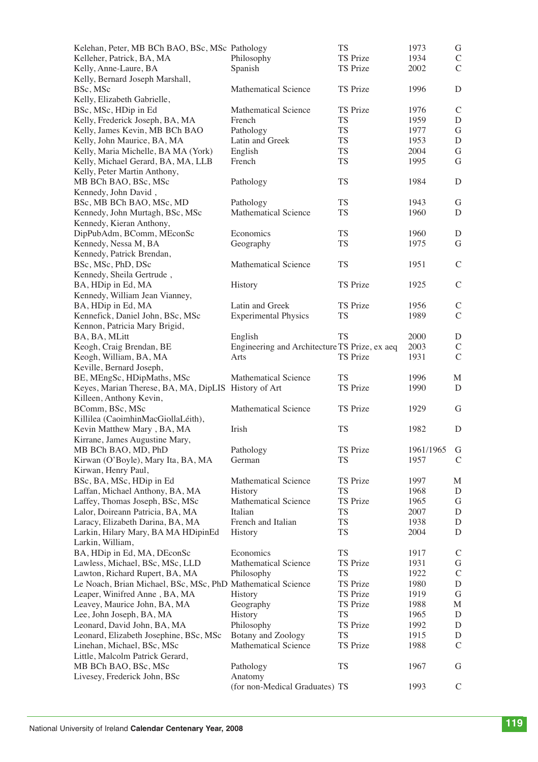| | | | | |
|---|---|---|---|---|
| Kelehan, Peter, MB BCh BAO, BSc, MSc | Pathology | TS | 1973 | G |
| Kelleher, Patrick, BA, MA | Philosophy | TS Prize | 1934 | C |
| Kelly, Anne-Laure, BA | Spanish | TS Prize | 2002 | C |
| Kelly, Bernard Joseph Marshall, BSc, MSc | Mathematical Science | TS Prize | 1996 | D |
| Kelly, Elizabeth Gabrielle, BSc, MSc, HDip in Ed | Mathematical Science | TS Prize | 1976 | C |
| Kelly, Frederick Joseph, BA, MA | French | TS | 1959 | D |
| Kelly, James Kevin, MB BCh BAO | Pathology | TS | 1977 | G |
| Kelly, John Maurice, BA, MA | Latin and Greek | TS | 1953 | D |
| Kelly, Maria Michelle, BA MA (York) | English | TS | 2004 | G |
| Kelly, Michael Gerard, BA, MA, LLB | French | TS | 1995 | G |
| Kelly, Peter Martin Anthony, MB BCh BAO, BSc, MSc | Pathology | TS | 1984 | D |
| Kennedy, John David , BSc, MB BCh BAO, MSc, MD | Pathology | TS | 1943 | G |
| Kennedy, John Murtagh, BSc, MSc | Mathematical Science | TS | 1960 | D |
| Kennedy, Kieran Anthony, DipPubAdm, BComm, MEconSc | Economics | TS | 1960 | D |
| Kennedy, Nessa M, BA | Geography | TS | 1975 | G |
| Kennedy, Patrick Brendan, BSc, MSc, PhD, DSc | Mathematical Science | TS | 1951 | C |
| Kennedy, Sheila Gertrude , BA, HDip in Ed, MA | History | TS Prize | 1925 | C |
| Kennedy, William Jean Vianney, BA, HDip in Ed, MA | Latin and Greek | TS Prize | 1956 | C |
| Kennefick, Daniel John, BSc, MSc | Experimental Physics | TS | 1989 | C |
| Kennon, Patricia Mary Brigid, BA, BA, MLitt | English | TS | 2000 | D |
| Keogh, Craig Brendan, BE | Engineering and Architecture | TS Prize, ex aeq | 2003 | C |
| Keogh, William, BA, MA | Arts | TS Prize | 1931 | C |
| Keville, Bernard Joseph, BE, MEngSc, HDipMaths, MSc | Mathematical Science | TS | 1996 | M |
| Keyes, Marian Therese, BA, MA, DipLIS | History of Art | TS Prize | 1990 | D |
| Killeen, Anthony Kevin, BComm, BSc, MSc | Mathematical Science | TS Prize | 1929 | G |
| Killilea (CaoimhinMacGiollaLéith), Kevin Matthew Mary , BA, MA | Irish | TS | 1982 | D |
| Kirrane, James Augustine Mary, MB BCh BAO, MD, PhD | Pathology | TS Prize | 1961/1965 | G |
| Kirwan (O'Boyle), Mary Ita, BA, MA | German | TS | 1957 | C |
| Kirwan, Henry Paul, BSc, BA, MSc, HDip in Ed | Mathematical Science | TS Prize | 1997 | M |
| Laffan, Michael Anthony, BA, MA | History | TS | 1968 | D |
| Laffey, Thomas Joseph, BSc, MSc | Mathematical Science | TS Prize | 1965 | G |
| Lalor, Doireann Patricia, BA, MA | Italian | TS | 2007 | D |
| Laracy, Elizabeth Darina, BA, MA | French and Italian | TS | 1938 | D |
| Larkin, Hilary Mary, BA MA HDipinEd | History | TS | 2004 | D |
| Larkin, William, BA, HDip in Ed, MA, DEconSc | Economics | TS | 1917 | C |
| Lawless, Michael, BSc, MSc, LLD | Mathematical Science | TS Prize | 1931 | G |
| Lawton, Richard Rupert, BA, MA | Philosophy | TS | 1922 | C |
| Le Noach, Brian Michael, BSc, MSc, PhD | Mathematical Science | TS Prize | 1980 | D |
| Leaper, Winifred Anne , BA, MA | History | TS Prize | 1919 | G |
| Leavey, Maurice John, BA, MA | Geography | TS Prize | 1988 | M |
| Lee, John Joseph, BA, MA | History | TS | 1965 | D |
| Leonard, David John, BA, MA | Philosophy | TS Prize | 1992 | D |
| Leonard, Elizabeth Josephine, BSc, MSc | Botany and Zoology | TS | 1915 | D |
| Linehan, Michael, BSc, MSc | Mathematical Science | TS Prize | 1988 | C |
| Little, Malcolm Patrick Gerard, MB BCh BAO, BSc, MSc | Pathology | TS | 1967 | G |
| Livesey, Frederick John, BSc | Anatomy (for non-Medical Graduates) | TS | 1993 | C |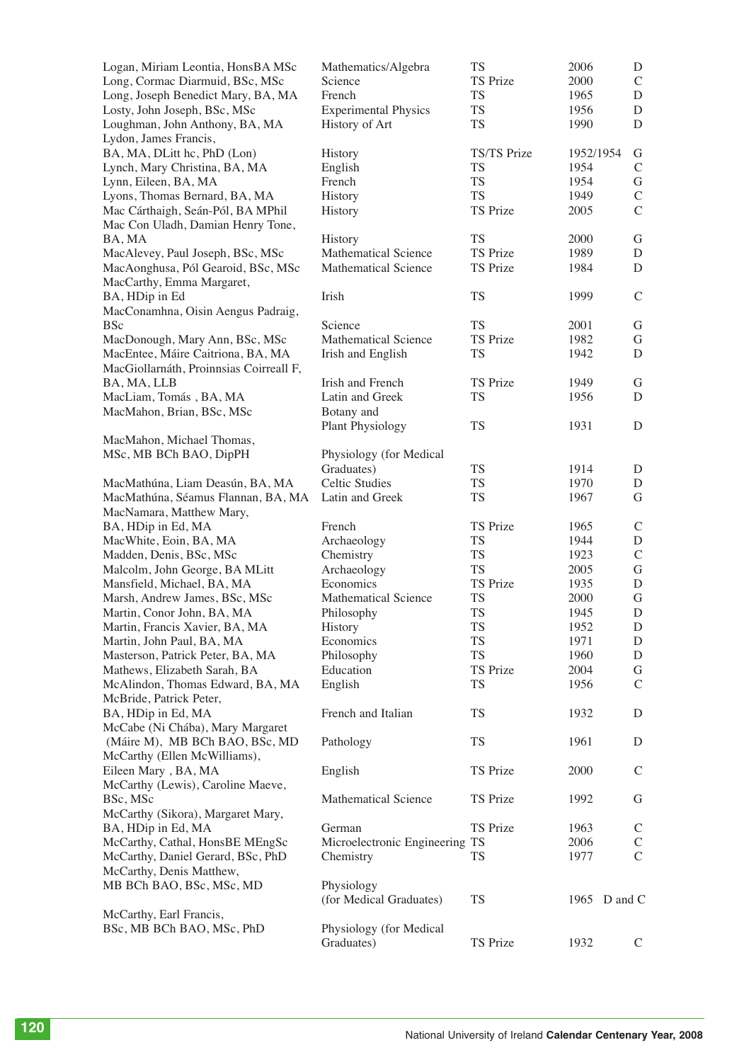| | | | | |
|---|---|---|---|---|
| Logan, Miriam Leontia, HonsBA MSc | Mathematics/Algebra | TS | 2006 | D |
| Long, Cormac Diarmuid, BSc, MSc | Science | TS Prize | 2000 | C |
| Long, Joseph Benedict Mary, BA, MA | French | TS | 1965 | D |
| Losty, John Joseph, BSc, MSc | Experimental Physics | TS | 1956 | D |
| Loughman, John Anthony, BA, MA | History of Art | TS | 1990 | D |
| Lydon, James Francis, BA, MA, DLitt hc, PhD (Lon) | History | TS/TS Prize | 1952/1954 | G |
| Lynch, Mary Christina, BA, MA | English | TS | 1954 | C |
| Lynn, Eileen, BA, MA | French | TS | 1954 | G |
| Lyons, Thomas Bernard, BA, MA | History | TS | 1949 | C |
| Mac Cárthaigh, Seán-Pól, BA MPhil | History | TS Prize | 2005 | C |
| Mac Con Uladh, Damian Henry Tone, BA, MA | History | TS | 2000 | G |
| MacAlevey, Paul Joseph, BSc, MSc | Mathematical Science | TS Prize | 1989 | D |
| MacAonghusa, Pól Gearoid, BSc, MSc | Mathematical Science | TS Prize | 1984 | D |
| MacCarthy, Emma Margaret, BA, HDip in Ed | Irish | TS | 1999 | C |
| MacConamhna, Oisin Aengus Padraig, BSc | Science | TS | 2001 | G |
| MacDonough, Mary Ann, BSc, MSc | Mathematical Science | TS Prize | 1982 | G |
| MacEntee, Máire Caitriona, BA, MA | Irish and English | TS | 1942 | D |
| MacGiollarnáth, Proinnsias Coirreall F, BA, MA, LLB | Irish and French | TS Prize | 1949 | G |
| MacLiam, Tomás , BA, MA | Latin and Greek | TS | 1956 | D |
| MacMahon, Brian, BSc, MSc | Botany and Plant Physiology | TS | 1931 | D |
| MacMahon, Michael Thomas, MSc, MB BCh BAO, DipPH | Physiology (for Medical Graduates) | TS | 1914 | D |
| MacMathúna, Liam Deasún, BA, MA | Celtic Studies | TS | 1970 | D |
| MacMathúna, Séamus Flannan, BA, MA | Latin and Greek | TS | 1967 | G |
| MacNamara, Matthew Mary, BA, HDip in Ed, MA | French | TS Prize | 1965 | C |
| MacWhite, Eoin, BA, MA | Archaeology | TS | 1944 | D |
| Madden, Denis, BSc, MSc | Chemistry | TS | 1923 | C |
| Malcolm, John George, BA MLitt | Archaeology | TS | 2005 | G |
| Mansfield, Michael, BA, MA | Economics | TS Prize | 1935 | D |
| Marsh, Andrew James, BSc, MSc | Mathematical Science | TS | 2000 | G |
| Martin, Conor John, BA, MA | Philosophy | TS | 1945 | D |
| Martin, Francis Xavier, BA, MA | History | TS | 1952 | D |
| Martin, John Paul, BA, MA | Economics | TS | 1971 | D |
| Masterson, Patrick Peter, BA, MA | Philosophy | TS | 1960 | D |
| Mathews, Elizabeth Sarah, BA | Education | TS Prize | 2004 | G |
| McAlindon, Thomas Edward, BA, MA | English | TS | 1956 | C |
| McBride, Patrick Peter, BA, HDip in Ed, MA | French and Italian | TS | 1932 | D |
| McCabe (Ni Chába), Mary Margaret (Máire M), MB BCh BAO, BSc, MD | Pathology | TS | 1961 | D |
| McCarthy (Ellen McWilliams), Eileen Mary , BA, MA | English | TS Prize | 2000 | C |
| McCarthy (Lewis), Caroline Maeve, BSc, MSc | Mathematical Science | TS Prize | 1992 | G |
| McCarthy (Sikora), Margaret Mary, BA, HDip in Ed, MA | German | TS Prize | 1963 | C |
| McCarthy, Cathal, HonsBE MEngSc | Microelectronic Engineering | TS | 2006 | C |
| McCarthy, Daniel Gerard, BSc, PhD | Chemistry | TS | 1977 | C |
| McCarthy, Denis Matthew, MB BCh BAO, BSc, MSc, MD | Physiology (for Medical Graduates) | TS | 1965 | D and C |
| McCarthy, Earl Francis, BSc, MB BCh BAO, MSc, PhD | Physiology (for Medical Graduates) | TS Prize | 1932 | C |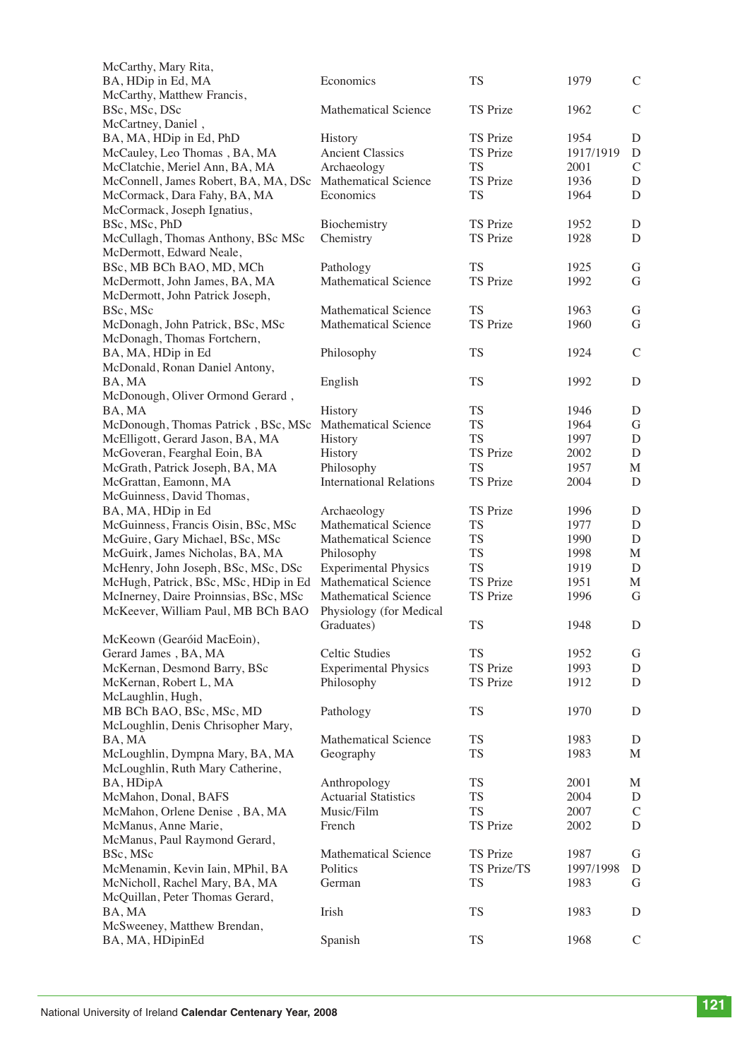| | | | | |
|---|---|---|---|---|
| McCarthy, Mary Rita, BA, HDip in Ed, MA | Economics | TS | 1979 | C |
| McCarthy, Matthew Francis, BSc, MSc, DSc | Mathematical Science | TS Prize | 1962 | C |
| McCartney, Daniel , BA, MA, HDip in Ed, PhD | History | TS Prize | 1954 | D |
| McCauley, Leo Thomas , BA, MA | Ancient Classics | TS Prize | 1917/1919 | D |
| McClatchie, Meriel Ann, BA, MA | Archaeology | TS | 2001 | C |
| McConnell, James Robert, BA, MA, DSc | Mathematical Science | TS Prize | 1936 | D |
| McCormack, Dara Fahy, BA, MA | Economics | TS | 1964 | D |
| McCormack, Joseph Ignatius, BSc, MSc, PhD | Biochemistry | TS Prize | 1952 | D |
| McCullagh, Thomas Anthony, BSc MSc | Chemistry | TS Prize | 1928 | D |
| McDermott, Edward Neale, BSc, MB BCh BAO, MD, MCh | Pathology | TS | 1925 | G |
| McDermott, John James, BA, MA | Mathematical Science | TS Prize | 1992 | G |
| McDermott, John Patrick Joseph, BSc, MSc | Mathematical Science | TS | 1963 | G |
| McDonagh, John Patrick, BSc, MSc | Mathematical Science | TS Prize | 1960 | G |
| McDonagh, Thomas Fortchern, BA, MA, HDip in Ed | Philosophy | TS | 1924 | C |
| McDonald, Ronan Daniel Antony, BA, MA | English | TS | 1992 | D |
| McDonough, Oliver Ormond Gerard , BA, MA | History | TS | 1946 | D |
| McDonough, Thomas Patrick , BSc, MSc | Mathematical Science | TS | 1964 | G |
| McElligott, Gerard Jason, BA, MA | History | TS | 1997 | D |
| McGoveran, Fearghal Eoin, BA | History | TS Prize | 2002 | D |
| McGrath, Patrick Joseph, BA, MA | Philosophy | TS | 1957 | M |
| McGrattan, Eamonn, MA | International Relations | TS Prize | 2004 | D |
| McGuinness, David Thomas, BA, MA, HDip in Ed | Archaeology | TS Prize | 1996 | D |
| McGuinness, Francis Oisin, BSc, MSc | Mathematical Science | TS | 1977 | D |
| McGuire, Gary Michael, BSc, MSc | Mathematical Science | TS | 1990 | D |
| McGuirk, James Nicholas, BA, MA | Philosophy | TS | 1998 | M |
| McHenry, John Joseph, BSc, MSc, DSc | Experimental Physics | TS | 1919 | D |
| McHugh, Patrick, BSc, MSc, HDip in Ed | Mathematical Science | TS Prize | 1951 | M |
| McInerney, Daire Proinnsias, BSc, MSc | Mathematical Science | TS Prize | 1996 | G |
| McKeever, William Paul, MB BCh BAO | Physiology (for Medical Graduates) | TS | 1948 | D |
| McKeown (Gearóid MacEoin), Gerard James , BA, MA | Celtic Studies | TS | 1952 | G |
| McKernan, Desmond Barry, BSc | Experimental Physics | TS Prize | 1993 | D |
| McKernan, Robert L, MA | Philosophy | TS Prize | 1912 | D |
| McLaughlin, Hugh, MB BCh BAO, BSc, MSc, MD | Pathology | TS | 1970 | D |
| McLoughlin, Denis Chrisopher Mary, BA, MA | Mathematical Science | TS | 1983 | D |
| McLoughlin, Dympna Mary, BA, MA | Geography | TS | 1983 | M |
| McLoughlin, Ruth Mary Catherine, BA, HDipA | Anthropology | TS | 2001 | M |
| McMahon, Donal, BAFS | Actuarial Statistics | TS | 2004 | D |
| McMahon, Orlene Denise , BA, MA | Music/Film | TS | 2007 | C |
| McManus, Anne Marie, | French | TS Prize | 2002 | D |
| McManus, Paul Raymond Gerard, BSc, MSc | Mathematical Science | TS Prize | 1987 | G |
| McMenamin, Kevin Iain, MPhil, BA | Politics | TS Prize/TS | 1997/1998 | D |
| McNicholl, Rachel Mary, BA, MA | German | TS | 1983 | G |
| McQuillan, Peter Thomas Gerard, BA, MA | Irish | TS | 1983 | D |
| McSweeney, Matthew Brendan, BA, MA, HDipinEd | Spanish | TS | 1968 | C |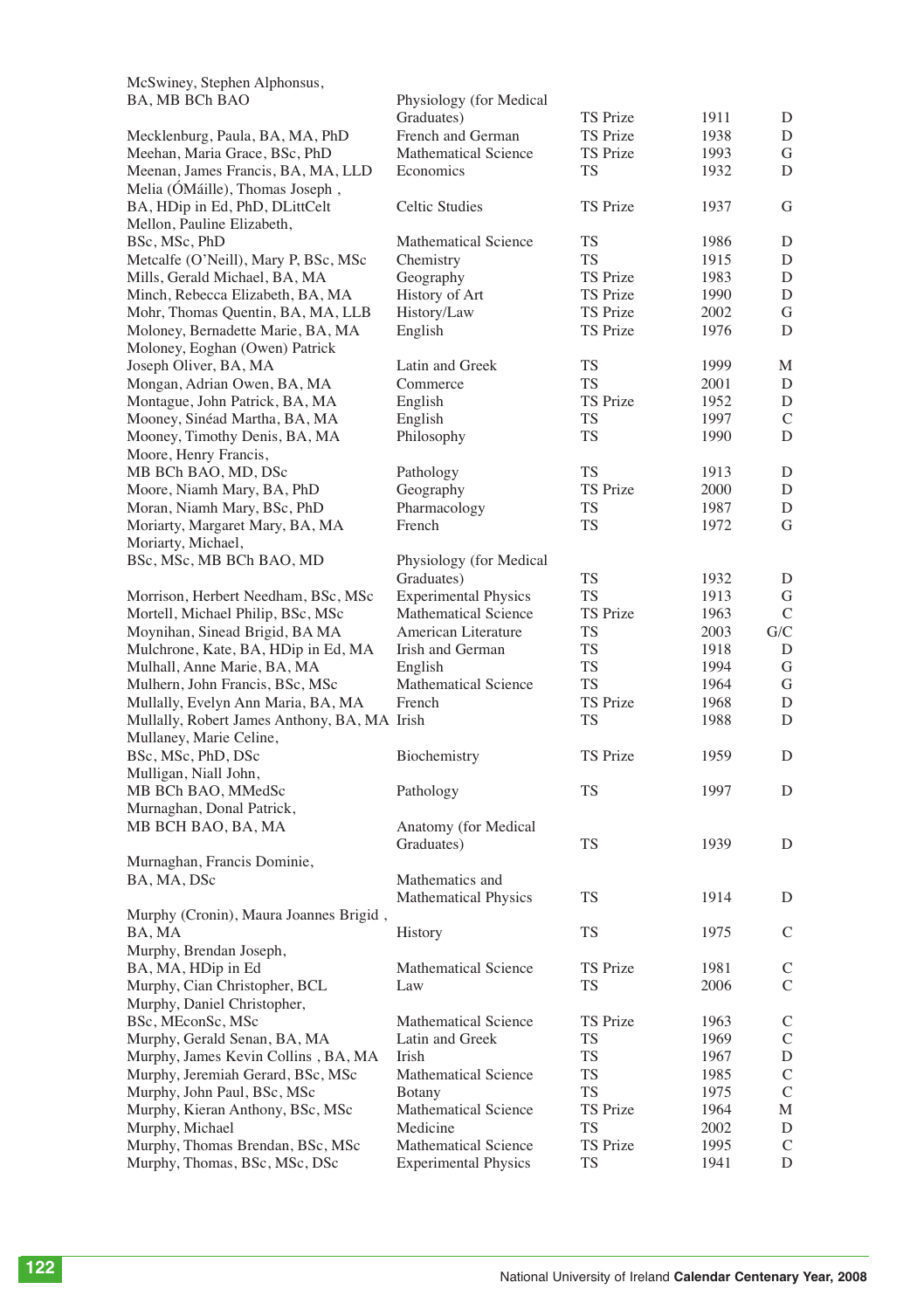| | | | | |
|---|---|---|---|---|
| McSwiney, Stephen Alphonsus, BA, MB BCh BAO | Physiology (for Medical Graduates) | TS Prize | 1911 | D |
| Mecklenburg, Paula, BA, MA, PhD | French and German | TS Prize | 1938 | D |
| Meehan, Maria Grace, BSc, PhD | Mathematical Science | TS Prize | 1993 | G |
| Meenan, James Francis, BA, MA, LLD | Economics | TS | 1932 | D |
| Melia (ÓMáille), Thomas Joseph , BA, HDip in Ed, PhD, DLittCelt | Celtic Studies | TS Prize | 1937 | G |
| Mellon, Pauline Elizabeth, BSc, MSc, PhD | Mathematical Science | TS | 1986 | D |
| Metcalfe (O'Neill), Mary P, BSc, MSc | Chemistry | TS | 1915 | D |
| Mills, Gerald Michael, BA, MA | Geography | TS Prize | 1983 | D |
| Minch, Rebecca Elizabeth, BA, MA | History of Art | TS Prize | 1990 | D |
| Mohr, Thomas Quentin, BA, MA, LLB | History/Law | TS Prize | 2002 | G |
| Moloney, Bernadette Marie, BA, MA | English | TS Prize | 1976 | D |
| Moloney, Eoghan (Owen) Patrick Joseph Oliver, BA, MA | Latin and Greek | TS | 1999 | M |
| Mongan, Adrian Owen, BA, MA | Commerce | TS | 2001 | D |
| Montague, John Patrick, BA, MA | English | TS Prize | 1952 | D |
| Mooney, Sinéad Martha, BA, MA | English | TS | 1997 | C |
| Mooney, Timothy Denis, BA, MA | Philosophy | TS | 1990 | D |
| Moore, Henry Francis, MB BCh BAO, MD, DSc | Pathology | TS | 1913 | D |
| Moore, Niamh Mary, BA, PhD | Geography | TS Prize | 2000 | D |
| Moran, Niamh Mary, BSc, PhD | Pharmacology | TS | 1987 | D |
| Moriarty, Margaret Mary, BA, MA | French | TS | 1972 | G |
| Moriarty, Michael, BSc, MSc, MB BCh BAO, MD | Physiology (for Medical Graduates) | TS | 1932 | D |
| Morrison, Herbert Needham, BSc, MSc | Experimental Physics | TS | 1913 | G |
| Mortell, Michael Philip, BSc, MSc | Mathematical Science | TS Prize | 1963 | C |
| Moynihan, Sinead Brigid, BA MA | American Literature | TS | 2003 | G/C |
| Mulchrone, Kate, BA, HDip in Ed, MA | Irish and German | TS | 1918 | D |
| Mulhall, Anne Marie, BA, MA | English | TS | 1994 | G |
| Mulhern, John Francis, BSc, MSc | Mathematical Science | TS | 1964 | G |
| Mullally, Evelyn Ann Maria, BA, MA | French | TS Prize | 1968 | D |
| Mullally, Robert James Anthony, BA, MA | Irish | TS | 1988 | D |
| Mullaney, Marie Celine, BSc, MSc, PhD, DSc | Biochemistry | TS Prize | 1959 | D |
| Mulligan, Niall John, MB BCh BAO, MMedSc | Pathology | TS | 1997 | D |
| Murnaghan, Donal Patrick, MB BCH BAO, BA, MA | Anatomy (for Medical Graduates) | TS | 1939 | D |
| Murnaghan, Francis Dominie, BA, MA, DSc | Mathematics and Mathematical Physics | TS | 1914 | D |
| Murphy (Cronin), Maura Joannes Brigid , BA, MA | History | TS | 1975 | C |
| Murphy, Brendan Joseph, BA, MA, HDip in Ed | Mathematical Science | TS Prize | 1981 | C |
| Murphy, Cian Christopher, BCL | Law | TS | 2006 | C |
| Murphy, Daniel Christopher, BSc, MEconSc, MSc | Mathematical Science | TS Prize | 1963 | C |
| Murphy, Gerald Senan, BA, MA | Latin and Greek | TS | 1969 | C |
| Murphy, James Kevin Collins , BA, MA | Irish | TS | 1967 | D |
| Murphy, Jeremiah Gerard, BSc, MSc | Mathematical Science | TS | 1985 | C |
| Murphy, John Paul, BSc, MSc | Botany | TS | 1975 | C |
| Murphy, Kieran Anthony, BSc, MSc | Mathematical Science | TS Prize | 1964 | M |
| Murphy, Michael | Medicine | TS | 2002 | D |
| Murphy, Thomas Brendan, BSc, MSc | Mathematical Science | TS Prize | 1995 | C |
| Murphy, Thomas, BSc, MSc, DSc | Experimental Physics | TS | 1941 | D |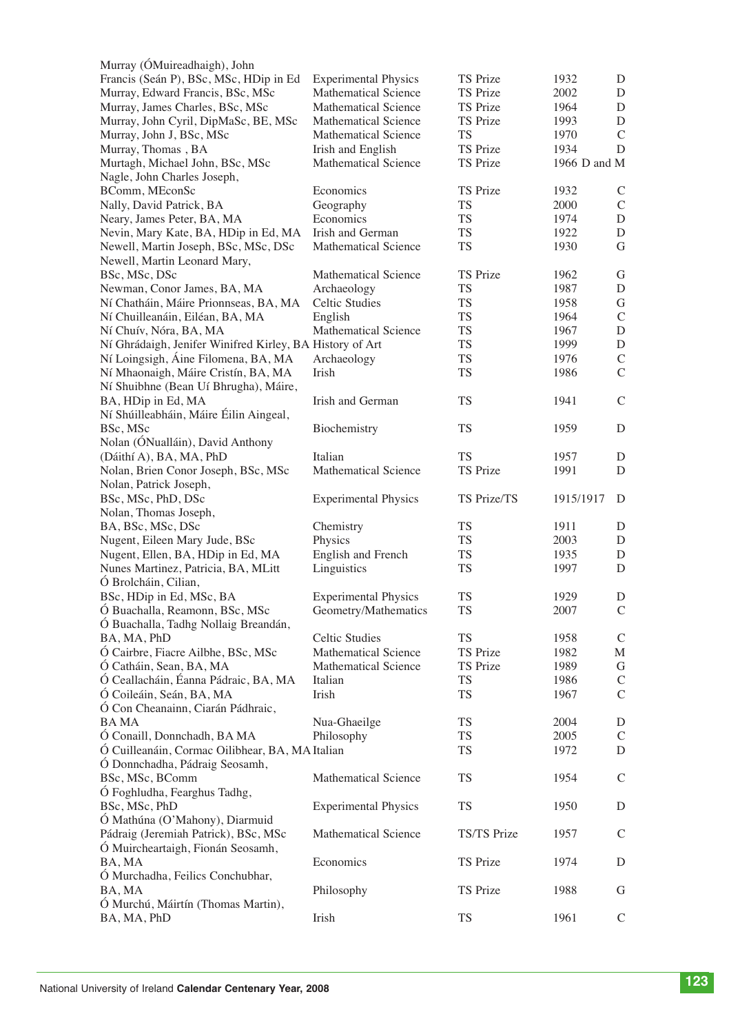| Name | Subject | Award | Year | |
|---|---|---|---|---|
| Murray (ÓMuireadhaigh), John Francis (Seán P), BSc, MSc, HDip in Ed | Experimental Physics | TS Prize | 1932 | D |
| Murray, Edward Francis, BSc, MSc | Mathematical Science | TS Prize | 2002 | D |
| Murray, James Charles, BSc, MSc | Mathematical Science | TS Prize | 1964 | D |
| Murray, John Cyril, DipMaSc, BE, MSc | Mathematical Science | TS Prize | 1993 | D |
| Murray, John J, BSc, MSc | Mathematical Science | TS | 1970 | C |
| Murray, Thomas , BA | Irish and English | TS Prize | 1934 | D |
| Murtagh, Michael John, BSc, MSc | Mathematical Science | TS Prize | 1966 D and M | |
| Nagle, John Charles Joseph, BComm, MEconSc | Economics | TS Prize | 1932 | C |
| Nally, David Patrick, BA | Geography | TS | 2000 | C |
| Neary, James Peter, BA, MA | Economics | TS | 1974 | D |
| Nevin, Mary Kate, BA, HDip in Ed, MA | Irish and German | TS | 1922 | D |
| Newell, Martin Joseph, BSc, MSc, DSc | Mathematical Science | TS | 1930 | G |
| Newell, Martin Leonard Mary, BSc, MSc, DSc | Mathematical Science | TS Prize | 1962 | G |
| Newman, Conor James, BA, MA | Archaeology | TS | 1987 | D |
| Ní Chatháin, Máire Prionnseas, BA, MA | Celtic Studies | TS | 1958 | G |
| Ní Chuilleanáin, Eiléan, BA, MA | English | TS | 1964 | C |
| Ní Chuív, Nóra, BA, MA | Mathematical Science | TS | 1967 | D |
| Ní Ghrádaigh, Jenifer Winifred Kirley, BA | History of Art | TS | 1999 | D |
| Ní Loingsigh, Áine Filomena, BA, MA | Archaeology | TS | 1976 | C |
| Ní Mhaonaigh, Máire Cristín, BA, MA | Irish | TS | 1986 | C |
| Ní Shuibhne (Bean Uí Bhrugha), Máire, BA, HDip in Ed, MA | Irish and German | TS | 1941 | C |
| Ní Shúilleabháin, Máire Éilin Aingeal, BSc, MSc | Biochemistry | TS | 1959 | D |
| Nolan (ÓNualláin), David Anthony (Dáithí A), BA, MA, PhD | Italian | TS | 1957 | D |
| Nolan, Brien Conor Joseph, BSc, MSc | Mathematical Science | TS Prize | 1991 | D |
| Nolan, Patrick Joseph, BSc, MSc, PhD, DSc | Experimental Physics | TS Prize/TS | 1915/1917 | D |
| Nolan, Thomas Joseph, BA, BSc, MSc, DSc | Chemistry | TS | 1911 | D |
| Nugent, Eileen Mary Jude, BSc | Physics | TS | 2003 | D |
| Nugent, Ellen, BA, HDip in Ed, MA | English and French | TS | 1935 | D |
| Nunes Martinez, Patricia, BA, MLitt | Linguistics | TS | 1997 | D |
| Ó Brolcháin, Cilian, BSc, HDip in Ed, MSc, BA | Experimental Physics | TS | 1929 | D |
| Ó Buachalla, Reamonn, BSc, MSc | Geometry/Mathematics | TS | 2007 | C |
| Ó Buachalla, Tadhg Nollaig Breandán, BA, MA, PhD | Celtic Studies | TS | 1958 | C |
| Ó Cairbre, Fiacre Ailbhe, BSc, MSc | Mathematical Science | TS Prize | 1982 | M |
| Ó Catháin, Sean, BA, MA | Mathematical Science | TS Prize | 1989 | G |
| Ó Ceallacháin, Éanna Pádraic, BA, MA | Italian | TS | 1986 | C |
| Ó Coileáin, Seán, BA, MA | Irish | TS | 1967 | C |
| Ó Con Cheanainn, Ciarán Pádhraic, BA MA | Nua-Ghaeilge | TS | 2004 | D |
| Ó Conaill, Donnchadh, BA MA | Philosophy | TS | 2005 | C |
| Ó Cuilleanáin, Cormac Oilibhear, BA, MA | Italian | TS | 1972 | D |
| Ó Donnchadha, Pádraig Seosamh, BSc, MSc, BComm | Mathematical Science | TS | 1954 | C |
| Ó Foghludha, Fearghus Tadhg, BSc, MSc, PhD | Experimental Physics | TS | 1950 | D |
| Ó Mathúna (O'Mahony), Diarmuid Pádraig (Jeremiah Patrick), BSc, MSc | Mathematical Science | TS/TS Prize | 1957 | C |
| Ó Muircheartaigh, Fionán Seosamh, BA, MA | Economics | TS Prize | 1974 | D |
| Ó Murchadha, Feilics Conchubhar, BA, MA | Philosophy | TS Prize | 1988 | G |
| Ó Murchú, Máirtín (Thomas Martin), BA, MA, PhD | Irish | TS | 1961 | C |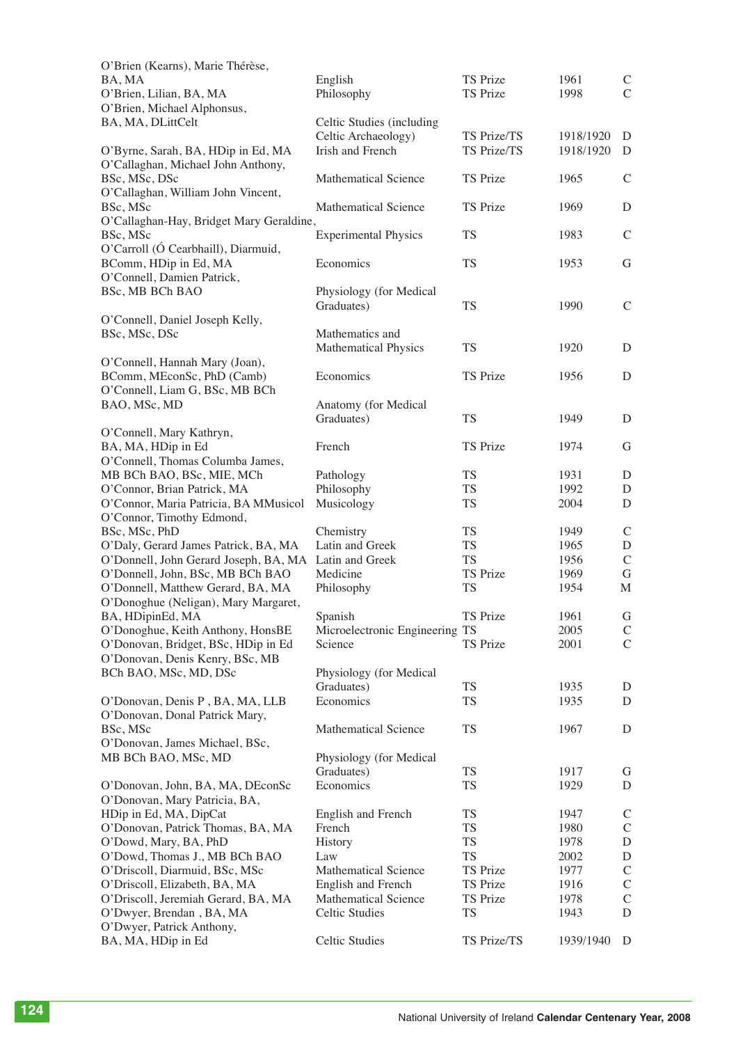| | | | | |
|---|---|---|---|---|
| O'Brien (Kearns), Marie Thérèse, BA, MA | English | TS Prize | 1961 | C |
| O'Brien, Lilian, BA, MA | Philosophy | TS Prize | 1998 | C |
| O'Brien, Michael Alphonsus, BA, MA, DLittCelt | Celtic Studies (including Celtic Archaeology) | TS Prize/TS | 1918/1920 | D |
| O'Byrne, Sarah, BA, HDip in Ed, MA | Irish and French | TS Prize/TS | 1918/1920 | D |
| O'Callaghan, Michael John Anthony, BSc, MSc, DSc | Mathematical Science | TS Prize | 1965 | C |
| O'Callaghan, William John Vincent, BSc, MSc | Mathematical Science | TS Prize | 1969 | D |
| O'Callaghan-Hay, Bridget Mary Geraldine, BSc, MSc | Experimental Physics | TS | 1983 | C |
| O'Carroll (Ó Cearbhaill), Diarmuid, BComm, HDip in Ed, MA | Economics | TS | 1953 | G |
| O'Connell, Damien Patrick, BSc, MB BCh BAO | Physiology (for Medical Graduates) | TS | 1990 | C |
| O'Connell, Daniel Joseph Kelly, BSc, MSc, DSc | Mathematics and Mathematical Physics | TS | 1920 | D |
| O'Connell, Hannah Mary (Joan), BComm, MEconSc, PhD (Camb) | Economics | TS Prize | 1956 | D |
| O'Connell, Liam G, BSc, MB BCh BAO, MSc, MD | Anatomy (for Medical Graduates) | TS | 1949 | D |
| O'Connell, Mary Kathryn, BA, MA, HDip in Ed | French | TS Prize | 1974 | G |
| O'Connell, Thomas Columba James, MB BCh BAO, BSc, MIE, MCh | Pathology | TS | 1931 | D |
| O'Connor, Brian Patrick, MA | Philosophy | TS | 1992 | D |
| O'Connor, Maria Patricia, BA MMusicol | Musicology | TS | 2004 | D |
| O'Connor, Timothy Edmond, BSc, MSc, PhD | Chemistry | TS | 1949 | C |
| O'Daly, Gerard James Patrick, BA, MA | Latin and Greek | TS | 1965 | D |
| O'Donnell, John Gerard Joseph, BA, MA | Latin and Greek | TS | 1956 | C |
| O'Donnell, John, BSc, MB BCh BAO | Medicine | TS Prize | 1969 | G |
| O'Donnell, Matthew Gerard, BA, MA | Philosophy | TS | 1954 | M |
| O'Donoghue (Neligan), Mary Margaret, BA, HDipinEd, MA | Spanish | TS Prize | 1961 | G |
| O'Donoghue, Keith Anthony, HonsBE | Microelectronic Engineering | TS | 2005 | C |
| O'Donovan, Bridget, BSc, HDip in Ed | Science | TS Prize | 2001 | C |
| O'Donovan, Denis Kenry, BSc, MB BCh BAO, MSc, MD, DSc | Physiology (for Medical Graduates) | TS | 1935 | D |
| O'Donovan, Denis P , BA, MA, LLB | Economics | TS | 1935 | D |
| O'Donovan, Donal Patrick Mary, BSc, MSc | Mathematical Science | TS | 1967 | D |
| O'Donovan, James Michael, BSc, MB BCh BAO, MSc, MD | Physiology (for Medical Graduates) | TS | 1917 | G |
| O'Donovan, John, BA, MA, DEconSc | Economics | TS | 1929 | D |
| O'Donovan, Mary Patricia, BA, HDip in Ed, MA, DipCat | English and French | TS | 1947 | C |
| O'Donovan, Patrick Thomas, BA, MA | French | TS | 1980 | C |
| O'Dowd, Mary, BA, PhD | History | TS | 1978 | D |
| O'Dowd, Thomas J., MB BCh BAO | Law | TS | 2002 | D |
| O'Driscoll, Diarmuid, BSc, MSc | Mathematical Science | TS Prize | 1977 | C |
| O'Driscoll, Elizabeth, BA, MA | English and French | TS Prize | 1916 | C |
| O'Driscoll, Jeremiah Gerard, BA, MA | Mathematical Science | TS Prize | 1978 | C |
| O'Dwyer, Brendan , BA, MA | Celtic Studies | TS | 1943 | D |
| O'Dwyer, Patrick Anthony, BA, MA, HDip in Ed | Celtic Studies | TS Prize/TS | 1939/1940 | D |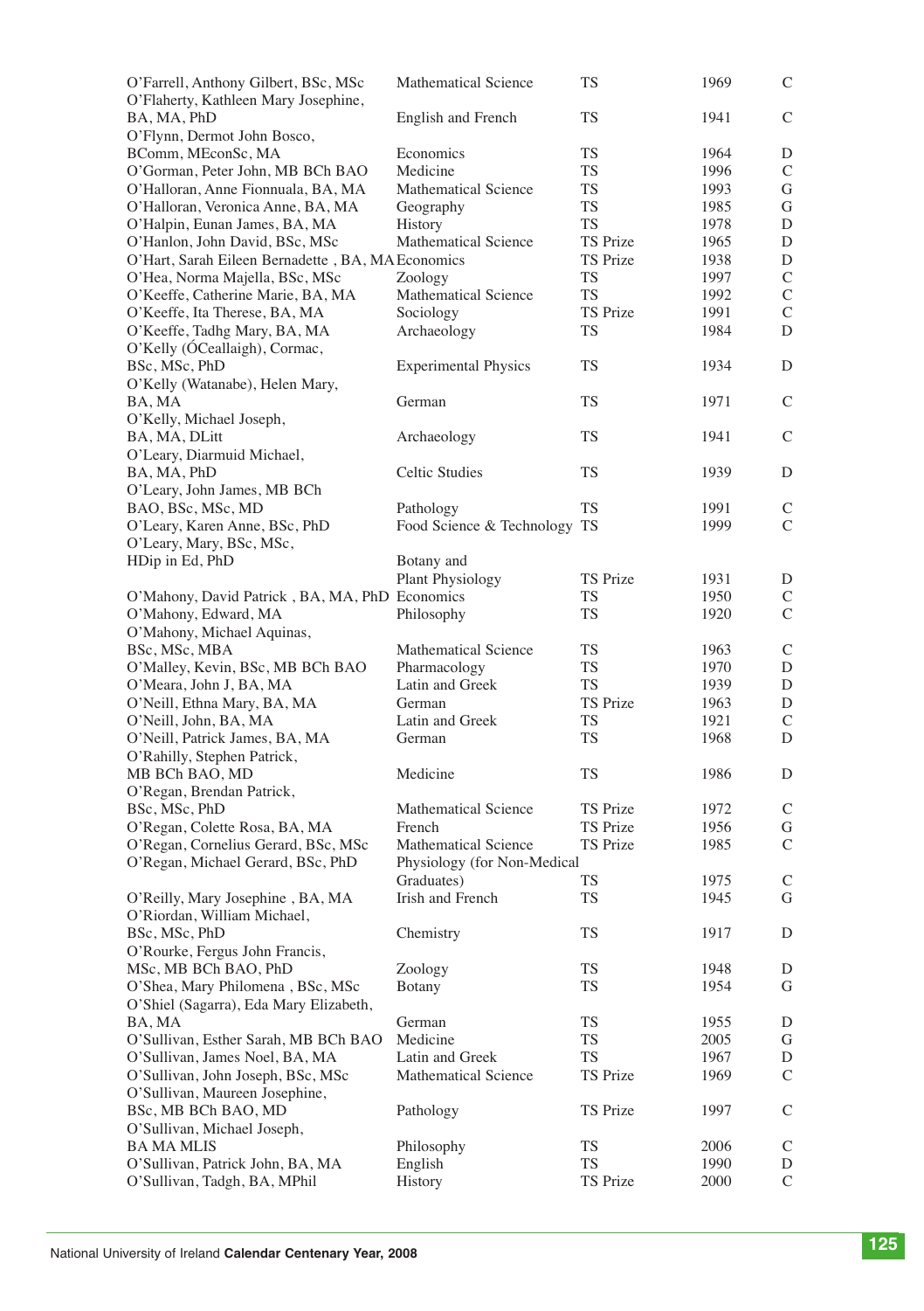| | | | | |
|---|---|---|---|---|
| O'Farrell, Anthony Gilbert, BSc, MSc | Mathematical Science | TS | 1969 | C |
| O'Flaherty, Kathleen Mary Josephine, BA, MA, PhD | English and French | TS | 1941 | C |
| O'Flynn, Dermot John Bosco, BComm, MEconSc, MA | Economics | TS | 1964 | D |
| O'Gorman, Peter John, MB BCh BAO | Medicine | TS | 1996 | C |
| O'Halloran, Anne Fionnuala, BA, MA | Mathematical Science | TS | 1993 | G |
| O'Halloran, Veronica Anne, BA, MA | Geography | TS | 1985 | G |
| O'Halpin, Eunan James, BA, MA | History | TS | 1978 | D |
| O'Hanlon, John David, BSc, MSc | Mathematical Science | TS Prize | 1965 | D |
| O'Hart, Sarah Eileen Bernadette , BA, MA | Economics | TS Prize | 1938 | D |
| O'Hea, Norma Majella, BSc, MSc | Zoology | TS | 1997 | C |
| O'Keeffe, Catherine Marie, BA, MA | Mathematical Science | TS | 1992 | C |
| O'Keeffe, Ita Therese, BA, MA | Sociology | TS Prize | 1991 | C |
| O'Keeffe, Tadhg Mary, BA, MA | Archaeology | TS | 1984 | D |
| O'Kelly (ÓCeallaigh), Cormac, BSc, MSc, PhD | Experimental Physics | TS | 1934 | D |
| O'Kelly (Watanabe), Helen Mary, BA, MA | German | TS | 1971 | C |
| O'Kelly, Michael Joseph, BA, MA, DLitt | Archaeology | TS | 1941 | C |
| O'Leary, Diarmuid Michael, BA, MA, PhD | Celtic Studies | TS | 1939 | D |
| O'Leary, John James, MB BCh BAO, BSc, MSc, MD | Pathology | TS | 1991 | C |
| O'Leary, Karen Anne, BSc, PhD | Food Science & Technology | TS | 1999 | C |
| O'Leary, Mary, BSc, MSc, HDip in Ed, PhD | Botany and Plant Physiology | TS Prize | 1931 | D |
| O'Mahony, David Patrick , BA, MA, PhD | Economics | TS | 1950 | C |
| O'Mahony, Edward, MA | Philosophy | TS | 1920 | C |
| O'Mahony, Michael Aquinas, BSc, MSc, MBA | Mathematical Science | TS | 1963 | C |
| O'Malley, Kevin, BSc, MB BCh BAO | Pharmacology | TS | 1970 | D |
| O'Meara, John J, BA, MA | Latin and Greek | TS | 1939 | D |
| O'Neill, Ethna Mary, BA, MA | German | TS Prize | 1963 | D |
| O'Neill, John, BA, MA | Latin and Greek | TS | 1921 | C |
| O'Neill, Patrick James, BA, MA | German | TS | 1968 | D |
| O'Rahilly, Stephen Patrick, MB BCh BAO, MD | Medicine | TS | 1986 | D |
| O'Regan, Brendan Patrick, BSc, MSc, PhD | Mathematical Science | TS Prize | 1972 | C |
| O'Regan, Colette Rosa, BA, MA | French | TS Prize | 1956 | G |
| O'Regan, Cornelius Gerard, BSc, MSc | Mathematical Science | TS Prize | 1985 | C |
| O'Regan, Michael Gerard, BSc, PhD | Physiology (for Non-Medical Graduates) | TS | 1975 | C |
| O'Reilly, Mary Josephine , BA, MA | Irish and French | TS | 1945 | G |
| O'Riordan, William Michael, BSc, MSc, PhD | Chemistry | TS | 1917 | D |
| O'Rourke, Fergus John Francis, MSc, MB BCh BAO, PhD | Zoology | TS | 1948 | D |
| O'Shea, Mary Philomena , BSc, MSc | Botany | TS | 1954 | G |
| O'Shiel (Sagarra), Eda Mary Elizabeth, BA, MA | German | TS | 1955 | D |
| O'Sullivan, Esther Sarah, MB BCh BAO | Medicine | TS | 2005 | G |
| O'Sullivan, James Noel, BA, MA | Latin and Greek | TS | 1967 | D |
| O'Sullivan, John Joseph, BSc, MSc | Mathematical Science | TS Prize | 1969 | C |
| O'Sullivan, Maureen Josephine, BSc, MB BCh BAO, MD | Pathology | TS Prize | 1997 | C |
| O'Sullivan, Michael Joseph, BA MA MLIS | Philosophy | TS | 2006 | C |
| O'Sullivan, Patrick John, BA, MA | English | TS | 1990 | D |
| O'Sullivan, Tadgh, BA, MPhil | History | TS Prize | 2000 | C |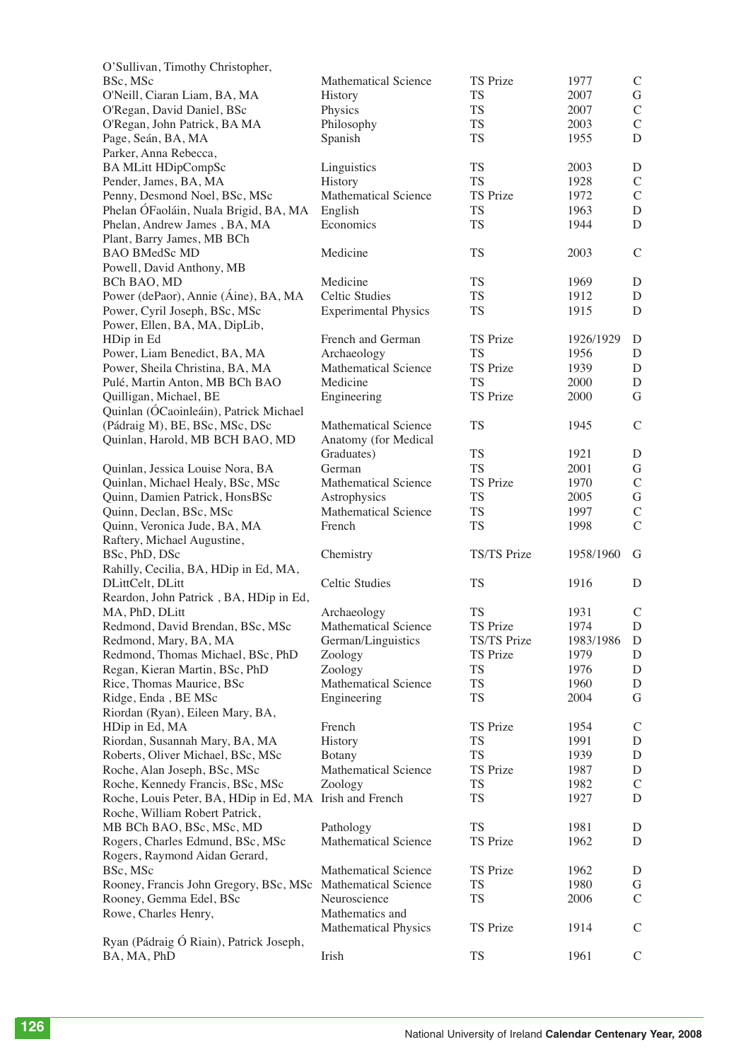| | | | | |
|---|---|---|---|---|
| O'Sullivan, Timothy Christopher, BSc, MSc | Mathematical Science | TS Prize | 1977 | C |
| O'Neill, Ciaran Liam, BA, MA | History | TS | 2007 | G |
| O'Regan, David Daniel, BSc | Physics | TS | 2007 | C |
| O'Regan, John Patrick, BA MA | Philosophy | TS | 2003 | C |
| Page, Seán, BA, MA | Spanish | TS | 1955 | D |
| Parker, Anna Rebecca, BA MLitt HDipCompSc | Linguistics | TS | 2003 | D |
| Pender, James, BA, MA | History | TS | 1928 | C |
| Penny, Desmond Noel, BSc, MSc | Mathematical Science | TS Prize | 1972 | C |
| Phelan ÓFaoláin, Nuala Brigid, BA, MA | English | TS | 1963 | D |
| Phelan, Andrew James , BA, MA | Economics | TS | 1944 | D |
| Plant, Barry James, MB BCh BAO BMedSc MD | Medicine | TS | 2003 | C |
| Powell, David Anthony, MB BCh BAO, MD | Medicine | TS | 1969 | D |
| Power (dePaor), Annie (Áine), BA, MA | Celtic Studies | TS | 1912 | D |
| Power, Cyril Joseph, BSc, MSc | Experimental Physics | TS | 1915 | D |
| Power, Ellen, BA, MA, DipLib, HDip in Ed | French and German | TS Prize | 1926/1929 | D |
| Power, Liam Benedict, BA, MA | Archaeology | TS | 1956 | D |
| Power, Sheila Christina, BA, MA | Mathematical Science | TS Prize | 1939 | D |
| Pulé, Martin Anton, MB BCh BAO | Medicine | TS | 2000 | D |
| Quilligan, Michael, BE | Engineering | TS Prize | 2000 | G |
| Quinlan (ÓCaoinleáin), Patrick Michael (Pádraig M), BE, BSc, MSc, DSc | Mathematical Science | TS | 1945 | C |
| Quinlan, Harold, MB BCH BAO, MD | Anatomy (for Medical Graduates) | TS | 1921 | D |
| Quinlan, Jessica Louise Nora, BA | German | TS | 2001 | G |
| Quinlan, Michael Healy, BSc, MSc | Mathematical Science | TS Prize | 1970 | C |
| Quinn, Damien Patrick, HonsBSc | Astrophysics | TS | 2005 | G |
| Quinn, Declan, BSc, MSc | Mathematical Science | TS | 1997 | C |
| Quinn, Veronica Jude, BA, MA | French | TS | 1998 | C |
| Raftery, Michael Augustine, BSc, PhD, DSc | Chemistry | TS/TS Prize | 1958/1960 | G |
| Rahilly, Cecilia, BA, HDip in Ed, MA, DLittCelt, DLitt | Celtic Studies | TS | 1916 | D |
| Reardon, John Patrick , BA, HDip in Ed, MA, PhD, DLitt | Archaeology | TS | 1931 | C |
| Redmond, David Brendan, BSc, MSc | Mathematical Science | TS Prize | 1974 | D |
| Redmond, Mary, BA, MA | German/Linguistics | TS/TS Prize | 1983/1986 | D |
| Redmond, Thomas Michael, BSc, PhD | Zoology | TS Prize | 1979 | D |
| Regan, Kieran Martin, BSc, PhD | Zoology | TS | 1976 | D |
| Rice, Thomas Maurice, BSc | Mathematical Science | TS | 1960 | D |
| Ridge, Enda , BE MSc | Engineering | TS | 2004 | G |
| Riordan (Ryan), Eileen Mary, BA, HDip in Ed, MA | French | TS Prize | 1954 | C |
| Riordan, Susannah Mary, BA, MA | History | TS | 1991 | D |
| Roberts, Oliver Michael, BSc, MSc | Botany | TS | 1939 | D |
| Roche, Alan Joseph, BSc, MSc | Mathematical Science | TS Prize | 1987 | D |
| Roche, Kennedy Francis, BSc, MSc | Zoology | TS | 1982 | C |
| Roche, Louis Peter, BA, HDip in Ed, MA | Irish and French | TS | 1927 | D |
| Roche, William Robert Patrick, MB BCh BAO, BSc, MSc, MD | Pathology | TS | 1981 | D |
| Rogers, Charles Edmund, BSc, MSc | Mathematical Science | TS Prize | 1962 | D |
| Rogers, Raymond Aidan Gerard, BSc, MSc | Mathematical Science | TS Prize | 1962 | D |
| Rooney, Francis John Gregory, BSc, MSc | Mathematical Science | TS | 1980 | G |
| Rooney, Gemma Edel, BSc | Neuroscience | TS | 2006 | C |
| Rowe, Charles Henry, | Mathematics and Mathematical Physics | TS Prize | 1914 | C |
| Ryan (Pádraig Ó Riain), Patrick Joseph, BA, MA, PhD | Irish | TS | 1961 | C |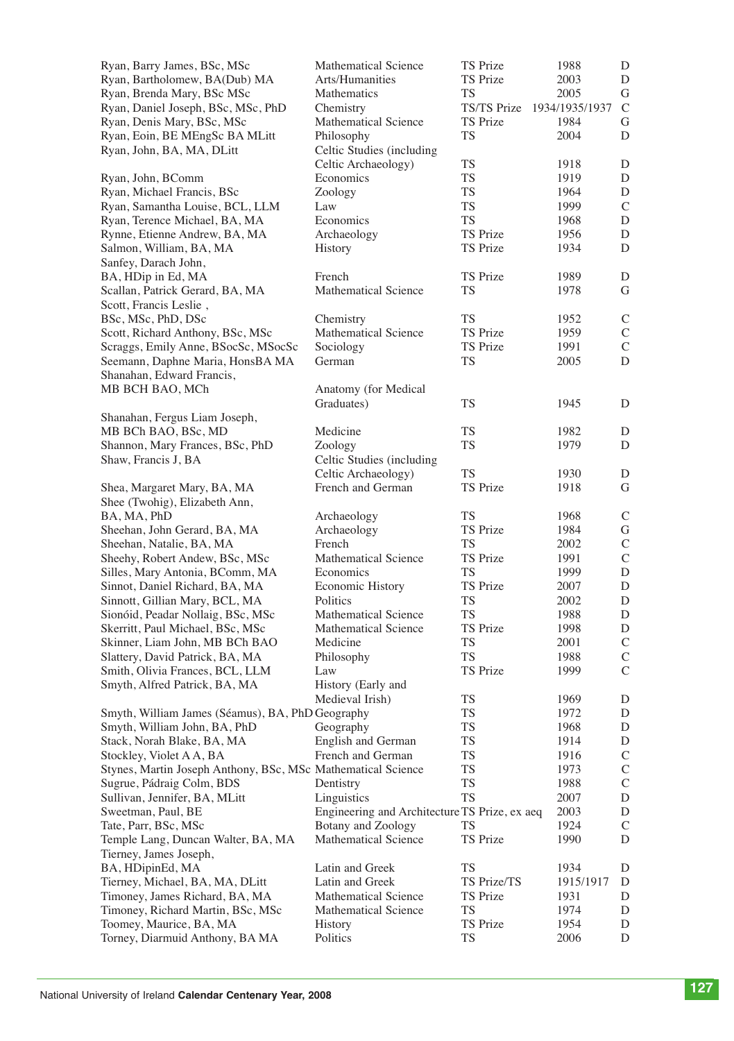| | | | | |
|---|---|---|---|---|
| Ryan, Barry James, BSc, MSc | Mathematical Science | TS Prize | 1988 | D |
| Ryan, Bartholomew, BA(Dub) MA | Arts/Humanities | TS Prize | 2003 | D |
| Ryan, Brenda Mary, BSc MSc | Mathematics | TS | 2005 | G |
| Ryan, Daniel Joseph, BSc, MSc, PhD | Chemistry | TS/TS Prize | 1934/1935/1937 | C |
| Ryan, Denis Mary, BSc, MSc | Mathematical Science | TS Prize | 1984 | G |
| Ryan, Eoin, BE MEngSc BA MLitt | Philosophy | TS | 2004 | D |
| Ryan, John, BA, MA, DLitt | Celtic Studies (including Celtic Archaeology) | TS | 1918 | D |
| Ryan, John, BComm | Economics | TS | 1919 | D |
| Ryan, Michael Francis, BSc | Zoology | TS | 1964 | D |
| Ryan, Samantha Louise, BCL, LLM | Law | TS | 1999 | C |
| Ryan, Terence Michael, BA, MA | Economics | TS | 1968 | D |
| Rynne, Etienne Andrew, BA, MA | Archaeology | TS Prize | 1956 | D |
| Salmon, William, BA, MA | History | TS Prize | 1934 | D |
| Sanfey, Darach John, BA, HDip in Ed, MA | French | TS Prize | 1989 | D |
| Scallan, Patrick Gerard, BA, MA | Mathematical Science | TS | 1978 | G |
| Scott, Francis Leslie , BSc, MSc, PhD, DSc | Chemistry | TS | 1952 | C |
| Scott, Richard Anthony, BSc, MSc | Mathematical Science | TS Prize | 1959 | C |
| Scraggs, Emily Anne, BSocSc, MSocSc | Sociology | TS Prize | 1991 | C |
| Seemann, Daphne Maria, HonsBA MA | German | TS | 2005 | D |
| Shanahan, Edward Francis, MB BCH BAO, MCh | Anatomy (for Medical Graduates) | TS | 1945 | D |
| Shanahan, Fergus Liam Joseph, MB BCh BAO, BSc, MD | Medicine | TS | 1982 | D |
| Shannon, Mary Frances, BSc, PhD | Zoology | TS | 1979 | D |
| Shaw, Francis J, BA | Celtic Studies (including Celtic Archaeology) | TS | 1930 | D |
| Shea, Margaret Mary, BA, MA | French and German | TS Prize | 1918 | G |
| Shee (Twohig), Elizabeth Ann, BA, MA, PhD | Archaeology | TS | 1968 | C |
| Sheehan, John Gerard, BA, MA | Archaeology | TS Prize | 1984 | G |
| Sheehan, Natalie, BA, MA | French | TS | 2002 | C |
| Sheehy, Robert Andew, BSc, MSc | Mathematical Science | TS Prize | 1991 | C |
| Silles, Mary Antonia, BComm, MA | Economics | TS | 1999 | D |
| Sinnot, Daniel Richard, BA, MA | Economic History | TS Prize | 2007 | D |
| Sinnott, Gillian Mary, BCL, MA | Politics | TS | 2002 | D |
| Sionóid, Peadar Nollaig, BSc, MSc | Mathematical Science | TS | 1988 | D |
| Skerritt, Paul Michael, BSc, MSc | Mathematical Science | TS Prize | 1998 | D |
| Skinner, Liam John, MB BCh BAO | Medicine | TS | 2001 | C |
| Slattery, David Patrick, BA, MA | Philosophy | TS | 1988 | C |
| Smith, Olivia Frances, BCL, LLM | Law | TS Prize | 1999 | C |
| Smyth, Alfred Patrick, BA, MA | History (Early and Medieval Irish) | TS | 1969 | D |
| Smyth, William James (Séamus), BA, PhD | Geography | TS | 1972 | D |
| Smyth, William John, BA, PhD | Geography | TS | 1968 | D |
| Stack, Norah Blake, BA, MA | English and German | TS | 1914 | D |
| Stockley, Violet A A, BA | French and German | TS | 1916 | C |
| Stynes, Martin Joseph Anthony, BSc, MSc | Mathematical Science | TS | 1973 | C |
| Sugrue, Pádraig Colm, BDS | Dentistry | TS | 1988 | C |
| Sullivan, Jennifer, BA, MLitt | Linguistics | TS | 2007 | D |
| Sweetman, Paul, BE | Engineering and Architecture | TS Prize, ex aeq | 2003 | D |
| Tate, Parr, BSc, MSc | Botany and Zoology | TS | 1924 | C |
| Temple Lang, Duncan Walter, BA, MA | Mathematical Science | TS Prize | 1990 | D |
| Tierney, James Joseph, BA, HDipinEd, MA | Latin and Greek | TS | 1934 | D |
| Tierney, Michael, BA, MA, DLitt | Latin and Greek | TS Prize/TS | 1915/1917 | D |
| Timoney, James Richard, BA, MA | Mathematical Science | TS Prize | 1931 | D |
| Timoney, Richard Martin, BSc, MSc | Mathematical Science | TS | 1974 | D |
| Toomey, Maurice, BA, MA | History | TS Prize | 1954 | D |
| Torney, Diarmuid Anthony, BA MA | Politics | TS | 2006 | D |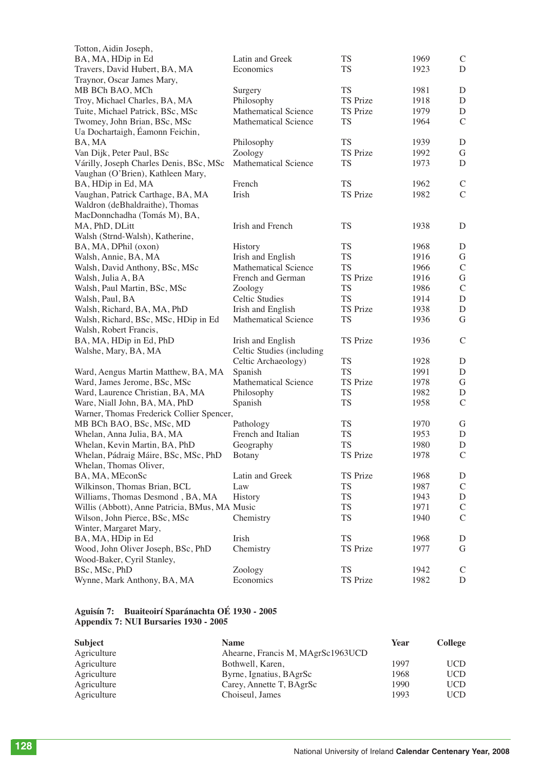| | | | | |
|---|---|---|---|---|
| Totton, Aidin Joseph, BA, MA, HDip in Ed | Latin and Greek | TS | 1969 | C |
| Travers, David Hubert, BA, MA | Economics | TS | 1923 | D |
| Traynor, Oscar James Mary, MB BCh BAO, MCh | Surgery | TS | 1981 | D |
| Troy, Michael Charles, BA, MA | Philosophy | TS Prize | 1918 | D |
| Tuite, Michael Patrick, BSc, MSc | Mathematical Science | TS Prize | 1979 | D |
| Twomey, John Brian, BSc, MSc | Mathematical Science | TS | 1964 | C |
| Ua Dochartaigh, Éamonn Feichin, BA, MA | Philosophy | TS | 1939 | D |
| Van Dijk, Peter Paul, BSc | Zoology | TS Prize | 1992 | G |
| Várilly, Joseph Charles Denis, BSc, MSc | Mathematical Science | TS | 1973 | D |
| Vaughan (O'Brien), Kathleen Mary, BA, HDip in Ed, MA | French | TS | 1962 | C |
| Vaughan, Patrick Carthage, BA, MA | Irish | TS Prize | 1982 | C |
| Waldron (deBhaldraithe), Thomas MacDonnchadha (Tomás M), BA, MA, PhD, DLitt | Irish and French | TS | 1938 | D |
| Walsh (Strnd-Walsh), Katherine, BA, MA, DPhil (oxon) | History | TS | 1968 | D |
| Walsh, Annie, BA, MA | Irish and English | TS | 1916 | G |
| Walsh, David Anthony, BSc, MSc | Mathematical Science | TS | 1966 | C |
| Walsh, Julia A, BA | French and German | TS Prize | 1916 | G |
| Walsh, Paul Martin, BSc, MSc | Zoology | TS | 1986 | C |
| Walsh, Paul, BA | Celtic Studies | TS | 1914 | D |
| Walsh, Richard, BA, MA, PhD | Irish and English | TS Prize | 1938 | D |
| Walsh, Richard, BSc, MSc, HDip in Ed | Mathematical Science | TS | 1936 | G |
| Walsh, Robert Francis, BA, MA, HDip in Ed, PhD | Irish and English | TS Prize | 1936 | C |
| Walshe, Mary, BA, MA | Celtic Studies (including Celtic Archaeology) | TS | 1928 | D |
| Ward, Aengus Martin Matthew, BA, MA | Spanish | TS | 1991 | D |
| Ward, James Jerome, BSc, MSc | Mathematical Science | TS Prize | 1978 | G |
| Ward, Laurence Christian, BA, MA | Philosophy | TS | 1982 | D |
| Ware, Niall John, BA, MA, PhD | Spanish | TS | 1958 | C |
| Warner, Thomas Frederick Collier Spencer, MB BCh BAO, BSc, MSc, MD | Pathology | TS | 1970 | G |
| Whelan, Anna Julia, BA, MA | French and Italian | TS | 1953 | D |
| Whelan, Kevin Martin, BA, PhD | Geography | TS | 1980 | D |
| Whelan, Pádraig Máire, BSc, MSc, PhD | Botany | TS Prize | 1978 | C |
| Whelan, Thomas Oliver, BA, MA, MEconSc | Latin and Greek | TS Prize | 1968 | D |
| Wilkinson, Thomas Brian, BCL | Law | TS | 1987 | C |
| Williams, Thomas Desmond , BA, MA | History | TS | 1943 | D |
| Willis (Abbott), Anne Patricia, BMus, MA | Music | TS | 1971 | C |
| Wilson, John Pierce, BSc, MSc | Chemistry | TS | 1940 | C |
| Winter, Margaret Mary, BA, MA, HDip in Ed | Irish | TS | 1968 | D |
| Wood, John Oliver Joseph, BSc, PhD | Chemistry | TS Prize | 1977 | G |
| Wood-Baker, Cyril Stanley, BSc, MSc, PhD | Zoology | TS | 1942 | C |
| Wynne, Mark Anthony, BA, MA | Economics | TS Prize | 1982 | D |

**Aguisín 7: Buaiteoirí Sparánachta OÉ 1930 - 2005**
**Appendix 7: NUI Bursaries 1930 - 2005**

| Subject | Name | Year | College |
|---|---|---|---|
| Agriculture | Ahearne, Francis M, MAgrSc1963UCD | | |
| Agriculture | Bothwell, Karen, | 1997 | UCD |
| Agriculture | Byrne, Ignatius, BAgrSc | 1968 | UCD |
| Agriculture | Carey, Annette T, BAgrSc | 1990 | UCD |
| Agriculture | Choiseul, James | 1993 | UCD |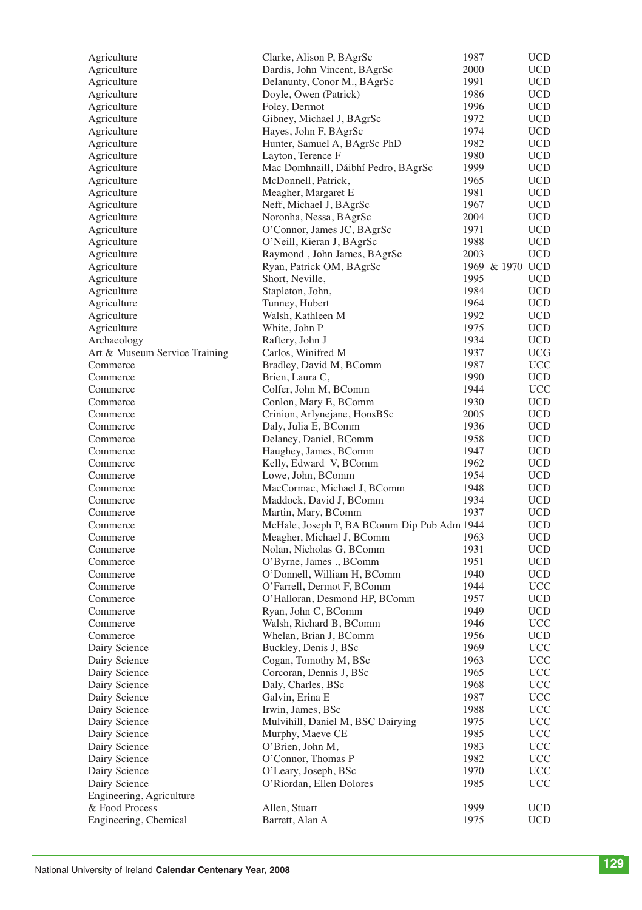| | | | |
|---|---|---|---|
| Agriculture | Clarke, Alison P, BAgrSc | 1987 | UCD |
| Agriculture | Dardis, John Vincent, BAgrSc | 2000 | UCD |
| Agriculture | Delanunty, Conor M., BAgrSc | 1991 | UCD |
| Agriculture | Doyle, Owen (Patrick) | 1986 | UCD |
| Agriculture | Foley, Dermot | 1996 | UCD |
| Agriculture | Gibney, Michael J, BAgrSc | 1972 | UCD |
| Agriculture | Hayes, John F, BAgrSc | 1974 | UCD |
| Agriculture | Hunter, Samuel A, BAgrSc PhD | 1982 | UCD |
| Agriculture | Layton, Terence F | 1980 | UCD |
| Agriculture | Mac Domhnaill, Dáibhí Pedro, BAgrSc | 1999 | UCD |
| Agriculture | McDonnell, Patrick, | 1965 | UCD |
| Agriculture | Meagher, Margaret E | 1981 | UCD |
| Agriculture | Neff, Michael J, BAgrSc | 1967 | UCD |
| Agriculture | Noronha, Nessa, BAgrSc | 2004 | UCD |
| Agriculture | O'Connor, James JC, BAgrSc | 1971 | UCD |
| Agriculture | O'Neill, Kieran J, BAgrSc | 1988 | UCD |
| Agriculture | Raymond , John James, BAgrSc | 2003 | UCD |
| Agriculture | Ryan, Patrick OM, BAgrSc | 1969 & 1970 | UCD |
| Agriculture | Short, Neville, | 1995 | UCD |
| Agriculture | Stapleton, John, | 1984 | UCD |
| Agriculture | Tunney, Hubert | 1964 | UCD |
| Agriculture | Walsh, Kathleen M | 1992 | UCD |
| Agriculture | White, John P | 1975 | UCD |
| Archaeology | Raftery, John J | 1934 | UCD |
| Art & Museum Service Training | Carlos, Winifred M | 1937 | UCG |
| Commerce | Bradley, David M, BComm | 1987 | UCC |
| Commerce | Brien, Laura C, | 1990 | UCD |
| Commerce | Colfer, John M, BComm | 1944 | UCC |
| Commerce | Conlon, Mary E, BComm | 1930 | UCD |
| Commerce | Crinion, Arlynejane, HonsBSc | 2005 | UCD |
| Commerce | Daly, Julia E, BComm | 1936 | UCD |
| Commerce | Delaney, Daniel, BComm | 1958 | UCD |
| Commerce | Haughey, James, BComm | 1947 | UCD |
| Commerce | Kelly, Edward V, BComm | 1962 | UCD |
| Commerce | Lowe, John, BComm | 1954 | UCD |
| Commerce | MacCormac, Michael J, BComm | 1948 | UCD |
| Commerce | Maddock, David J, BComm | 1934 | UCD |
| Commerce | Martin, Mary, BComm | 1937 | UCD |
| Commerce | McHale, Joseph P, BA BComm Dip Pub Adm | 1944 | UCD |
| Commerce | Meagher, Michael J, BComm | 1963 | UCD |
| Commerce | Nolan, Nicholas G, BComm | 1931 | UCD |
| Commerce | O'Byrne, James ., BComm | 1951 | UCD |
| Commerce | O'Donnell, William H, BComm | 1940 | UCD |
| Commerce | O'Farrell, Dermot F, BComm | 1944 | UCC |
| Commerce | O'Halloran, Desmond HP, BComm | 1957 | UCD |
| Commerce | Ryan, John C, BComm | 1949 | UCD |
| Commerce | Walsh, Richard B, BComm | 1946 | UCC |
| Commerce | Whelan, Brian J, BComm | 1956 | UCD |
| Dairy Science | Buckley, Denis J, BSc | 1969 | UCC |
| Dairy Science | Cogan, Tomothy M, BSc | 1963 | UCC |
| Dairy Science | Corcoran, Dennis J, BSc | 1965 | UCC |
| Dairy Science | Daly, Charles, BSc | 1968 | UCC |
| Dairy Science | Galvin, Erina E | 1987 | UCC |
| Dairy Science | Irwin, James, BSc | 1988 | UCC |
| Dairy Science | Mulvihill, Daniel M, BSC Dairying | 1975 | UCC |
| Dairy Science | Murphy, Maeve CE | 1985 | UCC |
| Dairy Science | O'Brien, John M, | 1983 | UCC |
| Dairy Science | O'Connor, Thomas P | 1982 | UCC |
| Dairy Science | O'Leary, Joseph, BSc | 1970 | UCC |
| Dairy Science | O'Riordan, Ellen Dolores | 1985 | UCC |
| Engineering, Agriculture & Food Process | Allen, Stuart | 1999 | UCD |
| Engineering, Chemical | Barrett, Alan A | 1975 | UCD |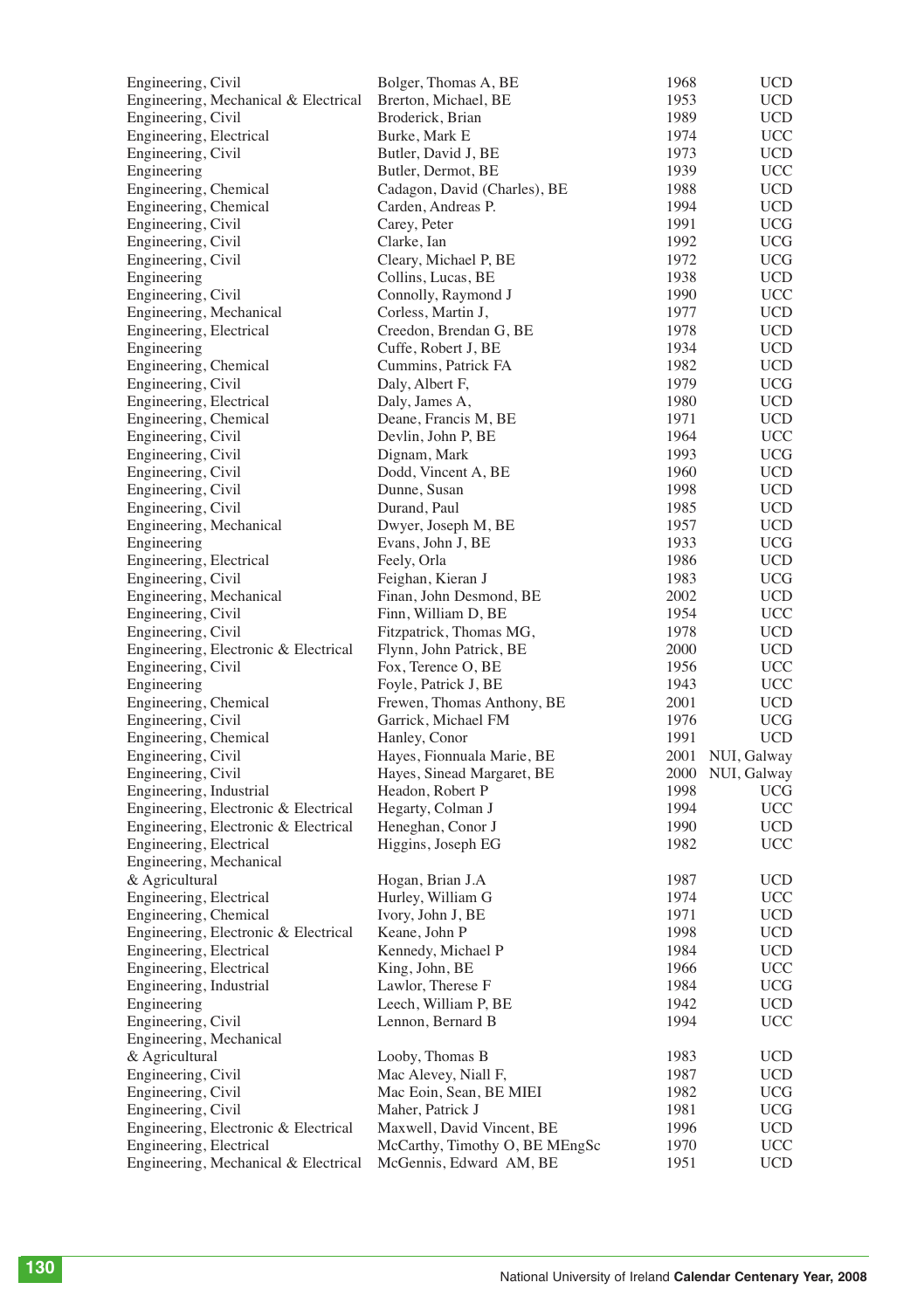| | | | |
|---|---|---|---|
| Engineering, Civil | Bolger, Thomas A, BE | 1968 | UCD |
| Engineering, Mechanical & Electrical | Brerton, Michael, BE | 1953 | UCD |
| Engineering, Civil | Broderick, Brian | 1989 | UCD |
| Engineering, Electrical | Burke, Mark E | 1974 | UCC |
| Engineering, Civil | Butler, David J, BE | 1973 | UCD |
| Engineering | Butler, Dermot, BE | 1939 | UCC |
| Engineering, Chemical | Cadagon, David (Charles), BE | 1988 | UCD |
| Engineering, Chemical | Carden, Andreas P. | 1994 | UCD |
| Engineering, Civil | Carey, Peter | 1991 | UCG |
| Engineering, Civil | Clarke, Ian | 1992 | UCG |
| Engineering, Civil | Cleary, Michael P, BE | 1972 | UCG |
| Engineering | Collins, Lucas, BE | 1938 | UCD |
| Engineering, Civil | Connolly, Raymond J | 1990 | UCC |
| Engineering, Mechanical | Corless, Martin J, | 1977 | UCD |
| Engineering, Electrical | Creedon, Brendan G, BE | 1978 | UCD |
| Engineering | Cuffe, Robert J, BE | 1934 | UCD |
| Engineering, Chemical | Cummins, Patrick FA | 1982 | UCD |
| Engineering, Civil | Daly, Albert F, | 1979 | UCG |
| Engineering, Electrical | Daly, James A, | 1980 | UCD |
| Engineering, Chemical | Deane, Francis M, BE | 1971 | UCD |
| Engineering, Civil | Devlin, John P, BE | 1964 | UCC |
| Engineering, Civil | Dignam, Mark | 1993 | UCG |
| Engineering, Civil | Dodd, Vincent A, BE | 1960 | UCD |
| Engineering, Civil | Dunne, Susan | 1998 | UCD |
| Engineering, Civil | Durand, Paul | 1985 | UCD |
| Engineering, Mechanical | Dwyer, Joseph M, BE | 1957 | UCD |
| Engineering | Evans, John J, BE | 1933 | UCG |
| Engineering, Electrical | Feely, Orla | 1986 | UCD |
| Engineering, Civil | Feighan, Kieran J | 1983 | UCG |
| Engineering, Mechanical | Finan, John Desmond, BE | 2002 | UCD |
| Engineering, Civil | Finn, William D, BE | 1954 | UCC |
| Engineering, Civil | Fitzpatrick, Thomas MG, | 1978 | UCD |
| Engineering, Electronic & Electrical | Flynn, John Patrick, BE | 2000 | UCD |
| Engineering, Civil | Fox, Terence O, BE | 1956 | UCC |
| Engineering | Foyle, Patrick J, BE | 1943 | UCC |
| Engineering, Chemical | Frewen, Thomas Anthony, BE | 2001 | UCD |
| Engineering, Civil | Garrick, Michael FM | 1976 | UCG |
| Engineering, Chemical | Hanley, Conor | 1991 | UCD |
| Engineering, Civil | Hayes, Fionnuala Marie, BE | 2001 | NUI, Galway |
| Engineering, Civil | Hayes, Sinead Margaret, BE | 2000 | NUI, Galway |
| Engineering, Industrial | Headon, Robert P | 1998 | UCG |
| Engineering, Electronic & Electrical | Hegarty, Colman J | 1994 | UCC |
| Engineering, Electronic & Electrical | Heneghan, Conor J | 1990 | UCD |
| Engineering, Electrical | Higgins, Joseph EG | 1982 | UCC |
| Engineering, Mechanical & Agricultural | Hogan, Brian J.A | 1987 | UCD |
| Engineering, Electrical | Hurley, William G | 1974 | UCC |
| Engineering, Chemical | Ivory, John J, BE | 1971 | UCD |
| Engineering, Electronic & Electrical | Keane, John P | 1998 | UCD |
| Engineering, Electrical | Kennedy, Michael P | 1984 | UCD |
| Engineering, Electrical | King, John, BE | 1966 | UCC |
| Engineering, Industrial | Lawlor, Therese F | 1984 | UCG |
| Engineering | Leech, William P, BE | 1942 | UCD |
| Engineering, Civil | Lennon, Bernard B | 1994 | UCC |
| Engineering, Mechanical & Agricultural | Looby, Thomas B | 1983 | UCD |
| Engineering, Civil | Mac Alevey, Niall F, | 1987 | UCD |
| Engineering, Civil | Mac Eoin, Sean, BE MIEI | 1982 | UCG |
| Engineering, Civil | Maher, Patrick J | 1981 | UCG |
| Engineering, Electronic & Electrical | Maxwell, David Vincent, BE | 1996 | UCD |
| Engineering, Electrical | McCarthy, Timothy O, BE MEngSc | 1970 | UCC |
| Engineering, Mechanical & Electrical | McGennis, Edward AM, BE | 1951 | UCD |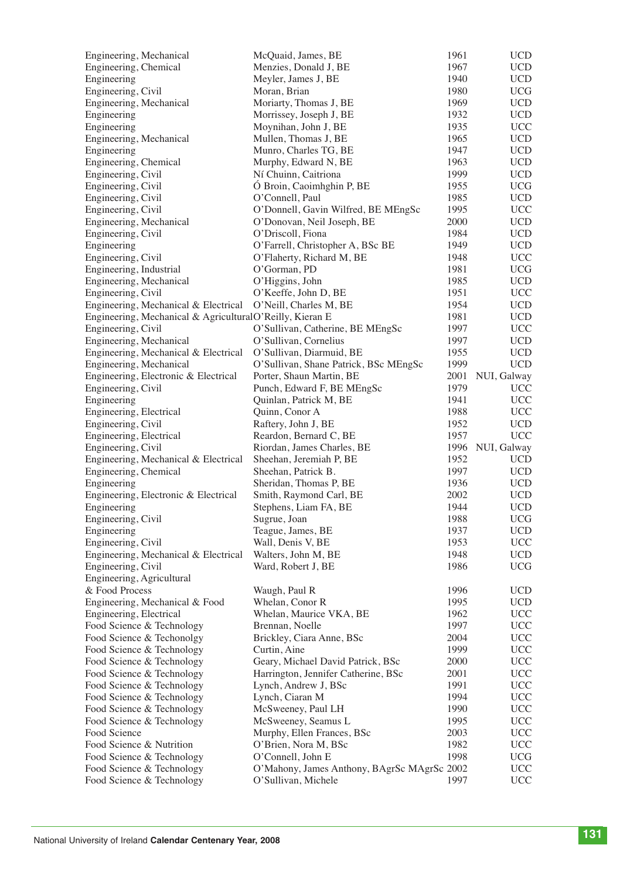| | | | |
|---|---|---|---|
| Engineering, Mechanical | McQuaid, James, BE | 1961 | UCD |
| Engineering, Chemical | Menzies, Donald J, BE | 1967 | UCD |
| Engineering | Meyler, James J, BE | 1940 | UCD |
| Engineering, Civil | Moran, Brian | 1980 | UCG |
| Engineering, Mechanical | Moriarty, Thomas J, BE | 1969 | UCD |
| Engineering | Morrissey, Joseph J, BE | 1932 | UCD |
| Engineering | Moynihan, John J, BE | 1935 | UCC |
| Engineering, Mechanical | Mullen, Thomas J, BE | 1965 | UCD |
| Engineering | Munro, Charles TG, BE | 1947 | UCD |
| Engineering, Chemical | Murphy, Edward N, BE | 1963 | UCD |
| Engineering, Civil | Ní Chuinn, Caitriona | 1999 | UCD |
| Engineering, Civil | Ó Broin, Caoimhghin P, BE | 1955 | UCG |
| Engineering, Civil | O'Connell, Paul | 1985 | UCD |
| Engineering, Civil | O'Donnell, Gavin Wilfred, BE MEngSc | 1995 | UCC |
| Engineering, Mechanical | O'Donovan, Neil Joseph, BE | 2000 | UCD |
| Engineering, Civil | O'Driscoll, Fiona | 1984 | UCD |
| Engineering | O'Farrell, Christopher A, BSc BE | 1949 | UCD |
| Engineering, Civil | O'Flaherty, Richard M, BE | 1948 | UCC |
| Engineering, Industrial | O'Gorman, PD | 1981 | UCG |
| Engineering, Mechanical | O'Higgins, John | 1985 | UCD |
| Engineering, Civil | O'Keeffe, John D, BE | 1951 | UCC |
| Engineering, Mechanical & Electrical | O'Neill, Charles M, BE | 1954 | UCD |
| Engineering, Mechanical & Agricultural | O'Reilly, Kieran E | 1981 | UCD |
| Engineering, Civil | O'Sullivan, Catherine, BE MEngSc | 1997 | UCC |
| Engineering, Mechanical | O'Sullivan, Cornelius | 1997 | UCD |
| Engineering, Mechanical & Electrical | O'Sullivan, Diarmuid, BE | 1955 | UCD |
| Engineering, Mechanical | O'Sullivan, Shane Patrick, BSc MEngSc | 1999 | UCD |
| Engineering, Electronic & Electrical | Porter, Shaun Martin, BE | 2001 | NUI, Galway |
| Engineering, Civil | Punch, Edward F, BE MEngSc | 1979 | UCC |
| Engineering | Quinlan, Patrick M, BE | 1941 | UCC |
| Engineering, Electrical | Quinn, Conor A | 1988 | UCC |
| Engineering, Civil | Raftery, John J, BE | 1952 | UCD |
| Engineering, Electrical | Reardon, Bernard C, BE | 1957 | UCC |
| Engineering, Civil | Riordan, James Charles, BE | 1996 | NUI, Galway |
| Engineering, Mechanical & Electrical | Sheehan, Jeremiah P, BE | 1952 | UCD |
| Engineering, Chemical | Sheehan, Patrick B. | 1997 | UCD |
| Engineering | Sheridan, Thomas P, BE | 1936 | UCD |
| Engineering, Electronic & Electrical | Smith, Raymond Carl, BE | 2002 | UCD |
| Engineering | Stephens, Liam FA, BE | 1944 | UCD |
| Engineering, Civil | Sugrue, Joan | 1988 | UCG |
| Engineering | Teague, James, BE | 1937 | UCD |
| Engineering, Civil | Wall, Denis V, BE | 1953 | UCC |
| Engineering, Mechanical & Electrical | Walters, John M, BE | 1948 | UCD |
| Engineering, Civil | Ward, Robert J, BE | 1986 | UCG |
| Engineering, Agricultural & Food Process | Waugh, Paul R | 1996 | UCD |
| Engineering, Mechanical & Food | Whelan, Conor R | 1995 | UCD |
| Engineering, Electrical | Whelan, Maurice VKA, BE | 1962 | UCC |
| Food Science & Technology | Brennan, Noelle | 1997 | UCC |
| Food Science & Techonolgy | Brickley, Ciara Anne, BSc | 2004 | UCC |
| Food Science & Technology | Curtin, Aine | 1999 | UCC |
| Food Science & Technology | Geary, Michael David Patrick, BSc | 2000 | UCC |
| Food Science & Technology | Harrington, Jennifer Catherine, BSc | 2001 | UCC |
| Food Science & Technology | Lynch, Andrew J, BSc | 1991 | UCC |
| Food Science & Technology | Lynch, Ciaran M | 1994 | UCC |
| Food Science & Technology | McSweeney, Paul LH | 1990 | UCC |
| Food Science & Technology | McSweeney, Seamus L | 1995 | UCC |
| Food Science | Murphy, Ellen Frances, BSc | 2003 | UCC |
| Food Science & Nutrition | O'Brien, Nora M, BSc | 1982 | UCC |
| Food Science & Technology | O'Connell, John E | 1998 | UCG |
| Food Science & Technology | O'Mahony, James Anthony, BAgrSc MAgrSc | 2002 | UCC |
| Food Science & Technology | O'Sullivan, Michele | 1997 | UCC |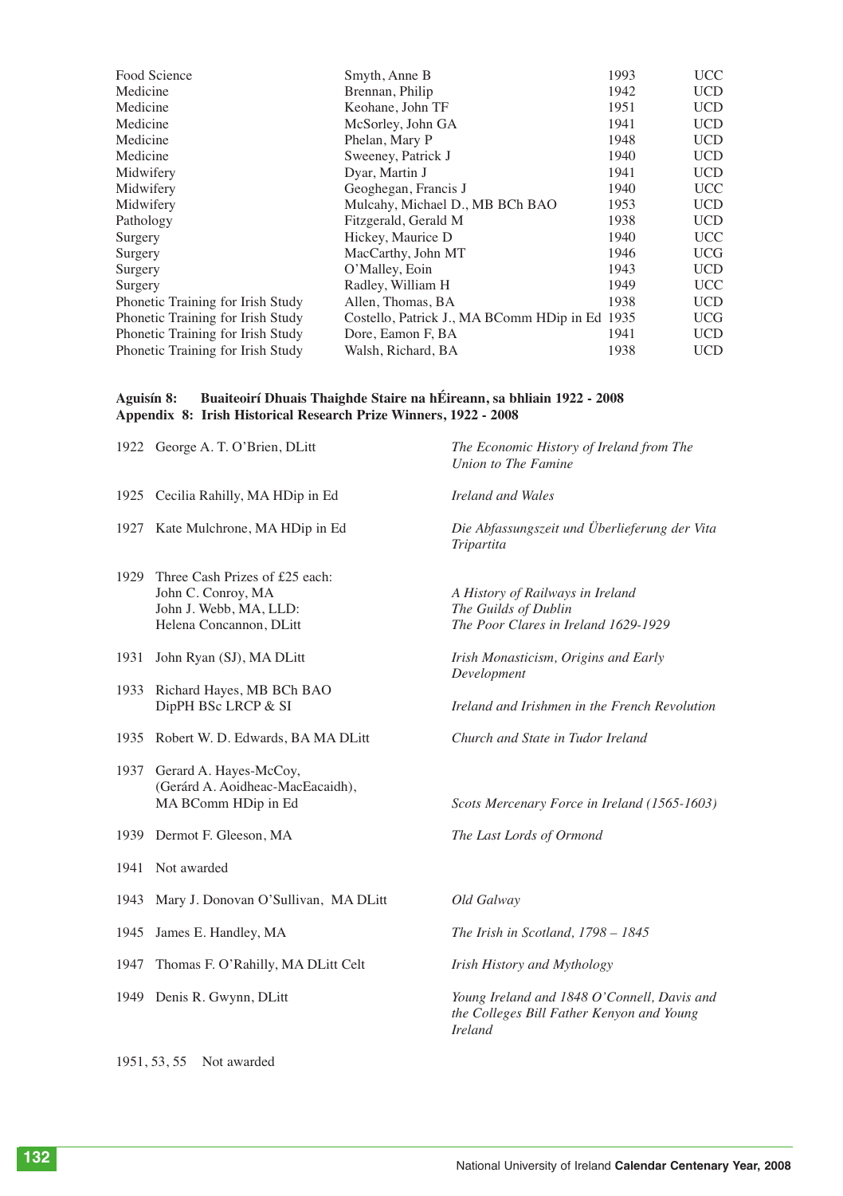| | | | |
|---|---|---|---|
| Food Science | Smyth, Anne B | 1993 | UCC |
| Medicine | Brennan, Philip | 1942 | UCD |
| Medicine | Keohane, John TF | 1951 | UCD |
| Medicine | McSorley, John GA | 1941 | UCD |
| Medicine | Phelan, Mary P | 1948 | UCD |
| Medicine | Sweeney, Patrick J | 1940 | UCD |
| Midwifery | Dyar, Martin J | 1941 | UCD |
| Midwifery | Geoghegan, Francis J | 1940 | UCC |
| Midwifery | Mulcahy, Michael D., MB BCh BAO | 1953 | UCD |
| Pathology | Fitzgerald, Gerald M | 1938 | UCD |
| Surgery | Hickey, Maurice D | 1940 | UCC |
| Surgery | MacCarthy, John MT | 1946 | UCG |
| Surgery | O'Malley, Eoin | 1943 | UCD |
| Surgery | Radley, William H | 1949 | UCC |
| Phonetic Training for Irish Study | Allen, Thomas, BA | 1938 | UCD |
| Phonetic Training for Irish Study | Costello, Patrick J., MA BComm HDip in Ed | 1935 | UCG |
| Phonetic Training for Irish Study | Dore, Eamon F, BA | 1941 | UCD |
| Phonetic Training for Irish Study | Walsh, Richard, BA | 1938 | UCD |

## Aguisín 8: Buaiteoirí Dhuais Thaighde Staire na hÉireann, sa bhliain 1922 - 2008
## Appendix 8: Irish Historical Research Prize Winners, 1922 - 2008

| | | |
|---|---|---|
| 1922 | George A. T. O'Brien, DLitt | *The Economic History of Ireland from The Union to The Famine* |
| 1925 | Cecilia Rahilly, MA HDip in Ed | *Ireland and Wales* |
| 1927 | Kate Mulchrone, MA HDip in Ed | *Die Abfassungszeit und Überlieferung der Vita Tripartita* |
| 1929 | Three Cash Prizes of £25 each: | |
| | John C. Conroy, MA | *A History of Railways in Ireland* |
| | John J. Webb, MA, LLD: | *The Guilds of Dublin* |
| | Helena Concannon, DLitt | *The Poor Clares in Ireland 1629-1929* |
| 1931 | John Ryan (SJ), MA DLitt | *Irish Monasticism, Origins and Early Development* |
| 1933 | Richard Hayes, MB BCh BAO DipPH BSc LRCP & SI | *Ireland and Irishmen in the French Revolution* |
| 1935 | Robert W. D. Edwards, BA MA DLitt | *Church and State in Tudor Ireland* |
| 1937 | Gerard A. Hayes-McCoy, (Gerárd A. Aoidheac-MacEacaidh), MA BComm HDip in Ed | *Scots Mercenary Force in Ireland (1565-1603)* |
| 1939 | Dermot F. Gleeson, MA | *The Last Lords of Ormond* |
| 1941 | Not awarded | |
| 1943 | Mary J. Donovan O'Sullivan, MA DLitt | *Old Galway* |
| 1945 | James E. Handley, MA | *The Irish in Scotland, 1798 – 1845* |
| 1947 | Thomas F. O'Rahilly, MA DLitt Celt | *Irish History and Mythology* |
| 1949 | Denis R. Gwynn, DLitt | *Young Ireland and 1848 O'Connell, Davis and the Colleges Bill Father Kenyon and Young Ireland* |
| 1951, 53, 55 | Not awarded | |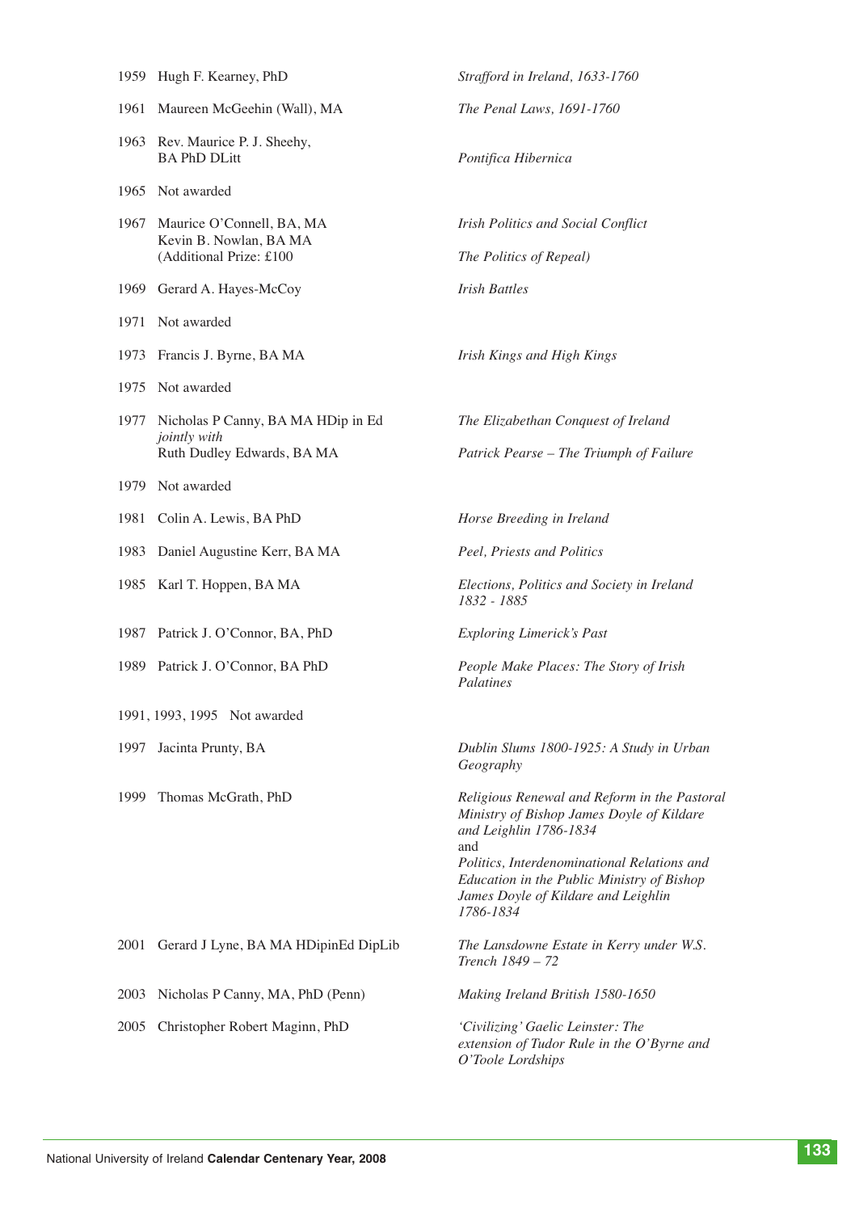| | | |
|---|---|---|
| 1959 | Hugh F. Kearney, PhD | *Strafford in Ireland, 1633-1760* |
| 1961 | Maureen McGeehin (Wall), MA | *The Penal Laws, 1691-1760* |
| 1963 | Rev. Maurice P. J. Sheehy, BA PhD DLitt | *Pontifica Hibernica* |
| 1965 | Not awarded | |
| 1967 | Maurice O'Connell, BA, MA | *Irish Politics and Social Conflict* |
| | Kevin B. Nowlan, BA MA (Additional Prize: £100 | *The Politics of Repeal)* |
| 1969 | Gerard A. Hayes-McCoy | *Irish Battles* |
| 1971 | Not awarded | |
| 1973 | Francis J. Byrne, BA MA | *Irish Kings and High Kings* |
| 1975 | Not awarded | |
| 1977 | Nicholas P Canny, BA MA HDip in Ed *jointly with* | *The Elizabethan Conquest of Ireland* |
| | Ruth Dudley Edwards, BA MA | *Patrick Pearse – The Triumph of Failure* |
| 1979 | Not awarded | |
| 1981 | Colin A. Lewis, BA PhD | *Horse Breeding in Ireland* |
| 1983 | Daniel Augustine Kerr, BA MA | *Peel, Priests and Politics* |
| 1985 | Karl T. Hoppen, BA MA | *Elections, Politics and Society in Ireland 1832 - 1885* |
| 1987 | Patrick J. O'Connor, BA, PhD | *Exploring Limerick's Past* |
| 1989 | Patrick J. O'Connor, BA PhD | *People Make Places: The Story of Irish Palatines* |
| 1991, 1993, 1995 | Not awarded | |
| 1997 | Jacinta Prunty, BA | *Dublin Slums 1800-1925: A Study in Urban Geography* |
| 1999 | Thomas McGrath, PhD | *Religious Renewal and Reform in the Pastoral Ministry of Bishop James Doyle of Kildare and Leighlin 1786-1834* and *Politics, Interdenominational Relations and Education in the Public Ministry of Bishop James Doyle of Kildare and Leighlin 1786-1834* |
| 2001 | Gerard J Lyne, BA MA HDipinEd DipLib | *The Lansdowne Estate in Kerry under W.S. Trench 1849 – 72* |
| 2003 | Nicholas P Canny, MA, PhD (Penn) | *Making Ireland British 1580-1650* |
| 2005 | Christopher Robert Maginn, PhD | *'Civilizing' Gaelic Leinster: The extension of Tudor Rule in the O'Byrne and O'Toole Lordships* |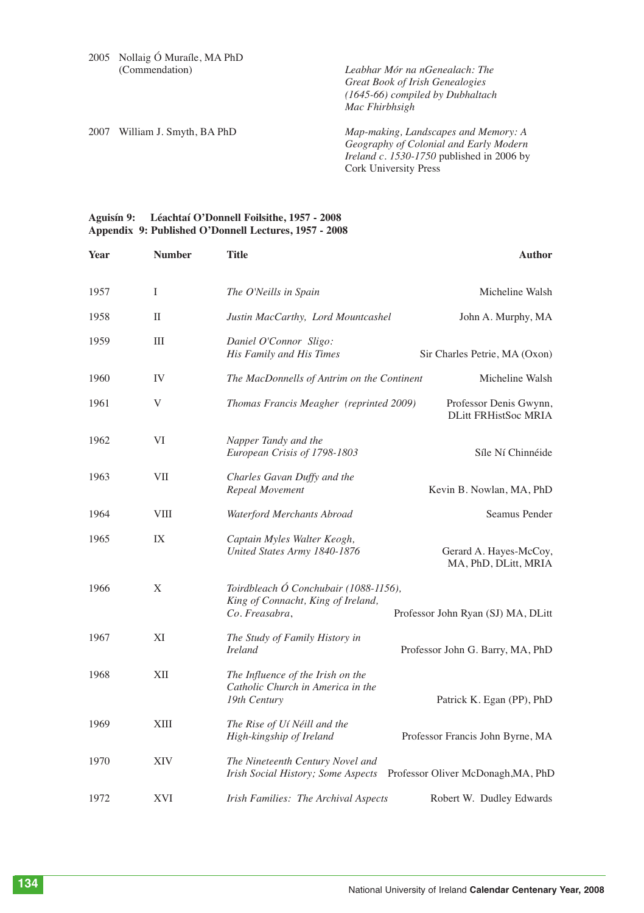| | | |
|---|---|---|
| 2005 | Nollaig Ó Muraíle, MA PhD (Commendation) | *Leabhar Mór na nGenealach: The Great Book of Irish Genealogies (1645-66) compiled by Dubhaltach Mac Fhirbhsigh* |
| 2007 | William J. Smyth, BA PhD | *Map-making, Landscapes and Memory: A Geography of Colonial and Early Modern Ireland c. 1530-1750* published in 2006 by Cork University Press |

**Aguisín 9: Léachtaí O'Donnell Foilsithe, 1957 - 2008**
**Appendix 9: Published O'Donnell Lectures, 1957 - 2008**

| Year | Number | Title | Author |
|---|---|---|---|
| 1957 | I | *The O'Neills in Spain* | Micheline Walsh |
| 1958 | II | *Justin MacCarthy, Lord Mountcashel* | John A. Murphy, MA |
| 1959 | III | *Daniel O'Connor Sligo: His Family and His Times* | Sir Charles Petrie, MA (Oxon) |
| 1960 | IV | *The MacDonnells of Antrim on the Continent* | Micheline Walsh |
| 1961 | V | *Thomas Francis Meagher (reprinted 2009)* | Professor Denis Gwynn, DLitt FRHistSoc MRIA |
| 1962 | VI | *Napper Tandy and the European Crisis of 1798-1803* | Síle Ní Chinnéide |
| 1963 | VII | *Charles Gavan Duffy and the Repeal Movement* | Kevin B. Nowlan, MA, PhD |
| 1964 | VIII | *Waterford Merchants Abroad* | Seamus Pender |
| 1965 | IX | *Captain Myles Walter Keogh, United States Army 1840-1876* | Gerard A. Hayes-McCoy, MA, PhD, DLitt, MRIA |
| 1966 | X | *Toirdbleach Ó Conchubair (1088-1156), King of Connacht, King of Ireland, Co. Freasabra*, | Professor John Ryan (SJ) MA, DLitt |
| 1967 | XI | *The Study of Family History in Ireland* | Professor John G. Barry, MA, PhD |
| 1968 | XII | *The Influence of the Irish on the Catholic Church in America in the 19th Century* | Patrick K. Egan (PP), PhD |
| 1969 | XIII | *The Rise of Uí Néill and the High-kingship of Ireland* | Professor Francis John Byrne, MA |
| 1970 | XIV | *The Nineteenth Century Novel and Irish Social History; Some Aspects* | Professor Oliver McDonagh,MA, PhD |
| 1972 | XVI | *Irish Families: The Archival Aspects* | Robert W. Dudley Edwards |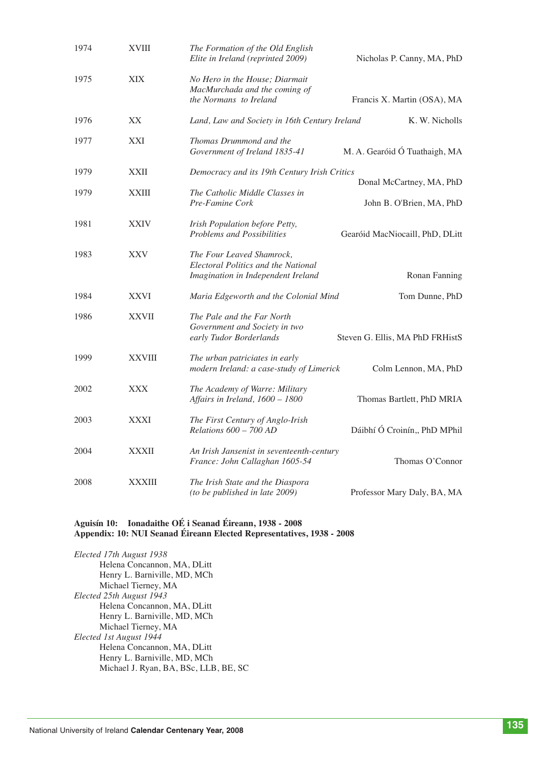| | | | |
|---|---|---|---|
| 1974 | XVIII | *The Formation of the Old English Elite in Ireland (reprinted 2009)* | Nicholas P. Canny, MA, PhD |
| 1975 | XIX | *No Hero in the House; Diarmait MacMurchada and the coming of the Normans to Ireland* | Francis X. Martin (OSA), MA |
| 1976 | XX | *Land, Law and Society in 16th Century Ireland* | K. W. Nicholls |
| 1977 | XXI | *Thomas Drummond and the Government of Ireland 1835-41* | M. A. Gearóid Ó Tuathaigh, MA |
| 1979 | XXII | *Democracy and its 19th Century Irish Critics* | Donal McCartney, MA, PhD |
| 1979 | XXIII | *The Catholic Middle Classes in Pre-Famine Cork* | John B. O'Brien, MA, PhD |
| 1981 | XXIV | *Irish Population before Petty, Problems and Possibilities* | Gearóid MacNiocaill, PhD, DLitt |
| 1983 | XXV | *The Four Leaved Shamrock, Electoral Politics and the National Imagination in Independent Ireland* | Ronan Fanning |
| 1984 | XXVI | *Maria Edgeworth and the Colonial Mind* | Tom Dunne, PhD |
| 1986 | XXVII | *The Pale and the Far North Government and Society in two early Tudor Borderlands* | Steven G. Ellis, MA PhD FRHistS |
| 1999 | XXVIII | *The urban patriciates in early modern Ireland: a case-study of Limerick* | Colm Lennon, MA, PhD |
| 2002 | XXX | *The Academy of Warre: Military Affairs in Ireland, 1600 – 1800* | Thomas Bartlett, PhD MRIA |
| 2003 | XXXI | *The First Century of Anglo-Irish Relations 600 – 700 AD* | Dáibhí Ó Croinín,, PhD MPhil |
| 2004 | XXXII | *An Irish Jansenist in seventeenth-century France: John Callaghan 1605-54* | Thomas O'Connor |
| 2008 | XXXIII | *The Irish State and the Diaspora (to be published in late 2009)* | Professor Mary Daly, BA, MA |

**Aguisín 10: Ionadaithe OÉ i Seanad Éireann, 1938 - 2008**
**Appendix: 10: NUI Seanad Éireann Elected Representatives, 1938 - 2008**

*Elected 17th August 1938*
- Helena Concannon, MA, DLitt
- Henry L. Barniville, MD, MCh
- Michael Tierney, MA

*Elected 25th August 1943*
- Helena Concannon, MA, DLitt
- Henry L. Barniville, MD, MCh
- Michael Tierney, MA

*Elected 1st August 1944*
- Helena Concannon, MA, DLitt
- Henry L. Barniville, MD, MCh
- Michael J. Ryan, BA, BSc, LLB, BE, SC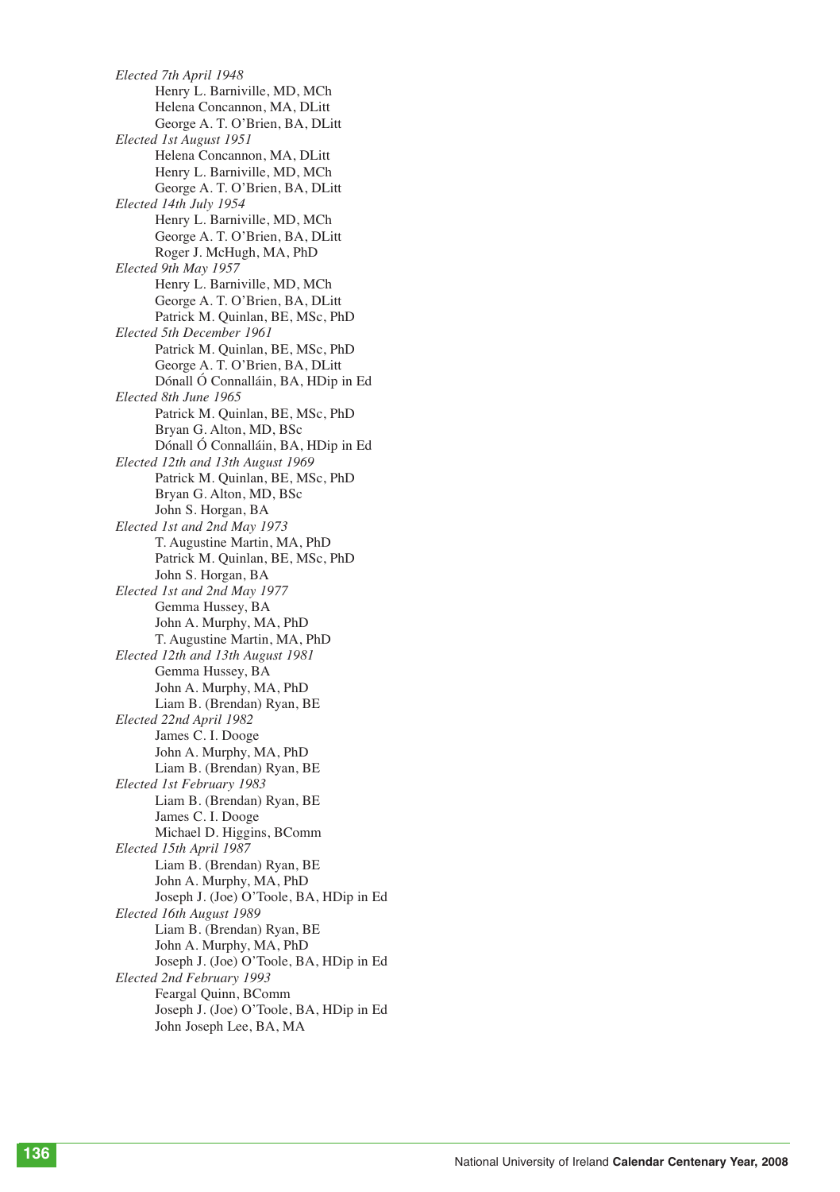*Elected 7th April 1948*

Henry L. Barniville, MD, MCh
Helena Concannon, MA, DLitt
George A. T. O'Brien, BA, DLitt

*Elected 1st August 1951*

Helena Concannon, MA, DLitt
Henry L. Barniville, MD, MCh
George A. T. O'Brien, BA, DLitt

*Elected 14th July 1954*

Henry L. Barniville, MD, MCh
George A. T. O'Brien, BA, DLitt
Roger J. McHugh, MA, PhD

*Elected 9th May 1957*

Henry L. Barniville, MD, MCh
George A. T. O'Brien, BA, DLitt
Patrick M. Quinlan, BE, MSc, PhD

*Elected 5th December 1961*

Patrick M. Quinlan, BE, MSc, PhD
George A. T. O'Brien, BA, DLitt
Dónall Ó Connalláin, BA, HDip in Ed

*Elected 8th June 1965*

Patrick M. Quinlan, BE, MSc, PhD
Bryan G. Alton, MD, BSc
Dónall Ó Connalláin, BA, HDip in Ed

*Elected 12th and 13th August 1969*

Patrick M. Quinlan, BE, MSc, PhD
Bryan G. Alton, MD, BSc
John S. Horgan, BA

*Elected 1st and 2nd May 1973*

T. Augustine Martin, MA, PhD
Patrick M. Quinlan, BE, MSc, PhD
John S. Horgan, BA

*Elected 1st and 2nd May 1977*

Gemma Hussey, BA
John A. Murphy, MA, PhD
T. Augustine Martin, MA, PhD

*Elected 12th and 13th August 1981*

Gemma Hussey, BA
John A. Murphy, MA, PhD
Liam B. (Brendan) Ryan, BE

*Elected 22nd April 1982*

James C. I. Dooge
John A. Murphy, MA, PhD
Liam B. (Brendan) Ryan, BE

*Elected 1st February 1983*

Liam B. (Brendan) Ryan, BE
James C. I. Dooge
Michael D. Higgins, BComm

*Elected 15th April 1987*

Liam B. (Brendan) Ryan, BE
John A. Murphy, MA, PhD
Joseph J. (Joe) O'Toole, BA, HDip in Ed

*Elected 16th August 1989*

Liam B. (Brendan) Ryan, BE
John A. Murphy, MA, PhD
Joseph J. (Joe) O'Toole, BA, HDip in Ed

*Elected 2nd February 1993*

Feargal Quinn, BComm
Joseph J. (Joe) O'Toole, BA, HDip in Ed
John Joseph Lee, BA, MA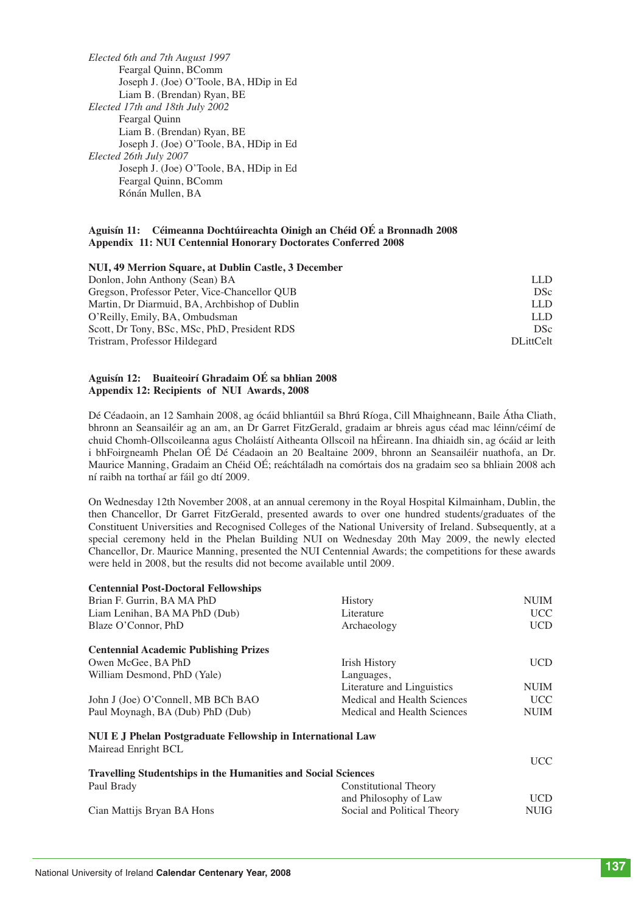*Elected 6th and 7th August 1997*

Feargal Quinn, BComm
Joseph J. (Joe) O'Toole, BA, HDip in Ed
Liam B. (Brendan) Ryan, BE

*Elected 17th and 18th July 2002*

Feargal Quinn
Liam B. (Brendan) Ryan, BE
Joseph J. (Joe) O'Toole, BA, HDip in Ed

*Elected 26th July 2007*

Joseph J. (Joe) O'Toole, BA, HDip in Ed
Feargal Quinn, BComm
Rónán Mullen, BA

## Aguisín 11: Céimeanna Dochtúireachta Oinigh an Chéid OÉ a Bronnadh 2008
## Appendix 11: NUI Centennial Honorary Doctorates Conferred 2008

**NUI, 49 Merrion Square, at Dublin Castle, 3 December**

| | |
|---|---|
| Donlon, John Anthony (Sean) BA | LLD |
| Gregson, Professor Peter, Vice-Chancellor QUB | DSc |
| Martin, Dr Diarmuid, BA, Archbishop of Dublin | LLD |
| O'Reilly, Emily, BA, Ombudsman | LLD |
| Scott, Dr Tony, BSc, MSc, PhD, President RDS | DSc |
| Tristram, Professor Hildegard | DLittCelt |

## Aguisín 12: Buaiteoirí Ghradaim OÉ sa bhliain 2008
## Appendix 12: Recipients of NUI Awards, 2008

Dé Céadaoin, an 12 Samhain 2008, ag ócáid bhliantúil sa Bhrú Ríoga, Cill Mhaighneann, Baile Átha Cliath, bhronn an Seansailéir ag an am, an Dr Garret FitzGerald, gradaim ar bhreis agus céad mac léinn/céimí de chuid Chomh-Ollscoileanna agus Choláistí Aitheanta Ollscoil na hÉireann. Ina dhiaidh sin, ag ócáid ar leith i bhFoirgneamh Phelan OÉ Dé Céadaoin an 20 Bealtaine 2009, bhronn an Seansailéir nuathofa, an Dr. Maurice Manning, Gradaim an Chéid OÉ; reáchtáladh na comórtais dos na gradaim seo sa bhliain 2008 ach ní raibh na torthaí ar fáil go dtí 2009.

On Wednesday 12th November 2008, at an annual ceremony in the Royal Hospital Kilmainham, Dublin, the then Chancellor, Dr Garret FitzGerald, presented awards to over one hundred students/graduates of the Constituent Universities and Recognised Colleges of the National University of Ireland. Subsequently, at a special ceremony held in the Phelan Building NUI on Wednesday 20th May 2009, the newly elected Chancellor, Dr. Maurice Manning, presented the NUI Centennial Awards; the competitions for these awards were held in 2008, but the results did not become available until 2009.

**Centennial Post-Doctoral Fellowships**

| | | |
|---|---|---|
| Brian F. Gurrin, BA MA PhD | History | NUIM |
| Liam Lenihan, BA MA PhD (Dub) | Literature | UCC |
| Blaze O'Connor, PhD | Archaeology | UCD |

**Centennial Academic Publishing Prizes**

| | | |
|---|---|---|
| Owen McGee, BA PhD | Irish History | UCD |
| William Desmond, PhD (Yale) | Languages, Literature and Linguistics | NUIM |
| John J (Joe) O'Connell, MB BCh BAO | Medical and Health Sciences | UCC |
| Paul Moynagh, BA (Dub) PhD (Dub) | Medical and Health Sciences | NUIM |

**NUI E J Phelan Postgraduate Fellowship in International Law**

| | | |
|---|---|---|
| Mairead Enright BCL | | UCC |

**Travelling Studentships in the Humanities and Social Sciences**

| | | |
|---|---|---|
| Paul Brady | Constitutional Theory and Philosophy of Law | UCD |
| Cian Mattijs Bryan BA Hons | Social and Political Theory | NUIG |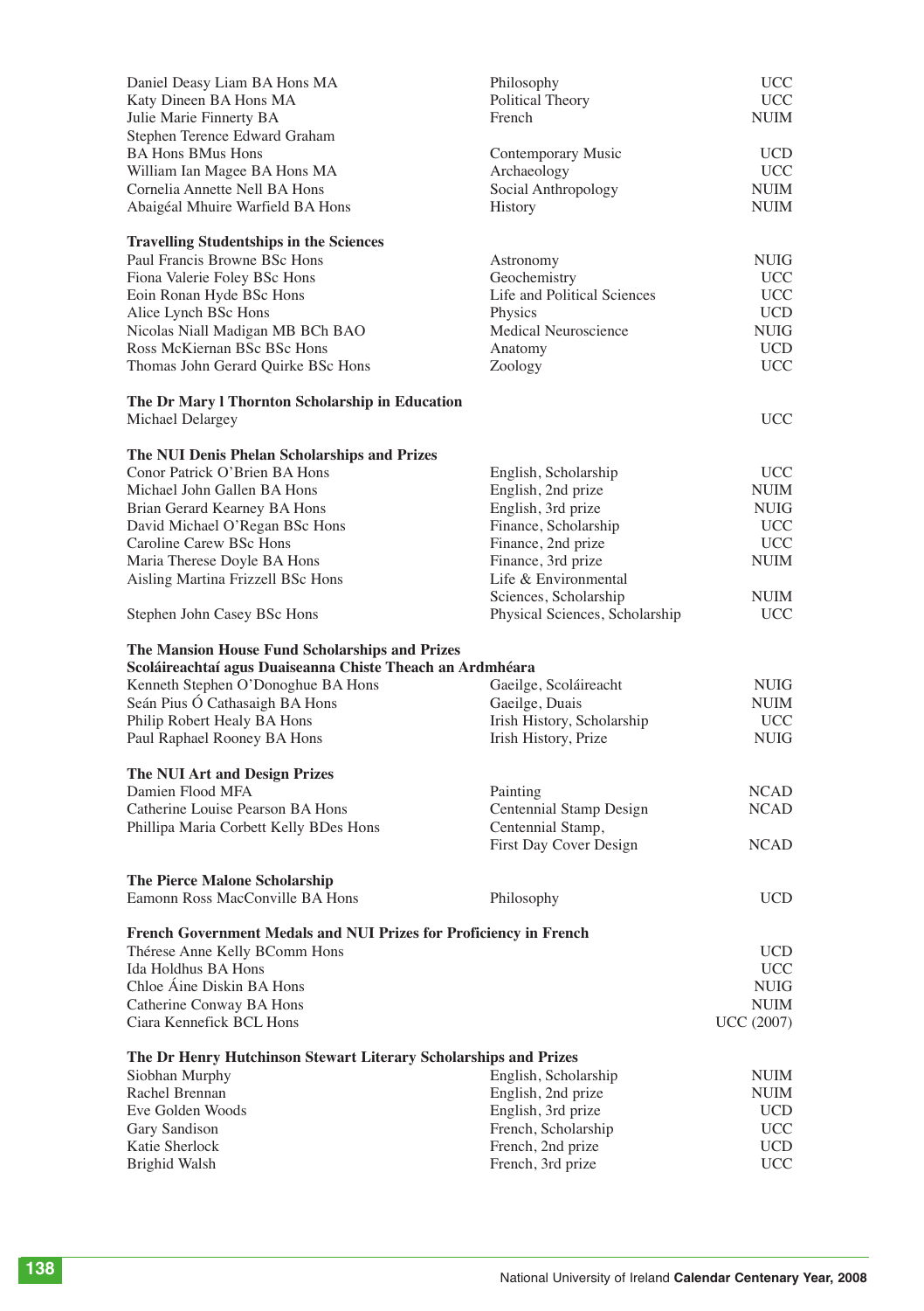| | | |
|---|---|---|
| Daniel Deasy Liam BA Hons MA | Philosophy | UCC |
| Katy Dineen BA Hons MA | Political Theory | UCC |
| Julie Marie Finnerty BA | French | NUIM |
| Stephen Terence Edward Graham BA Hons BMus Hons | Contemporary Music | UCD |
| William Ian Magee BA Hons MA | Archaeology | UCC |
| Cornelia Annette Nell BA Hons | Social Anthropology | NUIM |
| Abaigéal Mhuire Warfield BA Hons | History | NUIM |

**Travelling Studentships in the Sciences**

| | | |
|---|---|---|
| Paul Francis Browne BSc Hons | Astronomy | NUIG |
| Fiona Valerie Foley BSc Hons | Geochemistry | UCC |
| Eoin Ronan Hyde BSc Hons | Life and Political Sciences | UCC |
| Alice Lynch BSc Hons | Physics | UCD |
| Nicolas Niall Madigan MB BCh BAO | Medical Neuroscience | NUIG |
| Ross McKiernan BSc BSc Hons | Anatomy | UCD |
| Thomas John Gerard Quirke BSc Hons | Zoology | UCC |

**The Dr Mary I Thornton Scholarship in Education**

| | | |
|---|---|---|
| Michael Delargey | | UCC |

**The NUI Denis Phelan Scholarships and Prizes**

| | | |
|---|---|---|
| Conor Patrick O'Brien BA Hons | English, Scholarship | UCC |
| Michael John Gallen BA Hons | English, 2nd prize | NUIM |
| Brian Gerard Kearney BA Hons | English, 3rd prize | NUIG |
| David Michael O'Regan BSc Hons | Finance, Scholarship | UCC |
| Caroline Carew BSc Hons | Finance, 2nd prize | UCC |
| Maria Therese Doyle BA Hons | Finance, 3rd prize | NUIM |
| Aisling Martina Frizzell BSc Hons | Life & Environmental Sciences, Scholarship | NUIM |
| Stephen John Casey BSc Hons | Physical Sciences, Scholarship | UCC |

**The Mansion House Fund Scholarships and Prizes**
**Scoláireachtaí agus Duaiseanna Chiste Theach an Ardmhéara**

| | | |
|---|---|---|
| Kenneth Stephen O'Donoghue BA Hons | Gaeilge, Scoláireacht | NUIG |
| Seán Pius Ó Cathasaigh BA Hons | Gaeilge, Duais | NUIM |
| Philip Robert Healy BA Hons | Irish History, Scholarship | UCC |
| Paul Raphael Rooney BA Hons | Irish History, Prize | NUIG |

**The NUI Art and Design Prizes**

| | | |
|---|---|---|
| Damien Flood MFA | Painting | NCAD |
| Catherine Louise Pearson BA Hons | Centennial Stamp Design | NCAD |
| Phillipa Maria Corbett Kelly BDes Hons | Centennial Stamp, First Day Cover Design | NCAD |

**The Pierce Malone Scholarship**

| | | |
|---|---|---|
| Eamonn Ross MacConville BA Hons | Philosophy | UCD |

**French Government Medals and NUI Prizes for Proficiency in French**

| | | |
|---|---|---|
| Thérese Anne Kelly BComm Hons | | UCD |
| Ida Holdhus BA Hons | | UCC |
| Chloe Áine Diskin BA Hons | | NUIG |
| Catherine Conway BA Hons | | NUIM |
| Ciara Kennefick BCL Hons | | UCC (2007) |

**The Dr Henry Hutchinson Stewart Literary Scholarships and Prizes**

| | | |
|---|---|---|
| Siobhan Murphy | English, Scholarship | NUIM |
| Rachel Brennan | English, 2nd prize | NUIM |
| Eve Golden Woods | English, 3rd prize | UCD |
| Gary Sandison | French, Scholarship | UCC |
| Katie Sherlock | French, 2nd prize | UCD |
| Brighid Walsh | French, 3rd prize | UCC |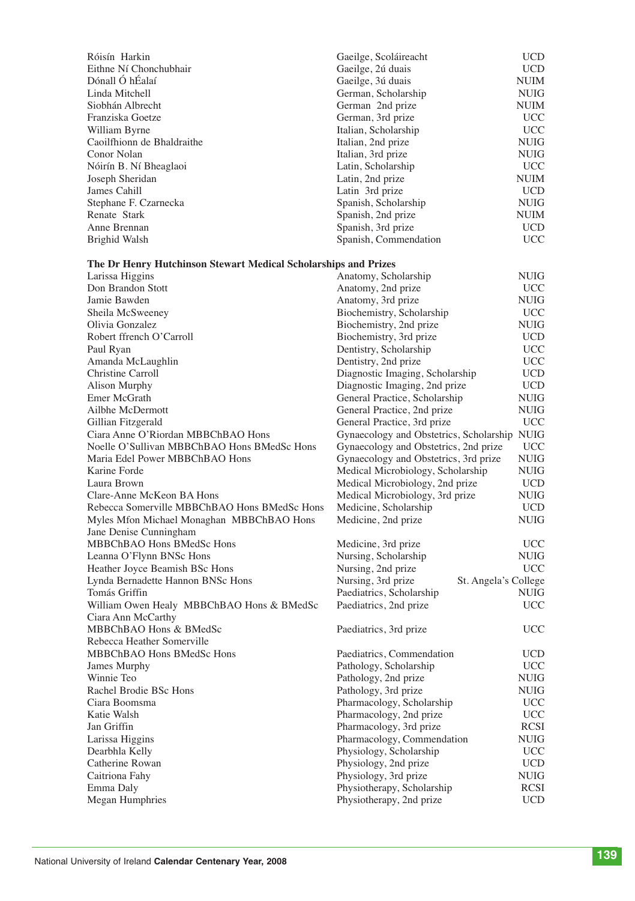| | | |
|---|---|---|
| Róisín Harkin | Gaeilge, Scoláireacht | UCD |
| Eithne Ní Chonchubhair | Gaeilge, 2ú duais | UCD |
| Dónall Ó hÉalaí | Gaeilge, 3ú duais | NUIM |
| Linda Mitchell | German, Scholarship | NUIG |
| Siobhán Albrecht | German 2nd prize | NUIM |
| Franziska Goetze | German, 3rd prize | UCC |
| William Byrne | Italian, Scholarship | UCC |
| Caoilfhionn de Bhaldraithe | Italian, 2nd prize | NUIG |
| Conor Nolan | Italian, 3rd prize | NUIG |
| Nóirín B. Ní Bheaglaoi | Latin, Scholarship | UCC |
| Joseph Sheridan | Latin, 2nd prize | NUIM |
| James Cahill | Latin 3rd prize | UCD |
| Stephane F. Czarnecka | Spanish, Scholarship | NUIG |
| Renate Stark | Spanish, 2nd prize | NUIM |
| Anne Brennan | Spanish, 3rd prize | UCD |
| Brighid Walsh | Spanish, Commendation | UCC |

**The Dr Henry Hutchinson Stewart Medical Scholarships and Prizes**

| | | |
|---|---|---|
| Larissa Higgins | Anatomy, Scholarship | NUIG |
| Don Brandon Stott | Anatomy, 2nd prize | UCC |
| Jamie Bawden | Anatomy, 3rd prize | NUIG |
| Sheila McSweeney | Biochemistry, Scholarship | UCC |
| Olivia Gonzalez | Biochemistry, 2nd prize | NUIG |
| Robert ffrench O'Carroll | Biochemistry, 3rd prize | UCD |
| Paul Ryan | Dentistry, Scholarship | UCC |
| Amanda McLaughlin | Dentistry, 2nd prize | UCC |
| Christine Carroll | Diagnostic Imaging, Scholarship | UCD |
| Alison Murphy | Diagnostic Imaging, 2nd prize | UCD |
| Emer McGrath | General Practice, Scholarship | NUIG |
| Ailbhe McDermott | General Practice, 2nd prize | NUIG |
| Gillian Fitzgerald | General Practice, 3rd prize | UCC |
| Ciara Anne O'Riordan MBBChBAO Hons | Gynaecology and Obstetrics, Scholarship | NUIG |
| Noelle O'Sullivan MBBChBAO Hons BMedSc Hons | Gynaecology and Obstetrics, 2nd prize | UCC |
| Maria Edel Power MBBChBAO Hons | Gynaecology and Obstetrics, 3rd prize | NUIG |
| Karine Forde | Medical Microbiology, Scholarship | NUIG |
| Laura Brown | Medical Microbiology, 2nd prize | UCD |
| Clare-Anne McKeon BA Hons | Medical Microbiology, 3rd prize | NUIG |
| Rebecca Somerville MBBChBAO Hons BMedSc Hons | Medicine, Scholarship | UCD |
| Myles Mfon Michael Monaghan MBBChBAO Hons | Medicine, 2nd prize | NUIG |
| Jane Denise Cunningham MBBChBAO Hons BMedSc Hons | Medicine, 3rd prize | UCC |
| Leanna O'Flynn BNSc Hons | Nursing, Scholarship | NUIG |
| Heather Joyce Beamish BSc Hons | Nursing, 2nd prize | UCC |
| Lynda Bernadette Hannon BNSc Hons | Nursing, 3rd prize | St. Angela's College |
| Tomás Griffin | Paediatrics, Scholarship | NUIG |
| William Owen Healy MBBChBAO Hons & BMedSc | Paediatrics, 2nd prize | UCC |
| Ciara Ann McCarthy MBBChBAO Hons & BMedSc | Paediatrics, 3rd prize | UCC |
| Rebecca Heather Somerville MBBChBAO Hons BMedSc Hons | Paediatrics, Commendation | UCD |
| James Murphy | Pathology, Scholarship | UCC |
| Winnie Teo | Pathology, 2nd prize | NUIG |
| Rachel Brodie BSc Hons | Pathology, 3rd prize | NUIG |
| Ciara Boomsma | Pharmacology, Scholarship | UCC |
| Katie Walsh | Pharmacology, 2nd prize | UCC |
| Jan Griffin | Pharmacology, 3rd prize | RCSI |
| Larissa Higgins | Pharmacology, Commendation | NUIG |
| Dearbhla Kelly | Physiology, Scholarship | UCC |
| Catherine Rowan | Physiology, 2nd prize | UCD |
| Caitriona Fahy | Physiology, 3rd prize | NUIG |
| Emma Daly | Physiotherapy, Scholarship | RCSI |
| Megan Humphries | Physiotherapy, 2nd prize | UCD |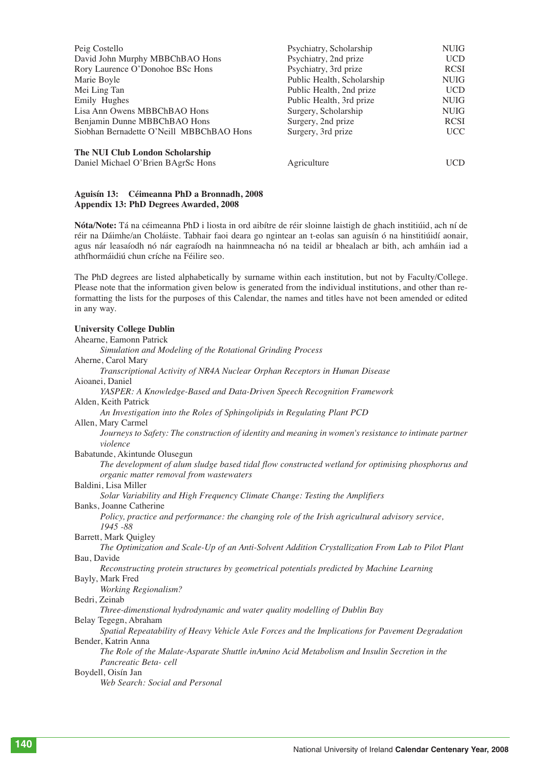| | | |
|---|---|---|
| Peig Costello | Psychiatry, Scholarship | NUIG |
| David John Murphy MBBChBAO Hons | Psychiatry, 2nd prize | UCD |
| Rory Laurence O'Donohoe BSc Hons | Psychiatry, 3rd prize | RCSI |
| Marie Boyle | Public Health, Scholarship | NUIG |
| Mei Ling Tan | Public Health, 2nd prize | UCD |
| Emily Hughes | Public Health, 3rd prize | NUIG |
| Lisa Ann Owens MBBChBAO Hons | Surgery, Scholarship | NUIG |
| Benjamin Dunne MBBChBAO Hons | Surgery, 2nd prize | RCSI |
| Siobhan Bernadette O'Neill MBBChBAO Hons | Surgery, 3rd prize | UCC |

**The NUI Club London Scholarship**

| | | |
|---|---|---|
| Daniel Michael O'Brien BAgrSc Hons | Agriculture | UCD |

## Aguisín 13: Céimeanna PhD a Bronnadh, 2008
## Appendix 13: PhD Degrees Awarded, 2008

**Nóta/Note:** Tá na céimeanna PhD i liosta in ord aibítre de réir sloinne laistigh de ghach institiúid, ach ní de réir na Dáimhe/an Choláiste. Tabhair faoi deara go ngintear an t-eolas san aguisín ó na hinstitiúidí aonair, agus nár leasaíodh nó nár eagraíodh na hainmneacha nó na teidil ar bhealach ar bith, ach amháin iad a athfhormáidiú chun críche na Féilire seo.

The PhD degrees are listed alphabetically by surname within each institution, but not by Faculty/College. Please note that the information given below is generated from the individual institutions, and other than re-formatting the lists for the purposes of this Calendar, the names and titles have not been amended or edited in any way.

**University College Dublin**

Ahearne, Eamonn Patrick
*Simulation and Modeling of the Rotational Grinding Process*

Aherne, Carol Mary
*Transcriptional Activity of NR4A Nuclear Orphan Receptors in Human Disease*

Aioanei, Daniel
*YASPER: A Knowledge-Based and Data-Driven Speech Recognition Framework*

Alden, Keith Patrick
*An Investigation into the Roles of Sphingolipids in Regulating Plant PCD*

Allen, Mary Carmel
*Journeys to Safety: The construction of identity and meaning in women's resistance to intimate partner violence*

Babatunde, Akintunde Olusegun
*The development of alum sludge based tidal flow constructed wetland for optimising phosphorus and organic matter removal from wastewaters*

Baldini, Lisa Miller
*Solar Variability and High Frequency Climate Change: Testing the Amplifiers*

Banks, Joanne Catherine
*Policy, practice and performance: the changing role of the Irish agricultural advisory service, 1945 -88*

Barrett, Mark Quigley
*The Optimization and Scale-Up of an Anti-Solvent Addition Crystallization From Lab to Pilot Plant*

Bau, Davide
*Reconstructing protein structures by geometrical potentials predicted by Machine Learning*

Bayly, Mark Fred
*Working Regionalism?*

Bedri, Zeinab
*Three-dimensional hydrodynamic and water quality modelling of Dublin Bay*

Belay Tegegn, Abraham
*Spatial Repeatability of Heavy Vehicle Axle Forces and the Implications for Pavement Degradation*

Bender, Katrin Anna
*The Role of the Malate-Asparate Shuttle inAmino Acid Metabolism and Insulin Secretion in the Pancreatic Beta- cell*

Boydell, Oisín Jan
*Web Search: Social and Personal*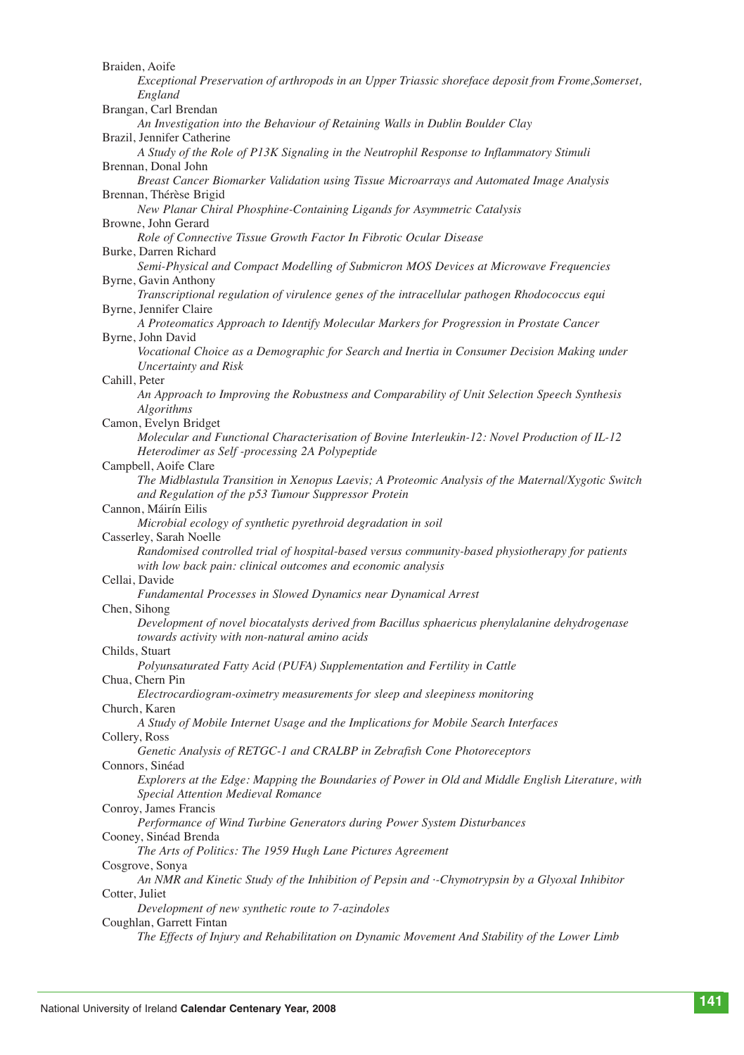Braiden, Aoife

*Exceptional Preservation of arthropods in an Upper Triassic shoreface deposit from Frome,Somerset, England*

Brangan, Carl Brendan

*An Investigation into the Behaviour of Retaining Walls in Dublin Boulder Clay*

Brazil, Jennifer Catherine

*A Study of the Role of P13K Signaling in the Neutrophil Response to Inflammatory Stimuli*

Brennan, Donal John

*Breast Cancer Biomarker Validation using Tissue Microarrays and Automated Image Analysis*

Brennan, Thérèse Brigid

*New Planar Chiral Phosphine-Containing Ligands for Asymmetric Catalysis*

Browne, John Gerard

*Role of Connective Tissue Growth Factor In Fibrotic Ocular Disease*

Burke, Darren Richard

*Semi-Physical and Compact Modelling of Submicron MOS Devices at Microwave Frequencies*

Byrne, Gavin Anthony

*Transcriptional regulation of virulence genes of the intracellular pathogen Rhodococcus equi*

Byrne, Jennifer Claire

*A Proteomatics Approach to Identify Molecular Markers for Progression in Prostate Cancer*

Byrne, John David

*Vocational Choice as a Demographic for Search and Inertia in Consumer Decision Making under Uncertainty and Risk*

Cahill, Peter

*An Approach to Improving the Robustness and Comparability of Unit Selection Speech Synthesis Algorithms*

Camon, Evelyn Bridget

*Molecular and Functional Characterisation of Bovine Interleukin-12: Novel Production of IL-12 Heterodimer as Self -processing 2A Polypeptide*

Campbell, Aoife Clare

*The Midblastula Transition in Xenopus Laevis; A Proteomic Analysis of the Maternal/Xygotic Switch and Regulation of the p53 Tumour Suppressor Protein*

Cannon, Máirín Eilis

*Microbial ecology of synthetic pyrethroid degradation in soil*

Casserley, Sarah Noelle

*Randomised controlled trial of hospital-based versus community-based physiotherapy for patients with low back pain: clinical outcomes and economic analysis*

Cellai, Davide

*Fundamental Processes in Slowed Dynamics near Dynamical Arrest*

Chen, Sihong

*Development of novel biocatalysts derived from Bacillus sphaericus phenylalanine dehydrogenase towards activity with non-natural amino acids*

Childs, Stuart

*Polyunsaturated Fatty Acid (PUFA) Supplementation and Fertility in Cattle*

Chua, Chern Pin

*Electrocardiogram-oximetry measurements for sleep and sleepiness monitoring*

Church, Karen

*A Study of Mobile Internet Usage and the Implications for Mobile Search Interfaces*

Collery, Ross

*Genetic Analysis of RETGC-1 and CRALBP in Zebrafish Cone Photoreceptors*

Connors, Sinéad

*Explorers at the Edge: Mapping the Boundaries of Power in Old and Middle English Literature, with Special Attention Medieval Romance*

Conroy, James Francis

*Performance of Wind Turbine Generators during Power System Disturbances*

Cooney, Sinéad Brenda

*The Arts of Politics: The 1959 Hugh Lane Pictures Agreement*

Cosgrove, Sonya

*An NMR and Kinetic Study of the Inhibition of Pepsin and ·-Chymotrypsin by a Glyoxal Inhibitor*

Cotter, Juliet

*Development of new synthetic route to 7-azindoles*

Coughlan, Garrett Fintan

*The Effects of Injury and Rehabilitation on Dynamic Movement And Stability of the Lower Limb*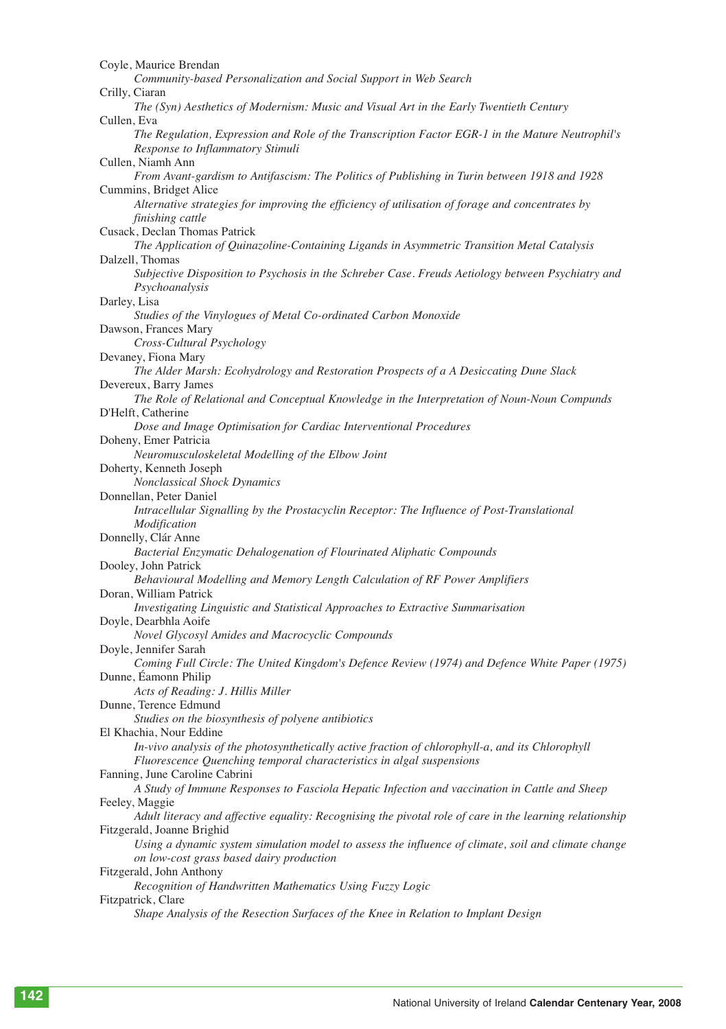Coyle, Maurice Brendan
*Community-based Personalization and Social Support in Web Search*

Crilly, Ciaran
*The (Syn) Aesthetics of Modernism: Music and Visual Art in the Early Twentieth Century*

Cullen, Eva
*The Regulation, Expression and Role of the Transcription Factor EGR-1 in the Mature Neutrophil's Response to Inflammatory Stimuli*

Cullen, Niamh Ann
*From Avant-gardism to Antifascism: The Politics of Publishing in Turin between 1918 and 1928*

Cummins, Bridget Alice
*Alternative strategies for improving the efficiency of utilisation of forage and concentrates by finishing cattle*

Cusack, Declan Thomas Patrick
*The Application of Quinazoline-Containing Ligands in Asymmetric Transition Metal Catalysis*

Dalzell, Thomas
*Subjective Disposition to Psychosis in the Schreber Case. Freuds Aetiology between Psychiatry and Psychoanalysis*

Darley, Lisa
*Studies of the Vinylogues of Metal Co-ordinated Carbon Monoxide*

Dawson, Frances Mary
*Cross-Cultural Psychology*

Devaney, Fiona Mary
*The Alder Marsh: Ecohydrology and Restoration Prospects of a A Desiccating Dune Slack*

Devereux, Barry James
*The Role of Relational and Conceptual Knowledge in the Interpretation of Noun-Noun Compunds*

D'Helft, Catherine
*Dose and Image Optimisation for Cardiac Interventional Procedures*

Doheny, Emer Patricia
*Neuromusculoskeletal Modelling of the Elbow Joint*

Doherty, Kenneth Joseph
*Nonclassical Shock Dynamics*

Donnellan, Peter Daniel
*Intracellular Signalling by the Prostacyclin Receptor: The Influence of Post-Translational Modification*

Donnelly, Clár Anne
*Bacterial Enzymatic Dehalogenation of Flourinated Aliphatic Compounds*

Dooley, John Patrick
*Behavioural Modelling and Memory Length Calculation of RF Power Amplifiers*

Doran, William Patrick
*Investigating Linguistic and Statistical Approaches to Extractive Summarisation*

Doyle, Dearbhla Aoife
*Novel Glycosyl Amides and Macrocyclic Compounds*

Doyle, Jennifer Sarah
*Coming Full Circle: The United Kingdom's Defence Review (1974) and Defence White Paper (1975)*

Dunne, Éamonn Philip
*Acts of Reading: J. Hillis Miller*

Dunne, Terence Edmund
*Studies on the biosynthesis of polyene antibiotics*

El Khachia, Nour Eddine
*In-vivo analysis of the photosynthetically active fraction of chlorophyll-a, and its Chlorophyll Fluorescence Quenching temporal characteristics in algal suspensions*

Fanning, June Caroline Cabrini
*A Study of Immune Responses to Fasciola Hepatic Infection and vaccination in Cattle and Sheep*

Feeley, Maggie
*Adult literacy and affective equality: Recognising the pivotal role of care in the learning relationship*

Fitzgerald, Joanne Brighid
*Using a dynamic system simulation model to assess the influence of climate, soil and climate change on low-cost grass based dairy production*

Fitzgerald, John Anthony
*Recognition of Handwritten Mathematics Using Fuzzy Logic*

Fitzpatrick, Clare
*Shape Analysis of the Resection Surfaces of the Knee in Relation to Implant Design*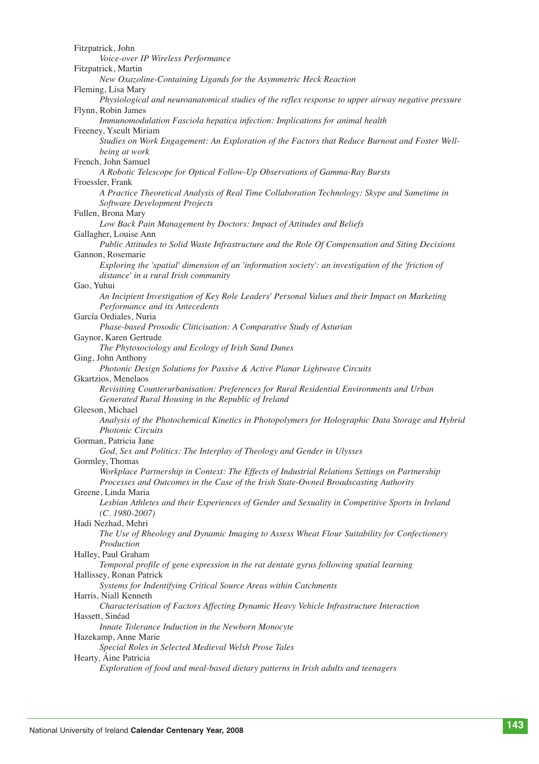Fitzpatrick, John

*Voice-over IP Wireless Performance*

Fitzpatrick, Martin

*New Oxazoline-Containing Ligands for the Asymmetric Heck Reaction*

Fleming, Lisa Mary

*Physiological and neuroanatomical studies of the reflex response to upper airway negative pressure*

Flynn, Robin James

*Immunomodulation Fasciola hepatica infection: Implications for animal health*

Freeney, Yseult Miriam

*Studies on Work Engagement: An Exploration of the Factors that Reduce Burnout and Foster Well-being at work*

French, John Samuel

*A Robotic Telescope for Optical Follow-Up Observations of Gamma-Ray Bursts*

Froessler, Frank

*A Practice Theoretical Analysis of Real Time Collaboration Technology: Skype and Sametime in Software Development Projects*

Fullen, Brona Mary

*Low Back Pain Management by Doctors: Impact of Attitudes and Beliefs*

Gallagher, Louise Ann

*Public Attitudes to Solid Waste Infrastructure and the Role Of Compensation and Siting Decisions*

Gannon, Rosemarie

*Exploring the 'spatial' dimension of an 'information society': an investigation of the 'friction of distance' in a rural Irish community*

Gao, Yuhui

*An Incipient Investigation of Key Role Leaders' Personal Values and their Impact on Marketing Performance and its Antecedents*

García Ordiales, Nuria

*Phase-based Prosodic Cliticisation: A Comparative Study of Asturian*

Gaynor, Karen Gertrude

*The Phytosociology and Ecology of Irish Sand Dunes*

Ging, John Anthony

*Photonic Design Solutions for Passive & Active Planar Lightwave Circuits*

Gkartzios, Menelaos

*Revisiting Counterurbanisation: Preferences for Rural Residential Environments and Urban Generated Rural Housing in the Republic of Ireland*

Gleeson, Michael

*Analysis of the Photochemical Kinetics in Photopolymers for Holographic Data Storage and Hybrid Photonic Circuits*

Gorman, Patricia Jane

*God, Sex and Politics: The Interplay of Theology and Gender in Ulysses*

Gormley, Thomas

*Workplace Partnership in Context: The Effects of Industrial Relations Settings on Partnership Processes and Outcomes in the Case of the Irish State-Owned Broadcasting Authority*

Greene, Linda Maria

*Lesbian Athletes and their Experiences of Gender and Sexuality in Competitive Sports in Ireland (C. 1980-2007)*

Hadi Nezhad, Mehri

*The Use of Rheology and Dynamic Imaging to Assess Wheat Flour Suitability for Confectionery Production*

Halley, Paul Graham

*Temporal profile of gene expression in the rat dentate gyrus following spatial learning*

Hallissey, Ronan Patrick

*Systems for Indentifying Critical Source Areas within Catchments*

Harris, Niall Kenneth

*Characterisation of Factors Affecting Dynamic Heavy Vehicle Infrastructure Interaction*

Hassett, Sinéad

*Innate Tolerance Induction in the Newborn Monocyte*

Hazekamp, Anne Marie

*Special Roles in Selected Medieval Welsh Prose Tales*

Hearty, Áine Patricia

*Exploration of food and meal-based dietary patterns in Irish adults and teenagers*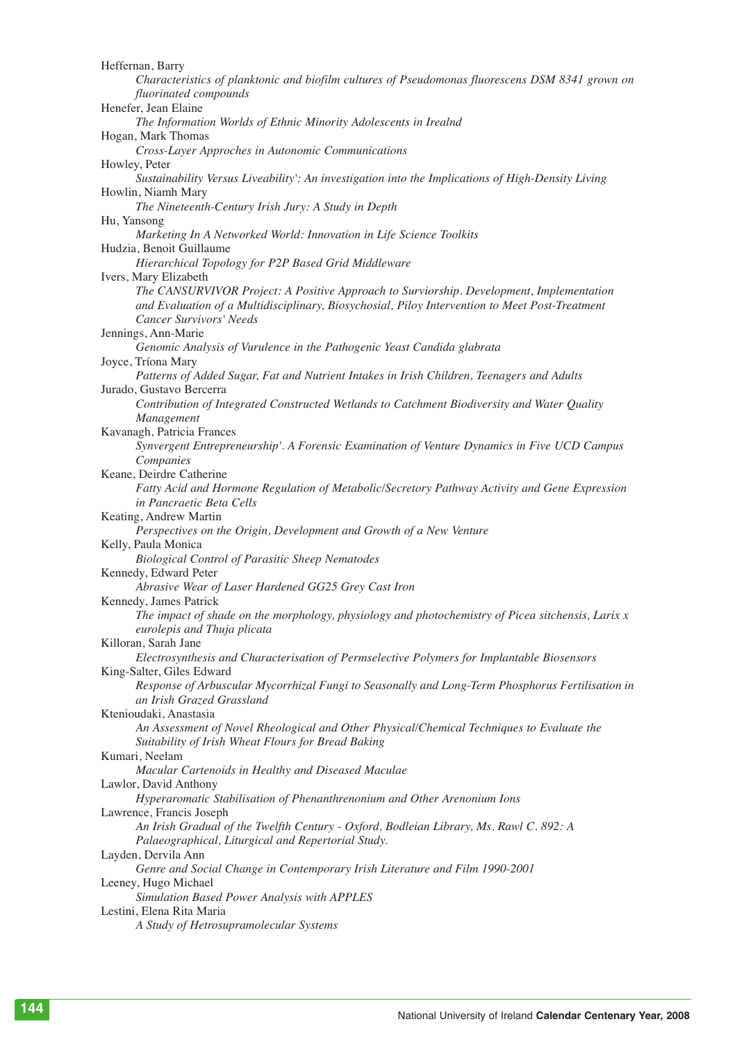Heffernan, Barry
*Characteristics of planktonic and biofilm cultures of Pseudomonas fluorescens DSM 8341 grown on fluorinated compounds*

Henefer, Jean Elaine
*The Information Worlds of Ethnic Minority Adolescents in Irealnd*

Hogan, Mark Thomas
*Cross-Layer Approches in Autonomic Communications*

Howley, Peter
*Sustainability Versus Liveability': An investigation into the Implications of High-Density Living*

Howlin, Niamh Mary
*The Nineteenth-Century Irish Jury: A Study in Depth*

Hu, Yansong
*Marketing In A Networked World: Innovation in Life Science Toolkits*

Hudzia, Benoit Guillaume
*Hierarchical Topology for P2P Based Grid Middleware*

Ivers, Mary Elizabeth
*The CANSURVIVOR Project: A Positive Approach to Surviorship. Development, Implementation and Evaluation of a Multidisciplinary, Biosychosial, Piloy Intervention to Meet Post-Treatment Cancer Survivors' Needs*

Jennings, Ann-Marie
*Genomic Analysis of Vurulence in the Pathogenic Yeast Candida glabrata*

Joyce, Tríona Mary
*Patterns of Added Sugar, Fat and Nutrient Intakes in Irish Children, Teenagers and Adults*

Jurado, Gustavo Bercerra
*Contribution of Integrated Constructed Wetlands to Catchment Biodiversity and Water Quality Management*

Kavanagh, Patricia Frances
*Synvergent Entrepreneurship'. A Forensic Examination of Venture Dynamics in Five UCD Campus Companies*

Keane, Deirdre Catherine
*Fatty Acid and Hormone Regulation of Metabolic/Secretory Pathway Activity and Gene Expression in Pancraetic Beta Cells*

Keating, Andrew Martin
*Perspectives on the Origin, Development and Growth of a New Venture*

Kelly, Paula Monica
*Biological Control of Parasitic Sheep Nematodes*

Kennedy, Edward Peter
*Abrasive Wear of Laser Hardened GG25 Grey Cast Iron*

Kennedy, James Patrick
*The impact of shade on the morphology, physiology and photochemistry of Picea sitchensis, Larix x eurolepis and Thuja plicata*

Killoran, Sarah Jane
*Electrosynthesis and Characterisation of Permselective Polymers for Implantable Biosensors*

King-Salter, Giles Edward
*Response of Arbuscular Mycorrhizal Fungi to Seasonally and Long-Term Phosphorus Fertilisation in an Irish Grazed Grassland*

Ktenioudaki, Anastasia
*An Assessment of Novel Rheological and Other Physical/Chemical Techniques to Evaluate the Suitability of Irish Wheat Flours for Bread Baking*

Kumari, Neelam
*Macular Cartenoids in Healthy and Diseased Maculae*

Lawlor, David Anthony
*Hyperaromatic Stabilisation of Phenanthrenonium and Other Arenonium Ions*

Lawrence, Francis Joseph
*An Irish Gradual of the Twelfth Century - Oxford, Bodleian Library, Ms. Rawl C. 892: A Palaeographical, Liturgical and Repertorial Study.*

Layden, Dervila Ann
*Genre and Social Change in Contemporary Irish Literature and Film 1990-2001*

Leeney, Hugo Michael
*Simulation Based Power Analysis with APPLES*

Lestini, Elena Rita Maria
*A Study of Hetrosupramolecular Systems*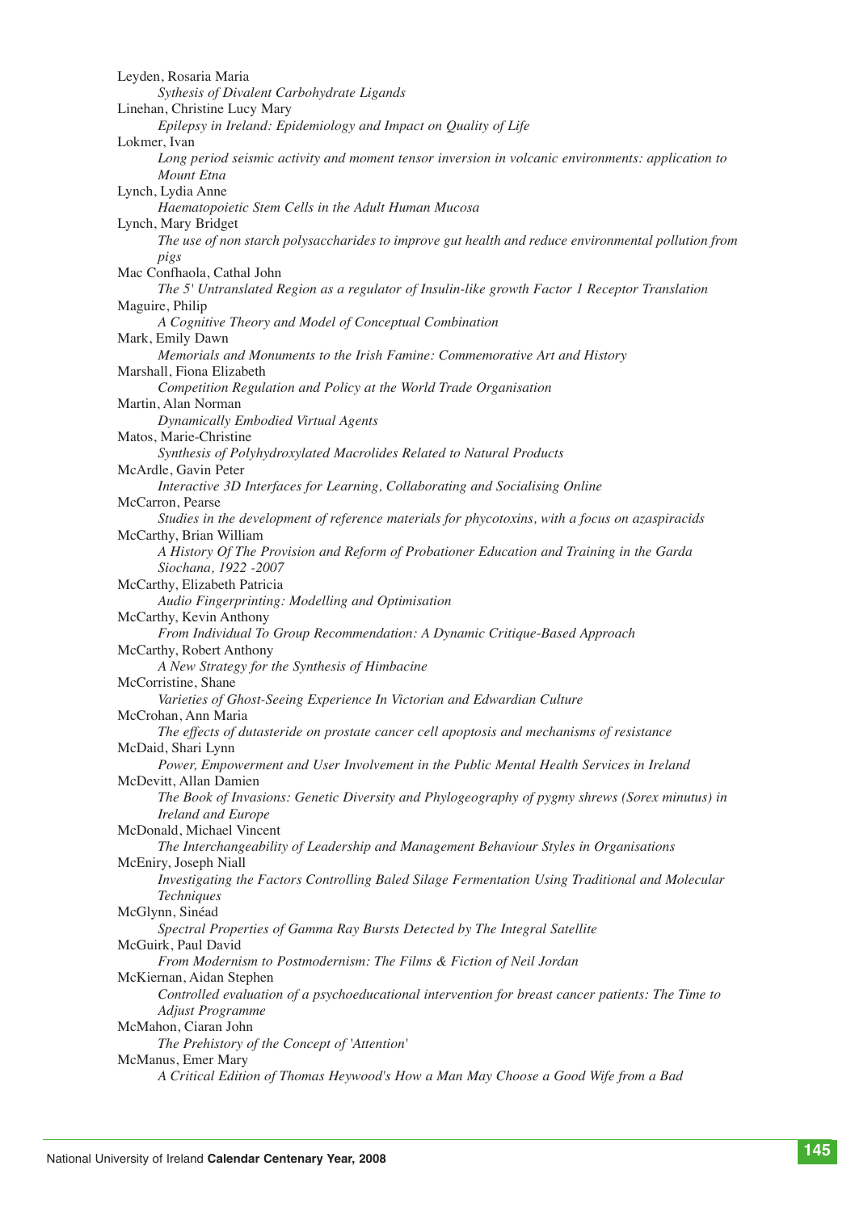Leyden, Rosaria Maria
*Sythesis of Divalent Carbohydrate Ligands*

Linehan, Christine Lucy Mary
*Epilepsy in Ireland: Epidemiology and Impact on Quality of Life*

Lokmer, Ivan
*Long period seismic activity and moment tensor inversion in volcanic environments: application to Mount Etna*

Lynch, Lydia Anne
*Haematopoietic Stem Cells in the Adult Human Mucosa*

Lynch, Mary Bridget
*The use of non starch polysaccharides to improve gut health and reduce environmental pollution from pigs*

Mac Confhaola, Cathal John
*The 5' Untranslated Region as a regulator of Insulin-like growth Factor 1 Receptor Translation*

Maguire, Philip
*A Cognitive Theory and Model of Conceptual Combination*

Mark, Emily Dawn
*Memorials and Monuments to the Irish Famine: Commemorative Art and History*

Marshall, Fiona Elizabeth
*Competition Regulation and Policy at the World Trade Organisation*

Martin, Alan Norman
*Dynamically Embodied Virtual Agents*

Matos, Marie-Christine
*Synthesis of Polyhydroxylated Macrolides Related to Natural Products*

McArdle, Gavin Peter
*Interactive 3D Interfaces for Learning, Collaborating and Socialising Online*

McCarron, Pearse
*Studies in the development of reference materials for phycotoxins, with a focus on azaspiracids*

McCarthy, Brian William
*A History Of The Provision and Reform of Probationer Education and Training in the Garda Siochana, 1922 -2007*

McCarthy, Elizabeth Patricia
*Audio Fingerprinting: Modelling and Optimisation*

McCarthy, Kevin Anthony
*From Individual To Group Recommendation: A Dynamic Critique-Based Approach*

McCarthy, Robert Anthony
*A New Strategy for the Synthesis of Himbacine*

McCorristine, Shane
*Varieties of Ghost-Seeing Experience In Victorian and Edwardian Culture*

McCrohan, Ann Maria
*The effects of dutasteride on prostate cancer cell apoptosis and mechanisms of resistance*

McDaid, Shari Lynn
*Power, Empowerment and User Involvement in the Public Mental Health Services in Ireland*

McDevitt, Allan Damien
*The Book of Invasions: Genetic Diversity and Phylogeography of pygmy shrews (Sorex minutus) in Ireland and Europe*

McDonald, Michael Vincent
*The Interchangeability of Leadership and Management Behaviour Styles in Organisations*

McEniry, Joseph Niall
*Investigating the Factors Controlling Baled Silage Fermentation Using Traditional and Molecular Techniques*

McGlynn, Sinéad
*Spectral Properties of Gamma Ray Bursts Detected by The Integral Satellite*

McGuirk, Paul David
*From Modernism to Postmodernism: The Films & Fiction of Neil Jordan*

McKiernan, Aidan Stephen
*Controlled evaluation of a psychoeducational intervention for breast cancer patients: The Time to Adjust Programme*

McMahon, Ciaran John
*The Prehistory of the Concept of 'Attention'*

McManus, Emer Mary
*A Critical Edition of Thomas Heywood's How a Man May Choose a Good Wife from a Bad*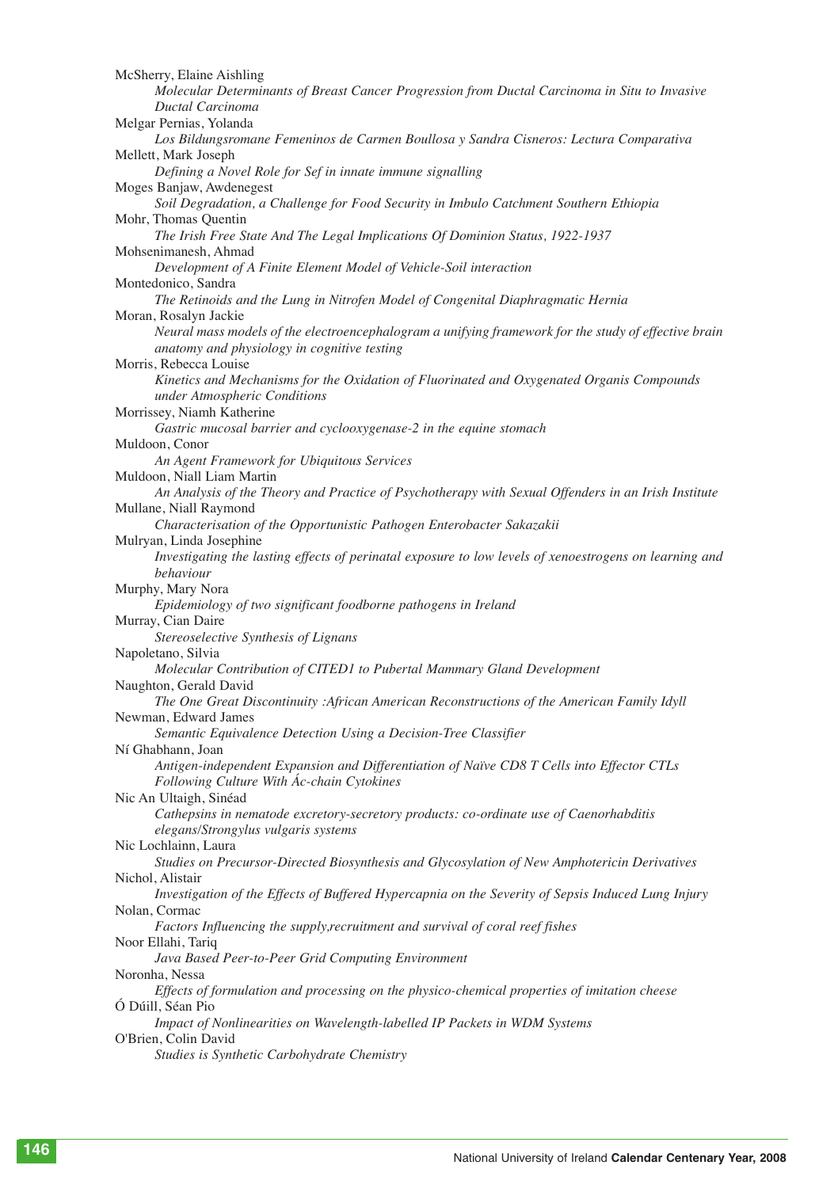McSherry, Elaine Aishling

*Molecular Determinants of Breast Cancer Progression from Ductal Carcinoma in Situ to Invasive Ductal Carcinoma*

Melgar Pernias, Yolanda

*Los Bildungsromane Femeninos de Carmen Boullosa y Sandra Cisneros: Lectura Comparativa*

Mellett, Mark Joseph

*Defining a Novel Role for Sef in innate immune signalling*

Moges Banjaw, Awdenegest

*Soil Degradation, a Challenge for Food Security in Imbulo Catchment Southern Ethiopia*

Mohr, Thomas Quentin

*The Irish Free State And The Legal Implications Of Dominion Status, 1922-1937*

Mohsenimanesh, Ahmad

*Development of A Finite Element Model of Vehicle-Soil interaction*

Montedonico, Sandra

*The Retinoids and the Lung in Nitrofen Model of Congenital Diaphragmatic Hernia*

Moran, Rosalyn Jackie

*Neural mass models of the electroencephalogram a unifying framework for the study of effective brain anatomy and physiology in cognitive testing*

Morris, Rebecca Louise

*Kinetics and Mechanisms for the Oxidation of Fluorinated and Oxygenated Organis Compounds under Atmospheric Conditions*

Morrissey, Niamh Katherine

*Gastric mucosal barrier and cyclooxygenase-2 in the equine stomach*

Muldoon, Conor

*An Agent Framework for Ubiquitous Services*

Muldoon, Niall Liam Martin

*An Analysis of the Theory and Practice of Psychotherapy with Sexual Offenders in an Irish Institute*

Mullane, Niall Raymond

*Characterisation of the Opportunistic Pathogen Enterobacter Sakazakii*

Mulryan, Linda Josephine

*Investigating the lasting effects of perinatal exposure to low levels of xenoestrogens on learning and behaviour*

Murphy, Mary Nora

*Epidemiology of two significant foodborne pathogens in Ireland*

Murray, Cian Daire

*Stereoselective Synthesis of Lignans*

Napoletano, Silvia

*Molecular Contribution of CITED1 to Pubertal Mammary Gland Development*

Naughton, Gerald David

*The One Great Discontinuity :African American Reconstructions of the American Family Idyll*

Newman, Edward James

*Semantic Equivalence Detection Using a Decision-Tree Classifier*

Ní Ghabhann, Joan

*Antigen-independent Expansion and Differentiation of Naïve CD8 T Cells into Effector CTLs Following Culture With Ác-chain Cytokines*

Nic An Ultaigh, Sinéad

*Cathepsins in nematode excretory-secretory products: co-ordinate use of Caenorhabditis elegans/Strongylus vulgaris systems*

Nic Lochlainn, Laura

*Studies on Precursor-Directed Biosynthesis and Glycosylation of New Amphotericin Derivatives*

Nichol, Alistair

*Investigation of the Effects of Buffered Hypercapnia on the Severity of Sepsis Induced Lung Injury*

Nolan, Cormac

*Factors Influencing the supply,recruitment and survival of coral reef fishes*

Noor Ellahi, Tariq

*Java Based Peer-to-Peer Grid Computing Environment*

Noronha, Nessa

*Effects of formulation and processing on the physico-chemical properties of imitation cheese*

Ó Dúill, Séan Pio

*Impact of Nonlinearities on Wavelength-labelled IP Packets in WDM Systems*

O'Brien, Colin David

*Studies is Synthetic Carbohydrate Chemistry*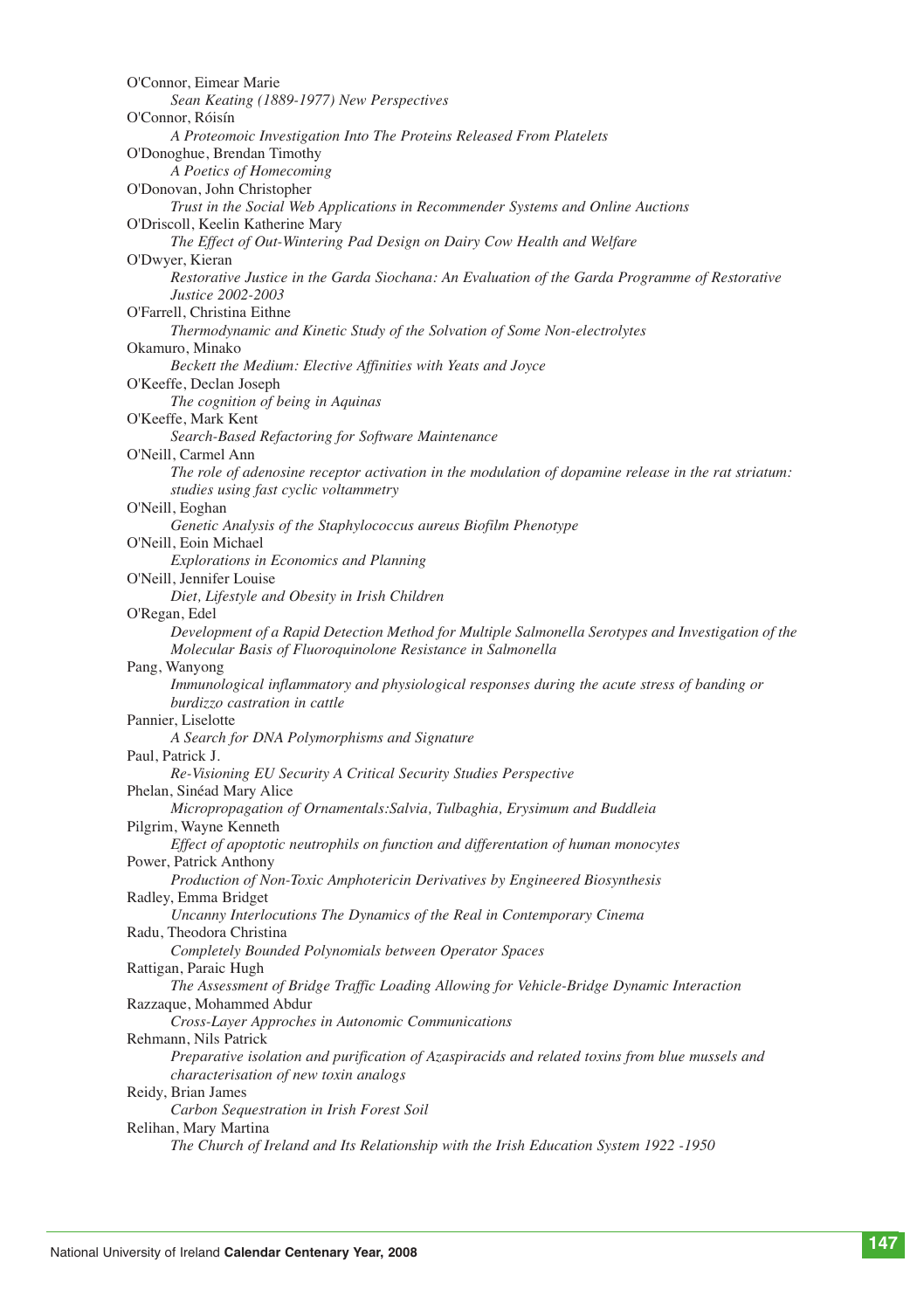O'Connor, Eimear Marie

*Sean Keating (1889-1977) New Perspectives*

O'Connor, Róisín

*A Proteomoic Investigation Into The Proteins Released From Platelets*

O'Donoghue, Brendan Timothy

*A Poetics of Homecoming*

O'Donovan, John Christopher

*Trust in the Social Web Applications in Recommender Systems and Online Auctions*

O'Driscoll, Keelin Katherine Mary

*The Effect of Out-Wintering Pad Design on Dairy Cow Health and Welfare*

O'Dwyer, Kieran

*Restorative Justice in the Garda Siochana: An Evaluation of the Garda Programme of Restorative Justice 2002-2003*

O'Farrell, Christina Eithne

*Thermodynamic and Kinetic Study of the Solvation of Some Non-electrolytes*

Okamuro, Minako

*Beckett the Medium: Elective Affinities with Yeats and Joyce*

O'Keeffe, Declan Joseph

*The cognition of being in Aquinas*

O'Keeffe, Mark Kent

*Search-Based Refactoring for Software Maintenance*

O'Neill, Carmel Ann

*The role of adenosine receptor activation in the modulation of dopamine release in the rat striatum: studies using fast cyclic voltammetry*

O'Neill, Eoghan

*Genetic Analysis of the Staphylococcus aureus Biofilm Phenotype*

O'Neill, Eoin Michael

*Explorations in Economics and Planning*

O'Neill, Jennifer Louise

*Diet, Lifestyle and Obesity in Irish Children*

O'Regan, Edel

*Development of a Rapid Detection Method for Multiple Salmonella Serotypes and Investigation of the Molecular Basis of Fluoroquinolone Resistance in Salmonella*

Pang, Wanyong

*Immunological inflammatory and physiological responses during the acute stress of banding or burdizzo castration in cattle*

Pannier, Liselotte

*A Search for DNA Polymorphisms and Signature*

Paul, Patrick J.

*Re-Visioning EU Security A Critical Security Studies Perspective*

Phelan, Sinéad Mary Alice

*Micropropagation of Ornamentals:Salvia, Tulbaghia, Erysimum and Buddleia*

Pilgrim, Wayne Kenneth

*Effect of apoptotic neutrophils on function and differentation of human monocytes*

Power, Patrick Anthony

*Production of Non-Toxic Amphotericin Derivatives by Engineered Biosynthesis*

Radley, Emma Bridget

*Uncanny Interlocutions The Dynamics of the Real in Contemporary Cinema*

Radu, Theodora Christina

*Completely Bounded Polynomials between Operator Spaces*

Rattigan, Paraic Hugh

*The Assessment of Bridge Traffic Loading Allowing for Vehicle-Bridge Dynamic Interaction*

Razzaque, Mohammed Abdur

*Cross-Layer Approches in Autonomic Communications*

Rehmann, Nils Patrick

*Preparative isolation and purification of Azaspiracids and related toxins from blue mussels and characterisation of new toxin analogs*

Reidy, Brian James

*Carbon Sequestration in Irish Forest Soil*

Relihan, Mary Martina

*The Church of Ireland and Its Relationship with the Irish Education System 1922 -1950*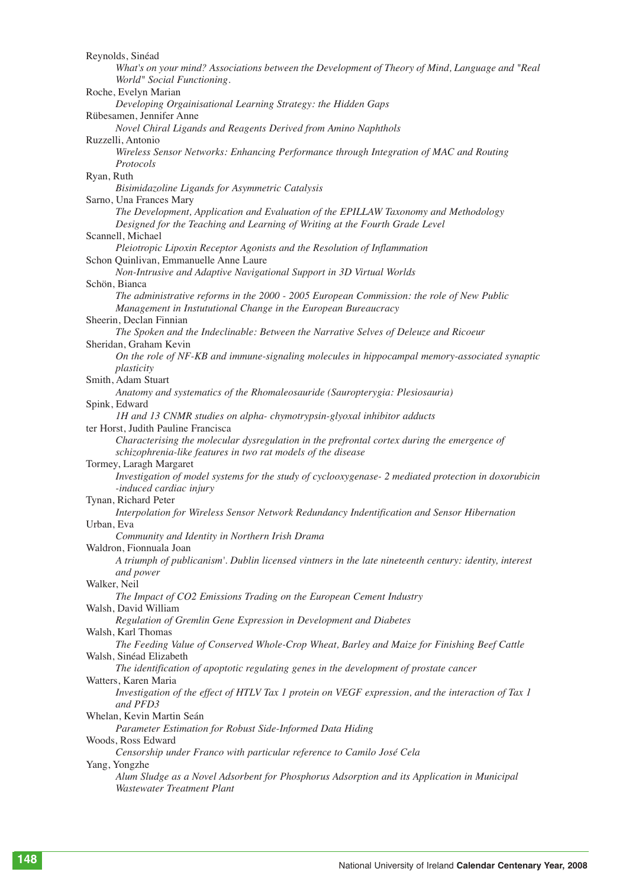Reynolds, Sinéad
*What's on your mind? Associations between the Development of Theory of Mind, Language and "Real World" Social Functioning.*

Roche, Evelyn Marian
*Developing Orgainisational Learning Strategy: the Hidden Gaps*

Rübesamen, Jennifer Anne
*Novel Chiral Ligands and Reagents Derived from Amino Naphthols*

Ruzzelli, Antonio
*Wireless Sensor Networks: Enhancing Performance through Integration of MAC and Routing Protocols*

Ryan, Ruth
*Bisimidazoline Ligands for Asymmetric Catalysis*

Sarno, Una Frances Mary
*The Development, Application and Evaluation of the EPILLAW Taxonomy and Methodology Designed for the Teaching and Learning of Writing at the Fourth Grade Level*

Scannell, Michael
*Pleiotropic Lipoxin Receptor Agonists and the Resolution of Inflammation*

Schon Quinlivan, Emmanuelle Anne Laure
*Non-Intrusive and Adaptive Navigational Support in 3D Virtual Worlds*

Schön, Bianca
*The administrative reforms in the 2000 - 2005 European Commission: the role of New Public Management in Instutitional Change in the European Bureaucracy*

Sheerin, Declan Finnian
*The Spoken and the Indeclinable: Between the Narrative Selves of Deleuze and Ricoeur*

Sheridan, Graham Kevin
*On the role of NF-KB and immune-signaling molecules in hippocampal memory-associated synaptic plasticity*

Smith, Adam Stuart
*Anatomy and systematics of the Rhomaleosauride (Sauropterygia: Plesiosauria)*

Spink, Edward
*1H and 13 CNMR studies on alpha- chymotrypsin-glyoxal inhibitor adducts*

ter Horst, Judith Pauline Francisca
*Characterising the molecular dysregulation in the prefrontal cortex during the emergence of schizophrenia-like features in two rat models of the disease*

Tormey, Laragh Margaret
*Investigation of model systems for the study of cyclooxygenase- 2 mediated protection in doxorubicin -induced cardiac injury*

Tynan, Richard Peter
*Interpolation for Wireless Sensor Network Redundancy Indentification and Sensor Hibernation*

Urban, Eva
*Community and Identity in Northern Irish Drama*

Waldron, Fionnuala Joan
*A triumph of publicanism'. Dublin licensed vintners in the late nineteenth century: identity, interest and power*

Walker, Neil
*The Impact of CO2 Emissions Trading on the European Cement Industry*

Walsh, David William
*Regulation of Gremlin Gene Expression in Development and Diabetes*

Walsh, Karl Thomas
*The Feeding Value of Conserved Whole-Crop Wheat, Barley and Maize for Finishing Beef Cattle*

Walsh, Sinéad Elizabeth
*The identification of apoptotic regulating genes in the development of prostate cancer*

Watters, Karen Maria
*Investigation of the effect of HTLV Tax 1 protein on VEGF expression, and the interaction of Tax 1 and PFD3*

Whelan, Kevin Martin Seán
*Parameter Estimation for Robust Side-Informed Data Hiding*

Woods, Ross Edward
*Censorship under Franco with particular reference to Camilo José Cela*

Yang, Yongzhe
*Alum Sludge as a Novel Adsorbent for Phosphorus Adsorption and its Application in Municipal Wastewater Treatment Plant*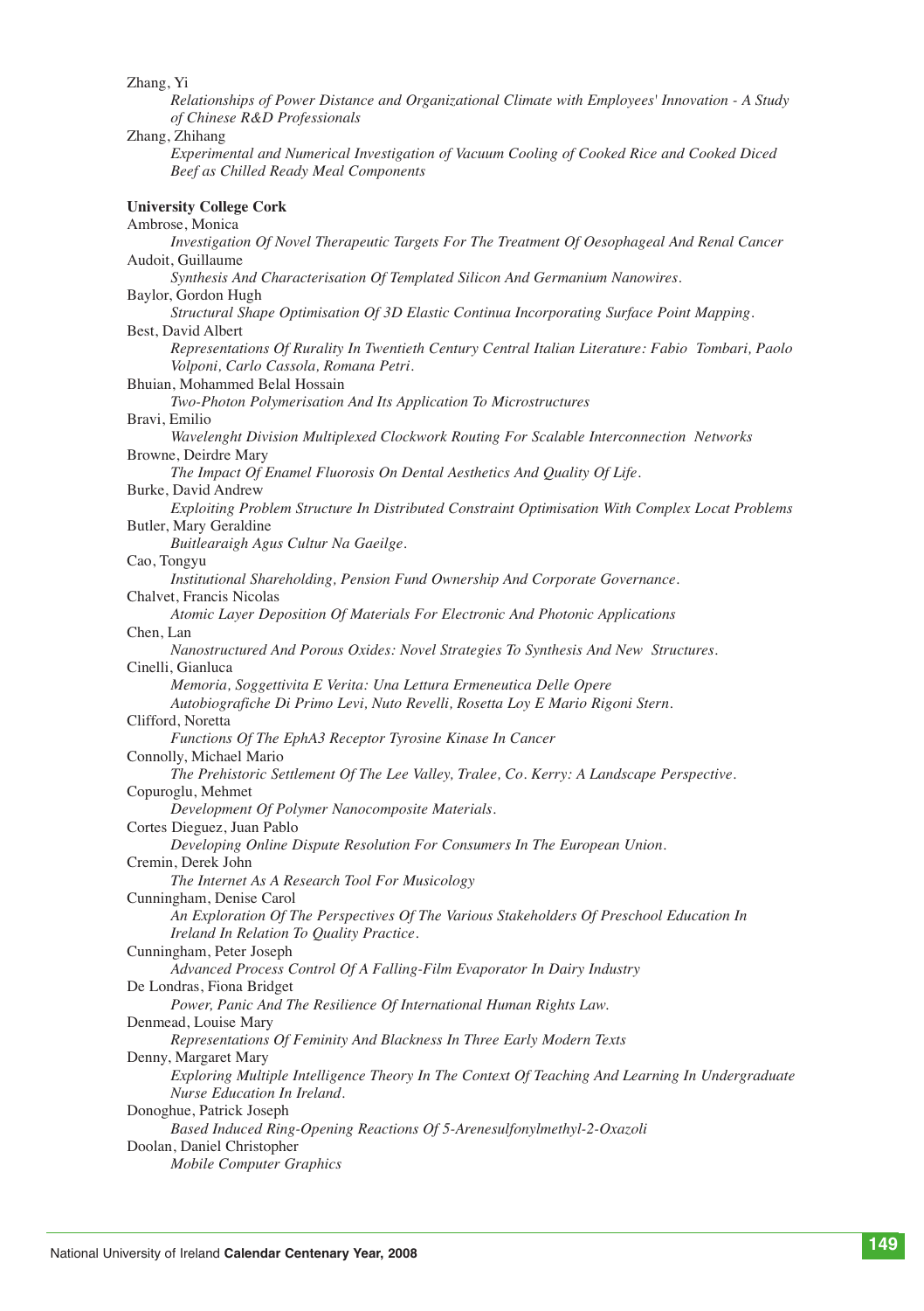Zhang, Yi

*Relationships of Power Distance and Organizational Climate with Employees' Innovation - A Study of Chinese R&D Professionals*

Zhang, Zhihang

*Experimental and Numerical Investigation of Vacuum Cooling of Cooked Rice and Cooked Diced Beef as Chilled Ready Meal Components*

**University College Cork**

Ambrose, Monica

*Investigation Of Novel Therapeutic Targets For The Treatment Of Oesophageal And Renal Cancer*

Audoit, Guillaume

*Synthesis And Characterisation Of Templated Silicon And Germanium Nanowires.*

Baylor, Gordon Hugh

*Structural Shape Optimisation Of 3D Elastic Continua Incorporating Surface Point Mapping.*

Best, David Albert

*Representations Of Rurality In Twentieth Century Central Italian Literature: Fabio Tombari, Paolo Volponi, Carlo Cassola, Romana Petri.*

Bhuian, Mohammed Belal Hossain

*Two-Photon Polymerisation And Its Application To Microstructures*

Bravi, Emilio

*Wavelenght Division Multiplexed Clockwork Routing For Scalable Interconnection Networks*

Browne, Deirdre Mary

*The Impact Of Enamel Fluorosis On Dental Aesthetics And Quality Of Life.*

Burke, David Andrew

*Exploiting Problem Structure In Distributed Constraint Optimisation With Complex Locat Problems*

Butler, Mary Geraldine

*Buitlearaigh Agus Cultur Na Gaeilge.*

Cao, Tongyu

*Institutional Shareholding, Pension Fund Ownership And Corporate Governance.*

Chalvet, Francis Nicolas

*Atomic Layer Deposition Of Materials For Electronic And Photonic Applications*

Chen, Lan

*Nanostructured And Porous Oxides: Novel Strategies To Synthesis And New Structures.*

Cinelli, Gianluca

*Memoria, Soggettivita E Verita: Una Lettura Ermeneutica Delle Opere Autobiografiche Di Primo Levi, Nuto Revelli, Rosetta Loy E Mario Rigoni Stern.*

Clifford, Noretta

*Functions Of The EphA3 Receptor Tyrosine Kinase In Cancer*

Connolly, Michael Mario

*The Prehistoric Settlement Of The Lee Valley, Tralee, Co. Kerry: A Landscape Perspective.*

Copuroglu, Mehmet

*Development Of Polymer Nanocomposite Materials.*

Cortes Dieguez, Juan Pablo

*Developing Online Dispute Resolution For Consumers In The European Union.*

Cremin, Derek John

*The Internet As A Research Tool For Musicology*

Cunningham, Denise Carol

*An Exploration Of The Perspectives Of The Various Stakeholders Of Preschool Education In Ireland In Relation To Quality Practice.*

Cunningham, Peter Joseph

*Advanced Process Control Of A Falling-Film Evaporator In Dairy Industry*

De Londras, Fiona Bridget

*Power, Panic And The Resilience Of International Human Rights Law.*

Denmead, Louise Mary

*Representations Of Feminity And Blackness In Three Early Modern Texts*

Denny, Margaret Mary

*Exploring Multiple Intelligence Theory In The Context Of Teaching And Learning In Undergraduate Nurse Education In Ireland.*

Donoghue, Patrick Joseph

*Based Induced Ring-Opening Reactions Of 5-Arenesulfonylmethyl-2-Oxazoli*

Doolan, Daniel Christopher

*Mobile Computer Graphics*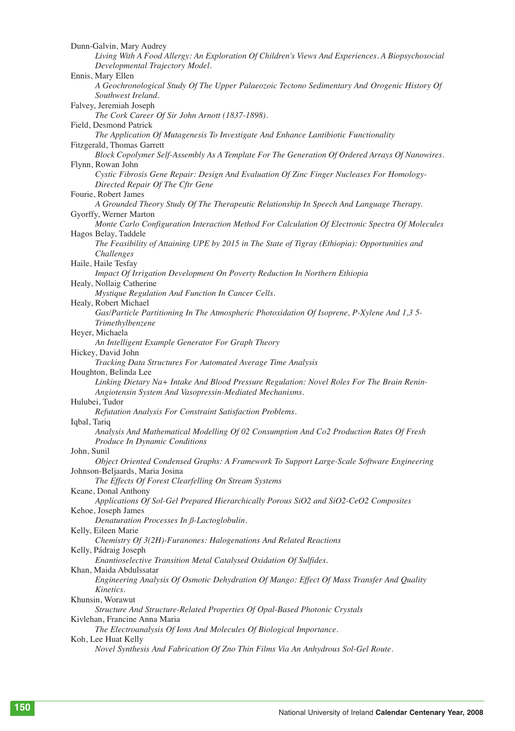Dunn-Galvin, Mary Audrey

*Living With A Food Allergy: An Exploration Of Children's Views And Experiences. A Biopsychosocial Developmental Trajectory Model.*

Ennis, Mary Ellen

*A Geochronological Study Of The Upper Palaeozoic Tectono Sedimentary And Orogenic History Of Southwest Ireland.*

Falvey, Jeremiah Joseph

*The Cork Career Of Sir John Arnott (1837-1898).*

Field, Desmond Patrick

*The Application Of Mutagenesis To Investigate And Enhance Lantibiotic Functionality*

Fitzgerald, Thomas Garrett

*Block Copolymer Self-Assembly As A Template For The Generation Of Ordered Arrays Of Nanowires.*

Flynn, Rowan John

*Cystic Fibrosis Gene Repair: Design And Evaluation Of Zinc Finger Nucleases For Homology-Directed Repair Of The Cftr Gene*

Fourie, Robert James

*A Grounded Theory Study Of The Therapeutic Relationship In Speech And Language Therapy.*

Gyorffy, Werner Marton

*Monte Carlo Configuration Interaction Method For Calculation Of Electronic Spectra Of Molecules*

Hagos Belay, Taddele

*The Feasibility of Attaining UPE by 2015 in The State of Tigray (Ethiopia): Opportunities and Challenges*

Haile, Haile Tesfay

*Impact Of Irrigation Development On Poverty Reduction In Northern Ethiopia*

Healy, Nollaig Catherine

*Mystique Regulation And Function In Cancer Cells.*

Healy, Robert Michael

*Gas/Particle Partitioning In The Atmospheric Photoxidation Of Isoprene, P-Xylene And 1,3 5-Trimethylbenzene*

Heyer, Michaela

*An Intelligent Example Generator For Graph Theory*

Hickey, David John

*Tracking Data Structures For Automated Average Time Analysis*

Houghton, Belinda Lee

*Linking Dietary Na+ Intake And Blood Pressure Regulation: Novel Roles For The Brain Renin-Angiotensin System And Vasopressin-Mediated Mechanisms.*

Hulubei, Tudor

*Refutation Analysis For Constraint Satisfaction Problems.*

Iqbal, Tariq

*Analysis And Mathematical Modelling Of 02 Consumption And Co2 Production Rates Of Fresh Produce In Dynamic Conditions*

John, Sunil

*Object Oriented Condensed Graphs: A Framework To Support Large-Scale Software Engineering*

Johnson-Beljaards, Maria Josina

*The Effects Of Forest Clearfelling On Stream Systems*

Keane, Donal Anthony

*Applications Of Sol-Gel Prepared Hierarchically Porous SiO2 and SiO2-CeO2 Composites*

Kehoe, Joseph James

*Denaturation Processes In ß-Lactoglobulin.*

Kelly, Eileen Marie

*Chemistry Of 3(2H)-Furanones: Halogenations And Related Reactions*

Kelly, Pádraig Joseph

*Enantioselective Transition Metal Catalysed Oxidation Of Sulfides.*

Khan, Maida Abdulssatar

*Engineering Analysis Of Osmotic Dehydration Of Mango: Effect Of Mass Transfer And Quality Kinetics.*

Khunsin, Worawut

*Structure And Structure-Related Properties Of Opal-Based Photonic Crystals*

Kivlehan, Francine Anna Maria

*The Electroanalysis Of Ions And Molecules Of Biological Importance.*

Koh, Lee Huat Kelly

*Novel Synthesis And Fabrication Of Zno Thin Films Via An Anhydrous Sol-Gel Route.*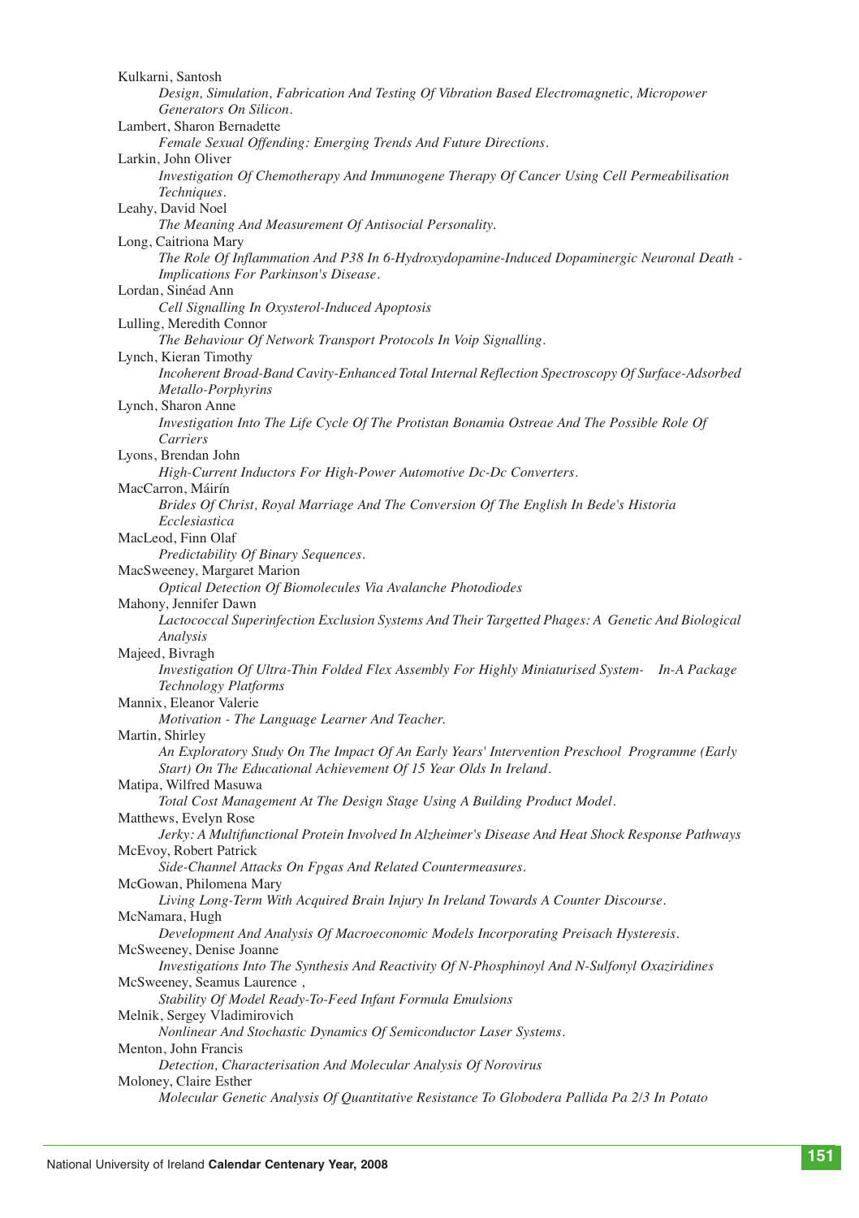Kulkarni, Santosh

*Design, Simulation, Fabrication And Testing Of Vibration Based Electromagnetic, Micropower Generators On Silicon.*

Lambert, Sharon Bernadette

*Female Sexual Offending: Emerging Trends And Future Directions.*

Larkin, John Oliver

*Investigation Of Chemotherapy And Immunogene Therapy Of Cancer Using Cell Permeabilisation Techniques.*

Leahy, David Noel

*The Meaning And Measurement Of Antisocial Personality.*

Long, Caitriona Mary

*The Role Of Inflammation And P38 In 6-Hydroxydopamine-Induced Dopaminergic Neuronal Death - Implications For Parkinson's Disease.*

Lordan, Sinéad Ann

*Cell Signalling In Oxysterol-Induced Apoptosis*

Lulling, Meredith Connor

*The Behaviour Of Network Transport Protocols In Voip Signalling.*

Lynch, Kieran Timothy

*Incoherent Broad-Band Cavity-Enhanced Total Internal Reflection Spectroscopy Of Surface-Adsorbed Metallo-Porphyrins*

Lynch, Sharon Anne

*Investigation Into The Life Cycle Of The Protistan Bonamia Ostreae And The Possible Role Of Carriers*

Lyons, Brendan John

*High-Current Inductors For High-Power Automotive Dc-Dc Converters.*

MacCarron, Máirín

*Brides Of Christ, Royal Marriage And The Conversion Of The English In Bede's Historia Ecclesiastica*

MacLeod, Finn Olaf

*Predictability Of Binary Sequences.*

MacSweeney, Margaret Marion

*Optical Detection Of Biomolecules Via Avalanche Photodiodes*

Mahony, Jennifer Dawn

*Lactococcal Superinfection Exclusion Systems And Their Targetted Phages: A Genetic And Biological Analysis*

Majeed, Bivragh

*Investigation Of Ultra-Thin Folded Flex Assembly For Highly Miniaturised System- In-A Package Technology Platforms*

Mannix, Eleanor Valerie

*Motivation - The Language Learner And Teacher.*

Martin, Shirley

*An Exploratory Study On The Impact Of An Early Years' Intervention Preschool Programme (Early Start) On The Educational Achievement Of 15 Year Olds In Ireland.*

Matipa, Wilfred Masuwa

*Total Cost Management At The Design Stage Using A Building Product Model.*

Matthews, Evelyn Rose

*Jerky: A Multifunctional Protein Involved In Alzheimer's Disease And Heat Shock Response Pathways*

McEvoy, Robert Patrick

*Side-Channel Attacks On Fpgas And Related Countermeasures.*

McGowan, Philomena Mary

*Living Long-Term With Acquired Brain Injury In Ireland Towards A Counter Discourse.*

McNamara, Hugh

*Development And Analysis Of Macroeconomic Models Incorporating Preisach Hysteresis.*

McSweeney, Denise Joanne

*Investigations Into The Synthesis And Reactivity Of N-Phosphinoyl And N-Sulfonyl Oxaziridines*

McSweeney, Seamus Laurence ,

*Stability Of Model Ready-To-Feed Infant Formula Emulsions*

Melnik, Sergey Vladimirovich

*Nonlinear And Stochastic Dynamics Of Semiconductor Laser Systems.*

Menton, John Francis

*Detection, Characterisation And Molecular Analysis Of Norovirus*

Moloney, Claire Esther

*Molecular Genetic Analysis Of Quantitative Resistance To Globodera Pallida Pa 2/3 In Potato*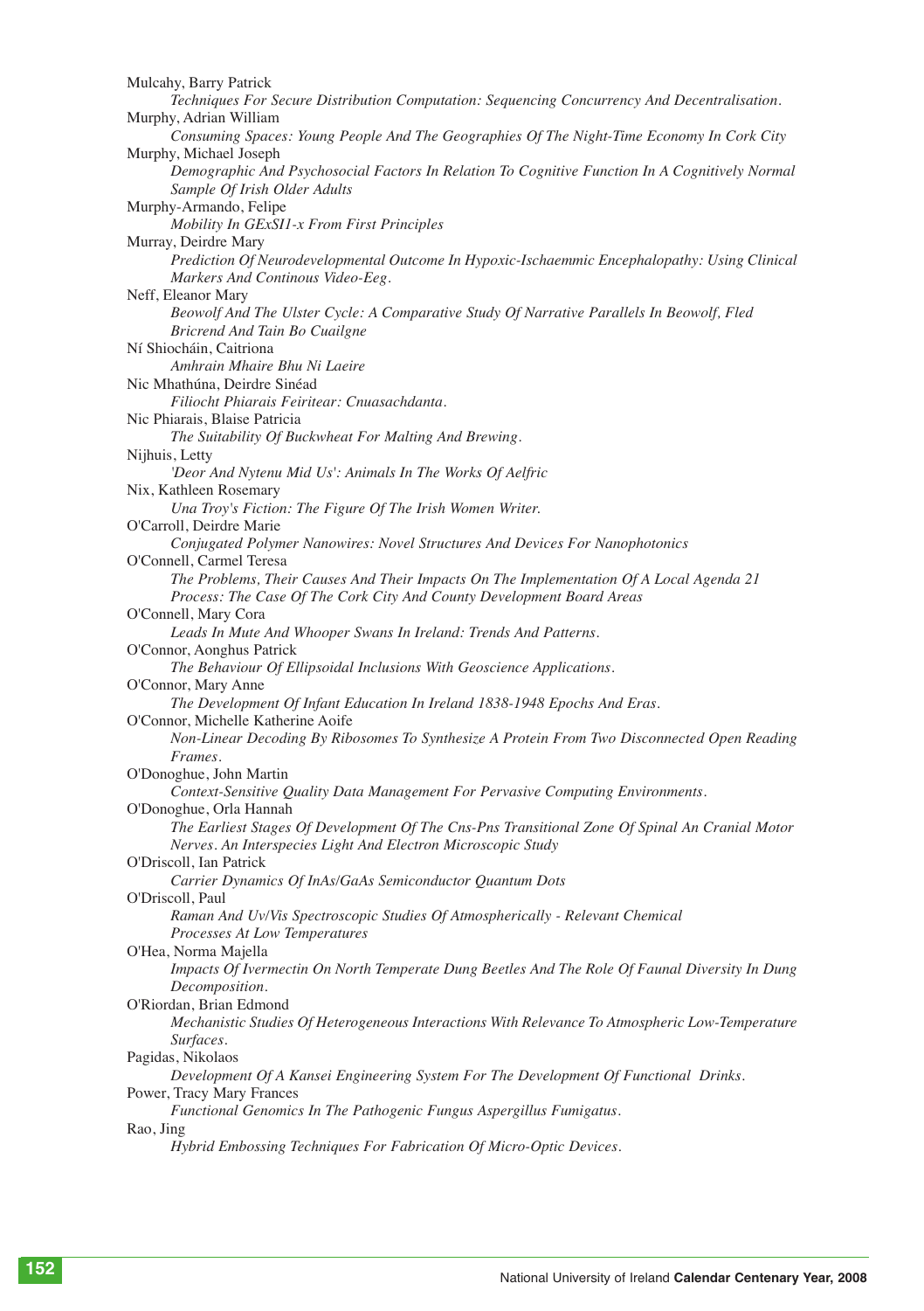Mulcahy, Barry Patrick

*Techniques For Secure Distribution Computation: Sequencing Concurrency And Decentralisation.*

Murphy, Adrian William

*Consuming Spaces: Young People And The Geographies Of The Night-Time Economy In Cork City*

Murphy, Michael Joseph

*Demographic And Psychosocial Factors In Relation To Cognitive Function In A Cognitively Normal Sample Of Irish Older Adults*

Murphy-Armando, Felipe

*Mobility In GExSI1-x From First Principles*

Murray, Deirdre Mary

*Prediction Of Neurodevelopmental Outcome In Hypoxic-Ischaemmic Encephalopathy: Using Clinical Markers And Continous Video-Eeg.*

Neff, Eleanor Mary

*Beowolf And The Ulster Cycle: A Comparative Study Of Narrative Parallels In Beowolf, Fled Bricrend And Tain Bo Cuailgne*

Ní Shiocháin, Caitriona

*Amhrain Mhaire Bhu Ni Laeire*

Nic Mhathúna, Deirdre Sinéad

*Filiocht Phiarais Feiritear: Cnuasachdanta.*

Nic Phiarais, Blaise Patricia

*The Suitability Of Buckwheat For Malting And Brewing.*

Nijhuis, Letty

*'Deor And Nytenu Mid Us': Animals In The Works Of Aelfric*

Nix, Kathleen Rosemary

*Una Troy's Fiction: The Figure Of The Irish Women Writer.*

O'Carroll, Deirdre Marie

*Conjugated Polymer Nanowires: Novel Structures And Devices For Nanophotonics*

O'Connell, Carmel Teresa

*The Problems, Their Causes And Their Impacts On The Implementation Of A Local Agenda 21 Process: The Case Of The Cork City And County Development Board Areas*

O'Connell, Mary Cora

*Leads In Mute And Whooper Swans In Ireland: Trends And Patterns.*

O'Connor, Aonghus Patrick

*The Behaviour Of Ellipsoidal Inclusions With Geoscience Applications.*

O'Connor, Mary Anne

*The Development Of Infant Education In Ireland 1838-1948 Epochs And Eras.*

O'Connor, Michelle Katherine Aoife

*Non-Linear Decoding By Ribosomes To Synthesize A Protein From Two Disconnected Open Reading Frames.*

O'Donoghue, John Martin

*Context-Sensitive Quality Data Management For Pervasive Computing Environments.*

O'Donoghue, Orla Hannah

*The Earliest Stages Of Development Of The Cns-Pns Transitional Zone Of Spinal An Cranial Motor Nerves. An Interspecies Light And Electron Microscopic Study*

O'Driscoll, Ian Patrick

*Carrier Dynamics Of InAs/GaAs Semiconductor Quantum Dots*

O'Driscoll, Paul

*Raman And Uv/Vis Spectroscopic Studies Of Atmospherically - Relevant Chemical Processes At Low Temperatures*

O'Hea, Norma Majella

*Impacts Of Ivermectin On North Temperate Dung Beetles And The Role Of Faunal Diversity In Dung Decomposition.*

O'Riordan, Brian Edmond

*Mechanistic Studies Of Heterogeneous Interactions With Relevance To Atmospheric Low-Temperature Surfaces.*

Pagidas, Nikolaos

*Development Of A Kansei Engineering System For The Development Of Functional Drinks.*

Power, Tracy Mary Frances

*Functional Genomics In The Pathogenic Fungus Aspergillus Fumigatus.*

Rao, Jing

*Hybrid Embossing Techniques For Fabrication Of Micro-Optic Devices.*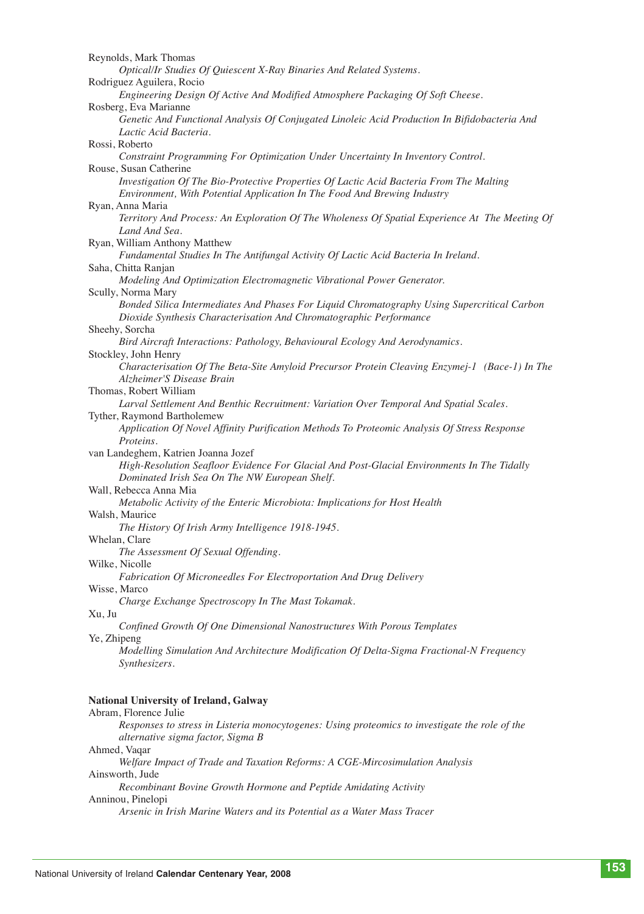Reynolds, Mark Thomas

*Optical/Ir Studies Of Quiescent X-Ray Binaries And Related Systems.*

Rodriguez Aguilera, Rocio

*Engineering Design Of Active And Modified Atmosphere Packaging Of Soft Cheese.*

Rosberg, Eva Marianne

*Genetic And Functional Analysis Of Conjugated Linoleic Acid Production In Bifidobacteria And Lactic Acid Bacteria.*

Rossi, Roberto

*Constraint Programming For Optimization Under Uncertainty In Inventory Control.*

Rouse, Susan Catherine

*Investigation Of The Bio-Protective Properties Of Lactic Acid Bacteria From The Malting Environment, With Potential Application In The Food And Brewing Industry*

Ryan, Anna Maria

*Territory And Process: An Exploration Of The Wholeness Of Spatial Experience At The Meeting Of Land And Sea.*

Ryan, William Anthony Matthew

*Fundamental Studies In The Antifungal Activity Of Lactic Acid Bacteria In Ireland.*

Saha, Chitta Ranjan

*Modeling And Optimization Electromagnetic Vibrational Power Generator.*

Scully, Norma Mary

*Bonded Silica Intermediates And Phases For Liquid Chromatography Using Supercritical Carbon Dioxide Synthesis Characterisation And Chromatographic Performance*

Sheehy, Sorcha

*Bird Aircraft Interactions: Pathology, Behavioural Ecology And Aerodynamics.*

Stockley, John Henry

*Characterisation Of The Beta-Site Amyloid Precursor Protein Cleaving Enzymej-1 (Bace-1) In The Alzheimer'S Disease Brain*

Thomas, Robert William

*Larval Settlement And Benthic Recruitment: Variation Over Temporal And Spatial Scales.*

Tyther, Raymond Bartholemew

*Application Of Novel Affinity Purification Methods To Proteomic Analysis Of Stress Response Proteins.*

van Landeghem, Katrien Joanna Jozef

*High-Resolution Seafloor Evidence For Glacial And Post-Glacial Environments In The Tidally Dominated Irish Sea On The NW European Shelf.*

Wall, Rebecca Anna Mia

*Metabolic Activity of the Enteric Microbiota: Implications for Host Health*

Walsh, Maurice

*The History Of Irish Army Intelligence 1918-1945.*

Whelan, Clare

*The Assessment Of Sexual Offending.*

Wilke, Nicolle

*Fabrication Of Microneedles For Electroportation And Drug Delivery*

Wisse, Marco

*Charge Exchange Spectroscopy In The Mast Tokamak.*

Xu, Ju

*Confined Growth Of One Dimensional Nanostructures With Porous Templates*

Ye, Zhipeng

*Modelling Simulation And Architecture Modification Of Delta-Sigma Fractional-N Frequency Synthesizers.*

**National University of Ireland, Galway**

Abram, Florence Julie

*Responses to stress in Listeria monocytogenes: Using proteomics to investigate the role of the alternative sigma factor, Sigma B*

Ahmed, Vaqar

*Welfare Impact of Trade and Taxation Reforms: A CGE-Mircosimulation Analysis*

Ainsworth, Jude

*Recombinant Bovine Growth Hormone and Peptide Amidating Activity*

Anninou, Pinelopi

*Arsenic in Irish Marine Waters and its Potential as a Water Mass Tracer*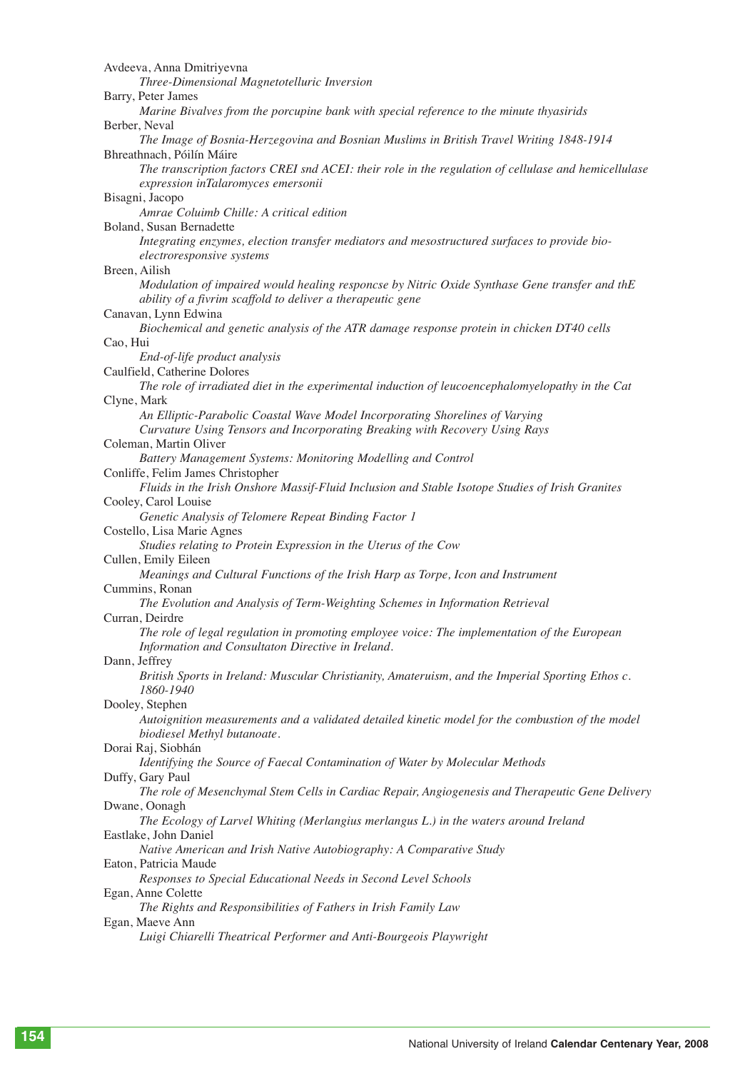Avdeeva, Anna Dmitriyevna

*Three-Dimensional Magnetotelluric Inversion*

Barry, Peter James

*Marine Bivalves from the porcupine bank with special reference to the minute thyasirids*

Berber, Neval

*The Image of Bosnia-Herzegovina and Bosnian Muslims in British Travel Writing 1848-1914*

Bhreathnach, Póilín Máire

*The transcription factors CREI snd ACEI: their role in the regulation of cellulase and hemicellulase expression inTalaromyces emersonii*

Bisagni, Jacopo

*Amrae Coluimb Chille: A critical edition*

Boland, Susan Bernadette

*Integrating enzymes, election transfer mediators and mesostructured surfaces to provide bio-electroresponsive systems*

Breen, Ailish

*Modulation of impaired would healing responcse by Nitric Oxide Synthase Gene transfer and thE ability of a fivrim scaffold to deliver a therapeutic gene*

Canavan, Lynn Edwina

*Biochemical and genetic analysis of the ATR damage response protein in chicken DT40 cells*

Cao, Hui

*End-of-life product analysis*

Caulfield, Catherine Dolores

*The role of irradiated diet in the experimental induction of leucoencephalomyelopathy in the Cat*

Clyne, Mark

*An Elliptic-Parabolic Coastal Wave Model Incorporating Shorelines of Varying Curvature Using Tensors and Incorporating Breaking with Recovery Using Rays*

Coleman, Martin Oliver

*Battery Management Systems: Monitoring Modelling and Control*

Conliffe, Felim James Christopher

*Fluids in the Irish Onshore Massif-Fluid Inclusion and Stable Isotope Studies of Irish Granites*

Cooley, Carol Louise

*Genetic Analysis of Telomere Repeat Binding Factor 1*

Costello, Lisa Marie Agnes

*Studies relating to Protein Expression in the Uterus of the Cow*

Cullen, Emily Eileen

*Meanings and Cultural Functions of the Irish Harp as Torpe, Icon and Instrument*

Cummins, Ronan

*The Evolution and Analysis of Term-Weighting Schemes in Information Retrieval*

Curran, Deirdre

*The role of legal regulation in promoting employee voice: The implementation of the European Information and Consultaton Directive in Ireland.*

Dann, Jeffrey

*British Sports in Ireland: Muscular Christianity, Amateurism, and the Imperial Sporting Ethos c. 1860-1940*

Dooley, Stephen

*Autoignition measurements and a validated detailed kinetic model for the combustion of the model biodiesel Methyl butanoate.*

Dorai Raj, Siobhán

*Identifying the Source of Faecal Contamination of Water by Molecular Methods*

Duffy, Gary Paul

*The role of Mesenchymal Stem Cells in Cardiac Repair, Angiogenesis and Therapeutic Gene Delivery*

Dwane, Oonagh

*The Ecology of Larvel Whiting (Merlangius merlangus L.) in the waters around Ireland*

Eastlake, John Daniel

*Native American and Irish Native Autobiography: A Comparative Study*

Eaton, Patricia Maude

*Responses to Special Educational Needs in Second Level Schools*

Egan, Anne Colette

*The Rights and Responsibilities of Fathers in Irish Family Law*

Egan, Maeve Ann

*Luigi Chiarelli Theatrical Performer and Anti-Bourgeois Playwright*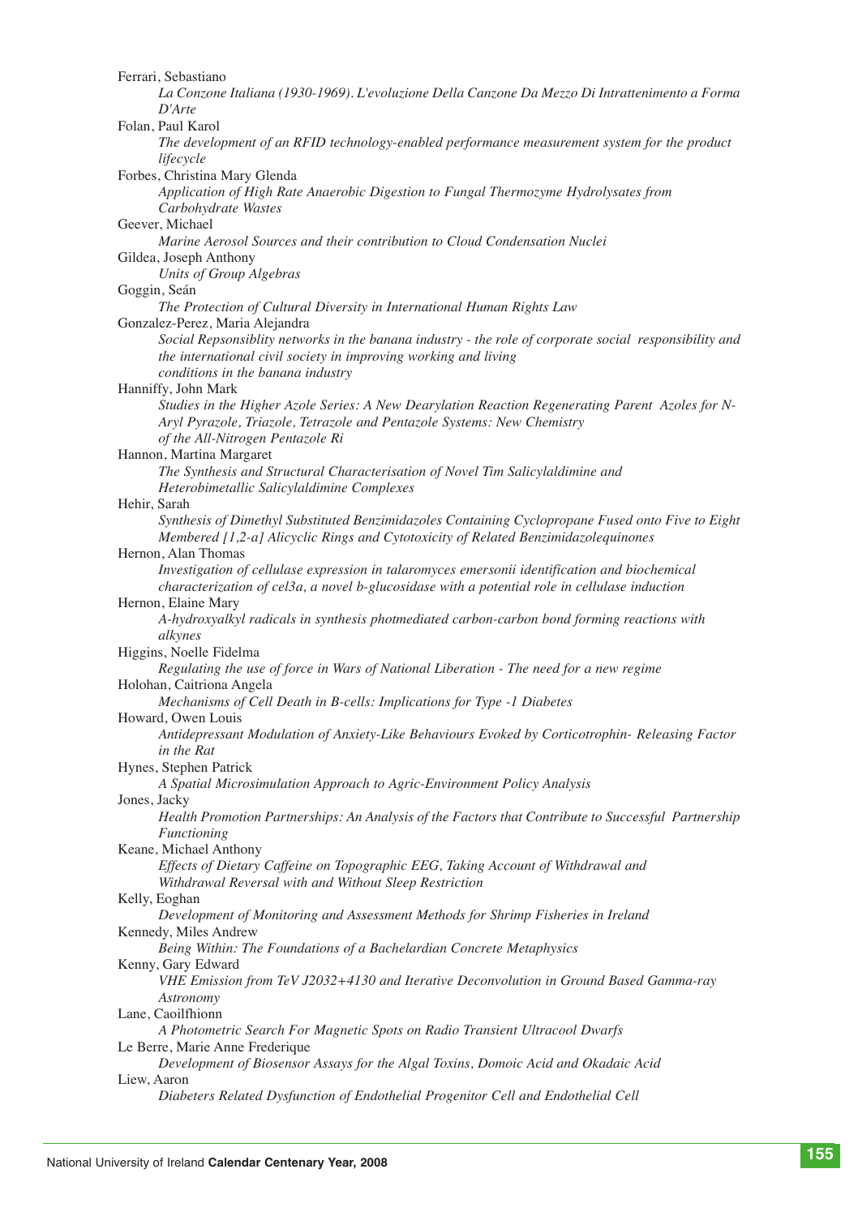Ferrari, Sebastiano

*La Conzone Italiana (1930-1969). L'evoluzione Della Canzone Da Mezzo Di Intrattenimento a Forma D'Arte*

Folan, Paul Karol

*The development of an RFID technology-enabled performance measurement system for the product lifecycle*

Forbes, Christina Mary Glenda

*Application of High Rate Anaerobic Digestion to Fungal Thermozyme Hydrolysates from Carbohydrate Wastes*

Geever, Michael

*Marine Aerosol Sources and their contribution to Cloud Condensation Nuclei*

Gildea, Joseph Anthony

*Units of Group Algebras*

Goggin, Seán

*The Protection of Cultural Diversity in International Human Rights Law*

Gonzalez-Perez, Maria Alejandra

*Social Repsonsiblity networks in the banana industry - the role of corporate social responsibility and the international civil society in improving working and living conditions in the banana industry*

Hanniffy, John Mark

*Studies in the Higher Azole Series: A New Dearylation Reaction Regenerating Parent Azoles for N-Aryl Pyrazole, Triazole, Tetrazole and Pentazole Systems: New Chemistry of the All-Nitrogen Pentazole Ri*

Hannon, Martina Margaret

*The Synthesis and Structural Characterisation of Novel Tim Salicylaldimine and Heterobimetallic Salicylaldimine Complexes*

Hehir, Sarah

*Synthesis of Dimethyl Substituted Benzimidazoles Containing Cyclopropane Fused onto Five to Eight Membered [1,2-a] Alicyclic Rings and Cytotoxicity of Related Benzimidazolequinones*

Hernon, Alan Thomas

*Investigation of cellulase expression in talaromyces emersonii identification and biochemical characterization of cel3a, a novel b-glucosidase with a potential role in cellulase induction*

Hernon, Elaine Mary

*A-hydroxyalkyl radicals in synthesis photmediated carbon-carbon bond forming reactions with alkynes*

Higgins, Noelle Fidelma

*Regulating the use of force in Wars of National Liberation - The need for a new regime*

Holohan, Caitriona Angela

*Mechanisms of Cell Death in B-cells: Implications for Type -1 Diabetes*

Howard, Owen Louis

*Antidepressant Modulation of Anxiety-Like Behaviours Evoked by Corticotrophin- Releasing Factor in the Rat*

Hynes, Stephen Patrick

*A Spatial Microsimulation Approach to Agric-Environment Policy Analysis*

Jones, Jacky

*Health Promotion Partnerships: An Analysis of the Factors that Contribute to Successful Partnership Functioning*

Keane, Michael Anthony

*Effects of Dietary Caffeine on Topographic EEG, Taking Account of Withdrawal and Withdrawal Reversal with and Without Sleep Restriction*

Kelly, Eoghan

*Development of Monitoring and Assessment Methods for Shrimp Fisheries in Ireland*

Kennedy, Miles Andrew

*Being Within: The Foundations of a Bachelardian Concrete Metaphysics*

Kenny, Gary Edward

*VHE Emission from TeV J2032+4130 and Iterative Deconvolution in Ground Based Gamma-ray Astronomy*

Lane, Caoilfhionn

*A Photometric Search For Magnetic Spots on Radio Transient Ultracool Dwarfs*

Le Berre, Marie Anne Frederique

*Development of Biosensor Assays for the Algal Toxins, Domoic Acid and Okadaic Acid*

Liew, Aaron

*Diabeters Related Dysfunction of Endothelial Progenitor Cell and Endothelial Cell*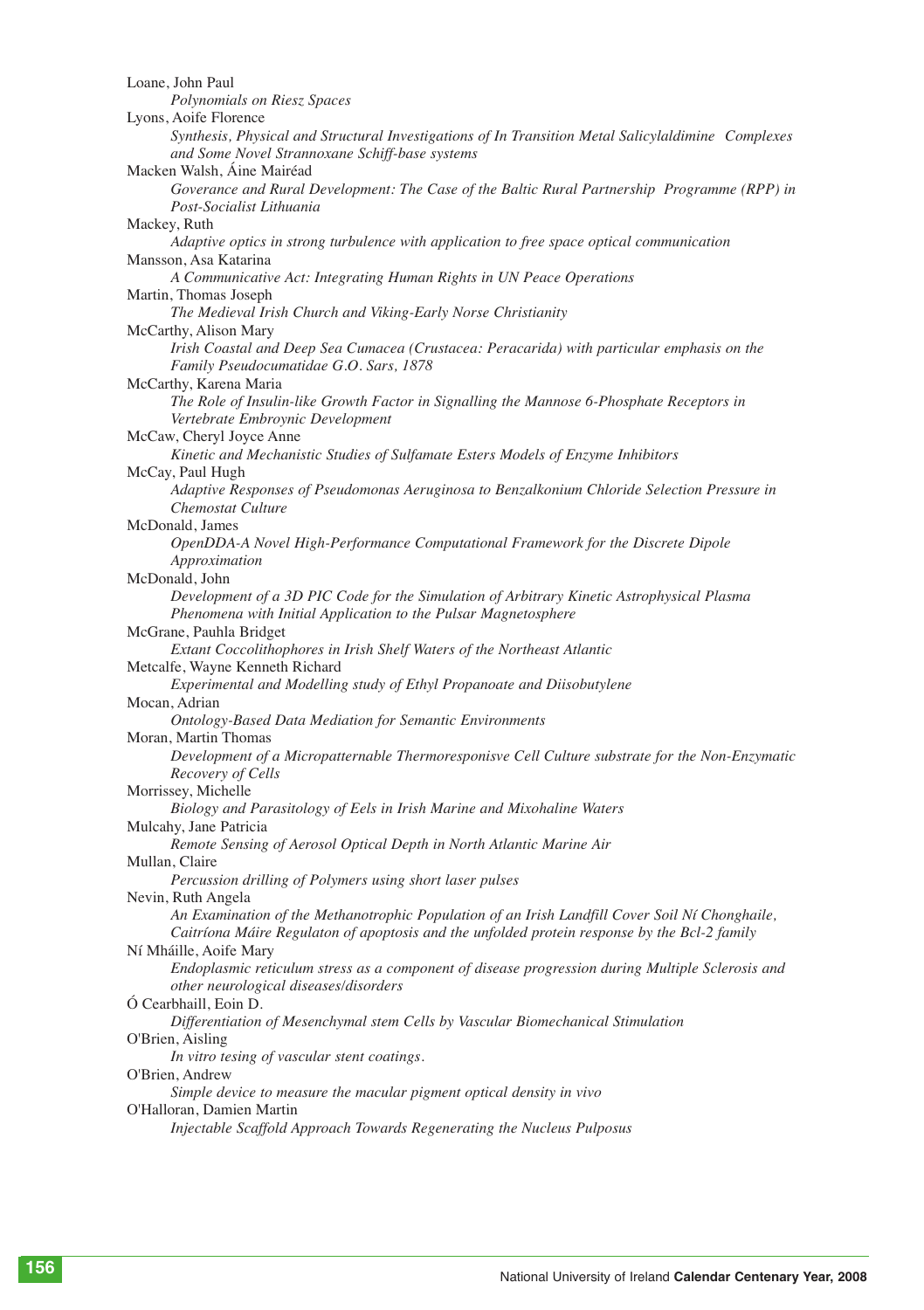Loane, John Paul
*Polynomials on Riesz Spaces*

Lyons, Aoife Florence
*Synthesis, Physical and Structural Investigations of In Transition Metal Salicylaldimine Complexes and Some Novel Strannoxane Schiff-base systems*

Macken Walsh, Áine Mairéad
*Goverance and Rural Development: The Case of the Baltic Rural Partnership Programme (RPP) in Post-Socialist Lithuania*

Mackey, Ruth
*Adaptive optics in strong turbulence with application to free space optical communication*

Mansson, Asa Katarina
*A Communicative Act: Integrating Human Rights in UN Peace Operations*

Martin, Thomas Joseph
*The Medieval Irish Church and Viking-Early Norse Christianity*

McCarthy, Alison Mary
*Irish Coastal and Deep Sea Cumacea (Crustacea: Peracarida) with particular emphasis on the Family Pseudocumatidae G.O. Sars, 1878*

McCarthy, Karena Maria
*The Role of Insulin-like Growth Factor in Signalling the Mannose 6-Phosphate Receptors in Vertebrate Embroynic Development*

McCaw, Cheryl Joyce Anne
*Kinetic and Mechanistic Studies of Sulfamate Esters Models of Enzyme Inhibitors*

McCay, Paul Hugh
*Adaptive Responses of Pseudomonas Aeruginosa to Benzalkonium Chloride Selection Pressure in Chemostat Culture*

McDonald, James
*OpenDDA-A Novel High-Performance Computational Framework for the Discrete Dipole Approximation*

McDonald, John
*Development of a 3D PIC Code for the Simulation of Arbitrary Kinetic Astrophysical Plasma Phenomena with Initial Application to the Pulsar Magnetosphere*

McGrane, Pauhla Bridget
*Extant Coccolithophores in Irish Shelf Waters of the Northeast Atlantic*

Metcalfe, Wayne Kenneth Richard
*Experimental and Modelling study of Ethyl Propanoate and Diisobutylene*

Mocan, Adrian
*Ontology-Based Data Mediation for Semantic Environments*

Moran, Martin Thomas
*Development of a Micropatternable Thermoresponisve Cell Culture substrate for the Non-Enzymatic Recovery of Cells*

Morrissey, Michelle
*Biology and Parasitology of Eels in Irish Marine and Mixohaline Waters*

Mulcahy, Jane Patricia
*Remote Sensing of Aerosol Optical Depth in North Atlantic Marine Air*

Mullan, Claire
*Percussion drilling of Polymers using short laser pulses*

Nevin, Ruth Angela
*An Examination of the Methanotrophic Population of an Irish Landfill Cover Soil Ní Chonghaile, Caitríona Máire Regulaton of apoptosis and the unfolded protein response by the Bcl-2 family*

Ní Mháille, Aoife Mary
*Endoplasmic reticulum stress as a component of disease progression during Multiple Sclerosis and other neurological diseases/disorders*

Ó Cearbhaill, Eoin D.
*Differentiation of Mesenchymal stem Cells by Vascular Biomechanical Stimulation*

O'Brien, Aisling
*In vitro tesing of vascular stent coatings.*

O'Brien, Andrew
*Simple device to measure the macular pigment optical density in vivo*

O'Halloran, Damien Martin
*Injectable Scaffold Approach Towards Regenerating the Nucleus Pulposus*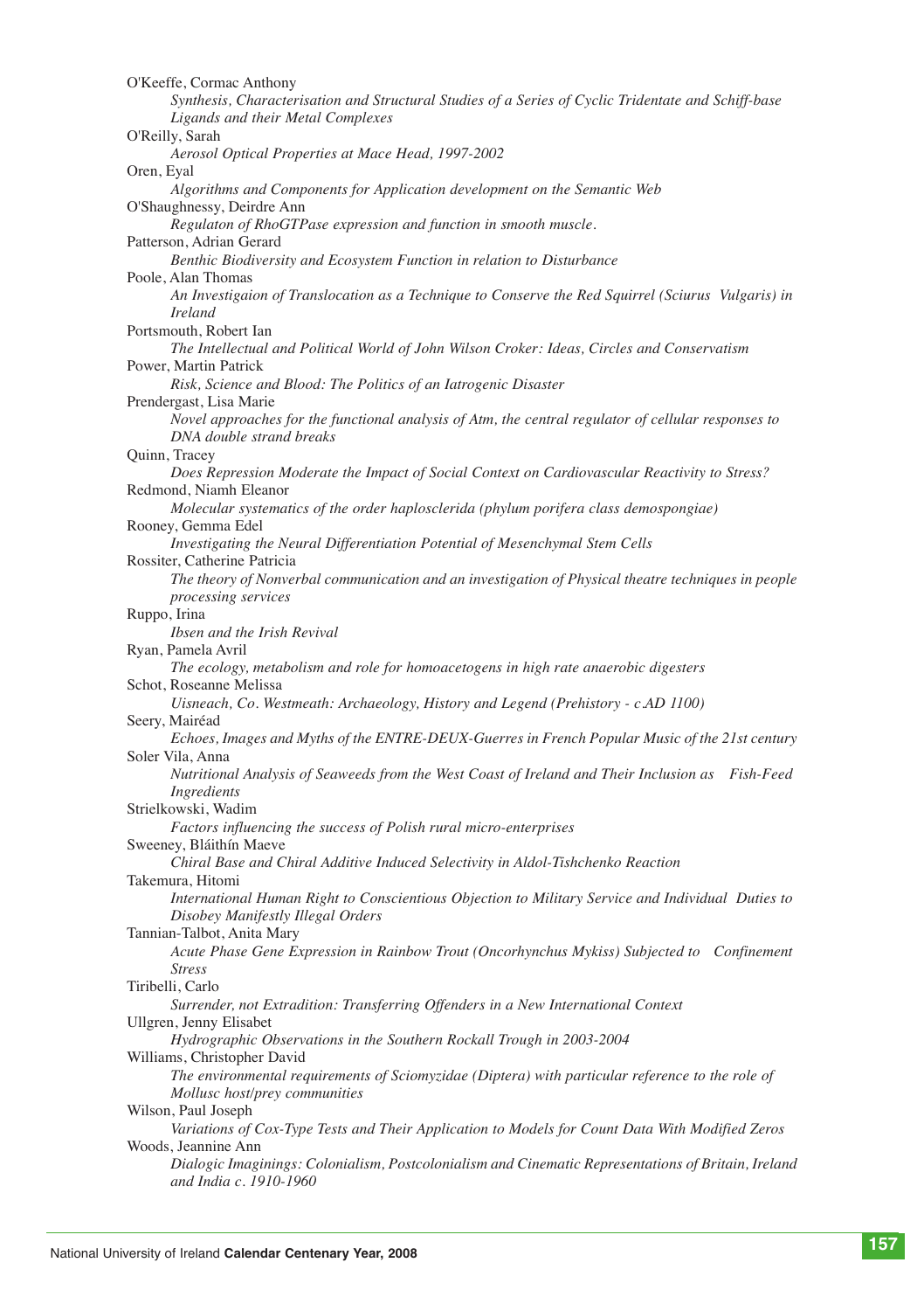O'Keeffe, Cormac Anthony

*Synthesis, Characterisation and Structural Studies of a Series of Cyclic Tridentate and Schiff-base Ligands and their Metal Complexes*

O'Reilly, Sarah

*Aerosol Optical Properties at Mace Head, 1997-2002*

Oren, Eyal

*Algorithms and Components for Application development on the Semantic Web*

O'Shaughnessy, Deirdre Ann

*Regulaton of RhoGTPase expression and function in smooth muscle.*

Patterson, Adrian Gerard

*Benthic Biodiversity and Ecosystem Function in relation to Disturbance*

Poole, Alan Thomas

*An Investigaion of Translocation as a Technique to Conserve the Red Squirrel (Sciurus Vulgaris) in Ireland*

Portsmouth, Robert Ian

*The Intellectual and Political World of John Wilson Croker: Ideas, Circles and Conservatism*

Power, Martin Patrick

*Risk, Science and Blood: The Politics of an Iatrogenic Disaster*

Prendergast, Lisa Marie

*Novel approaches for the functional analysis of Atm, the central regulator of cellular responses to DNA double strand breaks*

Quinn, Tracey

*Does Repression Moderate the Impact of Social Context on Cardiovascular Reactivity to Stress?*

Redmond, Niamh Eleanor

*Molecular systematics of the order haplosclerida (phylum porifera class demospongiae)*

Rooney, Gemma Edel

*Investigating the Neural Differentiation Potential of Mesenchymal Stem Cells*

Rossiter, Catherine Patricia

*The theory of Nonverbal communication and an investigation of Physical theatre techniques in people processing services*

Ruppo, Irina

*Ibsen and the Irish Revival*

Ryan, Pamela Avril

*The ecology, metabolism and role for homoacetogens in high rate anaerobic digesters*

Schot, Roseanne Melissa

*Uisneach, Co. Westmeath: Archaeology, History and Legend (Prehistory - c.AD 1100)*

Seery, Mairéad

*Echoes, Images and Myths of the ENTRE-DEUX-Guerres in French Popular Music of the 21st century*

Soler Vila, Anna

*Nutritional Analysis of Seaweeds from the West Coast of Ireland and Their Inclusion as Fish-Feed Ingredients*

Strielkowski, Wadim

*Factors influencing the success of Polish rural micro-enterprises*

Sweeney, Bláithín Maeve

*Chiral Base and Chiral Additive Induced Selectivity in Aldol-Tishchenko Reaction*

Takemura, Hitomi

*International Human Right to Conscientious Objection to Military Service and Individual Duties to Disobey Manifestly Illegal Orders*

Tannian-Talbot, Anita Mary

*Acute Phase Gene Expression in Rainbow Trout (Oncorhynchus Mykiss) Subjected to Confinement Stress*

Tiribelli, Carlo

*Surrender, not Extradition: Transferring Offenders in a New International Context*

Ullgren, Jenny Elisabet

*Hydrographic Observations in the Southern Rockall Trough in 2003-2004*

Williams, Christopher David

*The environmental requirements of Sciomyzidae (Diptera) with particular reference to the role of Mollusc host/prey communities*

Wilson, Paul Joseph

*Variations of Cox-Type Tests and Their Application to Models for Count Data With Modified Zeros*

Woods, Jeannine Ann

*Dialogic Imaginings: Colonialism, Postcolonialism and Cinematic Representations of Britain, Ireland and India c. 1910-1960*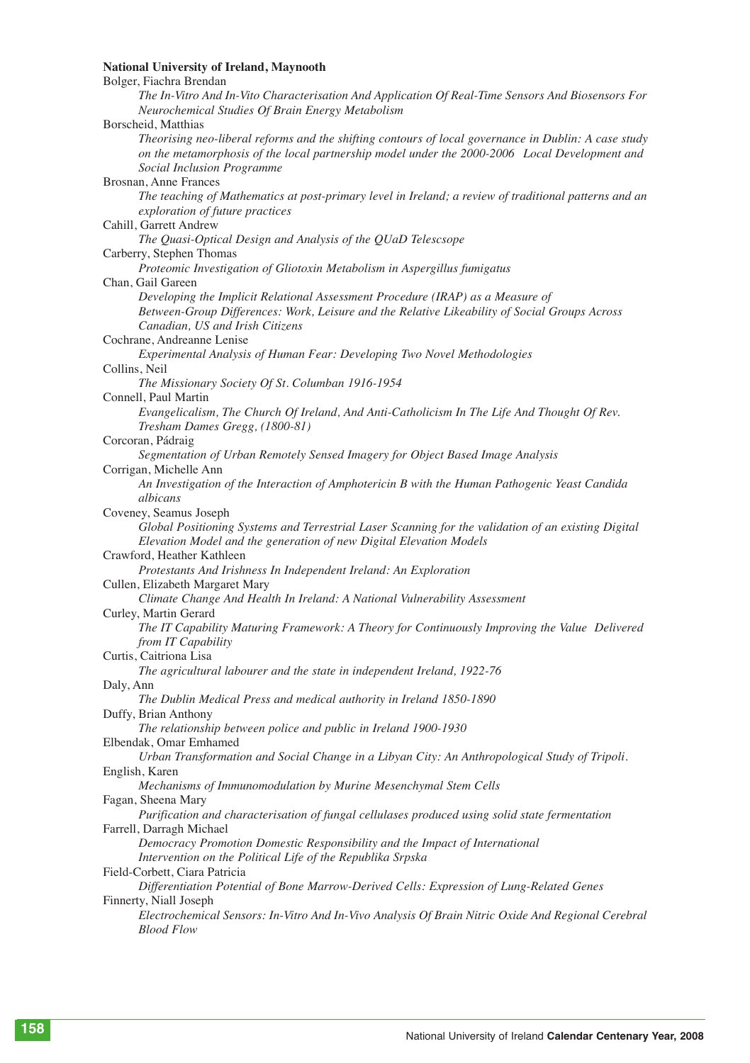**National University of Ireland, Maynooth**

Bolger, Fiachra Brendan

*The In-Vitro And In-Vito Characterisation And Application Of Real-Time Sensors And Biosensors For Neurochemical Studies Of Brain Energy Metabolism*

Borscheid, Matthias

*Theorising neo-liberal reforms and the shifting contours of local governance in Dublin: A case study on the metamorphosis of the local partnership model under the 2000-2006 Local Development and Social Inclusion Programme*

Brosnan, Anne Frances

*The teaching of Mathematics at post-primary level in Ireland; a review of traditional patterns and an exploration of future practices*

Cahill, Garrett Andrew

*The Quasi-Optical Design and Analysis of the QUaD Telescsope*

Carberry, Stephen Thomas

*Proteomic Investigation of Gliotoxin Metabolism in Aspergillus fumigatus*

Chan, Gail Gareen

*Developing the Implicit Relational Assessment Procedure (IRAP) as a Measure of Between-Group Differences: Work, Leisure and the Relative Likeability of Social Groups Across Canadian, US and Irish Citizens*

Cochrane, Andreanne Lenise

*Experimental Analysis of Human Fear: Developing Two Novel Methodologies*

Collins, Neil

*The Missionary Society Of St. Columban 1916-1954*

Connell, Paul Martin

*Evangelicalism, The Church Of Ireland, And Anti-Catholicism In The Life And Thought Of Rev. Tresham Dames Gregg, (1800-81)*

Corcoran, Pádraig

*Segmentation of Urban Remotely Sensed Imagery for Object Based Image Analysis*

Corrigan, Michelle Ann

*An Investigation of the Interaction of Amphotericin B with the Human Pathogenic Yeast Candida albicans*

Coveney, Seamus Joseph

*Global Positioning Systems and Terrestrial Laser Scanning for the validation of an existing Digital Elevation Model and the generation of new Digital Elevation Models*

Crawford, Heather Kathleen

*Protestants And Irishness In Independent Ireland: An Exploration*

Cullen, Elizabeth Margaret Mary

*Climate Change And Health In Ireland: A National Vulnerability Assessment*

Curley, Martin Gerard

*The IT Capability Maturing Framework: A Theory for Continuously Improving the Value Delivered from IT Capability*

Curtis, Caitriona Lisa

*The agricultural labourer and the state in independent Ireland, 1922-76*

Daly, Ann

*The Dublin Medical Press and medical authority in Ireland 1850-1890*

Duffy, Brian Anthony

*The relationship between police and public in Ireland 1900-1930*

Elbendak, Omar Emhamed

*Urban Transformation and Social Change in a Libyan City: An Anthropological Study of Tripoli.*

English, Karen

*Mechanisms of Immunomodulation by Murine Mesenchymal Stem Cells*

Fagan, Sheena Mary

*Purification and characterisation of fungal cellulases produced using solid state fermentation*

Farrell, Darragh Michael

*Democracy Promotion Domestic Responsibility and the Impact of International Intervention on the Political Life of the Republika Srpska*

Field-Corbett, Ciara Patricia

*Differentiation Potential of Bone Marrow-Derived Cells: Expression of Lung-Related Genes*

Finnerty, Niall Joseph

*Electrochemical Sensors: In-Vitro And In-Vivo Analysis Of Brain Nitric Oxide And Regional Cerebral Blood Flow*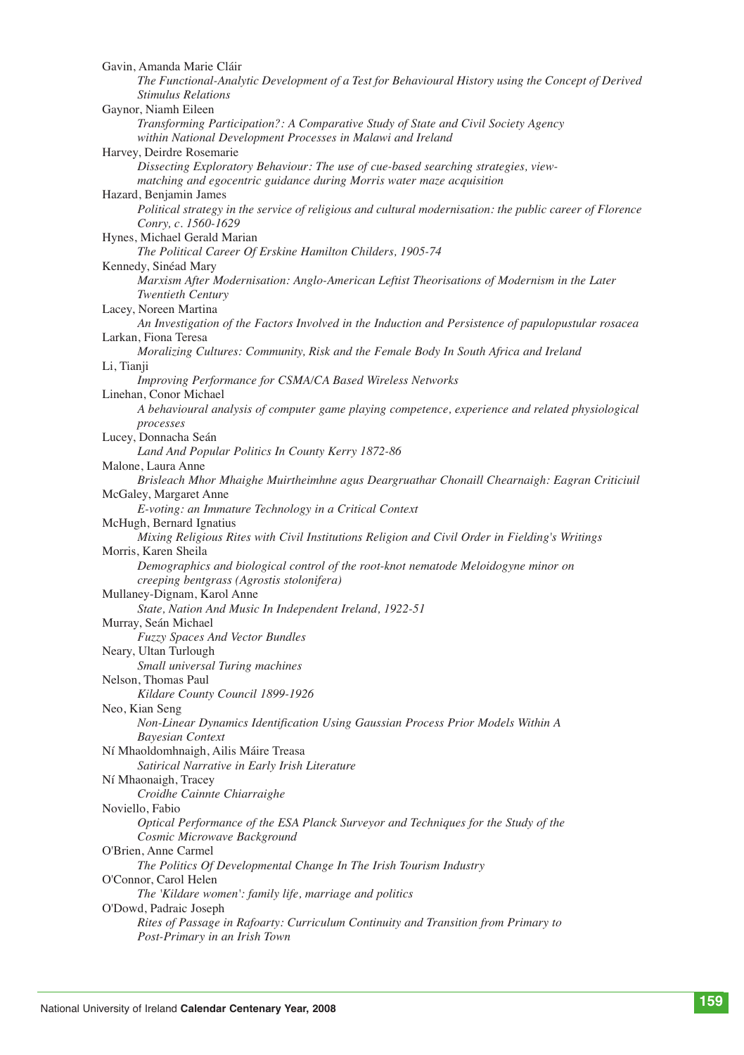Gavin, Amanda Marie Cláir
*The Functional-Analytic Development of a Test for Behavioural History using the Concept of Derived Stimulus Relations*

Gaynor, Niamh Eileen
*Transforming Participation?: A Comparative Study of State and Civil Society Agency within National Development Processes in Malawi and Ireland*

Harvey, Deirdre Rosemarie
*Dissecting Exploratory Behaviour: The use of cue-based searching strategies, view-matching and egocentric guidance during Morris water maze acquisition*

Hazard, Benjamin James
*Political strategy in the service of religious and cultural modernisation: the public career of Florence Conry, c. 1560-1629*

Hynes, Michael Gerald Marian
*The Political Career Of Erskine Hamilton Childers, 1905-74*

Kennedy, Sinéad Mary
*Marxism After Modernisation: Anglo-American Leftist Theorisations of Modernism in the Later Twentieth Century*

Lacey, Noreen Martina
*An Investigation of the Factors Involved in the Induction and Persistence of papulopustular rosacea*

Larkan, Fiona Teresa
*Moralizing Cultures: Community, Risk and the Female Body In South Africa and Ireland*

Li, Tianji
*Improving Performance for CSMA/CA Based Wireless Networks*

Linehan, Conor Michael
*A behavioural analysis of computer game playing competence, experience and related physiological processes*

Lucey, Donnacha Seán
*Land And Popular Politics In County Kerry 1872-86*

Malone, Laura Anne
*Brisleach Mhor Mhaighe Muirtheimhne agus Deargruathar Chonaill Chearnaigh: Eagran Criticiuil*

McGaley, Margaret Anne
*E-voting: an Immature Technology in a Critical Context*

McHugh, Bernard Ignatius
*Mixing Religious Rites with Civil Institutions Religion and Civil Order in Fielding's Writings*

Morris, Karen Sheila
*Demographics and biological control of the root-knot nematode Meloidogyne minor on creeping bentgrass (Agrostis stolonifera)*

Mullaney-Dignam, Karol Anne
*State, Nation And Music In Independent Ireland, 1922-51*

Murray, Seán Michael
*Fuzzy Spaces And Vector Bundles*

Neary, Ultan Turlough
*Small universal Turing machines*

Nelson, Thomas Paul
*Kildare County Council 1899-1926*

Neo, Kian Seng
*Non-Linear Dynamics Identification Using Gaussian Process Prior Models Within A Bayesian Context*

Ní Mhaoldomhnaigh, Ailis Máire Treasa
*Satirical Narrative in Early Irish Literature*

Ní Mhaonaigh, Tracey
*Croidhe Cainnte Chiarraighe*

Noviello, Fabio
*Optical Performance of the ESA Planck Surveyor and Techniques for the Study of the Cosmic Microwave Background*

O'Brien, Anne Carmel
*The Politics Of Developmental Change In The Irish Tourism Industry*

O'Connor, Carol Helen
*The 'Kildare women': family life, marriage and politics*

O'Dowd, Padraic Joseph
*Rites of Passage in Rafoarty: Curriculum Continuity and Transition from Primary to Post-Primary in an Irish Town*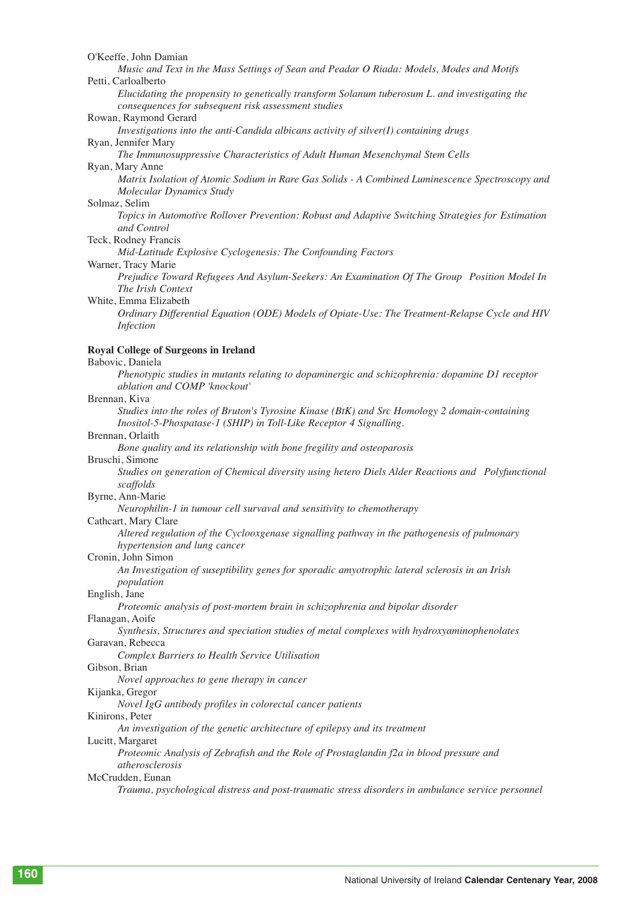O'Keeffe, John Damian

*Music and Text in the Mass Settings of Sean and Peadar O Riada: Models, Modes and Motifs*

Petti, Carloalberto

*Elucidating the propensity to genetically transform Solanum tuberosum L. and investigating the consequences for subsequent risk assessment studies*

Rowan, Raymond Gerard

*Investigations into the anti-Candida albicans activity of silver(I) containing drugs*

Ryan, Jennifer Mary

*The Immunosuppressive Characteristics of Adult Human Mesenchymal Stem Cells*

Ryan, Mary Anne

*Matrix Isolation of Atomic Sodium in Rare Gas Solids - A Combined Luminescence Spectroscopy and Molecular Dynamics Study*

Solmaz, Selim

*Topics in Automotive Rollover Prevention: Robust and Adaptive Switching Strategies for Estimation and Control*

Teck, Rodney Francis

*Mid-Latitude Explosive Cyclogenesis: The Confounding Factors*

Warner, Tracy Marie

*Prejudice Toward Refugees And Asylum-Seekers: An Examination Of The Group Position Model In The Irish Context*

White, Emma Elizabeth

*Ordinary Differential Equation (ODE) Models of Opiate-Use: The Treatment-Relapse Cycle and HIV Infection*

**Royal College of Surgeons in Ireland**

Babovic, Daniela

*Phenotypic studies in mutants relating to dopaminergic and schizophrenia: dopamine D1 receptor ablation and COMP 'knockout'*

Brennan, Kiva

*Studies into the roles of Bruton's Tyrosine Kinase (BtK) and Src Homology 2 domain-containing Inositol-5-Phospatase-1 (SHIP) in Toll-Like Receptor 4 Signalling.*

Brennan, Orlaith

*Bone quality and its relationship with bone fregility and osteoparosis*

Bruschi, Simone

*Studies on generation of Chemical diversity using hetero Diels Alder Reactions and Polyfunctional scaffolds*

Byrne, Ann-Marie

*Neurophilin-1 in tumour cell survaval and sensitivity to chemotherapy*

Cathcart, Mary Clare

*Altered regulation of the Cyclooxgenase signalling pathway in the pathogenesis of pulmonary hypertension and lung cancer*

Cronin, John Simon

*An Investigation of suseptibility genes for sporadic amyotrophic lateral sclerosis in an Irish population*

English, Jane

*Proteomic analysis of post-mortem brain in schizophrenia and bipolar disorder*

Flanagan, Aoife

*Synthesis, Structures and speciation studies of metal complexes with hydroxyaminophenolates*

Garavan, Rebecca

*Complex Barriers to Health Service Utilisation*

Gibson, Brian

*Novel approaches to gene therapy in cancer*

Kijanka, Gregor

*Novel IgG antibody profiles in colorectal cancer patients*

Kinirons, Peter

*An investigation of the genetic architecture of epilepsy and its treatment*

Lucitt, Margaret

*Proteomic Analysis of Zebrafish and the Role of Prostaglandin f2a in blood pressure and atherosclerosis*

McCrudden, Eunan

*Trauma, psychological distress and post-traumatic stress disorders in ambulance service personnel*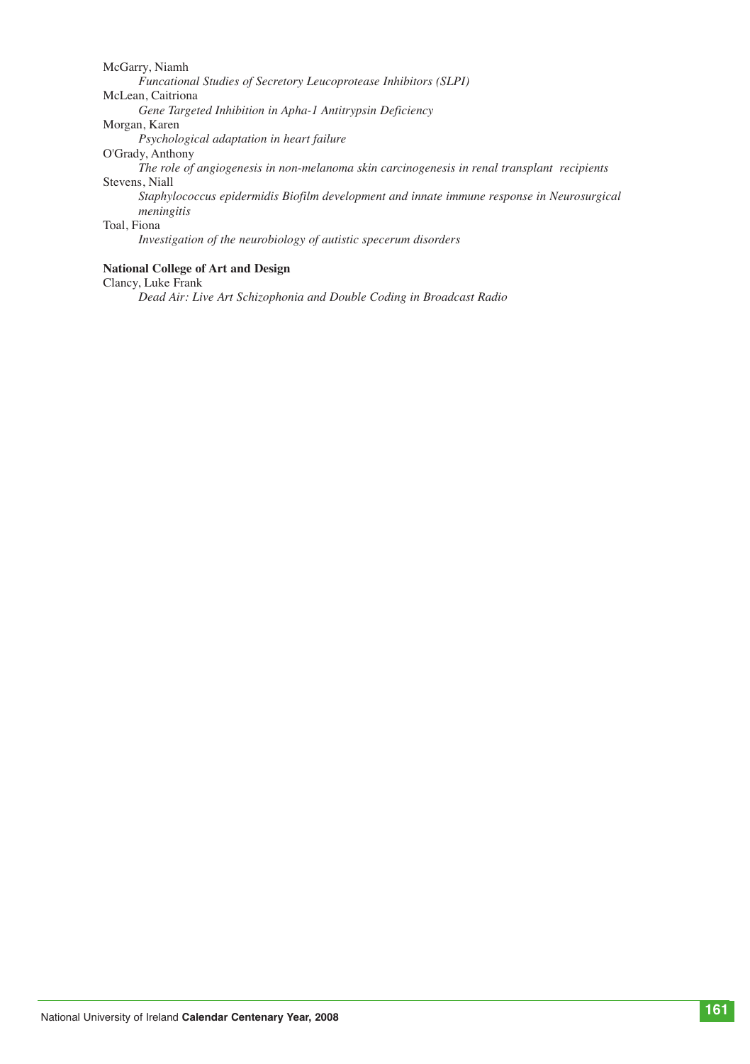McGarry, Niamh

*Funcational Studies of Secretory Leucoprotease Inhibitors (SLPI)*

McLean, Caitriona

*Gene Targeted Inhibition in Apha-1 Antitrypsin Deficiency*

Morgan, Karen

*Psychological adaptation in heart failure*

O'Grady, Anthony

*The role of angiogenesis in non-melanoma skin carcinogenesis in renal transplant recipients*

Stevens, Niall

*Staphylococcus epidermidis Biofilm development and innate immune response in Neurosurgical meningitis*

Toal, Fiona

*Investigation of the neurobiology of autistic specerum disorders*

**National College of Art and Design**

Clancy, Luke Frank

*Dead Air: Live Art Schizophonia and Double Coding in Broadcast Radio*